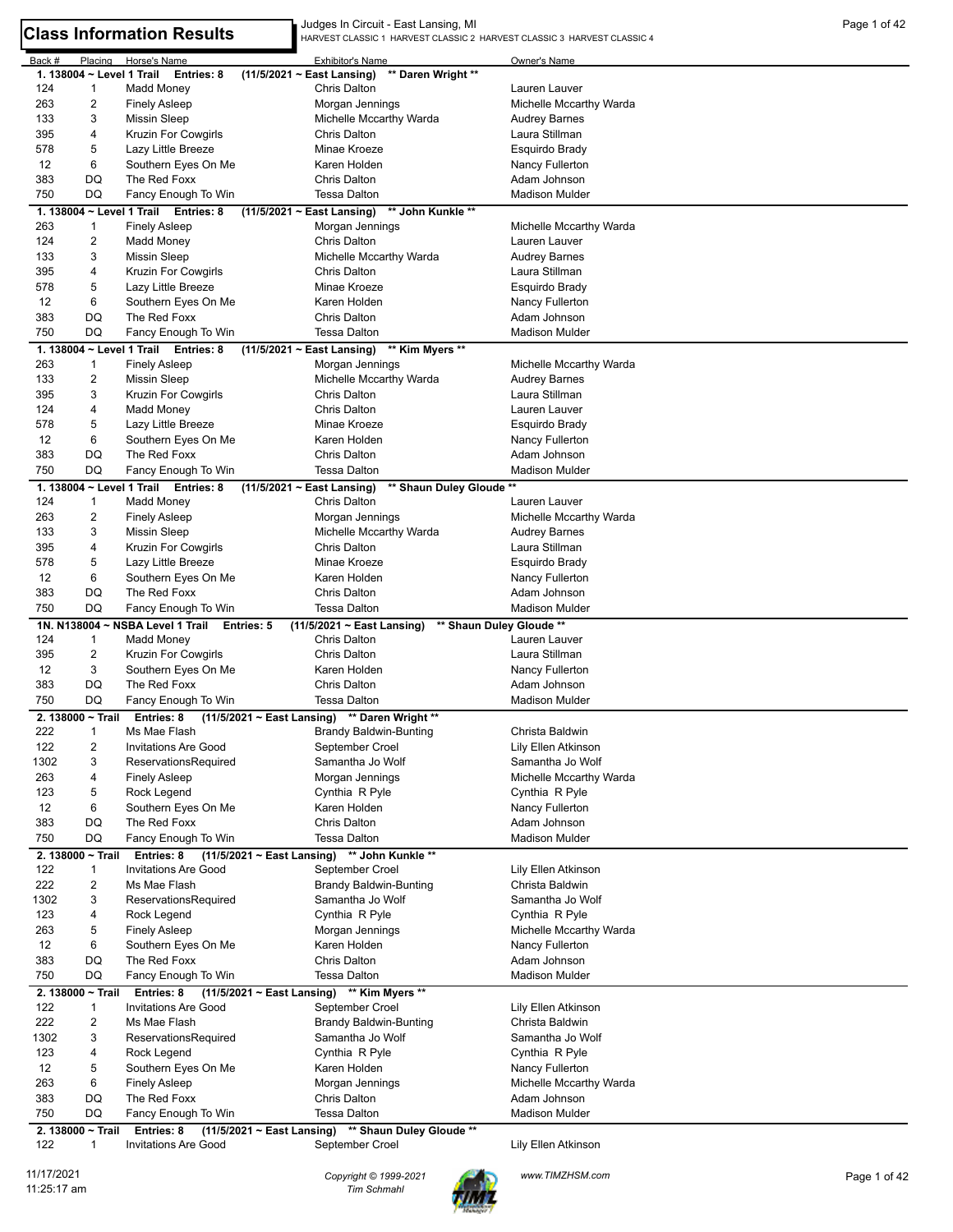# Class Information Results

Judges In Circuit - East Lansing, MI
HARVEST CLASSIC 1 HARVEST CLASSIC 2 HARVEST CLASSIC 3 HARVEST CLASSIC 4

| Back # | Placing | Horse's Name | Exhibitor's Name | Owner's Name |
|---|---|---|---|---|
| **1. 138004 ~ Level 1 Trail Entries: 8** | | | **(11/5/2021 ~ East Lansing) ** Daren Wright **** | |
| 124 | 1 | Madd Money | Chris Dalton | Lauren Lauver |
| 263 | 2 | Finely Asleep | Morgan Jennings | Michelle Mccarthy Warda |
| 133 | 3 | Missin Sleep | Michelle Mccarthy Warda | Audrey Barnes |
| 395 | 4 | Kruzin For Cowgirls | Chris Dalton | Laura Stillman |
| 578 | 5 | Lazy Little Breeze | Minae Kroeze | Esquirdo Brady |
| 12 | 6 | Southern Eyes On Me | Karen Holden | Nancy Fullerton |
| 383 | DQ | The Red Foxx | Chris Dalton | Adam Johnson |
| 750 | DQ | Fancy Enough To Win | Tessa Dalton | Madison Mulder |
| **1. 138004 ~ Level 1 Trail Entries: 8** | | | **(11/5/2021 ~ East Lansing) ** John Kunkle **** | |
| 263 | 1 | Finely Asleep | Morgan Jennings | Michelle Mccarthy Warda |
| 124 | 2 | Madd Money | Chris Dalton | Lauren Lauver |
| 133 | 3 | Missin Sleep | Michelle Mccarthy Warda | Audrey Barnes |
| 395 | 4 | Kruzin For Cowgirls | Chris Dalton | Laura Stillman |
| 578 | 5 | Lazy Little Breeze | Minae Kroeze | Esquirdo Brady |
| 12 | 6 | Southern Eyes On Me | Karen Holden | Nancy Fullerton |
| 383 | DQ | The Red Foxx | Chris Dalton | Adam Johnson |
| 750 | DQ | Fancy Enough To Win | Tessa Dalton | Madison Mulder |
| **1. 138004 ~ Level 1 Trail Entries: 8** | | | **(11/5/2021 ~ East Lansing) ** Kim Myers **** | |
| 263 | 1 | Finely Asleep | Morgan Jennings | Michelle Mccarthy Warda |
| 133 | 2 | Missin Sleep | Michelle Mccarthy Warda | Audrey Barnes |
| 395 | 3 | Kruzin For Cowgirls | Chris Dalton | Laura Stillman |
| 124 | 4 | Madd Money | Chris Dalton | Lauren Lauver |
| 578 | 5 | Lazy Little Breeze | Minae Kroeze | Esquirdo Brady |
| 12 | 6 | Southern Eyes On Me | Karen Holden | Nancy Fullerton |
| 383 | DQ | The Red Foxx | Chris Dalton | Adam Johnson |
| 750 | DQ | Fancy Enough To Win | Tessa Dalton | Madison Mulder |
| **1. 138004 ~ Level 1 Trail Entries: 8** | | | **(11/5/2021 ~ East Lansing) ** Shaun Duley Gloude **** | |
| 124 | 1 | Madd Money | Chris Dalton | Lauren Lauver |
| 263 | 2 | Finely Asleep | Morgan Jennings | Michelle Mccarthy Warda |
| 133 | 3 | Missin Sleep | Michelle Mccarthy Warda | Audrey Barnes |
| 395 | 4 | Kruzin For Cowgirls | Chris Dalton | Laura Stillman |
| 578 | 5 | Lazy Little Breeze | Minae Kroeze | Esquirdo Brady |
| 12 | 6 | Southern Eyes On Me | Karen Holden | Nancy Fullerton |
| 383 | DQ | The Red Foxx | Chris Dalton | Adam Johnson |
| 750 | DQ | Fancy Enough To Win | Tessa Dalton | Madison Mulder |
| **1N. N138004 ~ NSBA Level 1 Trail Entries: 5** | | | **(11/5/2021 ~ East Lansing) ** Shaun Duley Gloude **** | |
| 124 | 1 | Madd Money | Chris Dalton | Lauren Lauver |
| 395 | 2 | Kruzin For Cowgirls | Chris Dalton | Laura Stillman |
| 12 | 3 | Southern Eyes On Me | Karen Holden | Nancy Fullerton |
| 383 | DQ | The Red Foxx | Chris Dalton | Adam Johnson |
| 750 | DQ | Fancy Enough To Win | Tessa Dalton | Madison Mulder |
| **2. 138000 ~ Trail Entries: 8** | | | **(11/5/2021 ~ East Lansing) ** Daren Wright **** | |
| 222 | 1 | Ms Mae Flash | Brandy Baldwin-Bunting | Christa Baldwin |
| 122 | 2 | Invitations Are Good | September Croel | Lily Ellen Atkinson |
| 1302 | 3 | ReservationsRequired | Samantha Jo Wolf | Samantha Jo Wolf |
| 263 | 4 | Finely Asleep | Morgan Jennings | Michelle Mccarthy Warda |
| 123 | 5 | Rock Legend | Cynthia R Pyle | Cynthia R Pyle |
| 12 | 6 | Southern Eyes On Me | Karen Holden | Nancy Fullerton |
| 383 | DQ | The Red Foxx | Chris Dalton | Adam Johnson |
| 750 | DQ | Fancy Enough To Win | Tessa Dalton | Madison Mulder |
| **2. 138000 ~ Trail Entries: 8** | | | **(11/5/2021 ~ East Lansing) ** John Kunkle **** | |
| 122 | 1 | Invitations Are Good | September Croel | Lily Ellen Atkinson |
| 222 | 2 | Ms Mae Flash | Brandy Baldwin-Bunting | Christa Baldwin |
| 1302 | 3 | ReservationsRequired | Samantha Jo Wolf | Samantha Jo Wolf |
| 123 | 4 | Rock Legend | Cynthia R Pyle | Cynthia R Pyle |
| 263 | 5 | Finely Asleep | Morgan Jennings | Michelle Mccarthy Warda |
| 12 | 6 | Southern Eyes On Me | Karen Holden | Nancy Fullerton |
| 383 | DQ | The Red Foxx | Chris Dalton | Adam Johnson |
| 750 | DQ | Fancy Enough To Win | Tessa Dalton | Madison Mulder |
| **2. 138000 ~ Trail Entries: 8** | | | **(11/5/2021 ~ East Lansing) ** Kim Myers **** | |
| 122 | 1 | Invitations Are Good | September Croel | Lily Ellen Atkinson |
| 222 | 2 | Ms Mae Flash | Brandy Baldwin-Bunting | Christa Baldwin |
| 1302 | 3 | ReservationsRequired | Samantha Jo Wolf | Samantha Jo Wolf |
| 123 | 4 | Rock Legend | Cynthia R Pyle | Cynthia R Pyle |
| 12 | 5 | Southern Eyes On Me | Karen Holden | Nancy Fullerton |
| 263 | 6 | Finely Asleep | Morgan Jennings | Michelle Mccarthy Warda |
| 383 | DQ | The Red Foxx | Chris Dalton | Adam Johnson |
| 750 | DQ | Fancy Enough To Win | Tessa Dalton | Madison Mulder |
| **2. 138000 ~ Trail Entries: 8** | | | **(11/5/2021 ~ East Lansing) ** Shaun Duley Gloude **** | |
| 122 | 1 | Invitations Are Good | September Croel | Lily Ellen Atkinson |

11/17/2021
11:25:17 am

Copyright © 1999-2021
Tim Schmahl

www.TIMZHSM.com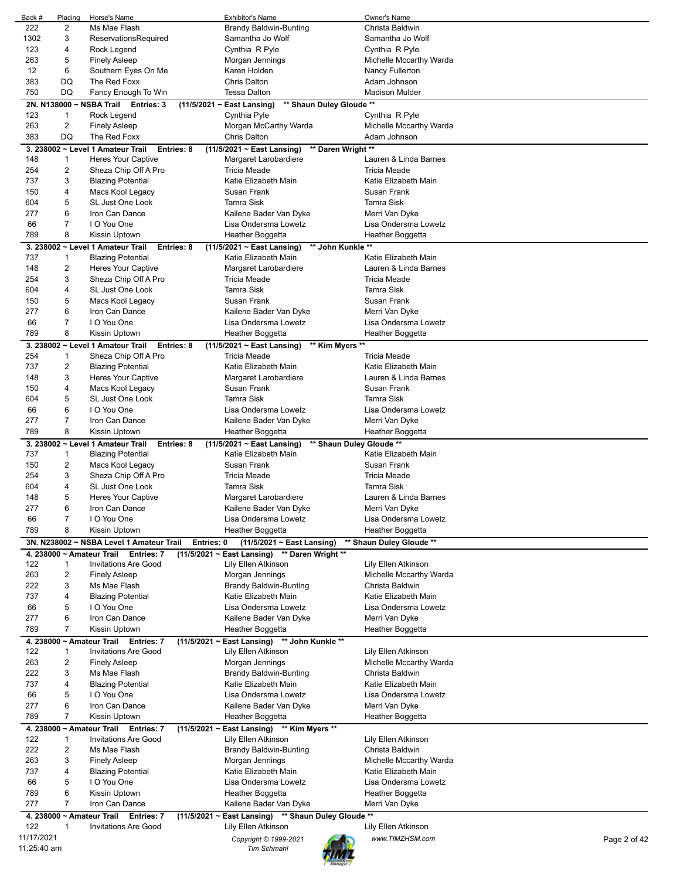| Back # | Placing | Horse's Name | Exhibitor's Name | Owner's Name |
|---|---|---|---|---|
| 222 | 2 | Ms Mae Flash | Brandy Baldwin-Bunting | Christa Baldwin |
| 1302 | 3 | ReservationsRequired | Samantha Jo Wolf | Samantha Jo Wolf |
| 123 | 4 | Rock Legend | Cynthia R Pyle | Cynthia R Pyle |
| 263 | 5 | Finely Asleep | Morgan Jennings | Michelle Mccarthy Warda |
| 12 | 6 | Southern Eyes On Me | Karen Holden | Nancy Fullerton |
| 383 | DQ | The Red Foxx | Chris Dalton | Adam Johnson |
| 750 | DQ | Fancy Enough To Win | Tessa Dalton | Madison Mulder |

**2N. N138000 ~ NSBA Trail Entries: 3 (11/5/2021 ~ East Lansing) ** Shaun Duley Gloude ****

| Back # | Placing | Horse's Name | Exhibitor's Name | Owner's Name |
|---|---|---|---|---|
| 123 | 1 | Rock Legend | Cynthia Pyle | Cynthia R Pyle |
| 263 | 2 | Finely Asleep | Morgan McCarthy Warda | Michelle Mccarthy Warda |
| 383 | DQ | The Red Foxx | Chris Dalton | Adam Johnson |

**3. 238002 ~ Level 1 Amateur Trail Entries: 8 (11/5/2021 ~ East Lansing) ** Daren Wright ****

| Back # | Placing | Horse's Name | Exhibitor's Name | Owner's Name |
|---|---|---|---|---|
| 148 | 1 | Heres Your Captive | Margaret Larobardiere | Lauren & Linda Barnes |
| 254 | 2 | Sheza Chip Off A Pro | Tricia Meade | Tricia Meade |
| 737 | 3 | Blazing Potential | Katie Elizabeth Main | Katie Elizabeth Main |
| 150 | 4 | Macs Kool Legacy | Susan Frank | Susan Frank |
| 604 | 5 | SL Just One Look | Tamra Sisk | Tamra Sisk |
| 277 | 6 | Iron Can Dance | Kailene Bader Van Dyke | Merri Van Dyke |
| 66 | 7 | I O You One | Lisa Ondersma Lowetz | Lisa Ondersma Lowetz |
| 789 | 8 | Kissin Uptown | Heather Boggetta | Heather Boggetta |

**3. 238002 ~ Level 1 Amateur Trail Entries: 8 (11/5/2021 ~ East Lansing) ** John Kunkle ****

| Back # | Placing | Horse's Name | Exhibitor's Name | Owner's Name |
|---|---|---|---|---|
| 737 | 1 | Blazing Potential | Katie Elizabeth Main | Katie Elizabeth Main |
| 148 | 2 | Heres Your Captive | Margaret Larobardiere | Lauren & Linda Barnes |
| 254 | 3 | Sheza Chip Off A Pro | Tricia Meade | Tricia Meade |
| 604 | 4 | SL Just One Look | Tamra Sisk | Tamra Sisk |
| 150 | 5 | Macs Kool Legacy | Susan Frank | Susan Frank |
| 277 | 6 | Iron Can Dance | Kailene Bader Van Dyke | Merri Van Dyke |
| 66 | 7 | I O You One | Lisa Ondersma Lowetz | Lisa Ondersma Lowetz |
| 789 | 8 | Kissin Uptown | Heather Boggetta | Heather Boggetta |

**3. 238002 ~ Level 1 Amateur Trail Entries: 8 (11/5/2021 ~ East Lansing) ** Kim Myers ****

| Back # | Placing | Horse's Name | Exhibitor's Name | Owner's Name |
|---|---|---|---|---|
| 254 | 1 | Sheza Chip Off A Pro | Tricia Meade | Tricia Meade |
| 737 | 2 | Blazing Potential | Katie Elizabeth Main | Katie Elizabeth Main |
| 148 | 3 | Heres Your Captive | Margaret Larobardiere | Lauren & Linda Barnes |
| 150 | 4 | Macs Kool Legacy | Susan Frank | Susan Frank |
| 604 | 5 | SL Just One Look | Tamra Sisk | Tamra Sisk |
| 66 | 6 | I O You One | Lisa Ondersma Lowetz | Lisa Ondersma Lowetz |
| 277 | 7 | Iron Can Dance | Kailene Bader Van Dyke | Merri Van Dyke |
| 789 | 8 | Kissin Uptown | Heather Boggetta | Heather Boggetta |

**3. 238002 ~ Level 1 Amateur Trail Entries: 8 (11/5/2021 ~ East Lansing) ** Shaun Duley Gloude ****

| Back # | Placing | Horse's Name | Exhibitor's Name | Owner's Name |
|---|---|---|---|---|
| 737 | 1 | Blazing Potential | Katie Elizabeth Main | Katie Elizabeth Main |
| 150 | 2 | Macs Kool Legacy | Susan Frank | Susan Frank |
| 254 | 3 | Sheza Chip Off A Pro | Tricia Meade | Tricia Meade |
| 604 | 4 | SL Just One Look | Tamra Sisk | Tamra Sisk |
| 148 | 5 | Heres Your Captive | Margaret Larobardiere | Lauren & Linda Barnes |
| 277 | 6 | Iron Can Dance | Kailene Bader Van Dyke | Merri Van Dyke |
| 66 | 7 | I O You One | Lisa Ondersma Lowetz | Lisa Ondersma Lowetz |
| 789 | 8 | Kissin Uptown | Heather Boggetta | Heather Boggetta |

**3N. N238002 ~ NSBA Level 1 Amateur Trail Entries: 0 (11/5/2021 ~ East Lansing) ** Shaun Duley Gloude ****

**4. 238000 ~ Amateur Trail Entries: 7 (11/5/2021 ~ East Lansing) ** Daren Wright ****

| Back # | Placing | Horse's Name | Exhibitor's Name | Owner's Name |
|---|---|---|---|---|
| 122 | 1 | Invitations Are Good | Lily Ellen Atkinson | Lily Ellen Atkinson |
| 263 | 2 | Finely Asleep | Morgan Jennings | Michelle Mccarthy Warda |
| 222 | 3 | Ms Mae Flash | Brandy Baldwin-Bunting | Christa Baldwin |
| 737 | 4 | Blazing Potential | Katie Elizabeth Main | Katie Elizabeth Main |
| 66 | 5 | I O You One | Lisa Ondersma Lowetz | Lisa Ondersma Lowetz |
| 277 | 6 | Iron Can Dance | Kailene Bader Van Dyke | Merri Van Dyke |
| 789 | 7 | Kissin Uptown | Heather Boggetta | Heather Boggetta |

**4. 238000 ~ Amateur Trail Entries: 7 (11/5/2021 ~ East Lansing) ** John Kunkle ****

| Back # | Placing | Horse's Name | Exhibitor's Name | Owner's Name |
|---|---|---|---|---|
| 122 | 1 | Invitations Are Good | Lily Ellen Atkinson | Lily Ellen Atkinson |
| 263 | 2 | Finely Asleep | Morgan Jennings | Michelle Mccarthy Warda |
| 222 | 3 | Ms Mae Flash | Brandy Baldwin-Bunting | Christa Baldwin |
| 737 | 4 | Blazing Potential | Katie Elizabeth Main | Katie Elizabeth Main |
| 66 | 5 | I O You One | Lisa Ondersma Lowetz | Lisa Ondersma Lowetz |
| 277 | 6 | Iron Can Dance | Kailene Bader Van Dyke | Merri Van Dyke |
| 789 | 7 | Kissin Uptown | Heather Boggetta | Heather Boggetta |

**4. 238000 ~ Amateur Trail Entries: 7 (11/5/2021 ~ East Lansing) ** Kim Myers ****

| Back # | Placing | Horse's Name | Exhibitor's Name | Owner's Name |
|---|---|---|---|---|
| 122 | 1 | Invitations Are Good | Lily Ellen Atkinson | Lily Ellen Atkinson |
| 222 | 2 | Ms Mae Flash | Brandy Baldwin-Bunting | Christa Baldwin |
| 263 | 3 | Finely Asleep | Morgan Jennings | Michelle Mccarthy Warda |
| 737 | 4 | Blazing Potential | Katie Elizabeth Main | Katie Elizabeth Main |
| 66 | 5 | I O You One | Lisa Ondersma Lowetz | Lisa Ondersma Lowetz |
| 789 | 6 | Kissin Uptown | Heather Boggetta | Heather Boggetta |
| 277 | 7 | Iron Can Dance | Kailene Bader Van Dyke | Merri Van Dyke |

**4. 238000 ~ Amateur Trail Entries: 7 (11/5/2021 ~ East Lansing) ** Shaun Duley Gloude ****

| Back # | Placing | Horse's Name | Exhibitor's Name | Owner's Name |
|---|---|---|---|---|
| 122 | 1 | Invitations Are Good | Lily Ellen Atkinson | Lily Ellen Atkinson |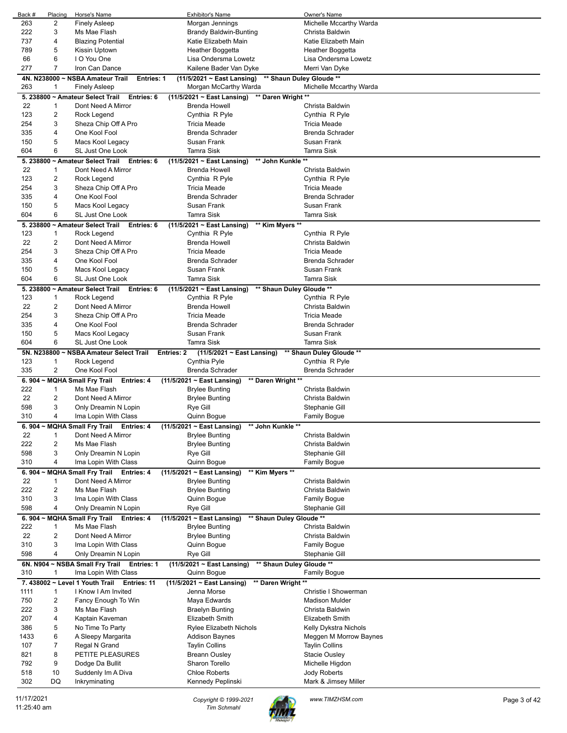| Back # | Placing | Horse's Name | Exhibitor's Name | Owner's Name |
|---|---|---|---|---|
| 263 | 2 | Finely Asleep | Morgan Jennings | Michelle Mccarthy Warda |
| 222 | 3 | Ms Mae Flash | Brandy Baldwin-Bunting | Christa Baldwin |
| 737 | 4 | Blazing Potential | Katie Elizabeth Main | Katie Elizabeth Main |
| 789 | 5 | Kissin Uptown | Heather Boggetta | Heather Boggetta |
| 66 | 6 | I O You One | Lisa Ondersma Lowetz | Lisa Ondersma Lowetz |
| 277 | 7 | Iron Can Dance | Kailene Bader Van Dyke | Merri Van Dyke |

**4N. N238000 ~ NSBA Amateur Trail Entries: 1 (11/5/2021 ~ East Lansing) ** Shaun Duley Gloude ****

| Back # | Placing | Horse's Name | Exhibitor's Name | Owner's Name |
|---|---|---|---|---|
| 263 | 1 | Finely Asleep | Morgan McCarthy Warda | Michelle Mccarthy Warda |

**5. 238800 ~ Amateur Select Trail Entries: 6 (11/5/2021 ~ East Lansing) ** Daren Wright ****

| Back # | Placing | Horse's Name | Exhibitor's Name | Owner's Name |
|---|---|---|---|---|
| 22 | 1 | Dont Need A Mirror | Brenda Howell | Christa Baldwin |
| 123 | 2 | Rock Legend | Cynthia R Pyle | Cynthia R Pyle |
| 254 | 3 | Sheza Chip Off A Pro | Tricia Meade | Tricia Meade |
| 335 | 4 | One Kool Fool | Brenda Schrader | Brenda Schrader |
| 150 | 5 | Macs Kool Legacy | Susan Frank | Susan Frank |
| 604 | 6 | SL Just One Look | Tamra Sisk | Tamra Sisk |

**5. 238800 ~ Amateur Select Trail Entries: 6 (11/5/2021 ~ East Lansing) ** John Kunkle ****

| Back # | Placing | Horse's Name | Exhibitor's Name | Owner's Name |
|---|---|---|---|---|
| 22 | 1 | Dont Need A Mirror | Brenda Howell | Christa Baldwin |
| 123 | 2 | Rock Legend | Cynthia R Pyle | Cynthia R Pyle |
| 254 | 3 | Sheza Chip Off A Pro | Tricia Meade | Tricia Meade |
| 335 | 4 | One Kool Fool | Brenda Schrader | Brenda Schrader |
| 150 | 5 | Macs Kool Legacy | Susan Frank | Susan Frank |
| 604 | 6 | SL Just One Look | Tamra Sisk | Tamra Sisk |

**5. 238800 ~ Amateur Select Trail Entries: 6 (11/5/2021 ~ East Lansing) ** Kim Myers ****

| Back # | Placing | Horse's Name | Exhibitor's Name | Owner's Name |
|---|---|---|---|---|
| 123 | 1 | Rock Legend | Cynthia R Pyle | Cynthia R Pyle |
| 22 | 2 | Dont Need A Mirror | Brenda Howell | Christa Baldwin |
| 254 | 3 | Sheza Chip Off A Pro | Tricia Meade | Tricia Meade |
| 335 | 4 | One Kool Fool | Brenda Schrader | Brenda Schrader |
| 150 | 5 | Macs Kool Legacy | Susan Frank | Susan Frank |
| 604 | 6 | SL Just One Look | Tamra Sisk | Tamra Sisk |

**5. 238800 ~ Amateur Select Trail Entries: 6 (11/5/2021 ~ East Lansing) ** Shaun Duley Gloude ****

| Back # | Placing | Horse's Name | Exhibitor's Name | Owner's Name |
|---|---|---|---|---|
| 123 | 1 | Rock Legend | Cynthia R Pyle | Cynthia R Pyle |
| 22 | 2 | Dont Need A Mirror | Brenda Howell | Christa Baldwin |
| 254 | 3 | Sheza Chip Off A Pro | Tricia Meade | Tricia Meade |
| 335 | 4 | One Kool Fool | Brenda Schrader | Brenda Schrader |
| 150 | 5 | Macs Kool Legacy | Susan Frank | Susan Frank |
| 604 | 6 | SL Just One Look | Tamra Sisk | Tamra Sisk |

**5N. N238800 ~ NSBA Amateur Select Trail Entries: 2 (11/5/2021 ~ East Lansing) ** Shaun Duley Gloude ****

| Back # | Placing | Horse's Name | Exhibitor's Name | Owner's Name |
|---|---|---|---|---|
| 123 | 1 | Rock Legend | Cynthia Pyle | Cynthia R Pyle |
| 335 | 2 | One Kool Fool | Brenda Schrader | Brenda Schrader |

**6. 904 ~ MQHA Small Fry Trail Entries: 4 (11/5/2021 ~ East Lansing) ** Daren Wright ****

| Back # | Placing | Horse's Name | Exhibitor's Name | Owner's Name |
|---|---|---|---|---|
| 222 | 1 | Ms Mae Flash | Brylee Bunting | Christa Baldwin |
| 22 | 2 | Dont Need A Mirror | Brylee Bunting | Christa Baldwin |
| 598 | 3 | Only Dreamin N Lopin | Rye Gill | Stephanie Gill |
| 310 | 4 | Ima Lopin With Class | Quinn Bogue | Family Bogue |

**6. 904 ~ MQHA Small Fry Trail Entries: 4 (11/5/2021 ~ East Lansing) ** John Kunkle ****

| Back # | Placing | Horse's Name | Exhibitor's Name | Owner's Name |
|---|---|---|---|---|
| 22 | 1 | Dont Need A Mirror | Brylee Bunting | Christa Baldwin |
| 222 | 2 | Ms Mae Flash | Brylee Bunting | Christa Baldwin |
| 598 | 3 | Only Dreamin N Lopin | Rye Gill | Stephanie Gill |
| 310 | 4 | Ima Lopin With Class | Quinn Bogue | Family Bogue |

**6. 904 ~ MQHA Small Fry Trail Entries: 4 (11/5/2021 ~ East Lansing) ** Kim Myers ****

| Back # | Placing | Horse's Name | Exhibitor's Name | Owner's Name |
|---|---|---|---|---|
| 22 | 1 | Dont Need A Mirror | Brylee Bunting | Christa Baldwin |
| 222 | 2 | Ms Mae Flash | Brylee Bunting | Christa Baldwin |
| 310 | 3 | Ima Lopin With Class | Quinn Bogue | Family Bogue |
| 598 | 4 | Only Dreamin N Lopin | Rye Gill | Stephanie Gill |

**6. 904 ~ MQHA Small Fry Trail Entries: 4 (11/5/2021 ~ East Lansing) ** Shaun Duley Gloude ****

| Back # | Placing | Horse's Name | Exhibitor's Name | Owner's Name |
|---|---|---|---|---|
| 222 | 1 | Ms Mae Flash | Brylee Bunting | Christa Baldwin |
| 22 | 2 | Dont Need A Mirror | Brylee Bunting | Christa Baldwin |
| 310 | 3 | Ima Lopin With Class | Quinn Bogue | Family Bogue |
| 598 | 4 | Only Dreamin N Lopin | Rye Gill | Stephanie Gill |

**6N. N904 ~ NSBA Small Fry Trail Entries: 1 (11/5/2021 ~ East Lansing) ** Shaun Duley Gloude ****

| Back # | Placing | Horse's Name | Exhibitor's Name | Owner's Name |
|---|---|---|---|---|
| 310 | 1 | Ima Lopin With Class | Quinn Bogue | Family Bogue |

**7. 438002 ~ Level 1 Youth Trail Entries: 11 (11/5/2021 ~ East Lansing) ** Daren Wright ****

| Back # | Placing | Horse's Name | Exhibitor's Name | Owner's Name |
|---|---|---|---|---|
| 1111 | 1 | I Know I Am Invited | Jenna Morse | Christie I Showerman |
| 750 | 2 | Fancy Enough To Win | Maya Edwards | Madison Mulder |
| 222 | 3 | Ms Mae Flash | Braelyn Bunting | Christa Baldwin |
| 207 | 4 | Kaptain Kaveman | Elizabeth Smith | Elizabeth Smith |
| 386 | 5 | No Time To Party | Rylee Elizabeth Nichols | Kelly Dykstra Nichols |
| 1433 | 6 | A Sleepy Margarita | Addison Baynes | Meggen M Morrow Baynes |
| 107 | 7 | Regal N Grand | Taylin Collins | Taylin Collins |
| 821 | 8 | PETITE PLEASURES | Breann Ousley | Stacie Ousley |
| 792 | 9 | Dodge Da Bullit | Sharon Torello | Michelle Higdon |
| 518 | 10 | Suddenly Im A Diva | Chloe Roberts | Jody Roberts |
| 302 | DQ | Inkryminating | Kennedy Peplinski | Mark & Jimsey Miller |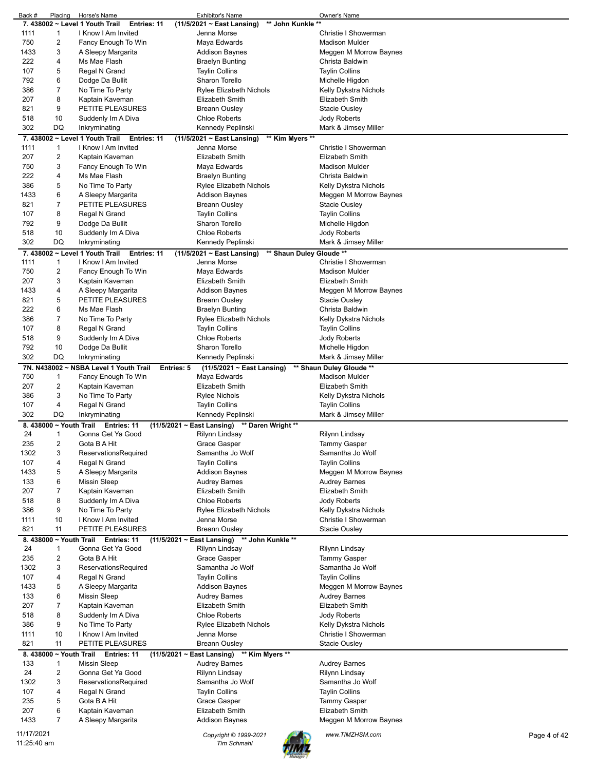| Back # | Placing | Horse's Name | Exhibitor's Name | Owner's Name |
|---|---|---|---|---|
| **7. 438002 ~ Level 1 Youth Trail** | | **Entries: 11** | **(11/5/2021 ~ East Lansing) ** John Kunkle **** | |
| 1111 | 1 | I Know I Am Invited | Jenna Morse | Christie I Showerman |
| 750 | 2 | Fancy Enough To Win | Maya Edwards | Madison Mulder |
| 1433 | 3 | A Sleepy Margarita | Addison Baynes | Meggen M Morrow Baynes |
| 222 | 4 | Ms Mae Flash | Braelyn Bunting | Christa Baldwin |
| 107 | 5 | Regal N Grand | Taylin Collins | Taylin Collins |
| 792 | 6 | Dodge Da Bullit | Sharon Torello | Michelle Higdon |
| 386 | 7 | No Time To Party | Rylee Elizabeth Nichols | Kelly Dykstra Nichols |
| 207 | 8 | Kaptain Kaveman | Elizabeth Smith | Elizabeth Smith |
| 821 | 9 | PETITE PLEASURES | Breann Ousley | Stacie Ousley |
| 518 | 10 | Suddenly Im A Diva | Chloe Roberts | Jody Roberts |
| 302 | DQ | Inkryminating | Kennedy Peplinski | Mark & Jimsey Miller |
| **7. 438002 ~ Level 1 Youth Trail** | | **Entries: 11** | **(11/5/2021 ~ East Lansing) ** Kim Myers **** | |
| 1111 | 1 | I Know I Am Invited | Jenna Morse | Christie I Showerman |
| 207 | 2 | Kaptain Kaveman | Elizabeth Smith | Elizabeth Smith |
| 750 | 3 | Fancy Enough To Win | Maya Edwards | Madison Mulder |
| 222 | 4 | Ms Mae Flash | Braelyn Bunting | Christa Baldwin |
| 386 | 5 | No Time To Party | Rylee Elizabeth Nichols | Kelly Dykstra Nichols |
| 1433 | 6 | A Sleepy Margarita | Addison Baynes | Meggen M Morrow Baynes |
| 821 | 7 | PETITE PLEASURES | Breann Ousley | Stacie Ousley |
| 107 | 8 | Regal N Grand | Taylin Collins | Taylin Collins |
| 792 | 9 | Dodge Da Bullit | Sharon Torello | Michelle Higdon |
| 518 | 10 | Suddenly Im A Diva | Chloe Roberts | Jody Roberts |
| 302 | DQ | Inkryminating | Kennedy Peplinski | Mark & Jimsey Miller |
| **7. 438002 ~ Level 1 Youth Trail** | | **Entries: 11** | **(11/5/2021 ~ East Lansing) ** Shaun Duley Gloude **** | |
| 1111 | 1 | I Know I Am Invited | Jenna Morse | Christie I Showerman |
| 750 | 2 | Fancy Enough To Win | Maya Edwards | Madison Mulder |
| 207 | 3 | Kaptain Kaveman | Elizabeth Smith | Elizabeth Smith |
| 1433 | 4 | A Sleepy Margarita | Addison Baynes | Meggen M Morrow Baynes |
| 821 | 5 | PETITE PLEASURES | Breann Ousley | Stacie Ousley |
| 222 | 6 | Ms Mae Flash | Braelyn Bunting | Christa Baldwin |
| 386 | 7 | No Time To Party | Rylee Elizabeth Nichols | Kelly Dykstra Nichols |
| 107 | 8 | Regal N Grand | Taylin Collins | Taylin Collins |
| 518 | 9 | Suddenly Im A Diva | Chloe Roberts | Jody Roberts |
| 792 | 10 | Dodge Da Bullit | Sharon Torello | Michelle Higdon |
| 302 | DQ | Inkryminating | Kennedy Peplinski | Mark & Jimsey Miller |
| **7N. N438002 ~ NSBA Level 1 Youth Trail** | | **Entries: 5** | **(11/5/2021 ~ East Lansing)** | **** Shaun Duley Gloude **** |
| 750 | 1 | Fancy Enough To Win | Maya Edwards | Madison Mulder |
| 207 | 2 | Kaptain Kaveman | Elizabeth Smith | Elizabeth Smith |
| 386 | 3 | No Time To Party | Rylee Nichols | Kelly Dykstra Nichols |
| 107 | 4 | Regal N Grand | Taylin Collins | Taylin Collins |
| 302 | DQ | Inkryminating | Kennedy Peplinski | Mark & Jimsey Miller |
| **8. 438000 ~ Youth Trail** | | **Entries: 11** | **(11/5/2021 ~ East Lansing) ** Daren Wright **** | |
| 24 | 1 | Gonna Get Ya Good | Rilynn Lindsay | Rilynn Lindsay |
| 235 | 2 | Gota B A Hit | Grace Gasper | Tammy Gasper |
| 1302 | 3 | ReservationsRequired | Samantha Jo Wolf | Samantha Jo Wolf |
| 107 | 4 | Regal N Grand | Taylin Collins | Taylin Collins |
| 1433 | 5 | A Sleepy Margarita | Addison Baynes | Meggen M Morrow Baynes |
| 133 | 6 | Missin Sleep | Audrey Barnes | Audrey Barnes |
| 207 | 7 | Kaptain Kaveman | Elizabeth Smith | Elizabeth Smith |
| 518 | 8 | Suddenly Im A Diva | Chloe Roberts | Jody Roberts |
| 386 | 9 | No Time To Party | Rylee Elizabeth Nichols | Kelly Dykstra Nichols |
| 1111 | 10 | I Know I Am Invited | Jenna Morse | Christie I Showerman |
| 821 | 11 | PETITE PLEASURES | Breann Ousley | Stacie Ousley |
| **8. 438000 ~ Youth Trail** | | **Entries: 11** | **(11/5/2021 ~ East Lansing) ** John Kunkle **** | |
| 24 | 1 | Gonna Get Ya Good | Rilynn Lindsay | Rilynn Lindsay |
| 235 | 2 | Gota B A Hit | Grace Gasper | Tammy Gasper |
| 1302 | 3 | ReservationsRequired | Samantha Jo Wolf | Samantha Jo Wolf |
| 107 | 4 | Regal N Grand | Taylin Collins | Taylin Collins |
| 1433 | 5 | A Sleepy Margarita | Addison Baynes | Meggen M Morrow Baynes |
| 133 | 6 | Missin Sleep | Audrey Barnes | Audrey Barnes |
| 207 | 7 | Kaptain Kaveman | Elizabeth Smith | Elizabeth Smith |
| 518 | 8 | Suddenly Im A Diva | Chloe Roberts | Jody Roberts |
| 386 | 9 | No Time To Party | Rylee Elizabeth Nichols | Kelly Dykstra Nichols |
| 1111 | 10 | I Know I Am Invited | Jenna Morse | Christie I Showerman |
| 821 | 11 | PETITE PLEASURES | Breann Ousley | Stacie Ousley |
| **8. 438000 ~ Youth Trail** | | **Entries: 11** | **(11/5/2021 ~ East Lansing) ** Kim Myers **** | |
| 133 | 1 | Missin Sleep | Audrey Barnes | Audrey Barnes |
| 24 | 2 | Gonna Get Ya Good | Rilynn Lindsay | Rilynn Lindsay |
| 1302 | 3 | ReservationsRequired | Samantha Jo Wolf | Samantha Jo Wolf |
| 107 | 4 | Regal N Grand | Taylin Collins | Taylin Collins |
| 235 | 5 | Gota B A Hit | Grace Gasper | Tammy Gasper |
| 207 | 6 | Kaptain Kaveman | Elizabeth Smith | Elizabeth Smith |
| 1433 | 7 | A Sleepy Margarita | Addison Baynes | Meggen M Morrow Baynes |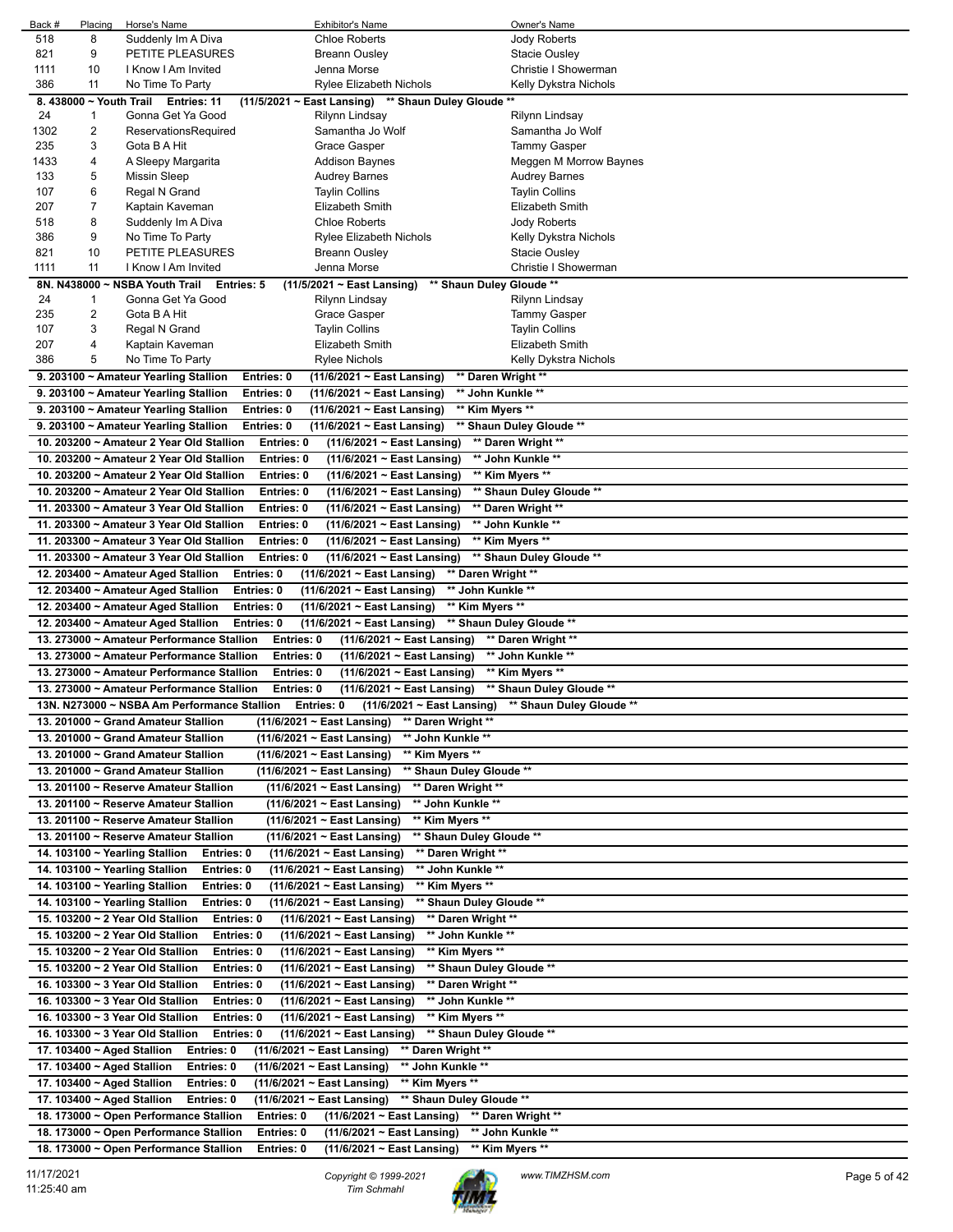| Back # | Placing | Horse's Name | Exhibitor's Name | Owner's Name |
|---|---|---|---|---|
| 518 | 8 | Suddenly Im A Diva | Chloe Roberts | Jody Roberts |
| 821 | 9 | PETITE PLEASURES | Breann Ousley | Stacie Ousley |
| 1111 | 10 | I Know I Am Invited | Jenna Morse | Christie I Showerman |
| 386 | 11 | No Time To Party | Rylee Elizabeth Nichols | Kelly Dykstra Nichols |

**8. 438000 ~ Youth Trail Entries: 11 (11/5/2021 ~ East Lansing) \*\* Shaun Duley Gloude \*\***

| Back # | Placing | Horse's Name | Exhibitor's Name | Owner's Name |
|---|---|---|---|---|
| 24 | 1 | Gonna Get Ya Good | Rilynn Lindsay | Rilynn Lindsay |
| 1302 | 2 | ReservationsRequired | Samantha Jo Wolf | Samantha Jo Wolf |
| 235 | 3 | Gota B A Hit | Grace Gasper | Tammy Gasper |
| 1433 | 4 | A Sleepy Margarita | Addison Baynes | Meggen M Morrow Baynes |
| 133 | 5 | Missin Sleep | Audrey Barnes | Audrey Barnes |
| 107 | 6 | Regal N Grand | Taylin Collins | Taylin Collins |
| 207 | 7 | Kaptain Kaveman | Elizabeth Smith | Elizabeth Smith |
| 518 | 8 | Suddenly Im A Diva | Chloe Roberts | Jody Roberts |
| 386 | 9 | No Time To Party | Rylee Elizabeth Nichols | Kelly Dykstra Nichols |
| 821 | 10 | PETITE PLEASURES | Breann Ousley | Stacie Ousley |
| 1111 | 11 | I Know I Am Invited | Jenna Morse | Christie I Showerman |

**8N. N438000 ~ NSBA Youth Trail Entries: 5 (11/5/2021 ~ East Lansing) \*\* Shaun Duley Gloude \*\***

| Back # | Placing | Horse's Name | Exhibitor's Name | Owner's Name |
|---|---|---|---|---|
| 24 | 1 | Gonna Get Ya Good | Rilynn Lindsay | Rilynn Lindsay |
| 235 | 2 | Gota B A Hit | Grace Gasper | Tammy Gasper |
| 107 | 3 | Regal N Grand | Taylin Collins | Taylin Collins |
| 207 | 4 | Kaptain Kaveman | Elizabeth Smith | Elizabeth Smith |
| 386 | 5 | No Time To Party | Rylee Nichols | Kelly Dykstra Nichols |

**9. 203100 ~ Amateur Yearling Stallion Entries: 0 (11/6/2021 ~ East Lansing) \*\* Daren Wright \*\***
**9. 203100 ~ Amateur Yearling Stallion Entries: 0 (11/6/2021 ~ East Lansing) \*\* John Kunkle \*\***
**9. 203100 ~ Amateur Yearling Stallion Entries: 0 (11/6/2021 ~ East Lansing) \*\* Kim Myers \*\***
**9. 203100 ~ Amateur Yearling Stallion Entries: 0 (11/6/2021 ~ East Lansing) \*\* Shaun Duley Gloude \*\***
**10. 203200 ~ Amateur 2 Year Old Stallion Entries: 0 (11/6/2021 ~ East Lansing) \*\* Daren Wright \*\***
**10. 203200 ~ Amateur 2 Year Old Stallion Entries: 0 (11/6/2021 ~ East Lansing) \*\* John Kunkle \*\***
**10. 203200 ~ Amateur 2 Year Old Stallion Entries: 0 (11/6/2021 ~ East Lansing) \*\* Kim Myers \*\***
**10. 203200 ~ Amateur 2 Year Old Stallion Entries: 0 (11/6/2021 ~ East Lansing) \*\* Shaun Duley Gloude \*\***
**11. 203300 ~ Amateur 3 Year Old Stallion Entries: 0 (11/6/2021 ~ East Lansing) \*\* Daren Wright \*\***
**11. 203300 ~ Amateur 3 Year Old Stallion Entries: 0 (11/6/2021 ~ East Lansing) \*\* John Kunkle \*\***
**11. 203300 ~ Amateur 3 Year Old Stallion Entries: 0 (11/6/2021 ~ East Lansing) \*\* Kim Myers \*\***
**11. 203300 ~ Amateur 3 Year Old Stallion Entries: 0 (11/6/2021 ~ East Lansing) \*\* Shaun Duley Gloude \*\***
**12. 203400 ~ Amateur Aged Stallion Entries: 0 (11/6/2021 ~ East Lansing) \*\* Daren Wright \*\***
**12. 203400 ~ Amateur Aged Stallion Entries: 0 (11/6/2021 ~ East Lansing) \*\* John Kunkle \*\***
**12. 203400 ~ Amateur Aged Stallion Entries: 0 (11/6/2021 ~ East Lansing) \*\* Kim Myers \*\***
**12. 203400 ~ Amateur Aged Stallion Entries: 0 (11/6/2021 ~ East Lansing) \*\* Shaun Duley Gloude \*\***
**13. 273000 ~ Amateur Performance Stallion Entries: 0 (11/6/2021 ~ East Lansing) \*\* Daren Wright \*\***
**13. 273000 ~ Amateur Performance Stallion Entries: 0 (11/6/2021 ~ East Lansing) \*\* John Kunkle \*\***
**13. 273000 ~ Amateur Performance Stallion Entries: 0 (11/6/2021 ~ East Lansing) \*\* Kim Myers \*\***
**13. 273000 ~ Amateur Performance Stallion Entries: 0 (11/6/2021 ~ East Lansing) \*\* Shaun Duley Gloude \*\***
**13N. N273000 ~ NSBA Am Performance Stallion Entries: 0 (11/6/2021 ~ East Lansing) \*\* Shaun Duley Gloude \*\***
**13. 201000 ~ Grand Amateur Stallion (11/6/2021 ~ East Lansing) \*\* Daren Wright \*\***
**13. 201000 ~ Grand Amateur Stallion (11/6/2021 ~ East Lansing) \*\* John Kunkle \*\***
**13. 201000 ~ Grand Amateur Stallion (11/6/2021 ~ East Lansing) \*\* Kim Myers \*\***
**13. 201000 ~ Grand Amateur Stallion (11/6/2021 ~ East Lansing) \*\* Shaun Duley Gloude \*\***
**13. 201100 ~ Reserve Amateur Stallion (11/6/2021 ~ East Lansing) \*\* Daren Wright \*\***
**13. 201100 ~ Reserve Amateur Stallion (11/6/2021 ~ East Lansing) \*\* John Kunkle \*\***
**13. 201100 ~ Reserve Amateur Stallion (11/6/2021 ~ East Lansing) \*\* Kim Myers \*\***
**13. 201100 ~ Reserve Amateur Stallion (11/6/2021 ~ East Lansing) \*\* Shaun Duley Gloude \*\***
**14. 103100 ~ Yearling Stallion Entries: 0 (11/6/2021 ~ East Lansing) \*\* Daren Wright \*\***
**14. 103100 ~ Yearling Stallion Entries: 0 (11/6/2021 ~ East Lansing) \*\* John Kunkle \*\***
**14. 103100 ~ Yearling Stallion Entries: 0 (11/6/2021 ~ East Lansing) \*\* Kim Myers \*\***
**14. 103100 ~ Yearling Stallion Entries: 0 (11/6/2021 ~ East Lansing) \*\* Shaun Duley Gloude \*\***
**15. 103200 ~ 2 Year Old Stallion Entries: 0 (11/6/2021 ~ East Lansing) \*\* Daren Wright \*\***
**15. 103200 ~ 2 Year Old Stallion Entries: 0 (11/6/2021 ~ East Lansing) \*\* John Kunkle \*\***
**15. 103200 ~ 2 Year Old Stallion Entries: 0 (11/6/2021 ~ East Lansing) \*\* Kim Myers \*\***
**15. 103200 ~ 2 Year Old Stallion Entries: 0 (11/6/2021 ~ East Lansing) \*\* Shaun Duley Gloude \*\***
**16. 103300 ~ 3 Year Old Stallion Entries: 0 (11/6/2021 ~ East Lansing) \*\* Daren Wright \*\***
**16. 103300 ~ 3 Year Old Stallion Entries: 0 (11/6/2021 ~ East Lansing) \*\* John Kunkle \*\***
**16. 103300 ~ 3 Year Old Stallion Entries: 0 (11/6/2021 ~ East Lansing) \*\* Kim Myers \*\***
**16. 103300 ~ 3 Year Old Stallion Entries: 0 (11/6/2021 ~ East Lansing) \*\* Shaun Duley Gloude \*\***
**17. 103400 ~ Aged Stallion Entries: 0 (11/6/2021 ~ East Lansing) \*\* Daren Wright \*\***
**17. 103400 ~ Aged Stallion Entries: 0 (11/6/2021 ~ East Lansing) \*\* John Kunkle \*\***
**17. 103400 ~ Aged Stallion Entries: 0 (11/6/2021 ~ East Lansing) \*\* Kim Myers \*\***
**17. 103400 ~ Aged Stallion Entries: 0 (11/6/2021 ~ East Lansing) \*\* Shaun Duley Gloude \*\***
**18. 173000 ~ Open Performance Stallion Entries: 0 (11/6/2021 ~ East Lansing) \*\* Daren Wright \*\***
**18. 173000 ~ Open Performance Stallion Entries: 0 (11/6/2021 ~ East Lansing) \*\* John Kunkle \*\***
**18. 173000 ~ Open Performance Stallion Entries: 0 (11/6/2021 ~ East Lansing) \*\* Kim Myers \*\***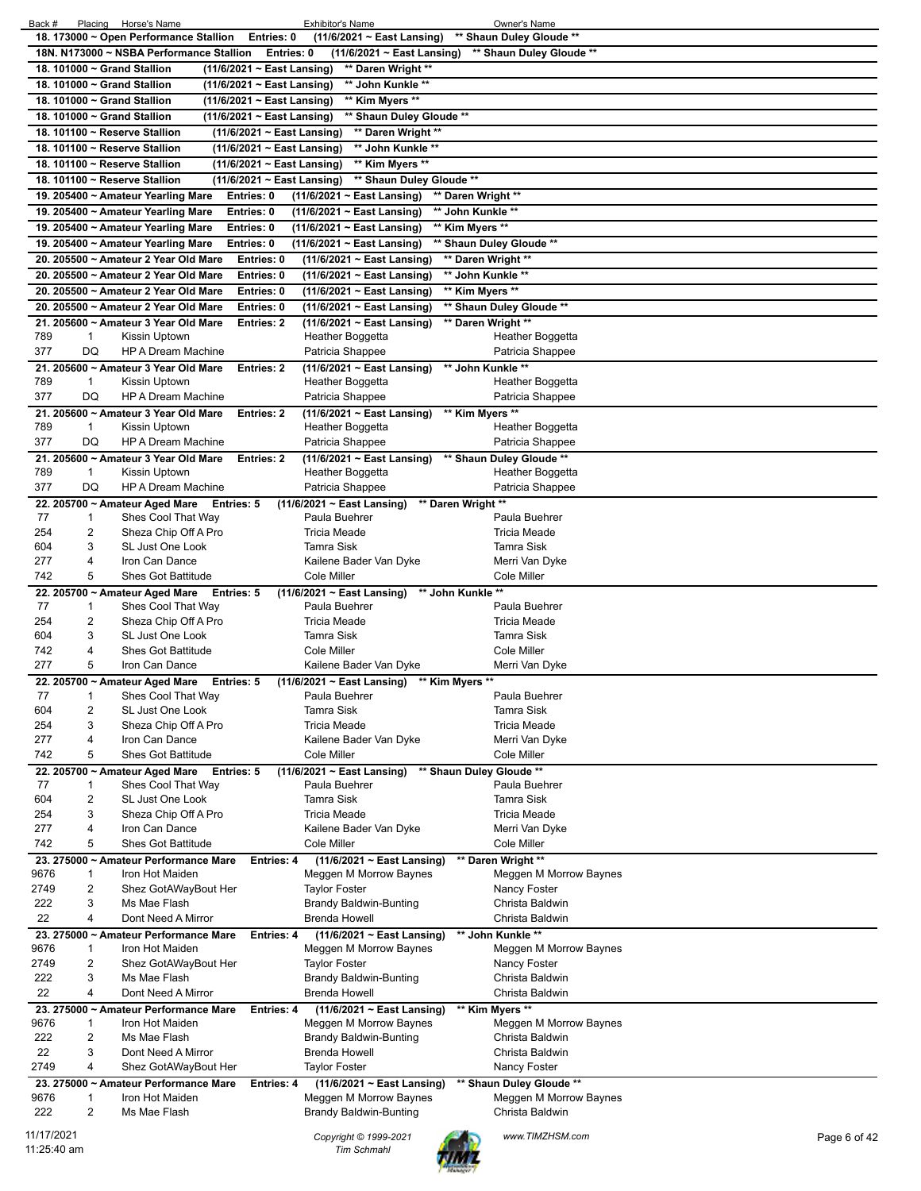| Back # | Placing | Horse's Name | Exhibitor's Name | Owner's Name |
|---|---|---|---|---|
| **18. 173000 ~ Open Performance Stallion Entries: 0 (11/6/2021 ~ East Lansing) ** Shaun Duley Gloude **** | | | | |
| **18N. N173000 ~ NSBA Performance Stallion Entries: 0 (11/6/2021 ~ East Lansing) ** Shaun Duley Gloude **** | | | | |
| **18. 101000 ~ Grand Stallion (11/6/2021 ~ East Lansing) ** Daren Wright **** | | | | |
| **18. 101000 ~ Grand Stallion (11/6/2021 ~ East Lansing) ** John Kunkle **** | | | | |
| **18. 101000 ~ Grand Stallion (11/6/2021 ~ East Lansing) ** Kim Myers **** | | | | |
| **18. 101000 ~ Grand Stallion (11/6/2021 ~ East Lansing) ** Shaun Duley Gloude **** | | | | |
| **18. 101100 ~ Reserve Stallion (11/6/2021 ~ East Lansing) ** Daren Wright **** | | | | |
| **18. 101100 ~ Reserve Stallion (11/6/2021 ~ East Lansing) ** John Kunkle **** | | | | |
| **18. 101100 ~ Reserve Stallion (11/6/2021 ~ East Lansing) ** Kim Myers **** | | | | |
| **18. 101100 ~ Reserve Stallion (11/6/2021 ~ East Lansing) ** Shaun Duley Gloude **** | | | | |
| **19. 205400 ~ Amateur Yearling Mare Entries: 0 (11/6/2021 ~ East Lansing) ** Daren Wright **** | | | | |
| **19. 205400 ~ Amateur Yearling Mare Entries: 0 (11/6/2021 ~ East Lansing) ** John Kunkle **** | | | | |
| **19. 205400 ~ Amateur Yearling Mare Entries: 0 (11/6/2021 ~ East Lansing) ** Kim Myers **** | | | | |
| **19. 205400 ~ Amateur Yearling Mare Entries: 0 (11/6/2021 ~ East Lansing) ** Shaun Duley Gloude **** | | | | |
| **20. 205500 ~ Amateur 2 Year Old Mare Entries: 0 (11/6/2021 ~ East Lansing) ** Daren Wright **** | | | | |
| **20. 205500 ~ Amateur 2 Year Old Mare Entries: 0 (11/6/2021 ~ East Lansing) ** John Kunkle **** | | | | |
| **20. 205500 ~ Amateur 2 Year Old Mare Entries: 0 (11/6/2021 ~ East Lansing) ** Kim Myers **** | | | | |
| **20. 205500 ~ Amateur 2 Year Old Mare Entries: 0 (11/6/2021 ~ East Lansing) ** Shaun Duley Gloude **** | | | | |
| **21. 205600 ~ Amateur 3 Year Old Mare Entries: 2 (11/6/2021 ~ East Lansing) ** Daren Wright **** | | | | |
| 789 | 1 | Kissin Uptown | Heather Boggetta | Heather Boggetta |
| 377 | DQ | HP A Dream Machine | Patricia Shappee | Patricia Shappee |
| **21. 205600 ~ Amateur 3 Year Old Mare Entries: 2 (11/6/2021 ~ East Lansing) ** John Kunkle **** | | | | |
| 789 | 1 | Kissin Uptown | Heather Boggetta | Heather Boggetta |
| 377 | DQ | HP A Dream Machine | Patricia Shappee | Patricia Shappee |
| **21. 205600 ~ Amateur 3 Year Old Mare Entries: 2 (11/6/2021 ~ East Lansing) ** Kim Myers **** | | | | |
| 789 | 1 | Kissin Uptown | Heather Boggetta | Heather Boggetta |
| 377 | DQ | HP A Dream Machine | Patricia Shappee | Patricia Shappee |
| **21. 205600 ~ Amateur 3 Year Old Mare Entries: 2 (11/6/2021 ~ East Lansing) ** Shaun Duley Gloude **** | | | | |
| 789 | 1 | Kissin Uptown | Heather Boggetta | Heather Boggetta |
| 377 | DQ | HP A Dream Machine | Patricia Shappee | Patricia Shappee |
| **22. 205700 ~ Amateur Aged Mare Entries: 5 (11/6/2021 ~ East Lansing) ** Daren Wright **** | | | | |
| 77 | 1 | Shes Cool That Way | Paula Buehrer | Paula Buehrer |
| 254 | 2 | Sheza Chip Off A Pro | Tricia Meade | Tricia Meade |
| 604 | 3 | SL Just One Look | Tamra Sisk | Tamra Sisk |
| 277 | 4 | Iron Can Dance | Kailene Bader Van Dyke | Merri Van Dyke |
| 742 | 5 | Shes Got Battitude | Cole Miller | Cole Miller |
| **22. 205700 ~ Amateur Aged Mare Entries: 5 (11/6/2021 ~ East Lansing) ** John Kunkle **** | | | | |
| 77 | 1 | Shes Cool That Way | Paula Buehrer | Paula Buehrer |
| 254 | 2 | Sheza Chip Off A Pro | Tricia Meade | Tricia Meade |
| 604 | 3 | SL Just One Look | Tamra Sisk | Tamra Sisk |
| 742 | 4 | Shes Got Battitude | Cole Miller | Cole Miller |
| 277 | 5 | Iron Can Dance | Kailene Bader Van Dyke | Merri Van Dyke |
| **22. 205700 ~ Amateur Aged Mare Entries: 5 (11/6/2021 ~ East Lansing) ** Kim Myers **** | | | | |
| 77 | 1 | Shes Cool That Way | Paula Buehrer | Paula Buehrer |
| 604 | 2 | SL Just One Look | Tamra Sisk | Tamra Sisk |
| 254 | 3 | Sheza Chip Off A Pro | Tricia Meade | Tricia Meade |
| 277 | 4 | Iron Can Dance | Kailene Bader Van Dyke | Merri Van Dyke |
| 742 | 5 | Shes Got Battitude | Cole Miller | Cole Miller |
| **22. 205700 ~ Amateur Aged Mare Entries: 5 (11/6/2021 ~ East Lansing) ** Shaun Duley Gloude **** | | | | |
| 77 | 1 | Shes Cool That Way | Paula Buehrer | Paula Buehrer |
| 604 | 2 | SL Just One Look | Tamra Sisk | Tamra Sisk |
| 254 | 3 | Sheza Chip Off A Pro | Tricia Meade | Tricia Meade |
| 277 | 4 | Iron Can Dance | Kailene Bader Van Dyke | Merri Van Dyke |
| 742 | 5 | Shes Got Battitude | Cole Miller | Cole Miller |
| **23. 275000 ~ Amateur Performance Mare Entries: 4 (11/6/2021 ~ East Lansing) ** Daren Wright **** | | | | |
| 9676 | 1 | Iron Hot Maiden | Meggen M Morrow Baynes | Meggen M Morrow Baynes |
| 2749 | 2 | Shez GotAWayBout Her | Taylor Foster | Nancy Foster |
| 222 | 3 | Ms Mae Flash | Brandy Baldwin-Bunting | Christa Baldwin |
| 22 | 4 | Dont Need A Mirror | Brenda Howell | Christa Baldwin |
| **23. 275000 ~ Amateur Performance Mare Entries: 4 (11/6/2021 ~ East Lansing) ** John Kunkle **** | | | | |
| 9676 | 1 | Iron Hot Maiden | Meggen M Morrow Baynes | Meggen M Morrow Baynes |
| 2749 | 2 | Shez GotAWayBout Her | Taylor Foster | Nancy Foster |
| 222 | 3 | Ms Mae Flash | Brandy Baldwin-Bunting | Christa Baldwin |
| 22 | 4 | Dont Need A Mirror | Brenda Howell | Christa Baldwin |
| **23. 275000 ~ Amateur Performance Mare Entries: 4 (11/6/2021 ~ East Lansing) ** Kim Myers **** | | | | |
| 9676 | 1 | Iron Hot Maiden | Meggen M Morrow Baynes | Meggen M Morrow Baynes |
| 222 | 2 | Ms Mae Flash | Brandy Baldwin-Bunting | Christa Baldwin |
| 22 | 3 | Dont Need A Mirror | Brenda Howell | Christa Baldwin |
| 2749 | 4 | Shez GotAWayBout Her | Taylor Foster | Nancy Foster |
| **23. 275000 ~ Amateur Performance Mare Entries: 4 (11/6/2021 ~ East Lansing) ** Shaun Duley Gloude **** | | | | |
| 9676 | 1 | Iron Hot Maiden | Meggen M Morrow Baynes | Meggen M Morrow Baynes |
| 222 | 2 | Ms Mae Flash | Brandy Baldwin-Bunting | Christa Baldwin |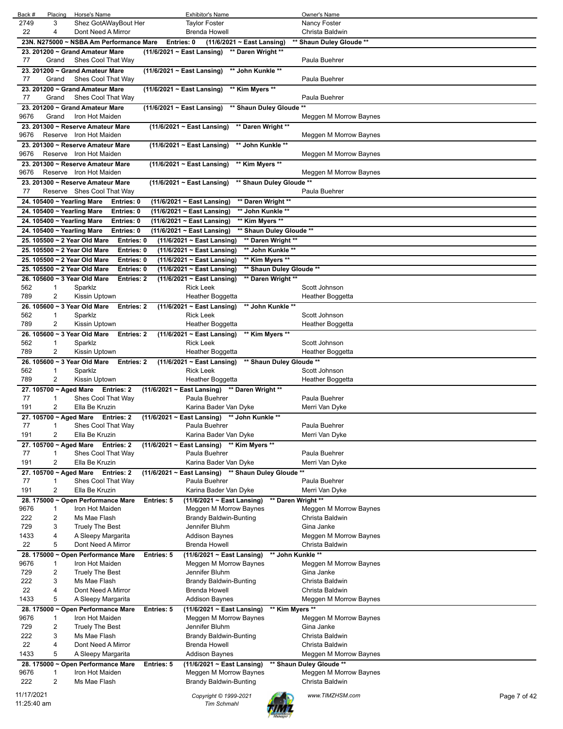| Back # | Placing | Horse's Name | Exhibitor's Name | Owner's Name |
|---|---|---|---|---|
| 2749 | 3 | Shez GotAWayBout Her | Taylor Foster | Nancy Foster |
| 22 | 4 | Dont Need A Mirror | Brenda Howell | Christa Baldwin |

**23N. N275000 ~ NSBA Am Performance Mare    Entries: 0    (11/6/2021 ~ East Lansing)    \*\* Shaun Duley Gloude \*\***

**23. 201200 ~ Grand Amateur Mare    (11/6/2021 ~ East Lansing)    \*\* Daren Wright \*\***

| Back # | Placing | Horse's Name | Exhibitor's Name | Owner's Name |
|---|---|---|---|---|
| 77 | Grand | Shes Cool That Way | | Paula Buehrer |

**23. 201200 ~ Grand Amateur Mare    (11/6/2021 ~ East Lansing)    \*\* John Kunkle \*\***

| Back # | Placing | Horse's Name | Exhibitor's Name | Owner's Name |
|---|---|---|---|---|
| 77 | Grand | Shes Cool That Way | | Paula Buehrer |

**23. 201200 ~ Grand Amateur Mare    (11/6/2021 ~ East Lansing)    \*\* Kim Myers \*\***

| Back # | Placing | Horse's Name | Exhibitor's Name | Owner's Name |
|---|---|---|---|---|
| 77 | Grand | Shes Cool That Way | | Paula Buehrer |

**23. 201200 ~ Grand Amateur Mare    (11/6/2021 ~ East Lansing)    \*\* Shaun Duley Gloude \*\***

| Back # | Placing | Horse's Name | Exhibitor's Name | Owner's Name |
|---|---|---|---|---|
| 9676 | Grand | Iron Hot Maiden | | Meggen M Morrow Baynes |

**23. 201300 ~ Reserve Amateur Mare    (11/6/2021 ~ East Lansing)    \*\* Daren Wright \*\***

| Back # | Placing | Horse's Name | Exhibitor's Name | Owner's Name |
|---|---|---|---|---|
| 9676 | Reserve | Iron Hot Maiden | | Meggen M Morrow Baynes |

**23. 201300 ~ Reserve Amateur Mare    (11/6/2021 ~ East Lansing)    \*\* John Kunkle \*\***

| Back # | Placing | Horse's Name | Exhibitor's Name | Owner's Name |
|---|---|---|---|---|
| 9676 | Reserve | Iron Hot Maiden | | Meggen M Morrow Baynes |

**23. 201300 ~ Reserve Amateur Mare    (11/6/2021 ~ East Lansing)    \*\* Kim Myers \*\***

| Back # | Placing | Horse's Name | Exhibitor's Name | Owner's Name |
|---|---|---|---|---|
| 9676 | Reserve | Iron Hot Maiden | | Meggen M Morrow Baynes |

**23. 201300 ~ Reserve Amateur Mare    (11/6/2021 ~ East Lansing)    \*\* Shaun Duley Gloude \*\***

| Back # | Placing | Horse's Name | Exhibitor's Name | Owner's Name |
|---|---|---|---|---|
| 77 | Reserve | Shes Cool That Way | | Paula Buehrer |

**24. 105400 ~ Yearling Mare    Entries: 0    (11/6/2021 ~ East Lansing)    \*\* Daren Wright \*\***

**24. 105400 ~ Yearling Mare    Entries: 0    (11/6/2021 ~ East Lansing)    \*\* John Kunkle \*\***

**24. 105400 ~ Yearling Mare    Entries: 0    (11/6/2021 ~ East Lansing)    \*\* Kim Myers \*\***

**24. 105400 ~ Yearling Mare    Entries: 0    (11/6/2021 ~ East Lansing)    \*\* Shaun Duley Gloude \*\***

**25. 105500 ~ 2 Year Old Mare    Entries: 0    (11/6/2021 ~ East Lansing)    \*\* Daren Wright \*\***

**25. 105500 ~ 2 Year Old Mare    Entries: 0    (11/6/2021 ~ East Lansing)    \*\* John Kunkle \*\***

**25. 105500 ~ 2 Year Old Mare    Entries: 0    (11/6/2021 ~ East Lansing)    \*\* Kim Myers \*\***

**25. 105500 ~ 2 Year Old Mare    Entries: 0    (11/6/2021 ~ East Lansing)    \*\* Shaun Duley Gloude \*\***

**26. 105600 ~ 3 Year Old Mare    Entries: 2    (11/6/2021 ~ East Lansing)    \*\* Daren Wright \*\***

| Back # | Placing | Horse's Name | Exhibitor's Name | Owner's Name |
|---|---|---|---|---|
| 562 | 1 | Sparklz | Rick Leek | Scott Johnson |
| 789 | 2 | Kissin Uptown | Heather Boggetta | Heather Boggetta |

**26. 105600 ~ 3 Year Old Mare    Entries: 2    (11/6/2021 ~ East Lansing)    \*\* John Kunkle \*\***

| Back # | Placing | Horse's Name | Exhibitor's Name | Owner's Name |
|---|---|---|---|---|
| 562 | 1 | Sparklz | Rick Leek | Scott Johnson |
| 789 | 2 | Kissin Uptown | Heather Boggetta | Heather Boggetta |

**26. 105600 ~ 3 Year Old Mare    Entries: 2    (11/6/2021 ~ East Lansing)    \*\* Kim Myers \*\***

| Back # | Placing | Horse's Name | Exhibitor's Name | Owner's Name |
|---|---|---|---|---|
| 562 | 1 | Sparklz | Rick Leek | Scott Johnson |
| 789 | 2 | Kissin Uptown | Heather Boggetta | Heather Boggetta |

**26. 105600 ~ 3 Year Old Mare    Entries: 2    (11/6/2021 ~ East Lansing)    \*\* Shaun Duley Gloude \*\***

| Back # | Placing | Horse's Name | Exhibitor's Name | Owner's Name |
|---|---|---|---|---|
| 562 | 1 | Sparklz | Rick Leek | Scott Johnson |
| 789 | 2 | Kissin Uptown | Heather Boggetta | Heather Boggetta |

**27. 105700 ~ Aged Mare    Entries: 2    (11/6/2021 ~ East Lansing)    \*\* Daren Wright \*\***

| Back # | Placing | Horse's Name | Exhibitor's Name | Owner's Name |
|---|---|---|---|---|
| 77 | 1 | Shes Cool That Way | Paula Buehrer | Paula Buehrer |
| 191 | 2 | Ella Be Kruzin | Karina Bader Van Dyke | Merri Van Dyke |

**27. 105700 ~ Aged Mare    Entries: 2    (11/6/2021 ~ East Lansing)    \*\* John Kunkle \*\***

| Back # | Placing | Horse's Name | Exhibitor's Name | Owner's Name |
|---|---|---|---|---|
| 77 | 1 | Shes Cool That Way | Paula Buehrer | Paula Buehrer |
| 191 | 2 | Ella Be Kruzin | Karina Bader Van Dyke | Merri Van Dyke |

**27. 105700 ~ Aged Mare    Entries: 2    (11/6/2021 ~ East Lansing)    \*\* Kim Myers \*\***

| Back # | Placing | Horse's Name | Exhibitor's Name | Owner's Name |
|---|---|---|---|---|
| 77 | 1 | Shes Cool That Way | Paula Buehrer | Paula Buehrer |
| 191 | 2 | Ella Be Kruzin | Karina Bader Van Dyke | Merri Van Dyke |

**27. 105700 ~ Aged Mare    Entries: 2    (11/6/2021 ~ East Lansing)    \*\* Shaun Duley Gloude \*\***

| Back # | Placing | Horse's Name | Exhibitor's Name | Owner's Name |
|---|---|---|---|---|
| 77 | 1 | Shes Cool That Way | Paula Buehrer | Paula Buehrer |
| 191 | 2 | Ella Be Kruzin | Karina Bader Van Dyke | Merri Van Dyke |

**28. 175000 ~ Open Performance Mare    Entries: 5    (11/6/2021 ~ East Lansing)    \*\* Daren Wright \*\***

| Back # | Placing | Horse's Name | Exhibitor's Name | Owner's Name |
|---|---|---|---|---|
| 9676 | 1 | Iron Hot Maiden | Meggen M Morrow Baynes | Meggen M Morrow Baynes |
| 222 | 2 | Ms Mae Flash | Brandy Baldwin-Bunting | Christa Baldwin |
| 729 | 3 | Truely The Best | Jennifer Bluhm | Gina Janke |
| 1433 | 4 | A Sleepy Margarita | Addison Baynes | Meggen M Morrow Baynes |
| 22 | 5 | Dont Need A Mirror | Brenda Howell | Christa Baldwin |

**28. 175000 ~ Open Performance Mare    Entries: 5    (11/6/2021 ~ East Lansing)    \*\* John Kunkle \*\***

| Back # | Placing | Horse's Name | Exhibitor's Name | Owner's Name |
|---|---|---|---|---|
| 9676 | 1 | Iron Hot Maiden | Meggen M Morrow Baynes | Meggen M Morrow Baynes |
| 729 | 2 | Truely The Best | Jennifer Bluhm | Gina Janke |
| 222 | 3 | Ms Mae Flash | Brandy Baldwin-Bunting | Christa Baldwin |
| 22 | 4 | Dont Need A Mirror | Brenda Howell | Christa Baldwin |
| 1433 | 5 | A Sleepy Margarita | Addison Baynes | Meggen M Morrow Baynes |

**28. 175000 ~ Open Performance Mare    Entries: 5    (11/6/2021 ~ East Lansing)    \*\* Kim Myers \*\***

| Back # | Placing | Horse's Name | Exhibitor's Name | Owner's Name |
|---|---|---|---|---|
| 9676 | 1 | Iron Hot Maiden | Meggen M Morrow Baynes | Meggen M Morrow Baynes |
| 729 | 2 | Truely The Best | Jennifer Bluhm | Gina Janke |
| 222 | 3 | Ms Mae Flash | Brandy Baldwin-Bunting | Christa Baldwin |
| 22 | 4 | Dont Need A Mirror | Brenda Howell | Christa Baldwin |
| 1433 | 5 | A Sleepy Margarita | Addison Baynes | Meggen M Morrow Baynes |

**28. 175000 ~ Open Performance Mare    Entries: 5    (11/6/2021 ~ East Lansing)    \*\* Shaun Duley Gloude \*\***

| Back # | Placing | Horse's Name | Exhibitor's Name | Owner's Name |
|---|---|---|---|---|
| 9676 | 1 | Iron Hot Maiden | Meggen M Morrow Baynes | Meggen M Morrow Baynes |
| 222 | 2 | Ms Mae Flash | Brandy Baldwin-Bunting | Christa Baldwin |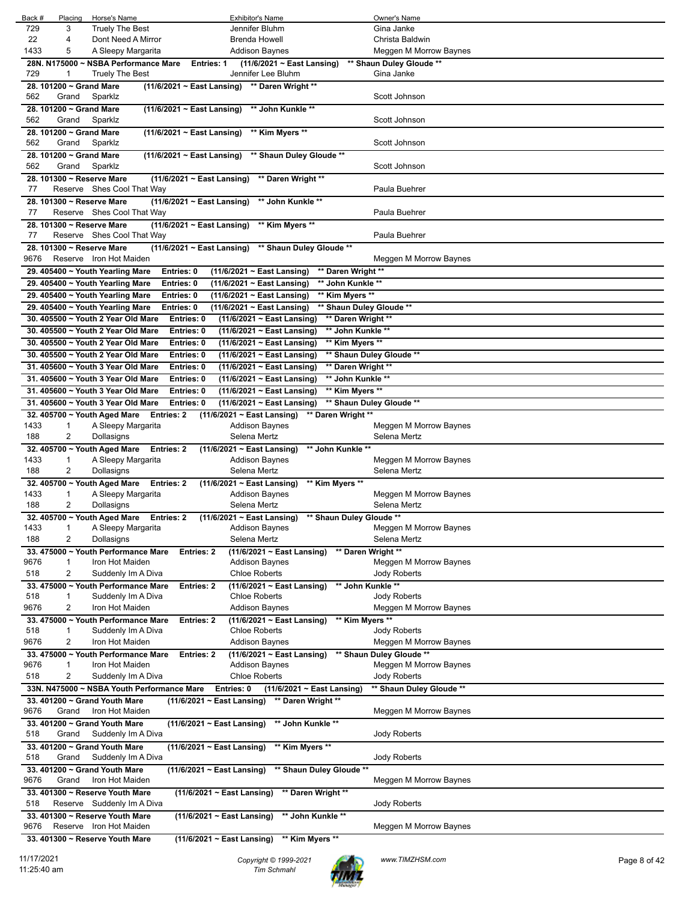| Back # | Placing | Horse's Name | Exhibitor's Name | Owner's Name |
|---|---|---|---|---|
| 729 | 3 | Truely The Best | Jennifer Bluhm | Gina Janke |
| 22 | 4 | Dont Need A Mirror | Brenda Howell | Christa Baldwin |
| 1433 | 5 | A Sleepy Margarita | Addison Baynes | Meggen M Morrow Baynes |
| **28N. N175000 ~ NSBA Performance Mare** | | **Entries: 1** | **(11/6/2021 ~ East Lansing)** | **\*\* Shaun Duley Gloude \*\*** |
| 729 | 1 | Truely The Best | Jennifer Lee Bluhm | Gina Janke |
| **28. 101200 ~ Grand Mare** | | **(11/6/2021 ~ East Lansing)** | **\*\* Daren Wright \*\*** | |
| 562 | Grand | Sparklz | | Scott Johnson |
| **28. 101200 ~ Grand Mare** | | **(11/6/2021 ~ East Lansing)** | **\*\* John Kunkle \*\*** | |
| 562 | Grand | Sparklz | | Scott Johnson |
| **28. 101200 ~ Grand Mare** | | **(11/6/2021 ~ East Lansing)** | **\*\* Kim Myers \*\*** | |
| 562 | Grand | Sparklz | | Scott Johnson |
| **28. 101200 ~ Grand Mare** | | **(11/6/2021 ~ East Lansing)** | **\*\* Shaun Duley Gloude \*\*** | |
| 562 | Grand | Sparklz | | Scott Johnson |
| **28. 101300 ~ Reserve Mare** | | **(11/6/2021 ~ East Lansing)** | **\*\* Daren Wright \*\*** | |
| 77 | Reserve | Shes Cool That Way | | Paula Buehrer |
| **28. 101300 ~ Reserve Mare** | | **(11/6/2021 ~ East Lansing)** | **\*\* John Kunkle \*\*** | |
| 77 | Reserve | Shes Cool That Way | | Paula Buehrer |
| **28. 101300 ~ Reserve Mare** | | **(11/6/2021 ~ East Lansing)** | **\*\* Kim Myers \*\*** | |
| 77 | Reserve | Shes Cool That Way | | Paula Buehrer |
| **28. 101300 ~ Reserve Mare** | | **(11/6/2021 ~ East Lansing)** | **\*\* Shaun Duley Gloude \*\*** | |
| 9676 | Reserve | Iron Hot Maiden | | Meggen M Morrow Baynes |
| **29. 405400 ~ Youth Yearling Mare** | | **Entries: 0** | **(11/6/2021 ~ East Lansing)** | **\*\* Daren Wright \*\*** |
| **29. 405400 ~ Youth Yearling Mare** | | **Entries: 0** | **(11/6/2021 ~ East Lansing)** | **\*\* John Kunkle \*\*** |
| **29. 405400 ~ Youth Yearling Mare** | | **Entries: 0** | **(11/6/2021 ~ East Lansing)** | **\*\* Kim Myers \*\*** |
| **29. 405400 ~ Youth Yearling Mare** | | **Entries: 0** | **(11/6/2021 ~ East Lansing)** | **\*\* Shaun Duley Gloude \*\*** |
| **30. 405500 ~ Youth 2 Year Old Mare** | | **Entries: 0** | **(11/6/2021 ~ East Lansing)** | **\*\* Daren Wright \*\*** |
| **30. 405500 ~ Youth 2 Year Old Mare** | | **Entries: 0** | **(11/6/2021 ~ East Lansing)** | **\*\* John Kunkle \*\*** |
| **30. 405500 ~ Youth 2 Year Old Mare** | | **Entries: 0** | **(11/6/2021 ~ East Lansing)** | **\*\* Kim Myers \*\*** |
| **30. 405500 ~ Youth 2 Year Old Mare** | | **Entries: 0** | **(11/6/2021 ~ East Lansing)** | **\*\* Shaun Duley Gloude \*\*** |
| **31. 405600 ~ Youth 3 Year Old Mare** | | **Entries: 0** | **(11/6/2021 ~ East Lansing)** | **\*\* Daren Wright \*\*** |
| **31. 405600 ~ Youth 3 Year Old Mare** | | **Entries: 0** | **(11/6/2021 ~ East Lansing)** | **\*\* John Kunkle \*\*** |
| **31. 405600 ~ Youth 3 Year Old Mare** | | **Entries: 0** | **(11/6/2021 ~ East Lansing)** | **\*\* Kim Myers \*\*** |
| **31. 405600 ~ Youth 3 Year Old Mare** | | **Entries: 0** | **(11/6/2021 ~ East Lansing)** | **\*\* Shaun Duley Gloude \*\*** |
| **32. 405700 ~ Youth Aged Mare** | | **Entries: 2** | **(11/6/2021 ~ East Lansing)** | **\*\* Daren Wright \*\*** |
| 1433 | 1 | A Sleepy Margarita | Addison Baynes | Meggen M Morrow Baynes |
| 188 | 2 | Dollasigns | Selena Mertz | Selena Mertz |
| **32. 405700 ~ Youth Aged Mare** | | **Entries: 2** | **(11/6/2021 ~ East Lansing)** | **\*\* John Kunkle \*\*** |
| 1433 | 1 | A Sleepy Margarita | Addison Baynes | Meggen M Morrow Baynes |
| 188 | 2 | Dollasigns | Selena Mertz | Selena Mertz |
| **32. 405700 ~ Youth Aged Mare** | | **Entries: 2** | **(11/6/2021 ~ East Lansing)** | **\*\* Kim Myers \*\*** |
| 1433 | 1 | A Sleepy Margarita | Addison Baynes | Meggen M Morrow Baynes |
| 188 | 2 | Dollasigns | Selena Mertz | Selena Mertz |
| **32. 405700 ~ Youth Aged Mare** | | **Entries: 2** | **(11/6/2021 ~ East Lansing)** | **\*\* Shaun Duley Gloude \*\*** |
| 1433 | 1 | A Sleepy Margarita | Addison Baynes | Meggen M Morrow Baynes |
| 188 | 2 | Dollasigns | Selena Mertz | Selena Mertz |
| **33. 475000 ~ Youth Performance Mare** | | **Entries: 2** | **(11/6/2021 ~ East Lansing)** | **\*\* Daren Wright \*\*** |
| 9676 | 1 | Iron Hot Maiden | Addison Baynes | Meggen M Morrow Baynes |
| 518 | 2 | Suddenly Im A Diva | Chloe Roberts | Jody Roberts |
| **33. 475000 ~ Youth Performance Mare** | | **Entries: 2** | **(11/6/2021 ~ East Lansing)** | **\*\* John Kunkle \*\*** |
| 518 | 1 | Suddenly Im A Diva | Chloe Roberts | Jody Roberts |
| 9676 | 2 | Iron Hot Maiden | Addison Baynes | Meggen M Morrow Baynes |
| **33. 475000 ~ Youth Performance Mare** | | **Entries: 2** | **(11/6/2021 ~ East Lansing)** | **\*\* Kim Myers \*\*** |
| 518 | 1 | Suddenly Im A Diva | Chloe Roberts | Jody Roberts |
| 9676 | 2 | Iron Hot Maiden | Addison Baynes | Meggen M Morrow Baynes |
| **33. 475000 ~ Youth Performance Mare** | | **Entries: 2** | **(11/6/2021 ~ East Lansing)** | **\*\* Shaun Duley Gloude \*\*** |
| 9676 | 1 | Iron Hot Maiden | Addison Baynes | Meggen M Morrow Baynes |
| 518 | 2 | Suddenly Im A Diva | Chloe Roberts | Jody Roberts |
| **33N. N475000 ~ NSBA Youth Performance Mare** | | **Entries: 0** | **(11/6/2021 ~ East Lansing)** | **\*\* Shaun Duley Gloude \*\*** |
| **33. 401200 ~ Grand Youth Mare** | | **(11/6/2021 ~ East Lansing)** | **\*\* Daren Wright \*\*** | |
| 9676 | Grand | Iron Hot Maiden | | Meggen M Morrow Baynes |
| **33. 401200 ~ Grand Youth Mare** | | **(11/6/2021 ~ East Lansing)** | **\*\* John Kunkle \*\*** | |
| 518 | Grand | Suddenly Im A Diva | | Jody Roberts |
| **33. 401200 ~ Grand Youth Mare** | | **(11/6/2021 ~ East Lansing)** | **\*\* Kim Myers \*\*** | |
| 518 | Grand | Suddenly Im A Diva | | Jody Roberts |
| **33. 401200 ~ Grand Youth Mare** | | **(11/6/2021 ~ East Lansing)** | **\*\* Shaun Duley Gloude \*\*** | |
| 9676 | Grand | Iron Hot Maiden | | Meggen M Morrow Baynes |
| **33. 401300 ~ Reserve Youth Mare** | | **(11/6/2021 ~ East Lansing)** | **\*\* Daren Wright \*\*** | |
| 518 | Reserve | Suddenly Im A Diva | | Jody Roberts |
| **33. 401300 ~ Reserve Youth Mare** | | **(11/6/2021 ~ East Lansing)** | **\*\* John Kunkle \*\*** | |
| 9676 | Reserve | Iron Hot Maiden | | Meggen M Morrow Baynes |
| **33. 401300 ~ Reserve Youth Mare** | | **(11/6/2021 ~ East Lansing)** | **\*\* Kim Myers \*\*** | |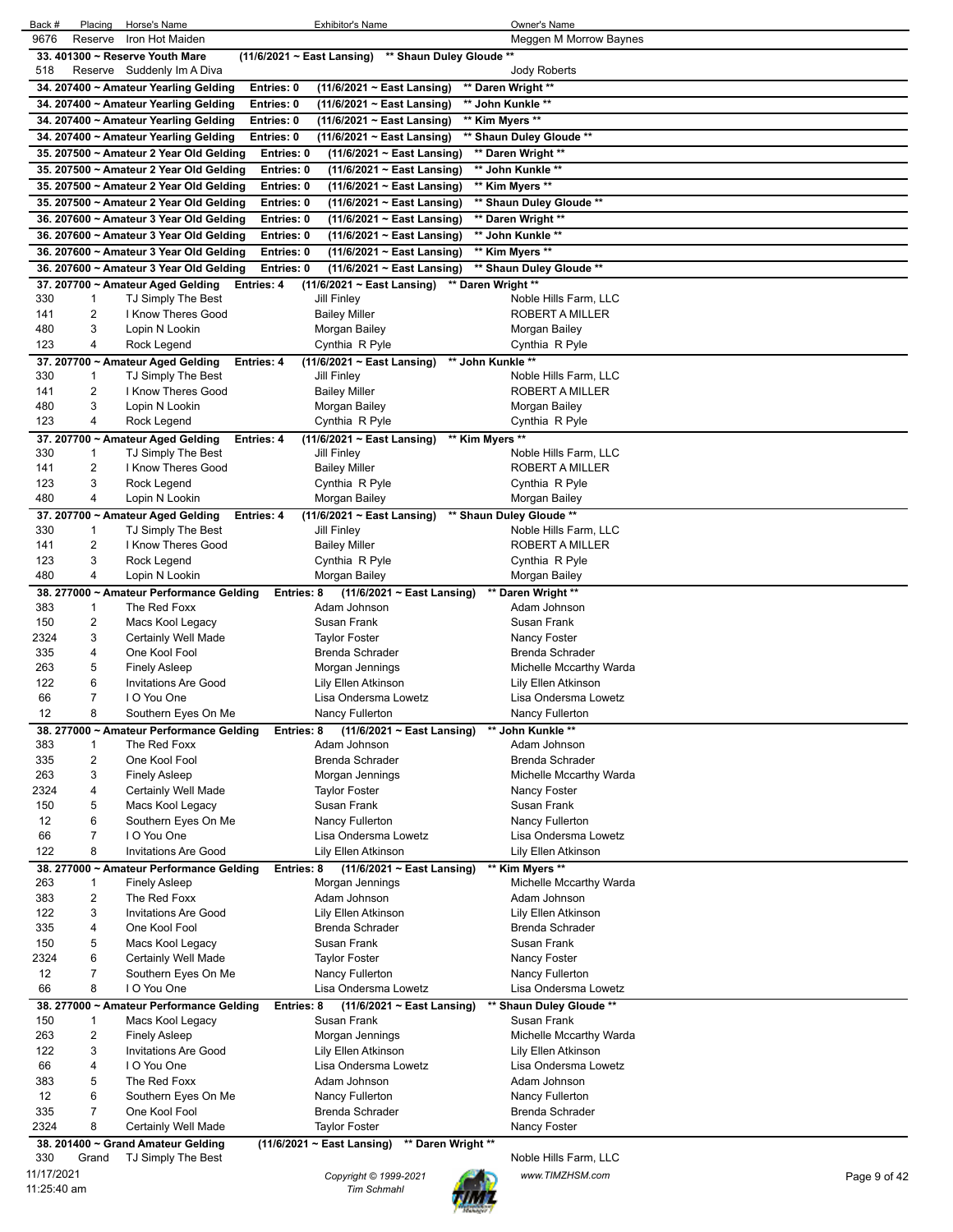| Back # | Placing | Horse's Name | Exhibitor's Name | Owner's Name |
|---|---|---|---|---|
| 9676 | Reserve | Iron Hot Maiden | | Meggen M Morrow Baynes |

**33. 401300 ~ Reserve Youth Mare (11/6/2021 ~ East Lansing) ** Shaun Duley Gloude ****

| Back # | Placing | Horse's Name | Exhibitor's Name | Owner's Name |
|---|---|---|---|---|
| 518 | Reserve | Suddenly Im A Diva | | Jody Roberts |

**34. 207400 ~ Amateur Yearling Gelding Entries: 0 (11/6/2021 ~ East Lansing) ** Daren Wright ****

**34. 207400 ~ Amateur Yearling Gelding Entries: 0 (11/6/2021 ~ East Lansing) ** John Kunkle ****

**34. 207400 ~ Amateur Yearling Gelding Entries: 0 (11/6/2021 ~ East Lansing) ** Kim Myers ****

**34. 207400 ~ Amateur Yearling Gelding Entries: 0 (11/6/2021 ~ East Lansing) ** Shaun Duley Gloude ****

**35. 207500 ~ Amateur 2 Year Old Gelding Entries: 0 (11/6/2021 ~ East Lansing) ** Daren Wright ****

**35. 207500 ~ Amateur 2 Year Old Gelding Entries: 0 (11/6/2021 ~ East Lansing) ** John Kunkle ****

**35. 207500 ~ Amateur 2 Year Old Gelding Entries: 0 (11/6/2021 ~ East Lansing) ** Kim Myers ****

**35. 207500 ~ Amateur 2 Year Old Gelding Entries: 0 (11/6/2021 ~ East Lansing) ** Shaun Duley Gloude ****

**36. 207600 ~ Amateur 3 Year Old Gelding Entries: 0 (11/6/2021 ~ East Lansing) ** Daren Wright ****

**36. 207600 ~ Amateur 3 Year Old Gelding Entries: 0 (11/6/2021 ~ East Lansing) ** John Kunkle ****

**36. 207600 ~ Amateur 3 Year Old Gelding Entries: 0 (11/6/2021 ~ East Lansing) ** Kim Myers ****

**36. 207600 ~ Amateur 3 Year Old Gelding Entries: 0 (11/6/2021 ~ East Lansing) ** Shaun Duley Gloude ****

**37. 207700 ~ Amateur Aged Gelding Entries: 4 (11/6/2021 ~ East Lansing) ** Daren Wright ****

| Back # | Placing | Horse's Name | Exhibitor's Name | Owner's Name |
|---|---|---|---|---|
| 330 | 1 | TJ Simply The Best | Jill Finley | Noble Hills Farm, LLC |
| 141 | 2 | I Know Theres Good | Bailey Miller | ROBERT A MILLER |
| 480 | 3 | Lopin N Lookin | Morgan Bailey | Morgan Bailey |
| 123 | 4 | Rock Legend | Cynthia R Pyle | Cynthia R Pyle |

**37. 207700 ~ Amateur Aged Gelding Entries: 4 (11/6/2021 ~ East Lansing) ** John Kunkle ****

| Back # | Placing | Horse's Name | Exhibitor's Name | Owner's Name |
|---|---|---|---|---|
| 330 | 1 | TJ Simply The Best | Jill Finley | Noble Hills Farm, LLC |
| 141 | 2 | I Know Theres Good | Bailey Miller | ROBERT A MILLER |
| 480 | 3 | Lopin N Lookin | Morgan Bailey | Morgan Bailey |
| 123 | 4 | Rock Legend | Cynthia R Pyle | Cynthia R Pyle |

**37. 207700 ~ Amateur Aged Gelding Entries: 4 (11/6/2021 ~ East Lansing) ** Kim Myers ****

| Back # | Placing | Horse's Name | Exhibitor's Name | Owner's Name |
|---|---|---|---|---|
| 330 | 1 | TJ Simply The Best | Jill Finley | Noble Hills Farm, LLC |
| 141 | 2 | I Know Theres Good | Bailey Miller | ROBERT A MILLER |
| 123 | 3 | Rock Legend | Cynthia R Pyle | Cynthia R Pyle |
| 480 | 4 | Lopin N Lookin | Morgan Bailey | Morgan Bailey |

**37. 207700 ~ Amateur Aged Gelding Entries: 4 (11/6/2021 ~ East Lansing) ** Shaun Duley Gloude ****

| Back # | Placing | Horse's Name | Exhibitor's Name | Owner's Name |
|---|---|---|---|---|
| 330 | 1 | TJ Simply The Best | Jill Finley | Noble Hills Farm, LLC |
| 141 | 2 | I Know Theres Good | Bailey Miller | ROBERT A MILLER |
| 123 | 3 | Rock Legend | Cynthia R Pyle | Cynthia R Pyle |
| 480 | 4 | Lopin N Lookin | Morgan Bailey | Morgan Bailey |

**38. 277000 ~ Amateur Performance Gelding Entries: 8 (11/6/2021 ~ East Lansing) ** Daren Wright ****

| Back # | Placing | Horse's Name | Exhibitor's Name | Owner's Name |
|---|---|---|---|---|
| 383 | 1 | The Red Foxx | Adam Johnson | Adam Johnson |
| 150 | 2 | Macs Kool Legacy | Susan Frank | Susan Frank |
| 2324 | 3 | Certainly Well Made | Taylor Foster | Nancy Foster |
| 335 | 4 | One Kool Fool | Brenda Schrader | Brenda Schrader |
| 263 | 5 | Finely Asleep | Morgan Jennings | Michelle Mccarthy Warda |
| 122 | 6 | Invitations Are Good | Lily Ellen Atkinson | Lily Ellen Atkinson |
| 66 | 7 | I O You One | Lisa Ondersma Lowetz | Lisa Ondersma Lowetz |
| 12 | 8 | Southern Eyes On Me | Nancy Fullerton | Nancy Fullerton |

**38. 277000 ~ Amateur Performance Gelding Entries: 8 (11/6/2021 ~ East Lansing) ** John Kunkle ****

| Back # | Placing | Horse's Name | Exhibitor's Name | Owner's Name |
|---|---|---|---|---|
| 383 | 1 | The Red Foxx | Adam Johnson | Adam Johnson |
| 335 | 2 | One Kool Fool | Brenda Schrader | Brenda Schrader |
| 263 | 3 | Finely Asleep | Morgan Jennings | Michelle Mccarthy Warda |
| 2324 | 4 | Certainly Well Made | Taylor Foster | Nancy Foster |
| 150 | 5 | Macs Kool Legacy | Susan Frank | Susan Frank |
| 12 | 6 | Southern Eyes On Me | Nancy Fullerton | Nancy Fullerton |
| 66 | 7 | I O You One | Lisa Ondersma Lowetz | Lisa Ondersma Lowetz |
| 122 | 8 | Invitations Are Good | Lily Ellen Atkinson | Lily Ellen Atkinson |

**38. 277000 ~ Amateur Performance Gelding Entries: 8 (11/6/2021 ~ East Lansing) ** Kim Myers ****

| Back # | Placing | Horse's Name | Exhibitor's Name | Owner's Name |
|---|---|---|---|---|
| 263 | 1 | Finely Asleep | Morgan Jennings | Michelle Mccarthy Warda |
| 383 | 2 | The Red Foxx | Adam Johnson | Adam Johnson |
| 122 | 3 | Invitations Are Good | Lily Ellen Atkinson | Lily Ellen Atkinson |
| 335 | 4 | One Kool Fool | Brenda Schrader | Brenda Schrader |
| 150 | 5 | Macs Kool Legacy | Susan Frank | Susan Frank |
| 2324 | 6 | Certainly Well Made | Taylor Foster | Nancy Foster |
| 12 | 7 | Southern Eyes On Me | Nancy Fullerton | Nancy Fullerton |
| 66 | 8 | I O You One | Lisa Ondersma Lowetz | Lisa Ondersma Lowetz |

**38. 277000 ~ Amateur Performance Gelding Entries: 8 (11/6/2021 ~ East Lansing) ** Shaun Duley Gloude ****

| Back # | Placing | Horse's Name | Exhibitor's Name | Owner's Name |
|---|---|---|---|---|
| 150 | 1 | Macs Kool Legacy | Susan Frank | Susan Frank |
| 263 | 2 | Finely Asleep | Morgan Jennings | Michelle Mccarthy Warda |
| 122 | 3 | Invitations Are Good | Lily Ellen Atkinson | Lily Ellen Atkinson |
| 66 | 4 | I O You One | Lisa Ondersma Lowetz | Lisa Ondersma Lowetz |
| 383 | 5 | The Red Foxx | Adam Johnson | Adam Johnson |
| 12 | 6 | Southern Eyes On Me | Nancy Fullerton | Nancy Fullerton |
| 335 | 7 | One Kool Fool | Brenda Schrader | Brenda Schrader |
| 2324 | 8 | Certainly Well Made | Taylor Foster | Nancy Foster |

**38. 201400 ~ Grand Amateur Gelding (11/6/2021 ~ East Lansing) ** Daren Wright ****

| Back # | Placing | Horse's Name | Exhibitor's Name | Owner's Name |
|---|---|---|---|---|
| 330 | Grand | TJ Simply The Best | | Noble Hills Farm, LLC |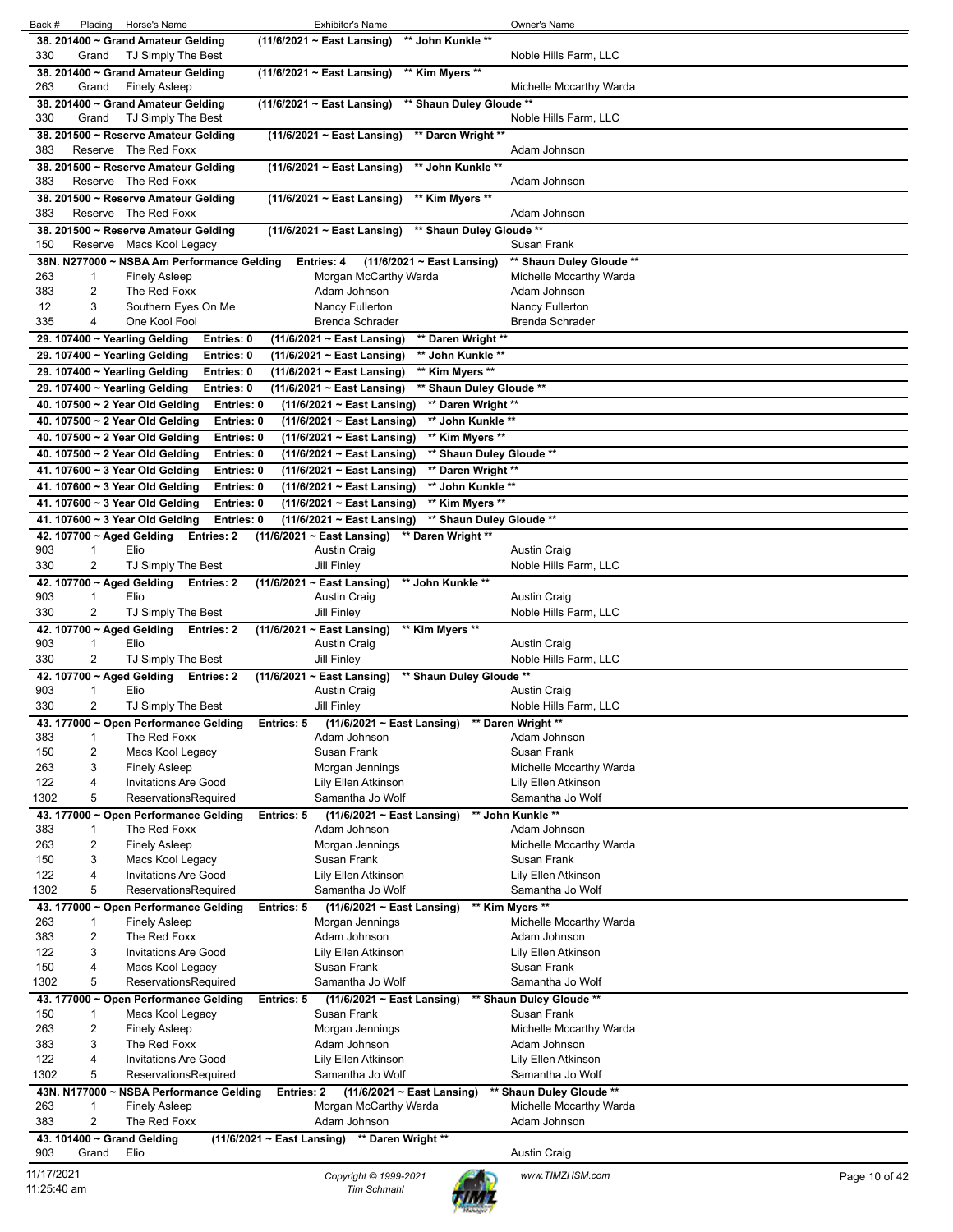| Back # | Placing | Horse's Name | Exhibitor's Name | Owner's Name |
|---|---|---|---|---|
| **38. 201400 ~ Grand Amateur Gelding** | | | **(11/6/2021 ~ East Lansing) \*\* John Kunkle \*\*** | |
| 330 | Grand | TJ Simply The Best | | Noble Hills Farm, LLC |
| **38. 201400 ~ Grand Amateur Gelding** | | | **(11/6/2021 ~ East Lansing) \*\* Kim Myers \*\*** | |
| 263 | Grand | Finely Asleep | | Michelle Mccarthy Warda |
| **38. 201400 ~ Grand Amateur Gelding** | | | **(11/6/2021 ~ East Lansing) \*\* Shaun Duley Gloude \*\*** | |
| 330 | Grand | TJ Simply The Best | | Noble Hills Farm, LLC |
| **38. 201500 ~ Reserve Amateur Gelding** | | | **(11/6/2021 ~ East Lansing) \*\* Daren Wright \*\*** | |
| 383 | Reserve | The Red Foxx | | Adam Johnson |
| **38. 201500 ~ Reserve Amateur Gelding** | | | **(11/6/2021 ~ East Lansing) \*\* John Kunkle \*\*** | |
| 383 | Reserve | The Red Foxx | | Adam Johnson |
| **38. 201500 ~ Reserve Amateur Gelding** | | | **(11/6/2021 ~ East Lansing) \*\* Kim Myers \*\*** | |
| 383 | Reserve | The Red Foxx | | Adam Johnson |
| **38. 201500 ~ Reserve Amateur Gelding** | | | **(11/6/2021 ~ East Lansing) \*\* Shaun Duley Gloude \*\*** | |
| 150 | Reserve | Macs Kool Legacy | | Susan Frank |
| **38N. N277000 ~ NSBA Am Performance Gelding** | | | **Entries: 4 (11/6/2021 ~ East Lansing)** | **\*\* Shaun Duley Gloude \*\*** |
| 263 | 1 | Finely Asleep | Morgan McCarthy Warda | Michelle Mccarthy Warda |
| 383 | 2 | The Red Foxx | Adam Johnson | Adam Johnson |
| 12 | 3 | Southern Eyes On Me | Nancy Fullerton | Nancy Fullerton |
| 335 | 4 | One Kool Fool | Brenda Schrader | Brenda Schrader |
| **29. 107400 ~ Yearling Gelding Entries: 0** | | | **(11/6/2021 ~ East Lansing) \*\* Daren Wright \*\*** | |
| **29. 107400 ~ Yearling Gelding Entries: 0** | | | **(11/6/2021 ~ East Lansing) \*\* John Kunkle \*\*** | |
| **29. 107400 ~ Yearling Gelding Entries: 0** | | | **(11/6/2021 ~ East Lansing) \*\* Kim Myers \*\*** | |
| **29. 107400 ~ Yearling Gelding Entries: 0** | | | **(11/6/2021 ~ East Lansing) \*\* Shaun Duley Gloude \*\*** | |
| **40. 107500 ~ 2 Year Old Gelding Entries: 0** | | | **(11/6/2021 ~ East Lansing) \*\* Daren Wright \*\*** | |
| **40. 107500 ~ 2 Year Old Gelding Entries: 0** | | | **(11/6/2021 ~ East Lansing) \*\* John Kunkle \*\*** | |
| **40. 107500 ~ 2 Year Old Gelding Entries: 0** | | | **(11/6/2021 ~ East Lansing) \*\* Kim Myers \*\*** | |
| **40. 107500 ~ 2 Year Old Gelding Entries: 0** | | | **(11/6/2021 ~ East Lansing) \*\* Shaun Duley Gloude \*\*** | |
| **41. 107600 ~ 3 Year Old Gelding Entries: 0** | | | **(11/6/2021 ~ East Lansing) \*\* Daren Wright \*\*** | |
| **41. 107600 ~ 3 Year Old Gelding Entries: 0** | | | **(11/6/2021 ~ East Lansing) \*\* John Kunkle \*\*** | |
| **41. 107600 ~ 3 Year Old Gelding Entries: 0** | | | **(11/6/2021 ~ East Lansing) \*\* Kim Myers \*\*** | |
| **41. 107600 ~ 3 Year Old Gelding Entries: 0** | | | **(11/6/2021 ~ East Lansing) \*\* Shaun Duley Gloude \*\*** | |
| **42. 107700 ~ Aged Gelding Entries: 2** | | | **(11/6/2021 ~ East Lansing) \*\* Daren Wright \*\*** | |
| 903 | 1 | Elio | Austin Craig | Austin Craig |
| 330 | 2 | TJ Simply The Best | Jill Finley | Noble Hills Farm, LLC |
| **42. 107700 ~ Aged Gelding Entries: 2** | | | **(11/6/2021 ~ East Lansing) \*\* John Kunkle \*\*** | |
| 903 | 1 | Elio | Austin Craig | Austin Craig |
| 330 | 2 | TJ Simply The Best | Jill Finley | Noble Hills Farm, LLC |
| **42. 107700 ~ Aged Gelding Entries: 2** | | | **(11/6/2021 ~ East Lansing) \*\* Kim Myers \*\*** | |
| 903 | 1 | Elio | Austin Craig | Austin Craig |
| 330 | 2 | TJ Simply The Best | Jill Finley | Noble Hills Farm, LLC |
| **42. 107700 ~ Aged Gelding Entries: 2** | | | **(11/6/2021 ~ East Lansing) \*\* Shaun Duley Gloude \*\*** | |
| 903 | 1 | Elio | Austin Craig | Austin Craig |
| 330 | 2 | TJ Simply The Best | Jill Finley | Noble Hills Farm, LLC |
| **43. 177000 ~ Open Performance Gelding Entries: 5** | | | **(11/6/2021 ~ East Lansing)** | **\*\* Daren Wright \*\*** |
| 383 | 1 | The Red Foxx | Adam Johnson | Adam Johnson |
| 150 | 2 | Macs Kool Legacy | Susan Frank | Susan Frank |
| 263 | 3 | Finely Asleep | Morgan Jennings | Michelle Mccarthy Warda |
| 122 | 4 | Invitations Are Good | Lily Ellen Atkinson | Lily Ellen Atkinson |
| 1302 | 5 | ReservationsRequired | Samantha Jo Wolf | Samantha Jo Wolf |
| **43. 177000 ~ Open Performance Gelding Entries: 5** | | | **(11/6/2021 ~ East Lansing)** | **\*\* John Kunkle \*\*** |
| 383 | 1 | The Red Foxx | Adam Johnson | Adam Johnson |
| 263 | 2 | Finely Asleep | Morgan Jennings | Michelle Mccarthy Warda |
| 150 | 3 | Macs Kool Legacy | Susan Frank | Susan Frank |
| 122 | 4 | Invitations Are Good | Lily Ellen Atkinson | Lily Ellen Atkinson |
| 1302 | 5 | ReservationsRequired | Samantha Jo Wolf | Samantha Jo Wolf |
| **43. 177000 ~ Open Performance Gelding Entries: 5** | | | **(11/6/2021 ~ East Lansing)** | **\*\* Kim Myers \*\*** |
| 263 | 1 | Finely Asleep | Morgan Jennings | Michelle Mccarthy Warda |
| 383 | 2 | The Red Foxx | Adam Johnson | Adam Johnson |
| 122 | 3 | Invitations Are Good | Lily Ellen Atkinson | Lily Ellen Atkinson |
| 150 | 4 | Macs Kool Legacy | Susan Frank | Susan Frank |
| 1302 | 5 | ReservationsRequired | Samantha Jo Wolf | Samantha Jo Wolf |
| **43. 177000 ~ Open Performance Gelding Entries: 5** | | | **(11/6/2021 ~ East Lansing)** | **\*\* Shaun Duley Gloude \*\*** |
| 150 | 1 | Macs Kool Legacy | Susan Frank | Susan Frank |
| 263 | 2 | Finely Asleep | Morgan Jennings | Michelle Mccarthy Warda |
| 383 | 3 | The Red Foxx | Adam Johnson | Adam Johnson |
| 122 | 4 | Invitations Are Good | Lily Ellen Atkinson | Lily Ellen Atkinson |
| 1302 | 5 | ReservationsRequired | Samantha Jo Wolf | Samantha Jo Wolf |
| **43N. N177000 ~ NSBA Performance Gelding** | | | **Entries: 2 (11/6/2021 ~ East Lansing)** | **\*\* Shaun Duley Gloude \*\*** |
| 263 | 1 | Finely Asleep | Morgan McCarthy Warda | Michelle Mccarthy Warda |
| 383 | 2 | The Red Foxx | Adam Johnson | Adam Johnson |
| **43. 101400 ~ Grand Gelding** | | | **(11/6/2021 ~ East Lansing) \*\* Daren Wright \*\*** | |
| 903 | Grand | Elio | | Austin Craig |

11/17/2021
11:25:40 am

Copyright © 1999-2021 Tim Schmahl

www.TIMZHSM.com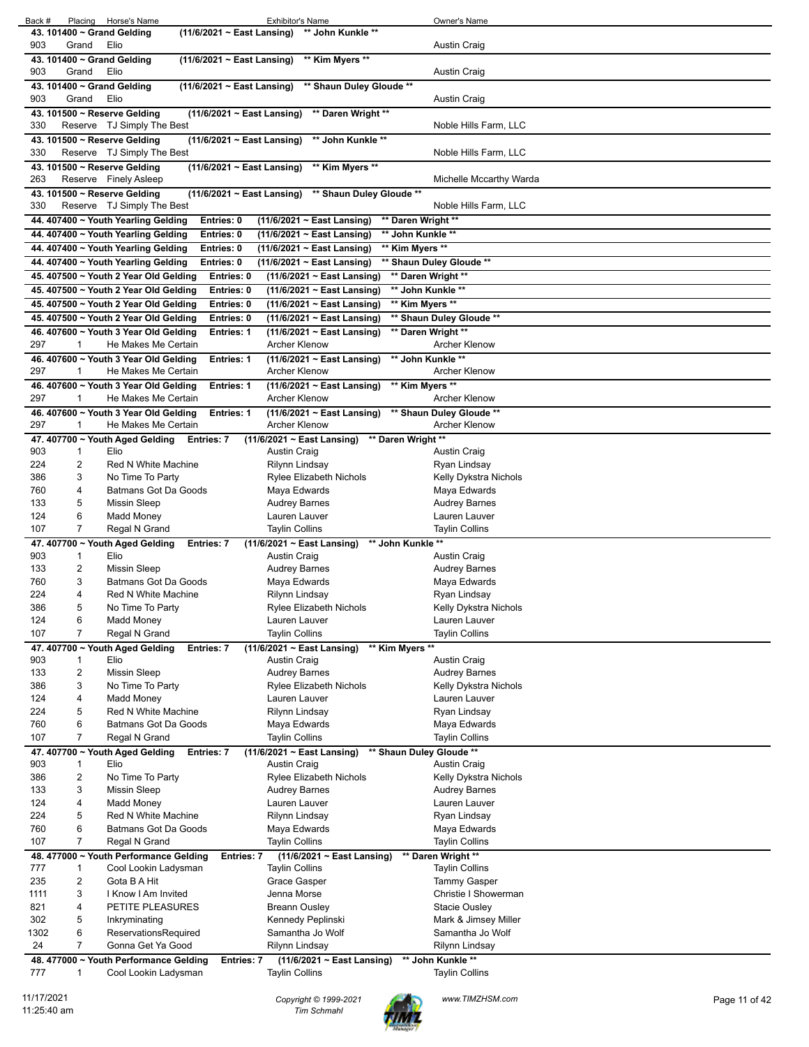| Back # | Placing | Horse's Name | Exhibitor's Name | Owner's Name |
|---|---|---|---|---|
| **43. 101400 ~ Grand Gelding** | | | **(11/6/2021 ~ East Lansing) \*\* John Kunkle \*\*** | |
| 903 | Grand | Elio | | Austin Craig |
| **43. 101400 ~ Grand Gelding** | | | **(11/6/2021 ~ East Lansing) \*\* Kim Myers \*\*** | |
| 903 | Grand | Elio | | Austin Craig |
| **43. 101400 ~ Grand Gelding** | | | **(11/6/2021 ~ East Lansing) \*\* Shaun Duley Gloude \*\*** | |
| 903 | Grand | Elio | | Austin Craig |
| **43. 101500 ~ Reserve Gelding** | | | **(11/6/2021 ~ East Lansing) \*\* Daren Wright \*\*** | |
| 330 | Reserve | TJ Simply The Best | | Noble Hills Farm, LLC |
| **43. 101500 ~ Reserve Gelding** | | | **(11/6/2021 ~ East Lansing) \*\* John Kunkle \*\*** | |
| 330 | Reserve | TJ Simply The Best | | Noble Hills Farm, LLC |
| **43. 101500 ~ Reserve Gelding** | | | **(11/6/2021 ~ East Lansing) \*\* Kim Myers \*\*** | |
| 263 | Reserve | Finely Asleep | | Michelle Mccarthy Warda |
| **43. 101500 ~ Reserve Gelding** | | | **(11/6/2021 ~ East Lansing) \*\* Shaun Duley Gloude \*\*** | |
| 330 | Reserve | TJ Simply The Best | | Noble Hills Farm, LLC |
| **44. 407400 ~ Youth Yearling Gelding** | | **Entries: 0** | **(11/6/2021 ~ East Lansing)** | **\*\* Daren Wright \*\*** |
| **44. 407400 ~ Youth Yearling Gelding** | | **Entries: 0** | **(11/6/2021 ~ East Lansing)** | **\*\* John Kunkle \*\*** |
| **44. 407400 ~ Youth Yearling Gelding** | | **Entries: 0** | **(11/6/2021 ~ East Lansing)** | **\*\* Kim Myers \*\*** |
| **44. 407400 ~ Youth Yearling Gelding** | | **Entries: 0** | **(11/6/2021 ~ East Lansing)** | **\*\* Shaun Duley Gloude \*\*** |
| **45. 407500 ~ Youth 2 Year Old Gelding** | | **Entries: 0** | **(11/6/2021 ~ East Lansing)** | **\*\* Daren Wright \*\*** |
| **45. 407500 ~ Youth 2 Year Old Gelding** | | **Entries: 0** | **(11/6/2021 ~ East Lansing)** | **\*\* John Kunkle \*\*** |
| **45. 407500 ~ Youth 2 Year Old Gelding** | | **Entries: 0** | **(11/6/2021 ~ East Lansing)** | **\*\* Kim Myers \*\*** |
| **45. 407500 ~ Youth 2 Year Old Gelding** | | **Entries: 0** | **(11/6/2021 ~ East Lansing)** | **\*\* Shaun Duley Gloude \*\*** |
| **46. 407600 ~ Youth 3 Year Old Gelding** | | **Entries: 1** | **(11/6/2021 ~ East Lansing)** | **\*\* Daren Wright \*\*** |
| 297 | 1 | He Makes Me Certain | Archer Klenow | Archer Klenow |
| **46. 407600 ~ Youth 3 Year Old Gelding** | | **Entries: 1** | **(11/6/2021 ~ East Lansing)** | **\*\* John Kunkle \*\*** |
| 297 | 1 | He Makes Me Certain | Archer Klenow | Archer Klenow |
| **46. 407600 ~ Youth 3 Year Old Gelding** | | **Entries: 1** | **(11/6/2021 ~ East Lansing)** | **\*\* Kim Myers \*\*** |
| 297 | 1 | He Makes Me Certain | Archer Klenow | Archer Klenow |
| **46. 407600 ~ Youth 3 Year Old Gelding** | | **Entries: 1** | **(11/6/2021 ~ East Lansing)** | **\*\* Shaun Duley Gloude \*\*** |
| 297 | 1 | He Makes Me Certain | Archer Klenow | Archer Klenow |
| **47. 407700 ~ Youth Aged Gelding** | | **Entries: 7** | **(11/6/2021 ~ East Lansing) \*\* Daren Wright \*\*** | |
| 903 | 1 | Elio | Austin Craig | Austin Craig |
| 224 | 2 | Red N White Machine | Rilynn Lindsay | Ryan Lindsay |
| 386 | 3 | No Time To Party | Rylee Elizabeth Nichols | Kelly Dykstra Nichols |
| 760 | 4 | Batmans Got Da Goods | Maya Edwards | Maya Edwards |
| 133 | 5 | Missin Sleep | Audrey Barnes | Audrey Barnes |
| 124 | 6 | Madd Money | Lauren Lauver | Lauren Lauver |
| 107 | 7 | Regal N Grand | Taylin Collins | Taylin Collins |
| **47. 407700 ~ Youth Aged Gelding** | | **Entries: 7** | **(11/6/2021 ~ East Lansing) \*\* John Kunkle \*\*** | |
| 903 | 1 | Elio | Austin Craig | Austin Craig |
| 133 | 2 | Missin Sleep | Audrey Barnes | Audrey Barnes |
| 760 | 3 | Batmans Got Da Goods | Maya Edwards | Maya Edwards |
| 224 | 4 | Red N White Machine | Rilynn Lindsay | Ryan Lindsay |
| 386 | 5 | No Time To Party | Rylee Elizabeth Nichols | Kelly Dykstra Nichols |
| 124 | 6 | Madd Money | Lauren Lauver | Lauren Lauver |
| 107 | 7 | Regal N Grand | Taylin Collins | Taylin Collins |
| **47. 407700 ~ Youth Aged Gelding** | | **Entries: 7** | **(11/6/2021 ~ East Lansing) \*\* Kim Myers \*\*** | |
| 903 | 1 | Elio | Austin Craig | Austin Craig |
| 133 | 2 | Missin Sleep | Audrey Barnes | Audrey Barnes |
| 386 | 3 | No Time To Party | Rylee Elizabeth Nichols | Kelly Dykstra Nichols |
| 124 | 4 | Madd Money | Lauren Lauver | Lauren Lauver |
| 224 | 5 | Red N White Machine | Rilynn Lindsay | Ryan Lindsay |
| 760 | 6 | Batmans Got Da Goods | Maya Edwards | Maya Edwards |
| 107 | 7 | Regal N Grand | Taylin Collins | Taylin Collins |
| **47. 407700 ~ Youth Aged Gelding** | | **Entries: 7** | **(11/6/2021 ~ East Lansing) \*\* Shaun Duley Gloude \*\*** | |
| 903 | 1 | Elio | Austin Craig | Austin Craig |
| 386 | 2 | No Time To Party | Rylee Elizabeth Nichols | Kelly Dykstra Nichols |
| 133 | 3 | Missin Sleep | Audrey Barnes | Audrey Barnes |
| 124 | 4 | Madd Money | Lauren Lauver | Lauren Lauver |
| 224 | 5 | Red N White Machine | Rilynn Lindsay | Ryan Lindsay |
| 760 | 6 | Batmans Got Da Goods | Maya Edwards | Maya Edwards |
| 107 | 7 | Regal N Grand | Taylin Collins | Taylin Collins |
| **48. 477000 ~ Youth Performance Gelding** | | **Entries: 7** | **(11/6/2021 ~ East Lansing)** | **\*\* Daren Wright \*\*** |
| 777 | 1 | Cool Lookin Ladysman | Taylin Collins | Taylin Collins |
| 235 | 2 | Gota B A Hit | Grace Gasper | Tammy Gasper |
| 1111 | 3 | I Know I Am Invited | Jenna Morse | Christie I Showerman |
| 821 | 4 | PETITE PLEASURES | Breann Ousley | Stacie Ousley |
| 302 | 5 | Inkryminating | Kennedy Peplinski | Mark & Jimsey Miller |
| 1302 | 6 | ReservationsRequired | Samantha Jo Wolf | Samantha Jo Wolf |
| 24 | 7 | Gonna Get Ya Good | Rilynn Lindsay | Rilynn Lindsay |
| **48. 477000 ~ Youth Performance Gelding** | | **Entries: 7** | **(11/6/2021 ~ East Lansing)** | **\*\* John Kunkle \*\*** |
| 777 | 1 | Cool Lookin Ladysman | Taylin Collins | Taylin Collins |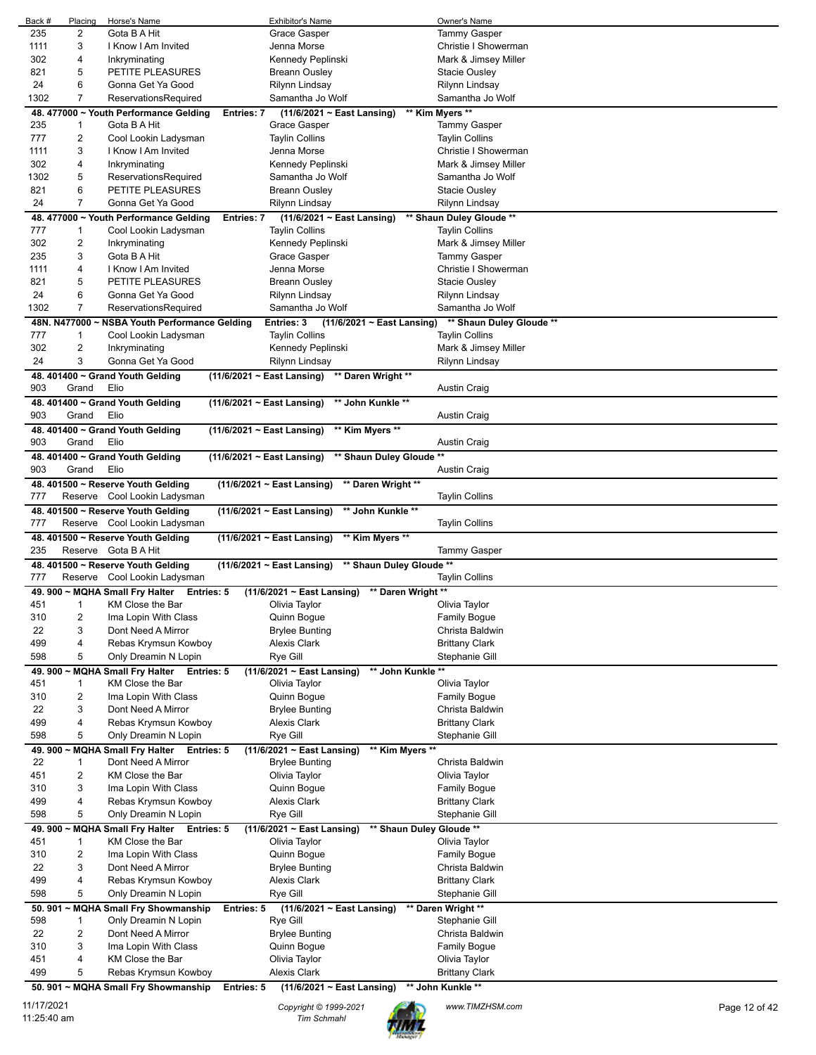| Back # | Placing | Horse's Name | Exhibitor's Name | Owner's Name |
|---|---|---|---|---|
| 235 | 2 | Gota B A Hit | Grace Gasper | Tammy Gasper |
| 1111 | 3 | I Know I Am Invited | Jenna Morse | Christie I Showerman |
| 302 | 4 | Inkryminating | Kennedy Peplinski | Mark & Jimsey Miller |
| 821 | 5 | PETITE PLEASURES | Breann Ousley | Stacie Ousley |
| 24 | 6 | Gonna Get Ya Good | Rilynn Lindsay | Rilynn Lindsay |
| 1302 | 7 | ReservationsRequired | Samantha Jo Wolf | Samantha Jo Wolf |

**48. 477000 ~ Youth Performance Gelding  Entries: 7  (11/6/2021 ~ East Lansing)  ** Kim Myers ****

| Back # | Placing | Horse's Name | Exhibitor's Name | Owner's Name |
|---|---|---|---|---|
| 235 | 1 | Gota B A Hit | Grace Gasper | Tammy Gasper |
| 777 | 2 | Cool Lookin Ladysman | Taylin Collins | Taylin Collins |
| 1111 | 3 | I Know I Am Invited | Jenna Morse | Christie I Showerman |
| 302 | 4 | Inkryminating | Kennedy Peplinski | Mark & Jimsey Miller |
| 1302 | 5 | ReservationsRequired | Samantha Jo Wolf | Samantha Jo Wolf |
| 821 | 6 | PETITE PLEASURES | Breann Ousley | Stacie Ousley |
| 24 | 7 | Gonna Get Ya Good | Rilynn Lindsay | Rilynn Lindsay |

**48. 477000 ~ Youth Performance Gelding  Entries: 7  (11/6/2021 ~ East Lansing)  ** Shaun Duley Gloude ****

| Back # | Placing | Horse's Name | Exhibitor's Name | Owner's Name |
|---|---|---|---|---|
| 777 | 1 | Cool Lookin Ladysman | Taylin Collins | Taylin Collins |
| 302 | 2 | Inkryminating | Kennedy Peplinski | Mark & Jimsey Miller |
| 235 | 3 | Gota B A Hit | Grace Gasper | Tammy Gasper |
| 1111 | 4 | I Know I Am Invited | Jenna Morse | Christie I Showerman |
| 821 | 5 | PETITE PLEASURES | Breann Ousley | Stacie Ousley |
| 24 | 6 | Gonna Get Ya Good | Rilynn Lindsay | Rilynn Lindsay |
| 1302 | 7 | ReservationsRequired | Samantha Jo Wolf | Samantha Jo Wolf |

**48N. N477000 ~ NSBA Youth Performance Gelding  Entries: 3  (11/6/2021 ~ East Lansing)  ** Shaun Duley Gloude ****

| Back # | Placing | Horse's Name | Exhibitor's Name | Owner's Name |
|---|---|---|---|---|
| 777 | 1 | Cool Lookin Ladysman | Taylin Collins | Taylin Collins |
| 302 | 2 | Inkryminating | Kennedy Peplinski | Mark & Jimsey Miller |
| 24 | 3 | Gonna Get Ya Good | Rilynn Lindsay | Rilynn Lindsay |

**48. 401400 ~ Grand Youth Gelding  (11/6/2021 ~ East Lansing)  ** Daren Wright ****

| Back # | Placing | Horse's Name | Exhibitor's Name | Owner's Name |
|---|---|---|---|---|
| 903 | Grand | Elio | | Austin Craig |

**48. 401400 ~ Grand Youth Gelding  (11/6/2021 ~ East Lansing)  ** John Kunkle ****

| Back # | Placing | Horse's Name | Exhibitor's Name | Owner's Name |
|---|---|---|---|---|
| 903 | Grand | Elio | | Austin Craig |

**48. 401400 ~ Grand Youth Gelding  (11/6/2021 ~ East Lansing)  ** Kim Myers ****

| Back # | Placing | Horse's Name | Exhibitor's Name | Owner's Name |
|---|---|---|---|---|
| 903 | Grand | Elio | | Austin Craig |

**48. 401400 ~ Grand Youth Gelding  (11/6/2021 ~ East Lansing)  ** Shaun Duley Gloude ****

| Back # | Placing | Horse's Name | Exhibitor's Name | Owner's Name |
|---|---|---|---|---|
| 903 | Grand | Elio | | Austin Craig |

**48. 401500 ~ Reserve Youth Gelding  (11/6/2021 ~ East Lansing)  ** Daren Wright ****

| Back # | Placing | Horse's Name | Exhibitor's Name | Owner's Name |
|---|---|---|---|---|
| 777 | Reserve | Cool Lookin Ladysman | | Taylin Collins |

**48. 401500 ~ Reserve Youth Gelding  (11/6/2021 ~ East Lansing)  ** John Kunkle ****

| Back # | Placing | Horse's Name | Exhibitor's Name | Owner's Name |
|---|---|---|---|---|
| 777 | Reserve | Cool Lookin Ladysman | | Taylin Collins |

**48. 401500 ~ Reserve Youth Gelding  (11/6/2021 ~ East Lansing)  ** Kim Myers ****

| Back # | Placing | Horse's Name | Exhibitor's Name | Owner's Name |
|---|---|---|---|---|
| 235 | Reserve | Gota B A Hit | | Tammy Gasper |

**48. 401500 ~ Reserve Youth Gelding  (11/6/2021 ~ East Lansing)  ** Shaun Duley Gloude ****

| Back # | Placing | Horse's Name | Exhibitor's Name | Owner's Name |
|---|---|---|---|---|
| 777 | Reserve | Cool Lookin Ladysman | | Taylin Collins |

**49. 900 ~ MQHA Small Fry Halter  Entries: 5  (11/6/2021 ~ East Lansing)  ** Daren Wright ****

| Back # | Placing | Horse's Name | Exhibitor's Name | Owner's Name |
|---|---|---|---|---|
| 451 | 1 | KM Close the Bar | Olivia Taylor | Olivia Taylor |
| 310 | 2 | Ima Lopin With Class | Quinn Bogue | Family Bogue |
| 22 | 3 | Dont Need A Mirror | Brylee Bunting | Christa Baldwin |
| 499 | 4 | Rebas Krymsun Kowboy | Alexis Clark | Brittany Clark |
| 598 | 5 | Only Dreamin N Lopin | Rye Gill | Stephanie Gill |

**49. 900 ~ MQHA Small Fry Halter  Entries: 5  (11/6/2021 ~ East Lansing)  ** John Kunkle ****

| Back # | Placing | Horse's Name | Exhibitor's Name | Owner's Name |
|---|---|---|---|---|
| 451 | 1 | KM Close the Bar | Olivia Taylor | Olivia Taylor |
| 310 | 2 | Ima Lopin With Class | Quinn Bogue | Family Bogue |
| 22 | 3 | Dont Need A Mirror | Brylee Bunting | Christa Baldwin |
| 499 | 4 | Rebas Krymsun Kowboy | Alexis Clark | Brittany Clark |
| 598 | 5 | Only Dreamin N Lopin | Rye Gill | Stephanie Gill |

**49. 900 ~ MQHA Small Fry Halter  Entries: 5  (11/6/2021 ~ East Lansing)  ** Kim Myers ****

| Back # | Placing | Horse's Name | Exhibitor's Name | Owner's Name |
|---|---|---|---|---|
| 22 | 1 | Dont Need A Mirror | Brylee Bunting | Christa Baldwin |
| 451 | 2 | KM Close the Bar | Olivia Taylor | Olivia Taylor |
| 310 | 3 | Ima Lopin With Class | Quinn Bogue | Family Bogue |
| 499 | 4 | Rebas Krymsun Kowboy | Alexis Clark | Brittany Clark |
| 598 | 5 | Only Dreamin N Lopin | Rye Gill | Stephanie Gill |

**49. 900 ~ MQHA Small Fry Halter  Entries: 5  (11/6/2021 ~ East Lansing)  ** Shaun Duley Gloude ****

| Back # | Placing | Horse's Name | Exhibitor's Name | Owner's Name |
|---|---|---|---|---|
| 451 | 1 | KM Close the Bar | Olivia Taylor | Olivia Taylor |
| 310 | 2 | Ima Lopin With Class | Quinn Bogue | Family Bogue |
| 22 | 3 | Dont Need A Mirror | Brylee Bunting | Christa Baldwin |
| 499 | 4 | Rebas Krymsun Kowboy | Alexis Clark | Brittany Clark |
| 598 | 5 | Only Dreamin N Lopin | Rye Gill | Stephanie Gill |

**50. 901 ~ MQHA Small Fry Showmanship  Entries: 5  (11/6/2021 ~ East Lansing)  ** Daren Wright ****

| Back # | Placing | Horse's Name | Exhibitor's Name | Owner's Name |
|---|---|---|---|---|
| 598 | 1 | Only Dreamin N Lopin | Rye Gill | Stephanie Gill |
| 22 | 2 | Dont Need A Mirror | Brylee Bunting | Christa Baldwin |
| 310 | 3 | Ima Lopin With Class | Quinn Bogue | Family Bogue |
| 451 | 4 | KM Close the Bar | Olivia Taylor | Olivia Taylor |
| 499 | 5 | Rebas Krymsun Kowboy | Alexis Clark | Brittany Clark |

**50. 901 ~ MQHA Small Fry Showmanship  Entries: 5  (11/6/2021 ~ East Lansing)  ** John Kunkle ****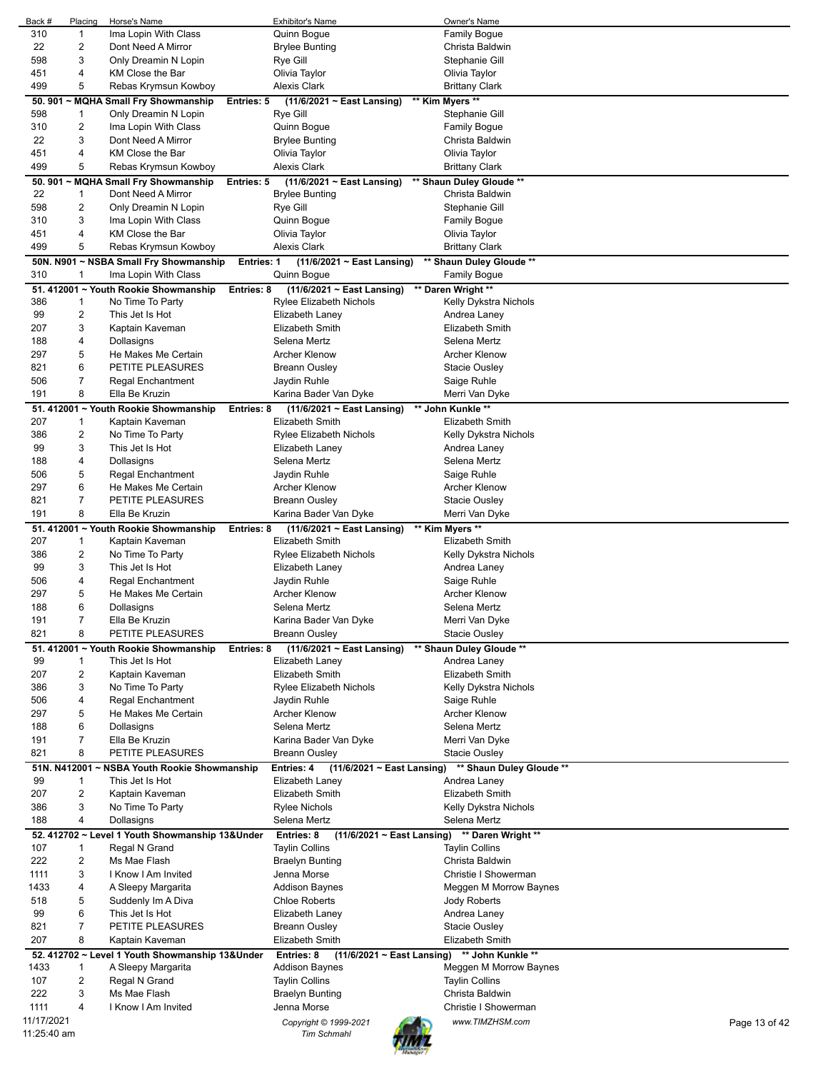| Back # | Placing | Horse's Name | Exhibitor's Name | Owner's Name |
|---|---|---|---|---|
| 310 | 1 | Ima Lopin With Class | Quinn Bogue | Family Bogue |
| 22 | 2 | Dont Need A Mirror | Brylee Bunting | Christa Baldwin |
| 598 | 3 | Only Dreamin N Lopin | Rye Gill | Stephanie Gill |
| 451 | 4 | KM Close the Bar | Olivia Taylor | Olivia Taylor |
| 499 | 5 | Rebas Krymsun Kowboy | Alexis Clark | Brittany Clark |

**50. 901 ~ MQHA Small Fry Showmanship — Entries: 5 — (11/6/2021 ~ East Lansing) — \*\* Kim Myers \*\***

| Back # | Placing | Horse's Name | Exhibitor's Name | Owner's Name |
|---|---|---|---|---|
| 598 | 1 | Only Dreamin N Lopin | Rye Gill | Stephanie Gill |
| 310 | 2 | Ima Lopin With Class | Quinn Bogue | Family Bogue |
| 22 | 3 | Dont Need A Mirror | Brylee Bunting | Christa Baldwin |
| 451 | 4 | KM Close the Bar | Olivia Taylor | Olivia Taylor |
| 499 | 5 | Rebas Krymsun Kowboy | Alexis Clark | Brittany Clark |

**50. 901 ~ MQHA Small Fry Showmanship — Entries: 5 — (11/6/2021 ~ East Lansing) — \*\* Shaun Duley Gloude \*\***

| Back # | Placing | Horse's Name | Exhibitor's Name | Owner's Name |
|---|---|---|---|---|
| 22 | 1 | Dont Need A Mirror | Brylee Bunting | Christa Baldwin |
| 598 | 2 | Only Dreamin N Lopin | Rye Gill | Stephanie Gill |
| 310 | 3 | Ima Lopin With Class | Quinn Bogue | Family Bogue |
| 451 | 4 | KM Close the Bar | Olivia Taylor | Olivia Taylor |
| 499 | 5 | Rebas Krymsun Kowboy | Alexis Clark | Brittany Clark |

**50N. N901 ~ NSBA Small Fry Showmanship — Entries: 1 — (11/6/2021 ~ East Lansing) — \*\* Shaun Duley Gloude \*\***

| Back # | Placing | Horse's Name | Exhibitor's Name | Owner's Name |
|---|---|---|---|---|
| 310 | 1 | Ima Lopin With Class | Quinn Bogue | Family Bogue |

**51. 412001 ~ Youth Rookie Showmanship — Entries: 8 — (11/6/2021 ~ East Lansing) — \*\* Daren Wright \*\***

| Back # | Placing | Horse's Name | Exhibitor's Name | Owner's Name |
|---|---|---|---|---|
| 386 | 1 | No Time To Party | Rylee Elizabeth Nichols | Kelly Dykstra Nichols |
| 99 | 2 | This Jet Is Hot | Elizabeth Laney | Andrea Laney |
| 207 | 3 | Kaptain Kaveman | Elizabeth Smith | Elizabeth Smith |
| 188 | 4 | Dollasigns | Selena Mertz | Selena Mertz |
| 297 | 5 | He Makes Me Certain | Archer Klenow | Archer Klenow |
| 821 | 6 | PETITE PLEASURES | Breann Ousley | Stacie Ousley |
| 506 | 7 | Regal Enchantment | Jaydin Ruhle | Saige Ruhle |
| 191 | 8 | Ella Be Kruzin | Karina Bader Van Dyke | Merri Van Dyke |

**51. 412001 ~ Youth Rookie Showmanship — Entries: 8 — (11/6/2021 ~ East Lansing) — \*\* John Kunkle \*\***

| Back # | Placing | Horse's Name | Exhibitor's Name | Owner's Name |
|---|---|---|---|---|
| 207 | 1 | Kaptain Kaveman | Elizabeth Smith | Elizabeth Smith |
| 386 | 2 | No Time To Party | Rylee Elizabeth Nichols | Kelly Dykstra Nichols |
| 99 | 3 | This Jet Is Hot | Elizabeth Laney | Andrea Laney |
| 188 | 4 | Dollasigns | Selena Mertz | Selena Mertz |
| 506 | 5 | Regal Enchantment | Jaydin Ruhle | Saige Ruhle |
| 297 | 6 | He Makes Me Certain | Archer Klenow | Archer Klenow |
| 821 | 7 | PETITE PLEASURES | Breann Ousley | Stacie Ousley |
| 191 | 8 | Ella Be Kruzin | Karina Bader Van Dyke | Merri Van Dyke |

**51. 412001 ~ Youth Rookie Showmanship — Entries: 8 — (11/6/2021 ~ East Lansing) — \*\* Kim Myers \*\***

| Back # | Placing | Horse's Name | Exhibitor's Name | Owner's Name |
|---|---|---|---|---|
| 207 | 1 | Kaptain Kaveman | Elizabeth Smith | Elizabeth Smith |
| 386 | 2 | No Time To Party | Rylee Elizabeth Nichols | Kelly Dykstra Nichols |
| 99 | 3 | This Jet Is Hot | Elizabeth Laney | Andrea Laney |
| 506 | 4 | Regal Enchantment | Jaydin Ruhle | Saige Ruhle |
| 297 | 5 | He Makes Me Certain | Archer Klenow | Archer Klenow |
| 188 | 6 | Dollasigns | Selena Mertz | Selena Mertz |
| 191 | 7 | Ella Be Kruzin | Karina Bader Van Dyke | Merri Van Dyke |
| 821 | 8 | PETITE PLEASURES | Breann Ousley | Stacie Ousley |

**51. 412001 ~ Youth Rookie Showmanship — Entries: 8 — (11/6/2021 ~ East Lansing) — \*\* Shaun Duley Gloude \*\***

| Back # | Placing | Horse's Name | Exhibitor's Name | Owner's Name |
|---|---|---|---|---|
| 99 | 1 | This Jet Is Hot | Elizabeth Laney | Andrea Laney |
| 207 | 2 | Kaptain Kaveman | Elizabeth Smith | Elizabeth Smith |
| 386 | 3 | No Time To Party | Rylee Elizabeth Nichols | Kelly Dykstra Nichols |
| 506 | 4 | Regal Enchantment | Jaydin Ruhle | Saige Ruhle |
| 297 | 5 | He Makes Me Certain | Archer Klenow | Archer Klenow |
| 188 | 6 | Dollasigns | Selena Mertz | Selena Mertz |
| 191 | 7 | Ella Be Kruzin | Karina Bader Van Dyke | Merri Van Dyke |
| 821 | 8 | PETITE PLEASURES | Breann Ousley | Stacie Ousley |

**51N. N412001 ~ NSBA Youth Rookie Showmanship — Entries: 4 — (11/6/2021 ~ East Lansing) — \*\* Shaun Duley Gloude \*\***

| Back # | Placing | Horse's Name | Exhibitor's Name | Owner's Name |
|---|---|---|---|---|
| 99 | 1 | This Jet Is Hot | Elizabeth Laney | Andrea Laney |
| 207 | 2 | Kaptain Kaveman | Elizabeth Smith | Elizabeth Smith |
| 386 | 3 | No Time To Party | Rylee Nichols | Kelly Dykstra Nichols |
| 188 | 4 | Dollasigns | Selena Mertz | Selena Mertz |

**52. 412702 ~ Level 1 Youth Showmanship 13&Under — Entries: 8 — (11/6/2021 ~ East Lansing) — \*\* Daren Wright \*\***

| Back # | Placing | Horse's Name | Exhibitor's Name | Owner's Name |
|---|---|---|---|---|
| 107 | 1 | Regal N Grand | Taylin Collins | Taylin Collins |
| 222 | 2 | Ms Mae Flash | Braelyn Bunting | Christa Baldwin |
| 1111 | 3 | I Know I Am Invited | Jenna Morse | Christie I Showerman |
| 1433 | 4 | A Sleepy Margarita | Addison Baynes | Meggen M Morrow Baynes |
| 518 | 5 | Suddenly Im A Diva | Chloe Roberts | Jody Roberts |
| 99 | 6 | This Jet Is Hot | Elizabeth Laney | Andrea Laney |
| 821 | 7 | PETITE PLEASURES | Breann Ousley | Stacie Ousley |
| 207 | 8 | Kaptain Kaveman | Elizabeth Smith | Elizabeth Smith |

**52. 412702 ~ Level 1 Youth Showmanship 13&Under — Entries: 8 — (11/6/2021 ~ East Lansing) — \*\* John Kunkle \*\***

| Back # | Placing | Horse's Name | Exhibitor's Name | Owner's Name |
|---|---|---|---|---|
| 1433 | 1 | A Sleepy Margarita | Addison Baynes | Meggen M Morrow Baynes |
| 107 | 2 | Regal N Grand | Taylin Collins | Taylin Collins |
| 222 | 3 | Ms Mae Flash | Braelyn Bunting | Christa Baldwin |
| 1111 | 4 | I Know I Am Invited | Jenna Morse | Christie I Showerman |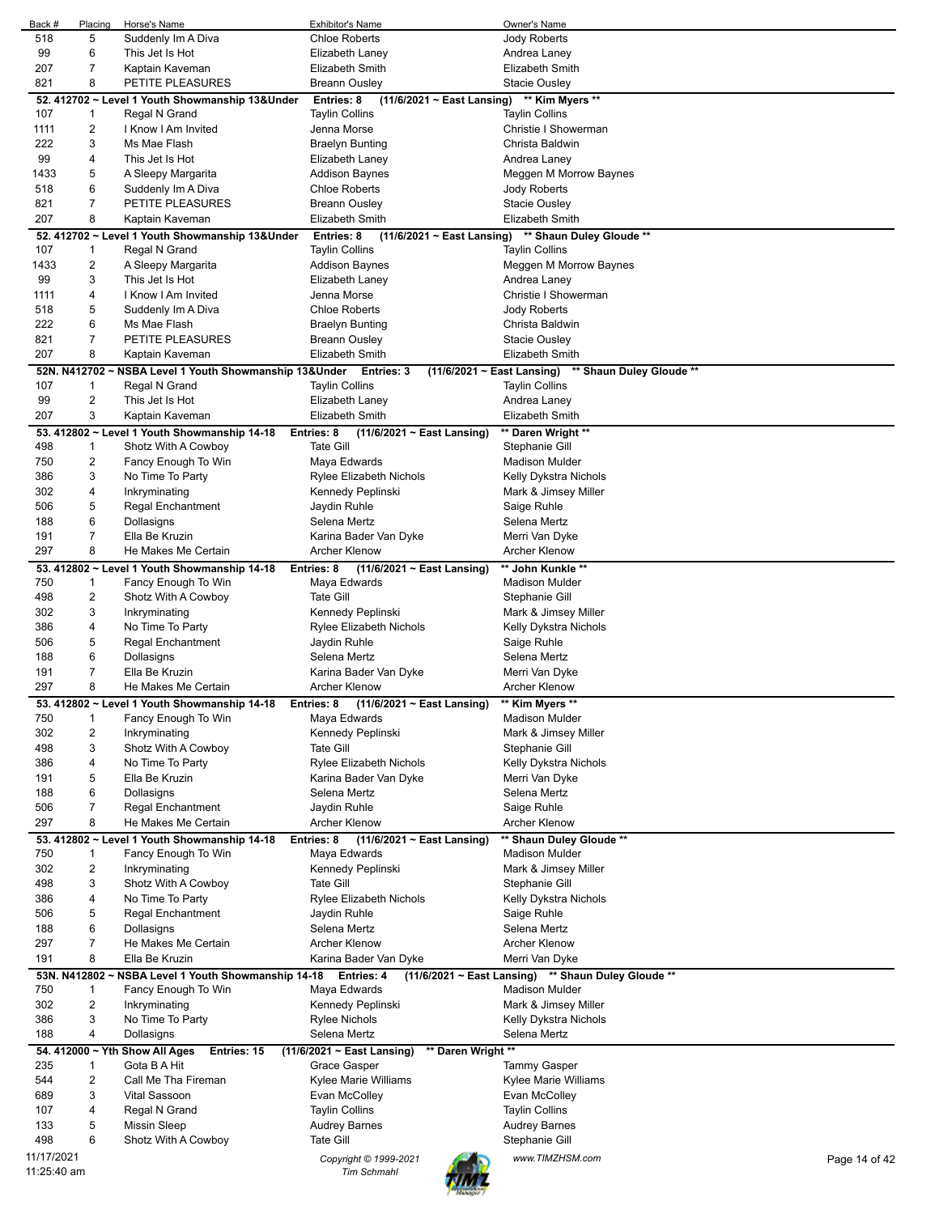| Back # | Placing | Horse's Name | Exhibitor's Name | Owner's Name |
|---|---|---|---|---|
| 518 | 5 | Suddenly Im A Diva | Chloe Roberts | Jody Roberts |
| 99 | 6 | This Jet Is Hot | Elizabeth Laney | Andrea Laney |
| 207 | 7 | Kaptain Kaveman | Elizabeth Smith | Elizabeth Smith |
| 821 | 8 | PETITE PLEASURES | Breann Ousley | Stacie Ousley |

**52. 412702 ~ Level 1 Youth Showmanship 13&Under  Entries: 8  (11/6/2021 ~ East Lansing)  \*\* Kim Myers \*\***

| Back # | Placing | Horse's Name | Exhibitor's Name | Owner's Name |
|---|---|---|---|---|
| 107 | 1 | Regal N Grand | Taylin Collins | Taylin Collins |
| 1111 | 2 | I Know I Am Invited | Jenna Morse | Christie I Showerman |
| 222 | 3 | Ms Mae Flash | Braelyn Bunting | Christa Baldwin |
| 99 | 4 | This Jet Is Hot | Elizabeth Laney | Andrea Laney |
| 1433 | 5 | A Sleepy Margarita | Addison Baynes | Meggen M Morrow Baynes |
| 518 | 6 | Suddenly Im A Diva | Chloe Roberts | Jody Roberts |
| 821 | 7 | PETITE PLEASURES | Breann Ousley | Stacie Ousley |
| 207 | 8 | Kaptain Kaveman | Elizabeth Smith | Elizabeth Smith |

**52. 412702 ~ Level 1 Youth Showmanship 13&Under  Entries: 8  (11/6/2021 ~ East Lansing)  \*\* Shaun Duley Gloude \*\***

| Back # | Placing | Horse's Name | Exhibitor's Name | Owner's Name |
|---|---|---|---|---|
| 107 | 1 | Regal N Grand | Taylin Collins | Taylin Collins |
| 1433 | 2 | A Sleepy Margarita | Addison Baynes | Meggen M Morrow Baynes |
| 99 | 3 | This Jet Is Hot | Elizabeth Laney | Andrea Laney |
| 1111 | 4 | I Know I Am Invited | Jenna Morse | Christie I Showerman |
| 518 | 5 | Suddenly Im A Diva | Chloe Roberts | Jody Roberts |
| 222 | 6 | Ms Mae Flash | Braelyn Bunting | Christa Baldwin |
| 821 | 7 | PETITE PLEASURES | Breann Ousley | Stacie Ousley |
| 207 | 8 | Kaptain Kaveman | Elizabeth Smith | Elizabeth Smith |

**52N. N412702 ~ NSBA Level 1 Youth Showmanship 13&Under  Entries: 3  (11/6/2021 ~ East Lansing)  \*\* Shaun Duley Gloude \*\***

| Back # | Placing | Horse's Name | Exhibitor's Name | Owner's Name |
|---|---|---|---|---|
| 107 | 1 | Regal N Grand | Taylin Collins | Taylin Collins |
| 99 | 2 | This Jet Is Hot | Elizabeth Laney | Andrea Laney |
| 207 | 3 | Kaptain Kaveman | Elizabeth Smith | Elizabeth Smith |

**53. 412802 ~ Level 1 Youth Showmanship 14-18  Entries: 8  (11/6/2021 ~ East Lansing)  \*\* Daren Wright \*\***

| Back # | Placing | Horse's Name | Exhibitor's Name | Owner's Name |
|---|---|---|---|---|
| 498 | 1 | Shotz With A Cowboy | Tate Gill | Stephanie Gill |
| 750 | 2 | Fancy Enough To Win | Maya Edwards | Madison Mulder |
| 386 | 3 | No Time To Party | Rylee Elizabeth Nichols | Kelly Dykstra Nichols |
| 302 | 4 | Inkryminating | Kennedy Peplinski | Mark & Jimsey Miller |
| 506 | 5 | Regal Enchantment | Jaydin Ruhle | Saige Ruhle |
| 188 | 6 | Dollasigns | Selena Mertz | Selena Mertz |
| 191 | 7 | Ella Be Kruzin | Karina Bader Van Dyke | Merri Van Dyke |
| 297 | 8 | He Makes Me Certain | Archer Klenow | Archer Klenow |

**53. 412802 ~ Level 1 Youth Showmanship 14-18  Entries: 8  (11/6/2021 ~ East Lansing)  \*\* John Kunkle \*\***

| Back # | Placing | Horse's Name | Exhibitor's Name | Owner's Name |
|---|---|---|---|---|
| 750 | 1 | Fancy Enough To Win | Maya Edwards | Madison Mulder |
| 498 | 2 | Shotz With A Cowboy | Tate Gill | Stephanie Gill |
| 302 | 3 | Inkryminating | Kennedy Peplinski | Mark & Jimsey Miller |
| 386 | 4 | No Time To Party | Rylee Elizabeth Nichols | Kelly Dykstra Nichols |
| 506 | 5 | Regal Enchantment | Jaydin Ruhle | Saige Ruhle |
| 188 | 6 | Dollasigns | Selena Mertz | Selena Mertz |
| 191 | 7 | Ella Be Kruzin | Karina Bader Van Dyke | Merri Van Dyke |
| 297 | 8 | He Makes Me Certain | Archer Klenow | Archer Klenow |

**53. 412802 ~ Level 1 Youth Showmanship 14-18  Entries: 8  (11/6/2021 ~ East Lansing)  \*\* Kim Myers \*\***

| Back # | Placing | Horse's Name | Exhibitor's Name | Owner's Name |
|---|---|---|---|---|
| 750 | 1 | Fancy Enough To Win | Maya Edwards | Madison Mulder |
| 302 | 2 | Inkryminating | Kennedy Peplinski | Mark & Jimsey Miller |
| 498 | 3 | Shotz With A Cowboy | Tate Gill | Stephanie Gill |
| 386 | 4 | No Time To Party | Rylee Elizabeth Nichols | Kelly Dykstra Nichols |
| 191 | 5 | Ella Be Kruzin | Karina Bader Van Dyke | Merri Van Dyke |
| 188 | 6 | Dollasigns | Selena Mertz | Selena Mertz |
| 506 | 7 | Regal Enchantment | Jaydin Ruhle | Saige Ruhle |
| 297 | 8 | He Makes Me Certain | Archer Klenow | Archer Klenow |

**53. 412802 ~ Level 1 Youth Showmanship 14-18  Entries: 8  (11/6/2021 ~ East Lansing)  \*\* Shaun Duley Gloude \*\***

| Back # | Placing | Horse's Name | Exhibitor's Name | Owner's Name |
|---|---|---|---|---|
| 750 | 1 | Fancy Enough To Win | Maya Edwards | Madison Mulder |
| 302 | 2 | Inkryminating | Kennedy Peplinski | Mark & Jimsey Miller |
| 498 | 3 | Shotz With A Cowboy | Tate Gill | Stephanie Gill |
| 386 | 4 | No Time To Party | Rylee Elizabeth Nichols | Kelly Dykstra Nichols |
| 506 | 5 | Regal Enchantment | Jaydin Ruhle | Saige Ruhle |
| 188 | 6 | Dollasigns | Selena Mertz | Selena Mertz |
| 297 | 7 | He Makes Me Certain | Archer Klenow | Archer Klenow |
| 191 | 8 | Ella Be Kruzin | Karina Bader Van Dyke | Merri Van Dyke |

**53N. N412802 ~ NSBA Level 1 Youth Showmanship 14-18  Entries: 4  (11/6/2021 ~ East Lansing)  \*\* Shaun Duley Gloude \*\***

| Back # | Placing | Horse's Name | Exhibitor's Name | Owner's Name |
|---|---|---|---|---|
| 750 | 1 | Fancy Enough To Win | Maya Edwards | Madison Mulder |
| 302 | 2 | Inkryminating | Kennedy Peplinski | Mark & Jimsey Miller |
| 386 | 3 | No Time To Party | Rylee Nichols | Kelly Dykstra Nichols |
| 188 | 4 | Dollasigns | Selena Mertz | Selena Mertz |

**54. 412000 ~ Yth Show All Ages  Entries: 15  (11/6/2021 ~ East Lansing)  \*\* Daren Wright \*\***

| Back # | Placing | Horse's Name | Exhibitor's Name | Owner's Name |
|---|---|---|---|---|
| 235 | 1 | Gota B A Hit | Grace Gasper | Tammy Gasper |
| 544 | 2 | Call Me Tha Fireman | Kylee Marie Williams | Kylee Marie Williams |
| 689 | 3 | Vital Sassoon | Evan McColley | Evan McColley |
| 107 | 4 | Regal N Grand | Taylin Collins | Taylin Collins |
| 133 | 5 | Missin Sleep | Audrey Barnes | Audrey Barnes |
| 498 | 6 | Shotz With A Cowboy | Tate Gill | Stephanie Gill |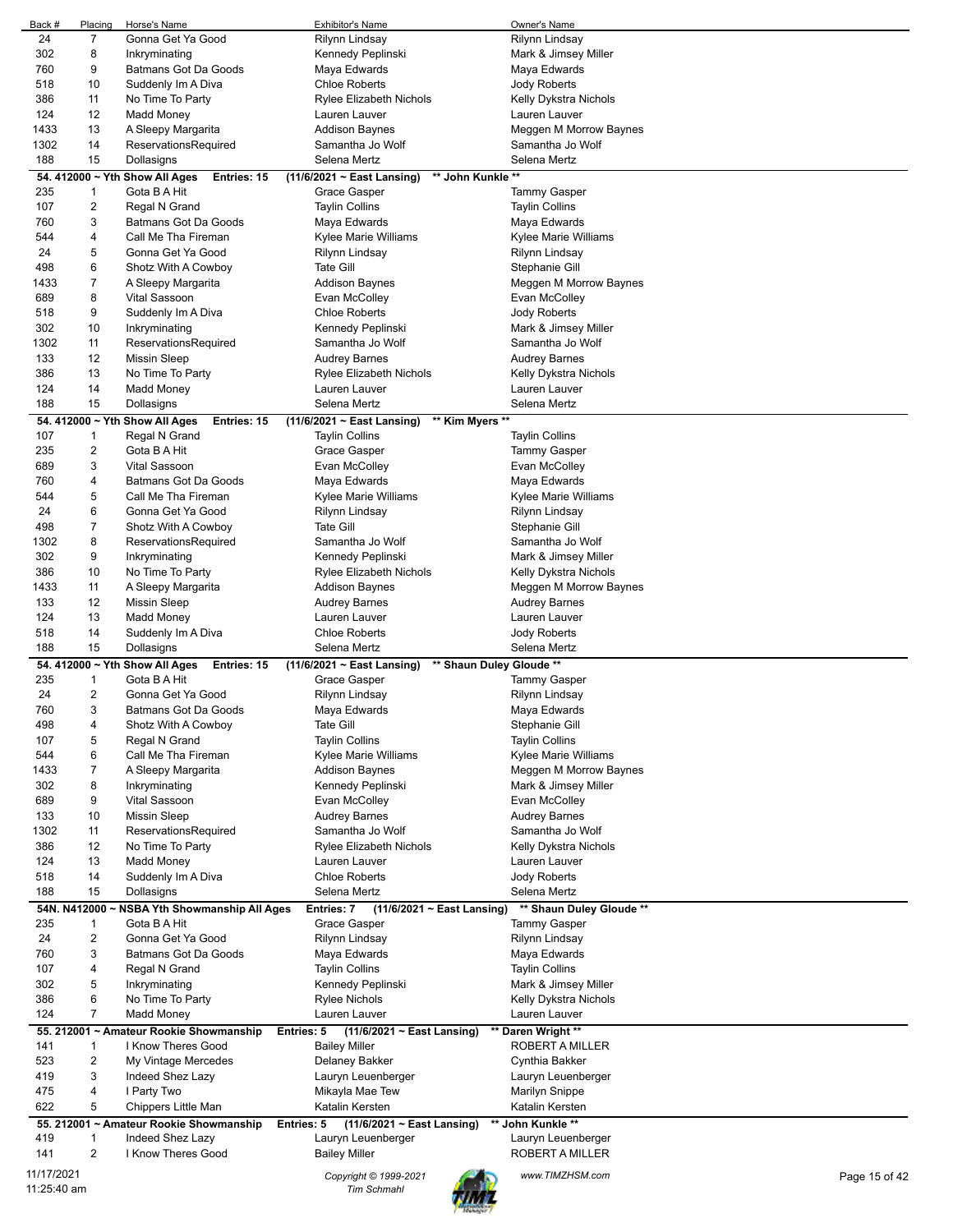| Back # | Placing | Horse's Name | Exhibitor's Name | Owner's Name |
|---|---|---|---|---|
| 24 | 7 | Gonna Get Ya Good | Rilynn Lindsay | Rilynn Lindsay |
| 302 | 8 | Inkryminating | Kennedy Peplinski | Mark & Jimsey Miller |
| 760 | 9 | Batmans Got Da Goods | Maya Edwards | Maya Edwards |
| 518 | 10 | Suddenly Im A Diva | Chloe Roberts | Jody Roberts |
| 386 | 11 | No Time To Party | Rylee Elizabeth Nichols | Kelly Dykstra Nichols |
| 124 | 12 | Madd Money | Lauren Lauver | Lauren Lauver |
| 1433 | 13 | A Sleepy Margarita | Addison Baynes | Meggen M Morrow Baynes |
| 1302 | 14 | ReservationsRequired | Samantha Jo Wolf | Samantha Jo Wolf |
| 188 | 15 | Dollasigns | Selena Mertz | Selena Mertz |

**54. 412000 ~ Yth Show All Ages Entries: 15 (11/6/2021 ~ East Lansing) ** John Kunkle ****

| Back # | Placing | Horse's Name | Exhibitor's Name | Owner's Name |
|---|---|---|---|---|
| 235 | 1 | Gota B A Hit | Grace Gasper | Tammy Gasper |
| 107 | 2 | Regal N Grand | Taylin Collins | Taylin Collins |
| 760 | 3 | Batmans Got Da Goods | Maya Edwards | Maya Edwards |
| 544 | 4 | Call Me Tha Fireman | Kylee Marie Williams | Kylee Marie Williams |
| 24 | 5 | Gonna Get Ya Good | Rilynn Lindsay | Rilynn Lindsay |
| 498 | 6 | Shotz With A Cowboy | Tate Gill | Stephanie Gill |
| 1433 | 7 | A Sleepy Margarita | Addison Baynes | Meggen M Morrow Baynes |
| 689 | 8 | Vital Sassoon | Evan McColley | Evan McColley |
| 518 | 9 | Suddenly Im A Diva | Chloe Roberts | Jody Roberts |
| 302 | 10 | Inkryminating | Kennedy Peplinski | Mark & Jimsey Miller |
| 1302 | 11 | ReservationsRequired | Samantha Jo Wolf | Samantha Jo Wolf |
| 133 | 12 | Missin Sleep | Audrey Barnes | Audrey Barnes |
| 386 | 13 | No Time To Party | Rylee Elizabeth Nichols | Kelly Dykstra Nichols |
| 124 | 14 | Madd Money | Lauren Lauver | Lauren Lauver |
| 188 | 15 | Dollasigns | Selena Mertz | Selena Mertz |

**54. 412000 ~ Yth Show All Ages Entries: 15 (11/6/2021 ~ East Lansing) ** Kim Myers ****

| Back # | Placing | Horse's Name | Exhibitor's Name | Owner's Name |
|---|---|---|---|---|
| 107 | 1 | Regal N Grand | Taylin Collins | Taylin Collins |
| 235 | 2 | Gota B A Hit | Grace Gasper | Tammy Gasper |
| 689 | 3 | Vital Sassoon | Evan McColley | Evan McColley |
| 760 | 4 | Batmans Got Da Goods | Maya Edwards | Maya Edwards |
| 544 | 5 | Call Me Tha Fireman | Kylee Marie Williams | Kylee Marie Williams |
| 24 | 6 | Gonna Get Ya Good | Rilynn Lindsay | Rilynn Lindsay |
| 498 | 7 | Shotz With A Cowboy | Tate Gill | Stephanie Gill |
| 1302 | 8 | ReservationsRequired | Samantha Jo Wolf | Samantha Jo Wolf |
| 302 | 9 | Inkryminating | Kennedy Peplinski | Mark & Jimsey Miller |
| 386 | 10 | No Time To Party | Rylee Elizabeth Nichols | Kelly Dykstra Nichols |
| 1433 | 11 | A Sleepy Margarita | Addison Baynes | Meggen M Morrow Baynes |
| 133 | 12 | Missin Sleep | Audrey Barnes | Audrey Barnes |
| 124 | 13 | Madd Money | Lauren Lauver | Lauren Lauver |
| 518 | 14 | Suddenly Im A Diva | Chloe Roberts | Jody Roberts |
| 188 | 15 | Dollasigns | Selena Mertz | Selena Mertz |

**54. 412000 ~ Yth Show All Ages Entries: 15 (11/6/2021 ~ East Lansing) ** Shaun Duley Gloude ****

| Back # | Placing | Horse's Name | Exhibitor's Name | Owner's Name |
|---|---|---|---|---|
| 235 | 1 | Gota B A Hit | Grace Gasper | Tammy Gasper |
| 24 | 2 | Gonna Get Ya Good | Rilynn Lindsay | Rilynn Lindsay |
| 760 | 3 | Batmans Got Da Goods | Maya Edwards | Maya Edwards |
| 498 | 4 | Shotz With A Cowboy | Tate Gill | Stephanie Gill |
| 107 | 5 | Regal N Grand | Taylin Collins | Taylin Collins |
| 544 | 6 | Call Me Tha Fireman | Kylee Marie Williams | Kylee Marie Williams |
| 1433 | 7 | A Sleepy Margarita | Addison Baynes | Meggen M Morrow Baynes |
| 302 | 8 | Inkryminating | Kennedy Peplinski | Mark & Jimsey Miller |
| 689 | 9 | Vital Sassoon | Evan McColley | Evan McColley |
| 133 | 10 | Missin Sleep | Audrey Barnes | Audrey Barnes |
| 1302 | 11 | ReservationsRequired | Samantha Jo Wolf | Samantha Jo Wolf |
| 386 | 12 | No Time To Party | Rylee Elizabeth Nichols | Kelly Dykstra Nichols |
| 124 | 13 | Madd Money | Lauren Lauver | Lauren Lauver |
| 518 | 14 | Suddenly Im A Diva | Chloe Roberts | Jody Roberts |
| 188 | 15 | Dollasigns | Selena Mertz | Selena Mertz |

**54N. N412000 ~ NSBA Yth Showmanship All Ages Entries: 7 (11/6/2021 ~ East Lansing) ** Shaun Duley Gloude ****

| Back # | Placing | Horse's Name | Exhibitor's Name | Owner's Name |
|---|---|---|---|---|
| 235 | 1 | Gota B A Hit | Grace Gasper | Tammy Gasper |
| 24 | 2 | Gonna Get Ya Good | Rilynn Lindsay | Rilynn Lindsay |
| 760 | 3 | Batmans Got Da Goods | Maya Edwards | Maya Edwards |
| 107 | 4 | Regal N Grand | Taylin Collins | Taylin Collins |
| 302 | 5 | Inkryminating | Kennedy Peplinski | Mark & Jimsey Miller |
| 386 | 6 | No Time To Party | Rylee Nichols | Kelly Dykstra Nichols |
| 124 | 7 | Madd Money | Lauren Lauver | Lauren Lauver |

**55. 212001 ~ Amateur Rookie Showmanship Entries: 5 (11/6/2021 ~ East Lansing) ** Daren Wright ****

| Back # | Placing | Horse's Name | Exhibitor's Name | Owner's Name |
|---|---|---|---|---|
| 141 | 1 | I Know Theres Good | Bailey Miller | ROBERT A MILLER |
| 523 | 2 | My Vintage Mercedes | Delaney Bakker | Cynthia Bakker |
| 419 | 3 | Indeed Shez Lazy | Lauryn Leuenberger | Lauryn Leuenberger |
| 475 | 4 | I Party Two | Mikayla Mae Tew | Marilyn Snippe |
| 622 | 5 | Chippers Little Man | Katalin Kersten | Katalin Kersten |

**55. 212001 ~ Amateur Rookie Showmanship Entries: 5 (11/6/2021 ~ East Lansing) ** John Kunkle ****

| Back # | Placing | Horse's Name | Exhibitor's Name | Owner's Name |
|---|---|---|---|---|
| 419 | 1 | Indeed Shez Lazy | Lauryn Leuenberger | Lauryn Leuenberger |
| 141 | 2 | I Know Theres Good | Bailey Miller | ROBERT A MILLER |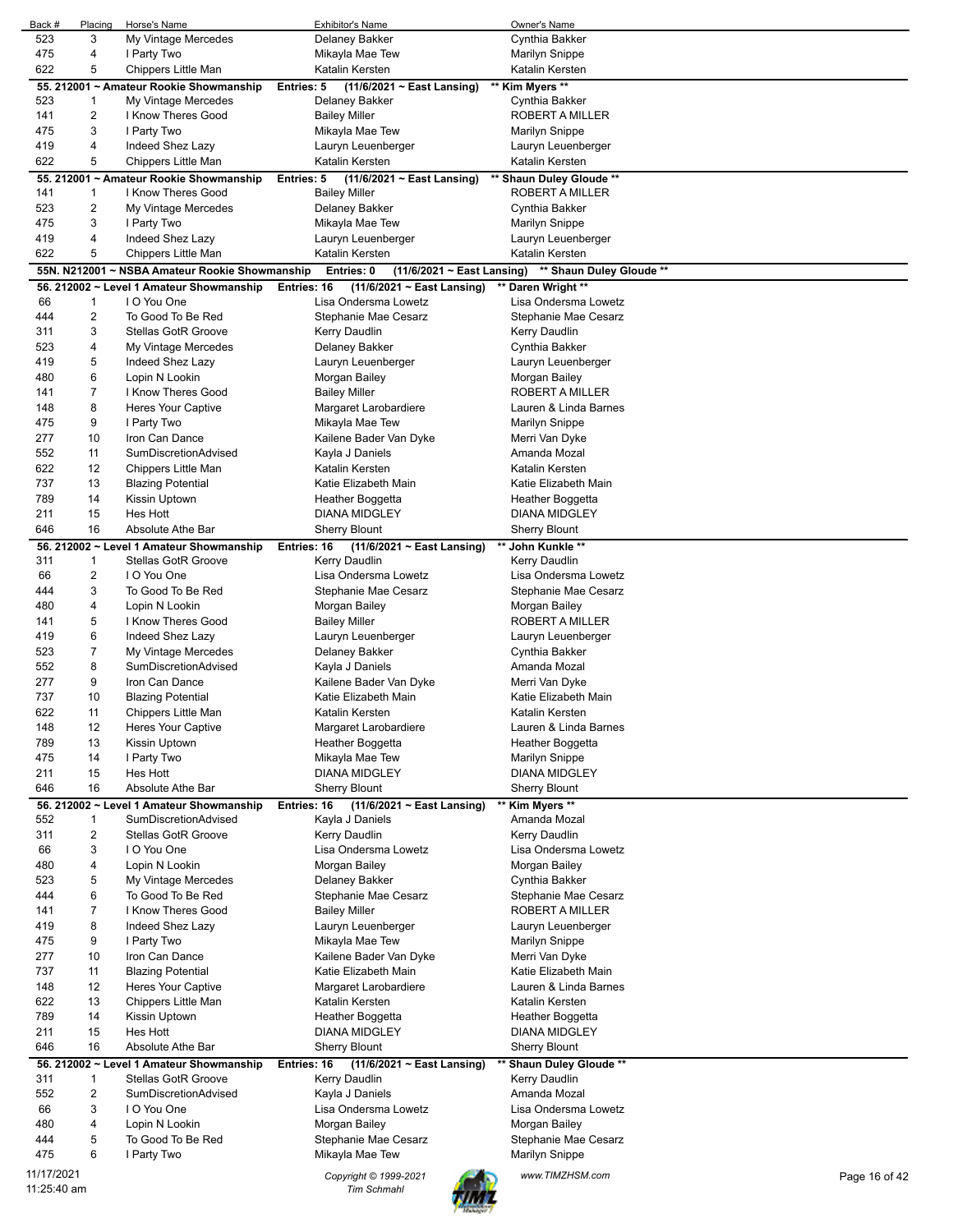| Back # | Placing | Horse's Name | Exhibitor's Name | Owner's Name |
|---|---|---|---|---|
| 523 | 3 | My Vintage Mercedes | Delaney Bakker | Cynthia Bakker |
| 475 | 4 | I Party Two | Mikayla Mae Tew | Marilyn Snippe |
| 622 | 5 | Chippers Little Man | Katalin Kersten | Katalin Kersten |

**55. 212001 ~ Amateur Rookie Showmanship** Entries: 5 (11/6/2021 ~ East Lansing) ** Kim Myers **

| Back # | Placing | Horse's Name | Exhibitor's Name | Owner's Name |
|---|---|---|---|---|
| 523 | 1 | My Vintage Mercedes | Delaney Bakker | Cynthia Bakker |
| 141 | 2 | I Know Theres Good | Bailey Miller | ROBERT A MILLER |
| 475 | 3 | I Party Two | Mikayla Mae Tew | Marilyn Snippe |
| 419 | 4 | Indeed Shez Lazy | Lauryn Leuenberger | Lauryn Leuenberger |
| 622 | 5 | Chippers Little Man | Katalin Kersten | Katalin Kersten |

**55. 212001 ~ Amateur Rookie Showmanship** Entries: 5 (11/6/2021 ~ East Lansing) ** Shaun Duley Gloude **

| Back # | Placing | Horse's Name | Exhibitor's Name | Owner's Name |
|---|---|---|---|---|
| 141 | 1 | I Know Theres Good | Bailey Miller | ROBERT A MILLER |
| 523 | 2 | My Vintage Mercedes | Delaney Bakker | Cynthia Bakker |
| 475 | 3 | I Party Two | Mikayla Mae Tew | Marilyn Snippe |
| 419 | 4 | Indeed Shez Lazy | Lauryn Leuenberger | Lauryn Leuenberger |
| 622 | 5 | Chippers Little Man | Katalin Kersten | Katalin Kersten |

**55N. N212001 ~ NSBA Amateur Rookie Showmanship** Entries: 0 (11/6/2021 ~ East Lansing) ** Shaun Duley Gloude **

**56. 212002 ~ Level 1 Amateur Showmanship** Entries: 16 (11/6/2021 ~ East Lansing) ** Daren Wright **

| Back # | Placing | Horse's Name | Exhibitor's Name | Owner's Name |
|---|---|---|---|---|
| 66 | 1 | I O You One | Lisa Ondersma Lowetz | Lisa Ondersma Lowetz |
| 444 | 2 | To Good To Be Red | Stephanie Mae Cesarz | Stephanie Mae Cesarz |
| 311 | 3 | Stellas GotR Groove | Kerry Daudlin | Kerry Daudlin |
| 523 | 4 | My Vintage Mercedes | Delaney Bakker | Cynthia Bakker |
| 419 | 5 | Indeed Shez Lazy | Lauryn Leuenberger | Lauryn Leuenberger |
| 480 | 6 | Lopin N Lookin | Morgan Bailey | Morgan Bailey |
| 141 | 7 | I Know Theres Good | Bailey Miller | ROBERT A MILLER |
| 148 | 8 | Heres Your Captive | Margaret Larobardiere | Lauren & Linda Barnes |
| 475 | 9 | I Party Two | Mikayla Mae Tew | Marilyn Snippe |
| 277 | 10 | Iron Can Dance | Kailene Bader Van Dyke | Merri Van Dyke |
| 552 | 11 | SumDiscretionAdvised | Kayla J Daniels | Amanda Mozal |
| 622 | 12 | Chippers Little Man | Katalin Kersten | Katalin Kersten |
| 737 | 13 | Blazing Potential | Katie Elizabeth Main | Katie Elizabeth Main |
| 789 | 14 | Kissin Uptown | Heather Boggetta | Heather Boggetta |
| 211 | 15 | Hes Hott | DIANA MIDGLEY | DIANA MIDGLEY |
| 646 | 16 | Absolute Athe Bar | Sherry Blount | Sherry Blount |

**56. 212002 ~ Level 1 Amateur Showmanship** Entries: 16 (11/6/2021 ~ East Lansing) ** John Kunkle **

| Back # | Placing | Horse's Name | Exhibitor's Name | Owner's Name |
|---|---|---|---|---|
| 311 | 1 | Stellas GotR Groove | Kerry Daudlin | Kerry Daudlin |
| 66 | 2 | I O You One | Lisa Ondersma Lowetz | Lisa Ondersma Lowetz |
| 444 | 3 | To Good To Be Red | Stephanie Mae Cesarz | Stephanie Mae Cesarz |
| 480 | 4 | Lopin N Lookin | Morgan Bailey | Morgan Bailey |
| 141 | 5 | I Know Theres Good | Bailey Miller | ROBERT A MILLER |
| 419 | 6 | Indeed Shez Lazy | Lauryn Leuenberger | Lauryn Leuenberger |
| 523 | 7 | My Vintage Mercedes | Delaney Bakker | Cynthia Bakker |
| 552 | 8 | SumDiscretionAdvised | Kayla J Daniels | Amanda Mozal |
| 277 | 9 | Iron Can Dance | Kailene Bader Van Dyke | Merri Van Dyke |
| 737 | 10 | Blazing Potential | Katie Elizabeth Main | Katie Elizabeth Main |
| 622 | 11 | Chippers Little Man | Katalin Kersten | Katalin Kersten |
| 148 | 12 | Heres Your Captive | Margaret Larobardiere | Lauren & Linda Barnes |
| 789 | 13 | Kissin Uptown | Heather Boggetta | Heather Boggetta |
| 475 | 14 | I Party Two | Mikayla Mae Tew | Marilyn Snippe |
| 211 | 15 | Hes Hott | DIANA MIDGLEY | DIANA MIDGLEY |
| 646 | 16 | Absolute Athe Bar | Sherry Blount | Sherry Blount |

**56. 212002 ~ Level 1 Amateur Showmanship** Entries: 16 (11/6/2021 ~ East Lansing) ** Kim Myers **

| Back # | Placing | Horse's Name | Exhibitor's Name | Owner's Name |
|---|---|---|---|---|
| 552 | 1 | SumDiscretionAdvised | Kayla J Daniels | Amanda Mozal |
| 311 | 2 | Stellas GotR Groove | Kerry Daudlin | Kerry Daudlin |
| 66 | 3 | I O You One | Lisa Ondersma Lowetz | Lisa Ondersma Lowetz |
| 480 | 4 | Lopin N Lookin | Morgan Bailey | Morgan Bailey |
| 523 | 5 | My Vintage Mercedes | Delaney Bakker | Cynthia Bakker |
| 444 | 6 | To Good To Be Red | Stephanie Mae Cesarz | Stephanie Mae Cesarz |
| 141 | 7 | I Know Theres Good | Bailey Miller | ROBERT A MILLER |
| 419 | 8 | Indeed Shez Lazy | Lauryn Leuenberger | Lauryn Leuenberger |
| 475 | 9 | I Party Two | Mikayla Mae Tew | Marilyn Snippe |
| 277 | 10 | Iron Can Dance | Kailene Bader Van Dyke | Merri Van Dyke |
| 737 | 11 | Blazing Potential | Katie Elizabeth Main | Katie Elizabeth Main |
| 148 | 12 | Heres Your Captive | Margaret Larobardiere | Lauren & Linda Barnes |
| 622 | 13 | Chippers Little Man | Katalin Kersten | Katalin Kersten |
| 789 | 14 | Kissin Uptown | Heather Boggetta | Heather Boggetta |
| 211 | 15 | Hes Hott | DIANA MIDGLEY | DIANA MIDGLEY |
| 646 | 16 | Absolute Athe Bar | Sherry Blount | Sherry Blount |

**56. 212002 ~ Level 1 Amateur Showmanship** Entries: 16 (11/6/2021 ~ East Lansing) ** Shaun Duley Gloude **

| Back # | Placing | Horse's Name | Exhibitor's Name | Owner's Name |
|---|---|---|---|---|
| 311 | 1 | Stellas GotR Groove | Kerry Daudlin | Kerry Daudlin |
| 552 | 2 | SumDiscretionAdvised | Kayla J Daniels | Amanda Mozal |
| 66 | 3 | I O You One | Lisa Ondersma Lowetz | Lisa Ondersma Lowetz |
| 480 | 4 | Lopin N Lookin | Morgan Bailey | Morgan Bailey |
| 444 | 5 | To Good To Be Red | Stephanie Mae Cesarz | Stephanie Mae Cesarz |
| 475 | 6 | I Party Two | Mikayla Mae Tew | Marilyn Snippe |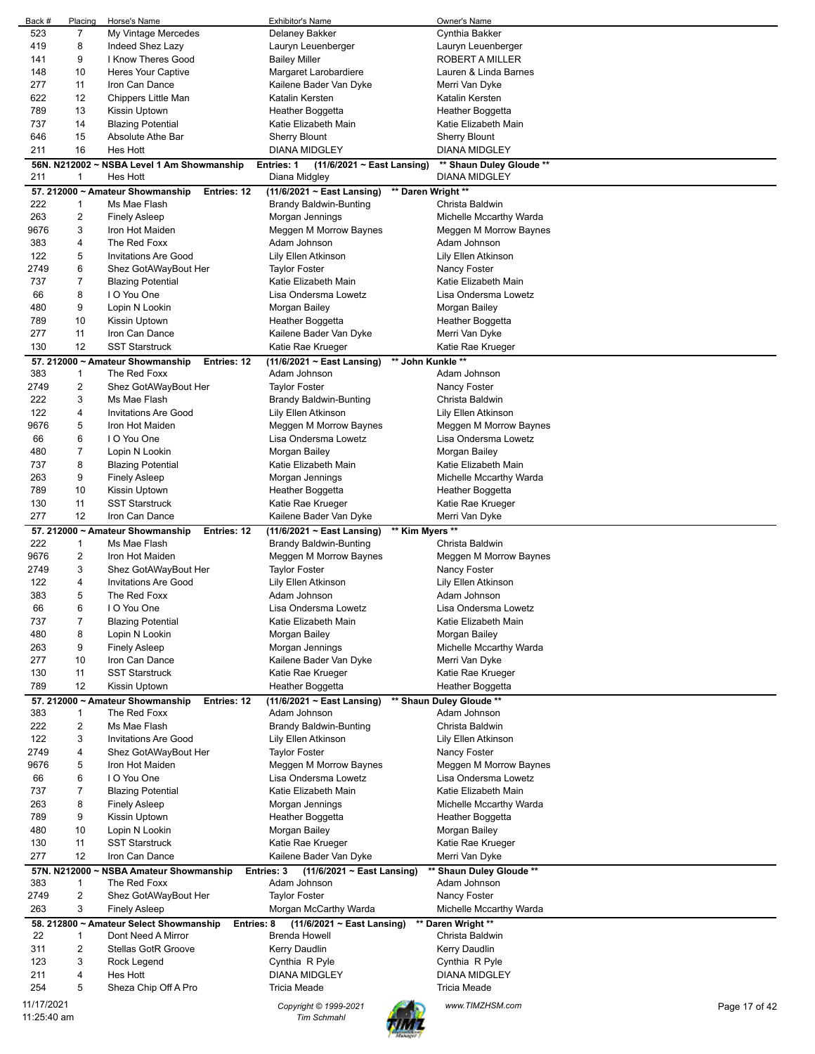| Back # | Placing | Horse's Name | Exhibitor's Name | Owner's Name |
|---|---|---|---|---|
| 523 | 7 | My Vintage Mercedes | Delaney Bakker | Cynthia Bakker |
| 419 | 8 | Indeed Shez Lazy | Lauryn Leuenberger | Lauryn Leuenberger |
| 141 | 9 | I Know Theres Good | Bailey Miller | ROBERT A MILLER |
| 148 | 10 | Heres Your Captive | Margaret Larobardiere | Lauren & Linda Barnes |
| 277 | 11 | Iron Can Dance | Kailene Bader Van Dyke | Merri Van Dyke |
| 622 | 12 | Chippers Little Man | Katalin Kersten | Katalin Kersten |
| 789 | 13 | Kissin Uptown | Heather Boggetta | Heather Boggetta |
| 737 | 14 | Blazing Potential | Katie Elizabeth Main | Katie Elizabeth Main |
| 646 | 15 | Absolute Athe Bar | Sherry Blount | Sherry Blount |
| 211 | 16 | Hes Hott | DIANA MIDGLEY | DIANA MIDGLEY |

**56N. N212002 ~ NSBA Level 1 Am Showmanship — Entries: 1 — (11/6/2021 ~ East Lansing) — \*\* Shaun Duley Gloude \*\***

| Back # | Placing | Horse's Name | Exhibitor's Name | Owner's Name |
|---|---|---|---|---|
| 211 | 1 | Hes Hott | Diana Midgley | DIANA MIDGLEY |

**57. 212000 ~ Amateur Showmanship — Entries: 12 — (11/6/2021 ~ East Lansing) — \*\* Daren Wright \*\***

| Back # | Placing | Horse's Name | Exhibitor's Name | Owner's Name |
|---|---|---|---|---|
| 222 | 1 | Ms Mae Flash | Brandy Baldwin-Bunting | Christa Baldwin |
| 263 | 2 | Finely Asleep | Morgan Jennings | Michelle Mccarthy Warda |
| 9676 | 3 | Iron Hot Maiden | Meggen M Morrow Baynes | Meggen M Morrow Baynes |
| 383 | 4 | The Red Foxx | Adam Johnson | Adam Johnson |
| 122 | 5 | Invitations Are Good | Lily Ellen Atkinson | Lily Ellen Atkinson |
| 2749 | 6 | Shez GotAWayBout Her | Taylor Foster | Nancy Foster |
| 737 | 7 | Blazing Potential | Katie Elizabeth Main | Katie Elizabeth Main |
| 66 | 8 | I O You One | Lisa Ondersma Lowetz | Lisa Ondersma Lowetz |
| 480 | 9 | Lopin N Lookin | Morgan Bailey | Morgan Bailey |
| 789 | 10 | Kissin Uptown | Heather Boggetta | Heather Boggetta |
| 277 | 11 | Iron Can Dance | Kailene Bader Van Dyke | Merri Van Dyke |
| 130 | 12 | SST Starstruck | Katie Rae Krueger | Katie Rae Krueger |

**57. 212000 ~ Amateur Showmanship — Entries: 12 — (11/6/2021 ~ East Lansing) — \*\* John Kunkle \*\***

| Back # | Placing | Horse's Name | Exhibitor's Name | Owner's Name |
|---|---|---|---|---|
| 383 | 1 | The Red Foxx | Adam Johnson | Adam Johnson |
| 2749 | 2 | Shez GotAWayBout Her | Taylor Foster | Nancy Foster |
| 222 | 3 | Ms Mae Flash | Brandy Baldwin-Bunting | Christa Baldwin |
| 122 | 4 | Invitations Are Good | Lily Ellen Atkinson | Lily Ellen Atkinson |
| 9676 | 5 | Iron Hot Maiden | Meggen M Morrow Baynes | Meggen M Morrow Baynes |
| 66 | 6 | I O You One | Lisa Ondersma Lowetz | Lisa Ondersma Lowetz |
| 480 | 7 | Lopin N Lookin | Morgan Bailey | Morgan Bailey |
| 737 | 8 | Blazing Potential | Katie Elizabeth Main | Katie Elizabeth Main |
| 263 | 9 | Finely Asleep | Morgan Jennings | Michelle Mccarthy Warda |
| 789 | 10 | Kissin Uptown | Heather Boggetta | Heather Boggetta |
| 130 | 11 | SST Starstruck | Katie Rae Krueger | Katie Rae Krueger |
| 277 | 12 | Iron Can Dance | Kailene Bader Van Dyke | Merri Van Dyke |

**57. 212000 ~ Amateur Showmanship — Entries: 12 — (11/6/2021 ~ East Lansing) — \*\* Kim Myers \*\***

| Back # | Placing | Horse's Name | Exhibitor's Name | Owner's Name |
|---|---|---|---|---|
| 222 | 1 | Ms Mae Flash | Brandy Baldwin-Bunting | Christa Baldwin |
| 9676 | 2 | Iron Hot Maiden | Meggen M Morrow Baynes | Meggen M Morrow Baynes |
| 2749 | 3 | Shez GotAWayBout Her | Taylor Foster | Nancy Foster |
| 122 | 4 | Invitations Are Good | Lily Ellen Atkinson | Lily Ellen Atkinson |
| 383 | 5 | The Red Foxx | Adam Johnson | Adam Johnson |
| 66 | 6 | I O You One | Lisa Ondersma Lowetz | Lisa Ondersma Lowetz |
| 737 | 7 | Blazing Potential | Katie Elizabeth Main | Katie Elizabeth Main |
| 480 | 8 | Lopin N Lookin | Morgan Bailey | Morgan Bailey |
| 263 | 9 | Finely Asleep | Morgan Jennings | Michelle Mccarthy Warda |
| 277 | 10 | Iron Can Dance | Kailene Bader Van Dyke | Merri Van Dyke |
| 130 | 11 | SST Starstruck | Katie Rae Krueger | Katie Rae Krueger |
| 789 | 12 | Kissin Uptown | Heather Boggetta | Heather Boggetta |

**57. 212000 ~ Amateur Showmanship — Entries: 12 — (11/6/2021 ~ East Lansing) — \*\* Shaun Duley Gloude \*\***

| Back # | Placing | Horse's Name | Exhibitor's Name | Owner's Name |
|---|---|---|---|---|
| 383 | 1 | The Red Foxx | Adam Johnson | Adam Johnson |
| 222 | 2 | Ms Mae Flash | Brandy Baldwin-Bunting | Christa Baldwin |
| 122 | 3 | Invitations Are Good | Lily Ellen Atkinson | Lily Ellen Atkinson |
| 2749 | 4 | Shez GotAWayBout Her | Taylor Foster | Nancy Foster |
| 9676 | 5 | Iron Hot Maiden | Meggen M Morrow Baynes | Meggen M Morrow Baynes |
| 66 | 6 | I O You One | Lisa Ondersma Lowetz | Lisa Ondersma Lowetz |
| 737 | 7 | Blazing Potential | Katie Elizabeth Main | Katie Elizabeth Main |
| 263 | 8 | Finely Asleep | Morgan Jennings | Michelle Mccarthy Warda |
| 789 | 9 | Kissin Uptown | Heather Boggetta | Heather Boggetta |
| 480 | 10 | Lopin N Lookin | Morgan Bailey | Morgan Bailey |
| 130 | 11 | SST Starstruck | Katie Rae Krueger | Katie Rae Krueger |
| 277 | 12 | Iron Can Dance | Kailene Bader Van Dyke | Merri Van Dyke |

**57N. N212000 ~ NSBA Amateur Showmanship — Entries: 3 — (11/6/2021 ~ East Lansing) — \*\* Shaun Duley Gloude \*\***

| Back # | Placing | Horse's Name | Exhibitor's Name | Owner's Name |
|---|---|---|---|---|
| 383 | 1 | The Red Foxx | Adam Johnson | Adam Johnson |
| 2749 | 2 | Shez GotAWayBout Her | Taylor Foster | Nancy Foster |
| 263 | 3 | Finely Asleep | Morgan McCarthy Warda | Michelle Mccarthy Warda |

**58. 212800 ~ Amateur Select Showmanship — Entries: 8 — (11/6/2021 ~ East Lansing) — \*\* Daren Wright \*\***

| Back # | Placing | Horse's Name | Exhibitor's Name | Owner's Name |
|---|---|---|---|---|
| 22 | 1 | Dont Need A Mirror | Brenda Howell | Christa Baldwin |
| 311 | 2 | Stellas GotR Groove | Kerry Daudlin | Kerry Daudlin |
| 123 | 3 | Rock Legend | Cynthia R Pyle | Cynthia R Pyle |
| 211 | 4 | Hes Hott | DIANA MIDGLEY | DIANA MIDGLEY |
| 254 | 5 | Sheza Chip Off A Pro | Tricia Meade | Tricia Meade |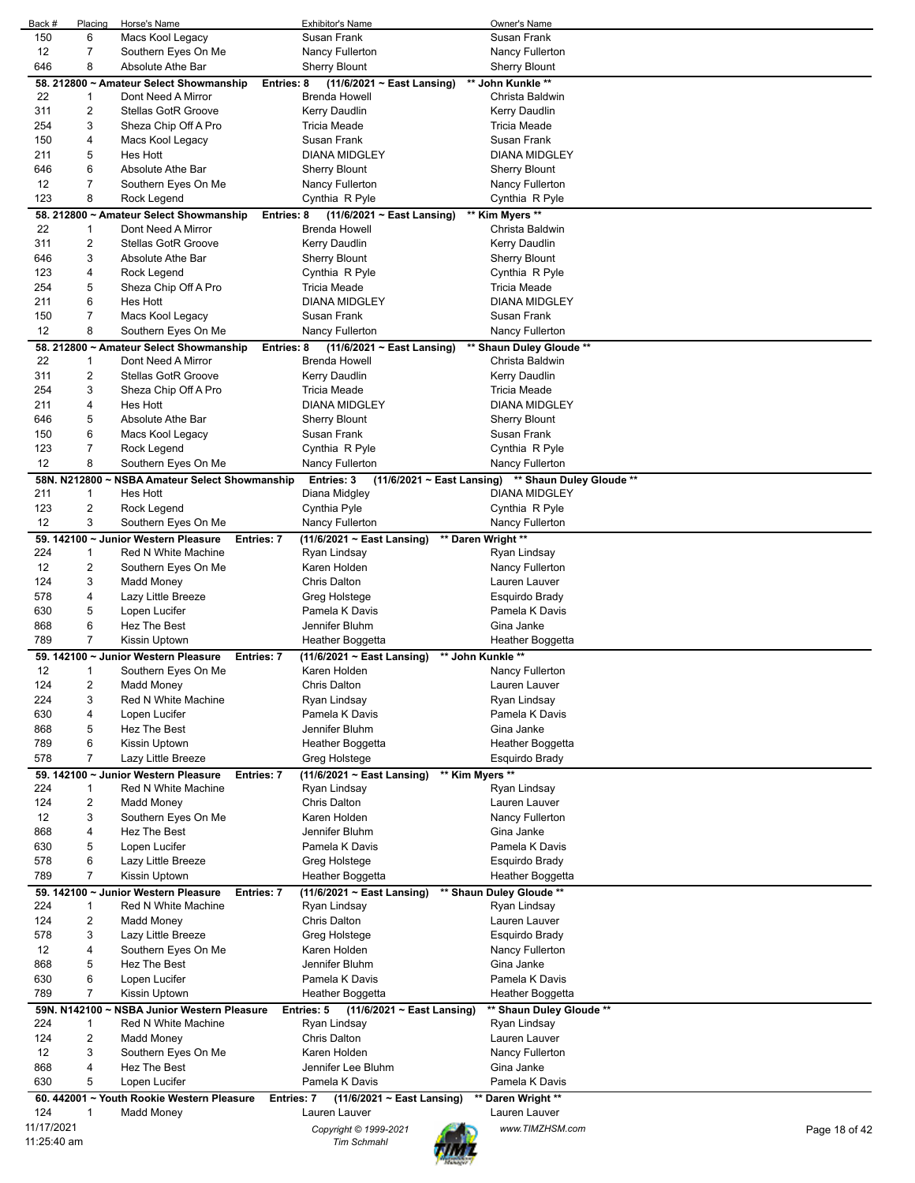| Back # | Placing | Horse's Name | Exhibitor's Name | Owner's Name |
|---|---|---|---|---|
| 150 | 6 | Macs Kool Legacy | Susan Frank | Susan Frank |
| 12 | 7 | Southern Eyes On Me | Nancy Fullerton | Nancy Fullerton |
| 646 | 8 | Absolute Athe Bar | Sherry Blount | Sherry Blount |

**58. 212800 ~ Amateur Select Showmanship Entries: 8 (11/6/2021 ~ East Lansing) \*\* John Kunkle \*\***

| Back # | Placing | Horse's Name | Exhibitor's Name | Owner's Name |
|---|---|---|---|---|
| 22 | 1 | Dont Need A Mirror | Brenda Howell | Christa Baldwin |
| 311 | 2 | Stellas GotR Groove | Kerry Daudlin | Kerry Daudlin |
| 254 | 3 | Sheza Chip Off A Pro | Tricia Meade | Tricia Meade |
| 150 | 4 | Macs Kool Legacy | Susan Frank | Susan Frank |
| 211 | 5 | Hes Hott | DIANA MIDGLEY | DIANA MIDGLEY |
| 646 | 6 | Absolute Athe Bar | Sherry Blount | Sherry Blount |
| 12 | 7 | Southern Eyes On Me | Nancy Fullerton | Nancy Fullerton |
| 123 | 8 | Rock Legend | Cynthia R Pyle | Cynthia R Pyle |

**58. 212800 ~ Amateur Select Showmanship Entries: 8 (11/6/2021 ~ East Lansing) \*\* Kim Myers \*\***

| Back # | Placing | Horse's Name | Exhibitor's Name | Owner's Name |
|---|---|---|---|---|
| 22 | 1 | Dont Need A Mirror | Brenda Howell | Christa Baldwin |
| 311 | 2 | Stellas GotR Groove | Kerry Daudlin | Kerry Daudlin |
| 646 | 3 | Absolute Athe Bar | Sherry Blount | Sherry Blount |
| 123 | 4 | Rock Legend | Cynthia R Pyle | Cynthia R Pyle |
| 254 | 5 | Sheza Chip Off A Pro | Tricia Meade | Tricia Meade |
| 211 | 6 | Hes Hott | DIANA MIDGLEY | DIANA MIDGLEY |
| 150 | 7 | Macs Kool Legacy | Susan Frank | Susan Frank |
| 12 | 8 | Southern Eyes On Me | Nancy Fullerton | Nancy Fullerton |

**58. 212800 ~ Amateur Select Showmanship Entries: 8 (11/6/2021 ~ East Lansing) \*\* Shaun Duley Gloude \*\***

| Back # | Placing | Horse's Name | Exhibitor's Name | Owner's Name |
|---|---|---|---|---|
| 22 | 1 | Dont Need A Mirror | Brenda Howell | Christa Baldwin |
| 311 | 2 | Stellas GotR Groove | Kerry Daudlin | Kerry Daudlin |
| 254 | 3 | Sheza Chip Off A Pro | Tricia Meade | Tricia Meade |
| 211 | 4 | Hes Hott | DIANA MIDGLEY | DIANA MIDGLEY |
| 646 | 5 | Absolute Athe Bar | Sherry Blount | Sherry Blount |
| 150 | 6 | Macs Kool Legacy | Susan Frank | Susan Frank |
| 123 | 7 | Rock Legend | Cynthia R Pyle | Cynthia R Pyle |
| 12 | 8 | Southern Eyes On Me | Nancy Fullerton | Nancy Fullerton |

**58N. N212800 ~ NSBA Amateur Select Showmanship Entries: 3 (11/6/2021 ~ East Lansing) \*\* Shaun Duley Gloude \*\***

| Back # | Placing | Horse's Name | Exhibitor's Name | Owner's Name |
|---|---|---|---|---|
| 211 | 1 | Hes Hott | Diana Midgley | DIANA MIDGLEY |
| 123 | 2 | Rock Legend | Cynthia Pyle | Cynthia R Pyle |
| 12 | 3 | Southern Eyes On Me | Nancy Fullerton | Nancy Fullerton |

**59. 142100 ~ Junior Western Pleasure Entries: 7 (11/6/2021 ~ East Lansing) \*\* Daren Wright \*\***

| Back # | Placing | Horse's Name | Exhibitor's Name | Owner's Name |
|---|---|---|---|---|
| 224 | 1 | Red N White Machine | Ryan Lindsay | Ryan Lindsay |
| 12 | 2 | Southern Eyes On Me | Karen Holden | Nancy Fullerton |
| 124 | 3 | Madd Money | Chris Dalton | Lauren Lauver |
| 578 | 4 | Lazy Little Breeze | Greg Holstege | Esquirdo Brady |
| 630 | 5 | Lopen Lucifer | Pamela K Davis | Pamela K Davis |
| 868 | 6 | Hez The Best | Jennifer Bluhm | Gina Janke |
| 789 | 7 | Kissin Uptown | Heather Boggetta | Heather Boggetta |

**59. 142100 ~ Junior Western Pleasure Entries: 7 (11/6/2021 ~ East Lansing) \*\* John Kunkle \*\***

| Back # | Placing | Horse's Name | Exhibitor's Name | Owner's Name |
|---|---|---|---|---|
| 12 | 1 | Southern Eyes On Me | Karen Holden | Nancy Fullerton |
| 124 | 2 | Madd Money | Chris Dalton | Lauren Lauver |
| 224 | 3 | Red N White Machine | Ryan Lindsay | Ryan Lindsay |
| 630 | 4 | Lopen Lucifer | Pamela K Davis | Pamela K Davis |
| 868 | 5 | Hez The Best | Jennifer Bluhm | Gina Janke |
| 789 | 6 | Kissin Uptown | Heather Boggetta | Heather Boggetta |
| 578 | 7 | Lazy Little Breeze | Greg Holstege | Esquirdo Brady |

**59. 142100 ~ Junior Western Pleasure Entries: 7 (11/6/2021 ~ East Lansing) \*\* Kim Myers \*\***

| Back # | Placing | Horse's Name | Exhibitor's Name | Owner's Name |
|---|---|---|---|---|
| 224 | 1 | Red N White Machine | Ryan Lindsay | Ryan Lindsay |
| 124 | 2 | Madd Money | Chris Dalton | Lauren Lauver |
| 12 | 3 | Southern Eyes On Me | Karen Holden | Nancy Fullerton |
| 868 | 4 | Hez The Best | Jennifer Bluhm | Gina Janke |
| 630 | 5 | Lopen Lucifer | Pamela K Davis | Pamela K Davis |
| 578 | 6 | Lazy Little Breeze | Greg Holstege | Esquirdo Brady |
| 789 | 7 | Kissin Uptown | Heather Boggetta | Heather Boggetta |

**59. 142100 ~ Junior Western Pleasure Entries: 7 (11/6/2021 ~ East Lansing) \*\* Shaun Duley Gloude \*\***

| Back # | Placing | Horse's Name | Exhibitor's Name | Owner's Name |
|---|---|---|---|---|
| 224 | 1 | Red N White Machine | Ryan Lindsay | Ryan Lindsay |
| 124 | 2 | Madd Money | Chris Dalton | Lauren Lauver |
| 578 | 3 | Lazy Little Breeze | Greg Holstege | Esquirdo Brady |
| 12 | 4 | Southern Eyes On Me | Karen Holden | Nancy Fullerton |
| 868 | 5 | Hez The Best | Jennifer Bluhm | Gina Janke |
| 630 | 6 | Lopen Lucifer | Pamela K Davis | Pamela K Davis |
| 789 | 7 | Kissin Uptown | Heather Boggetta | Heather Boggetta |

**59N. N142100 ~ NSBA Junior Western Pleasure Entries: 5 (11/6/2021 ~ East Lansing) \*\* Shaun Duley Gloude \*\***

| Back # | Placing | Horse's Name | Exhibitor's Name | Owner's Name |
|---|---|---|---|---|
| 224 | 1 | Red N White Machine | Ryan Lindsay | Ryan Lindsay |
| 124 | 2 | Madd Money | Chris Dalton | Lauren Lauver |
| 12 | 3 | Southern Eyes On Me | Karen Holden | Nancy Fullerton |
| 868 | 4 | Hez The Best | Jennifer Lee Bluhm | Gina Janke |
| 630 | 5 | Lopen Lucifer | Pamela K Davis | Pamela K Davis |

**60. 442001 ~ Youth Rookie Western Pleasure Entries: 7 (11/6/2021 ~ East Lansing) \*\* Daren Wright \*\***

| Back # | Placing | Horse's Name | Exhibitor's Name | Owner's Name |
|---|---|---|---|---|
| 124 | 1 | Madd Money | Lauren Lauver | Lauren Lauver |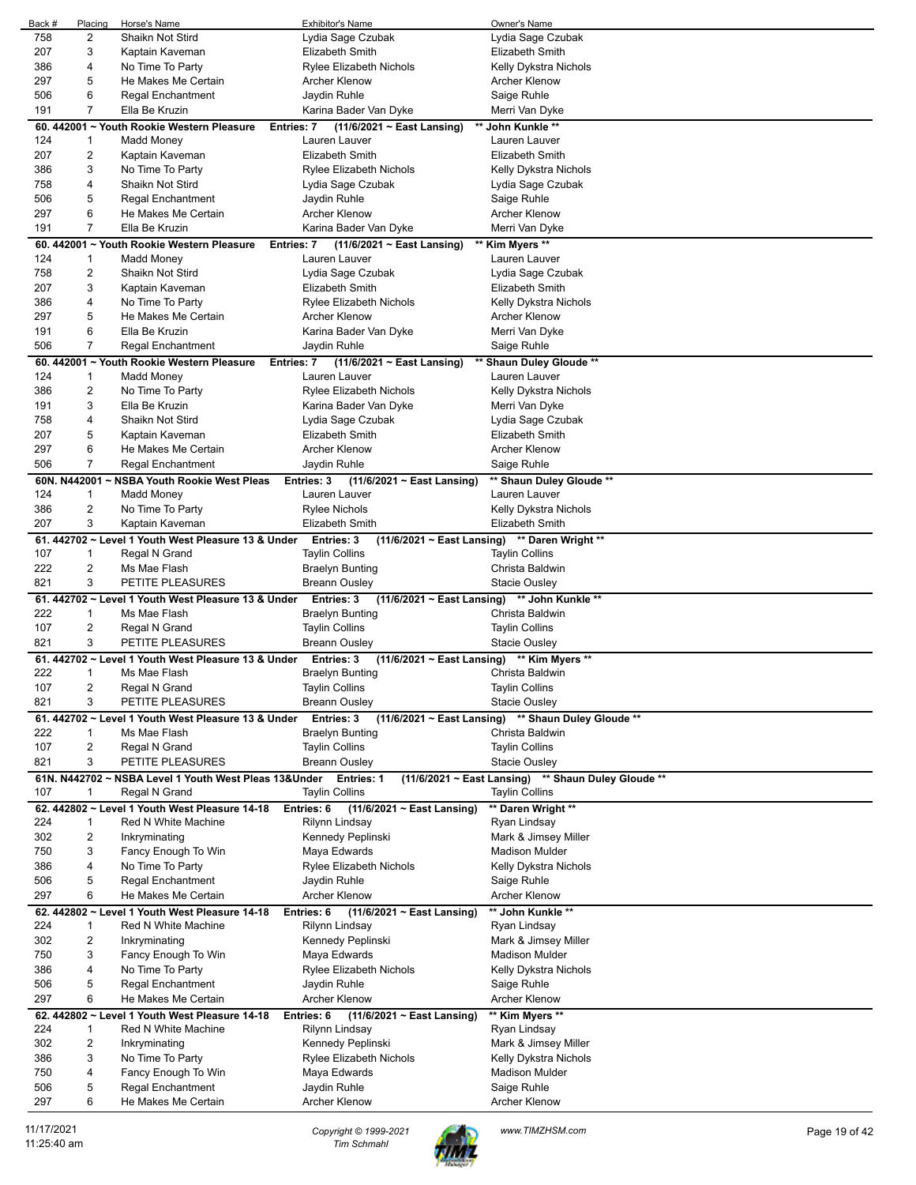| Back # | Placing | Horse's Name | Exhibitor's Name | Owner's Name |
|---|---|---|---|---|
| 758 | 2 | Shaikn Not Stird | Lydia Sage Czubak | Lydia Sage Czubak |
| 207 | 3 | Kaptain Kaveman | Elizabeth Smith | Elizabeth Smith |
| 386 | 4 | No Time To Party | Rylee Elizabeth Nichols | Kelly Dykstra Nichols |
| 297 | 5 | He Makes Me Certain | Archer Klenow | Archer Klenow |
| 506 | 6 | Regal Enchantment | Jaydin Ruhle | Saige Ruhle |
| 191 | 7 | Ella Be Kruzin | Karina Bader Van Dyke | Merri Van Dyke |

**60. 442001 ~ Youth Rookie Western Pleasure Entries: 7 (11/6/2021 ~ East Lansing) \*\* John Kunkle \*\***

| Back # | Placing | Horse's Name | Exhibitor's Name | Owner's Name |
|---|---|---|---|---|
| 124 | 1 | Madd Money | Lauren Lauver | Lauren Lauver |
| 207 | 2 | Kaptain Kaveman | Elizabeth Smith | Elizabeth Smith |
| 386 | 3 | No Time To Party | Rylee Elizabeth Nichols | Kelly Dykstra Nichols |
| 758 | 4 | Shaikn Not Stird | Lydia Sage Czubak | Lydia Sage Czubak |
| 506 | 5 | Regal Enchantment | Jaydin Ruhle | Saige Ruhle |
| 297 | 6 | He Makes Me Certain | Archer Klenow | Archer Klenow |
| 191 | 7 | Ella Be Kruzin | Karina Bader Van Dyke | Merri Van Dyke |

**60. 442001 ~ Youth Rookie Western Pleasure Entries: 7 (11/6/2021 ~ East Lansing) \*\* Kim Myers \*\***

| Back # | Placing | Horse's Name | Exhibitor's Name | Owner's Name |
|---|---|---|---|---|
| 124 | 1 | Madd Money | Lauren Lauver | Lauren Lauver |
| 758 | 2 | Shaikn Not Stird | Lydia Sage Czubak | Lydia Sage Czubak |
| 207 | 3 | Kaptain Kaveman | Elizabeth Smith | Elizabeth Smith |
| 386 | 4 | No Time To Party | Rylee Elizabeth Nichols | Kelly Dykstra Nichols |
| 297 | 5 | He Makes Me Certain | Archer Klenow | Archer Klenow |
| 191 | 6 | Ella Be Kruzin | Karina Bader Van Dyke | Merri Van Dyke |
| 506 | 7 | Regal Enchantment | Jaydin Ruhle | Saige Ruhle |

**60. 442001 ~ Youth Rookie Western Pleasure Entries: 7 (11/6/2021 ~ East Lansing) \*\* Shaun Duley Gloude \*\***

| Back # | Placing | Horse's Name | Exhibitor's Name | Owner's Name |
|---|---|---|---|---|
| 124 | 1 | Madd Money | Lauren Lauver | Lauren Lauver |
| 386 | 2 | No Time To Party | Rylee Elizabeth Nichols | Kelly Dykstra Nichols |
| 191 | 3 | Ella Be Kruzin | Karina Bader Van Dyke | Merri Van Dyke |
| 758 | 4 | Shaikn Not Stird | Lydia Sage Czubak | Lydia Sage Czubak |
| 207 | 5 | Kaptain Kaveman | Elizabeth Smith | Elizabeth Smith |
| 297 | 6 | He Makes Me Certain | Archer Klenow | Archer Klenow |
| 506 | 7 | Regal Enchantment | Jaydin Ruhle | Saige Ruhle |

**60N. N442001 ~ NSBA Youth Rookie West Pleas Entries: 3 (11/6/2021 ~ East Lansing) \*\* Shaun Duley Gloude \*\***

| Back # | Placing | Horse's Name | Exhibitor's Name | Owner's Name |
|---|---|---|---|---|
| 124 | 1 | Madd Money | Lauren Lauver | Lauren Lauver |
| 386 | 2 | No Time To Party | Rylee Nichols | Kelly Dykstra Nichols |
| 207 | 3 | Kaptain Kaveman | Elizabeth Smith | Elizabeth Smith |

**61. 442702 ~ Level 1 Youth Western Pleasure 13 & Under Entries: 3 (11/6/2021 ~ East Lansing) \*\* Daren Wright \*\***

| Back # | Placing | Horse's Name | Exhibitor's Name | Owner's Name |
|---|---|---|---|---|
| 107 | 1 | Regal N Grand | Taylin Collins | Taylin Collins |
| 222 | 2 | Ms Mae Flash | Braelyn Bunting | Christa Baldwin |
| 821 | 3 | PETITE PLEASURES | Breann Ousley | Stacie Ousley |

**61. 442702 ~ Level 1 Youth Western Pleasure 13 & Under Entries: 3 (11/6/2021 ~ East Lansing) \*\* John Kunkle \*\***

| Back # | Placing | Horse's Name | Exhibitor's Name | Owner's Name |
|---|---|---|---|---|
| 222 | 1 | Ms Mae Flash | Braelyn Bunting | Christa Baldwin |
| 107 | 2 | Regal N Grand | Taylin Collins | Taylin Collins |
| 821 | 3 | PETITE PLEASURES | Breann Ousley | Stacie Ousley |

**61. 442702 ~ Level 1 Youth West Pleasure 13 & Under Entries: 3 (11/6/2021 ~ East Lansing) \*\* Kim Myers \*\***

| Back # | Placing | Horse's Name | Exhibitor's Name | Owner's Name |
|---|---|---|---|---|
| 222 | 1 | Ms Mae Flash | Braelyn Bunting | Christa Baldwin |
| 107 | 2 | Regal N Grand | Taylin Collins | Taylin Collins |
| 821 | 3 | PETITE PLEASURES | Breann Ousley | Stacie Ousley |

**61. 442702 ~ Level 1 Youth West Pleasure 13 & Under Entries: 3 (11/6/2021 ~ East Lansing) \*\* Shaun Duley Gloude \*\***

| Back # | Placing | Horse's Name | Exhibitor's Name | Owner's Name |
|---|---|---|---|---|
| 222 | 1 | Ms Mae Flash | Braelyn Bunting | Christa Baldwin |
| 107 | 2 | Regal N Grand | Taylin Collins | Taylin Collins |
| 821 | 3 | PETITE PLEASURES | Breann Ousley | Stacie Ousley |

**61N. N442702 ~ NSBA Level 1 Youth West Pleas 13&Under Entries: 1 (11/6/2021 ~ East Lansing) \*\* Shaun Duley Gloude \*\***

| Back # | Placing | Horse's Name | Exhibitor's Name | Owner's Name |
|---|---|---|---|---|
| 107 | 1 | Regal N Grand | Taylin Collins | Taylin Collins |

**62. 442802 ~ Level 1 Youth West Pleasure 14-18 Entries: 6 (11/6/2021 ~ East Lansing) \*\* Daren Wright \*\***

| Back # | Placing | Horse's Name | Exhibitor's Name | Owner's Name |
|---|---|---|---|---|
| 224 | 1 | Red N White Machine | Rilynn Lindsay | Ryan Lindsay |
| 302 | 2 | Inkryminating | Kennedy Peplinski | Mark & Jimsey Miller |
| 750 | 3 | Fancy Enough To Win | Maya Edwards | Madison Mulder |
| 386 | 4 | No Time To Party | Rylee Elizabeth Nichols | Kelly Dykstra Nichols |
| 506 | 5 | Regal Enchantment | Jaydin Ruhle | Saige Ruhle |
| 297 | 6 | He Makes Me Certain | Archer Klenow | Archer Klenow |

**62. 442802 ~ Level 1 Youth West Pleasure 14-18 Entries: 6 (11/6/2021 ~ East Lansing) \*\* John Kunkle \*\***

| Back # | Placing | Horse's Name | Exhibitor's Name | Owner's Name |
|---|---|---|---|---|
| 224 | 1 | Red N White Machine | Rilynn Lindsay | Ryan Lindsay |
| 302 | 2 | Inkryminating | Kennedy Peplinski | Mark & Jimsey Miller |
| 750 | 3 | Fancy Enough To Win | Maya Edwards | Madison Mulder |
| 386 | 4 | No Time To Party | Rylee Elizabeth Nichols | Kelly Dykstra Nichols |
| 506 | 5 | Regal Enchantment | Jaydin Ruhle | Saige Ruhle |
| 297 | 6 | He Makes Me Certain | Archer Klenow | Archer Klenow |

**62. 442802 ~ Level 1 Youth West Pleasure 14-18 Entries: 6 (11/6/2021 ~ East Lansing) \*\* Kim Myers \*\***

| Back # | Placing | Horse's Name | Exhibitor's Name | Owner's Name |
|---|---|---|---|---|
| 224 | 1 | Red N White Machine | Rilynn Lindsay | Ryan Lindsay |
| 302 | 2 | Inkryminating | Kennedy Peplinski | Mark & Jimsey Miller |
| 386 | 3 | No Time To Party | Rylee Elizabeth Nichols | Kelly Dykstra Nichols |
| 750 | 4 | Fancy Enough To Win | Maya Edwards | Madison Mulder |
| 506 | 5 | Regal Enchantment | Jaydin Ruhle | Saige Ruhle |
| 297 | 6 | He Makes Me Certain | Archer Klenow | Archer Klenow |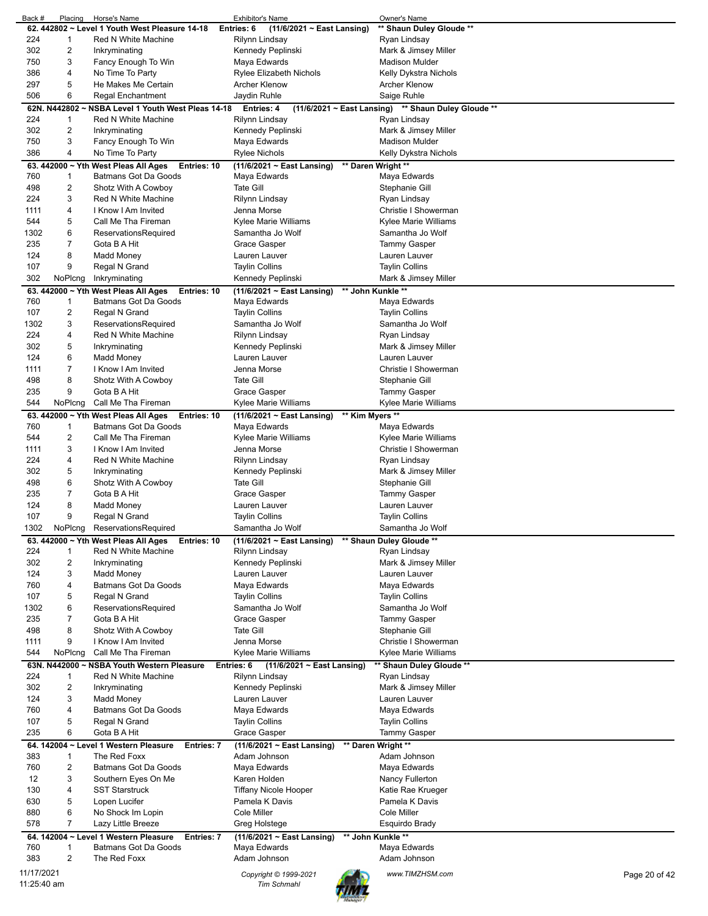| Back # | Placing | Horse's Name | Exhibitor's Name | Owner's Name |
|---|---|---|---|---|
| **62. 442802 ~ Level 1 Youth West Pleasure 14-18** | | **Entries: 6** | **(11/6/2021 ~ East Lansing)** | **\*\* Shaun Duley Gloude \*\*** |
| 224 | 1 | Red N White Machine | Rilynn Lindsay | Ryan Lindsay |
| 302 | 2 | Inkryminating | Kennedy Peplinski | Mark & Jimsey Miller |
| 750 | 3 | Fancy Enough To Win | Maya Edwards | Madison Mulder |
| 386 | 4 | No Time To Party | Rylee Elizabeth Nichols | Kelly Dykstra Nichols |
| 297 | 5 | He Makes Me Certain | Archer Klenow | Archer Klenow |
| 506 | 6 | Regal Enchantment | Jaydin Ruhle | Saige Ruhle |
| **62N. N442802 ~ NSBA Level 1 Youth West Pleas 14-18** | | **Entries: 4** | **(11/6/2021 ~ East Lansing)** | **\*\* Shaun Duley Gloude \*\*** |
| 224 | 1 | Red N White Machine | Rilynn Lindsay | Ryan Lindsay |
| 302 | 2 | Inkryminating | Kennedy Peplinski | Mark & Jimsey Miller |
| 750 | 3 | Fancy Enough To Win | Maya Edwards | Madison Mulder |
| 386 | 4 | No Time To Party | Rylee Nichols | Kelly Dykstra Nichols |
| **63. 442000 ~ Yth West Pleas All Ages** | | **Entries: 10** | **(11/6/2021 ~ East Lansing)** | **\*\* Daren Wright \*\*** |
| 760 | 1 | Batmans Got Da Goods | Maya Edwards | Maya Edwards |
| 498 | 2 | Shotz With A Cowboy | Tate Gill | Stephanie Gill |
| 224 | 3 | Red N White Machine | Rilynn Lindsay | Ryan Lindsay |
| 1111 | 4 | I Know I Am Invited | Jenna Morse | Christie I Showerman |
| 544 | 5 | Call Me Tha Fireman | Kylee Marie Williams | Kylee Marie Williams |
| 1302 | 6 | ReservationsRequired | Samantha Jo Wolf | Samantha Jo Wolf |
| 235 | 7 | Gota B A Hit | Grace Gasper | Tammy Gasper |
| 124 | 8 | Madd Money | Lauren Lauver | Lauren Lauver |
| 107 | 9 | Regal N Grand | Taylin Collins | Taylin Collins |
| 302 | NoPlcng | Inkryminating | Kennedy Peplinski | Mark & Jimsey Miller |
| **63. 442000 ~ Yth West Pleas All Ages** | | **Entries: 10** | **(11/6/2021 ~ East Lansing)** | **\*\* John Kunkle \*\*** |
| 760 | 1 | Batmans Got Da Goods | Maya Edwards | Maya Edwards |
| 107 | 2 | Regal N Grand | Taylin Collins | Taylin Collins |
| 1302 | 3 | ReservationsRequired | Samantha Jo Wolf | Samantha Jo Wolf |
| 224 | 4 | Red N White Machine | Rilynn Lindsay | Ryan Lindsay |
| 302 | 5 | Inkryminating | Kennedy Peplinski | Mark & Jimsey Miller |
| 124 | 6 | Madd Money | Lauren Lauver | Lauren Lauver |
| 1111 | 7 | I Know I Am Invited | Jenna Morse | Christie I Showerman |
| 498 | 8 | Shotz With A Cowboy | Tate Gill | Stephanie Gill |
| 235 | 9 | Gota B A Hit | Grace Gasper | Tammy Gasper |
| 544 | NoPlcng | Call Me Tha Fireman | Kylee Marie Williams | Kylee Marie Williams |
| **63. 442000 ~ Yth West Pleas All Ages** | | **Entries: 10** | **(11/6/2021 ~ East Lansing)** | **\*\* Kim Myers \*\*** |
| 760 | 1 | Batmans Got Da Goods | Maya Edwards | Maya Edwards |
| 544 | 2 | Call Me Tha Fireman | Kylee Marie Williams | Kylee Marie Williams |
| 1111 | 3 | I Know I Am Invited | Jenna Morse | Christie I Showerman |
| 224 | 4 | Red N White Machine | Rilynn Lindsay | Ryan Lindsay |
| 302 | 5 | Inkryminating | Kennedy Peplinski | Mark & Jimsey Miller |
| 498 | 6 | Shotz With A Cowboy | Tate Gill | Stephanie Gill |
| 235 | 7 | Gota B A Hit | Grace Gasper | Tammy Gasper |
| 124 | 8 | Madd Money | Lauren Lauver | Lauren Lauver |
| 107 | 9 | Regal N Grand | Taylin Collins | Taylin Collins |
| 1302 | NoPlcng | ReservationsRequired | Samantha Jo Wolf | Samantha Jo Wolf |
| **63. 442000 ~ Yth West Pleas All Ages** | | **Entries: 10** | **(11/6/2021 ~ East Lansing)** | **\*\* Shaun Duley Gloude \*\*** |
| 224 | 1 | Red N White Machine | Rilynn Lindsay | Ryan Lindsay |
| 302 | 2 | Inkryminating | Kennedy Peplinski | Mark & Jimsey Miller |
| 124 | 3 | Madd Money | Lauren Lauver | Lauren Lauver |
| 760 | 4 | Batmans Got Da Goods | Maya Edwards | Maya Edwards |
| 107 | 5 | Regal N Grand | Taylin Collins | Taylin Collins |
| 1302 | 6 | ReservationsRequired | Samantha Jo Wolf | Samantha Jo Wolf |
| 235 | 7 | Gota B A Hit | Grace Gasper | Tammy Gasper |
| 498 | 8 | Shotz With A Cowboy | Tate Gill | Stephanie Gill |
| 1111 | 9 | I Know I Am Invited | Jenna Morse | Christie I Showerman |
| 544 | NoPlcng | Call Me Tha Fireman | Kylee Marie Williams | Kylee Marie Williams |
| **63N. N442000 ~ NSBA Youth Western Pleasure** | | **Entries: 6** | **(11/6/2021 ~ East Lansing)** | **\*\* Shaun Duley Gloude \*\*** |
| 224 | 1 | Red N White Machine | Rilynn Lindsay | Ryan Lindsay |
| 302 | 2 | Inkryminating | Kennedy Peplinski | Mark & Jimsey Miller |
| 124 | 3 | Madd Money | Lauren Lauver | Lauren Lauver |
| 760 | 4 | Batmans Got Da Goods | Maya Edwards | Maya Edwards |
| 107 | 5 | Regal N Grand | Taylin Collins | Taylin Collins |
| 235 | 6 | Gota B A Hit | Grace Gasper | Tammy Gasper |
| **64. 142004 ~ Level 1 Western Pleasure** | | **Entries: 7** | **(11/6/2021 ~ East Lansing)** | **\*\* Daren Wright \*\*** |
| 383 | 1 | The Red Foxx | Adam Johnson | Adam Johnson |
| 760 | 2 | Batmans Got Da Goods | Maya Edwards | Maya Edwards |
| 12 | 3 | Southern Eyes On Me | Karen Holden | Nancy Fullerton |
| 130 | 4 | SST Starstruck | Tiffany Nicole Hooper | Katie Rae Krueger |
| 630 | 5 | Lopen Lucifer | Pamela K Davis | Pamela K Davis |
| 880 | 6 | No Shock Im Lopin | Cole Miller | Cole Miller |
| 578 | 7 | Lazy Little Breeze | Greg Holstege | Esquirdo Brady |
| **64. 142004 ~ Level 1 Western Pleasure** | | **Entries: 7** | **(11/6/2021 ~ East Lansing)** | **\*\* John Kunkle \*\*** |
| 760 | 1 | Batmans Got Da Goods | Maya Edwards | Maya Edwards |
| 383 | 2 | The Red Foxx | Adam Johnson | Adam Johnson |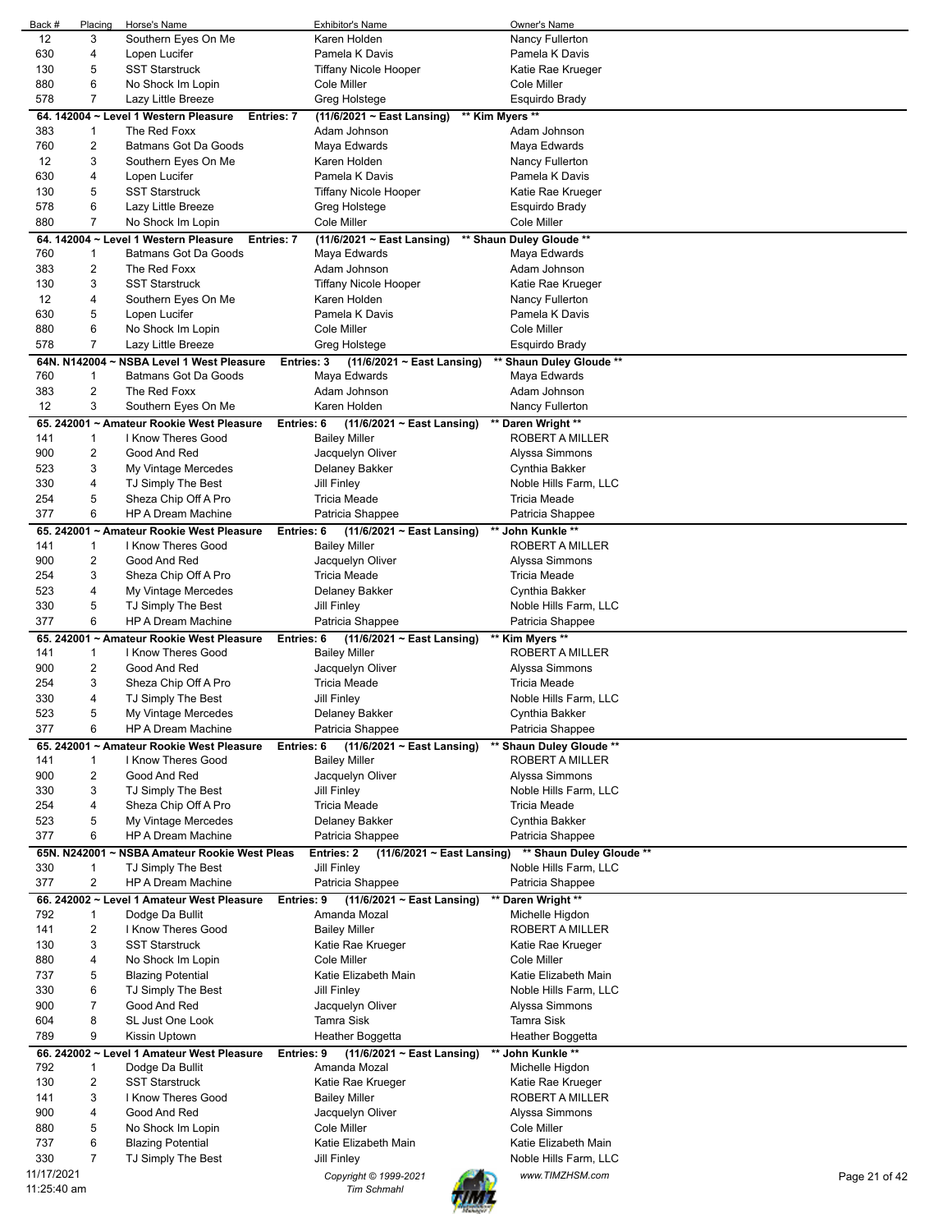| Back # | Placing | Horse's Name | Exhibitor's Name | Owner's Name |
|---|---|---|---|---|
| 12 | 3 | Southern Eyes On Me | Karen Holden | Nancy Fullerton |
| 630 | 4 | Lopen Lucifer | Pamela K Davis | Pamela K Davis |
| 130 | 5 | SST Starstruck | Tiffany Nicole Hooper | Katie Rae Krueger |
| 880 | 6 | No Shock Im Lopin | Cole Miller | Cole Miller |
| 578 | 7 | Lazy Little Breeze | Greg Holstege | Esquirdo Brady |

**64. 142004 ~ Level 1 Western Pleasure Entries: 7 (11/6/2021 ~ East Lansing) \*\* Kim Myers \*\***

| Back # | Placing | Horse's Name | Exhibitor's Name | Owner's Name |
|---|---|---|---|---|
| 383 | 1 | The Red Foxx | Adam Johnson | Adam Johnson |
| 760 | 2 | Batmans Got Da Goods | Maya Edwards | Maya Edwards |
| 12 | 3 | Southern Eyes On Me | Karen Holden | Nancy Fullerton |
| 630 | 4 | Lopen Lucifer | Pamela K Davis | Pamela K Davis |
| 130 | 5 | SST Starstruck | Tiffany Nicole Hooper | Katie Rae Krueger |
| 578 | 6 | Lazy Little Breeze | Greg Holstege | Esquirdo Brady |
| 880 | 7 | No Shock Im Lopin | Cole Miller | Cole Miller |

**64. 142004 ~ Level 1 Western Pleasure Entries: 7 (11/6/2021 ~ East Lansing) \*\* Shaun Duley Gloude \*\***

| Back # | Placing | Horse's Name | Exhibitor's Name | Owner's Name |
|---|---|---|---|---|
| 760 | 1 | Batmans Got Da Goods | Maya Edwards | Maya Edwards |
| 383 | 2 | The Red Foxx | Adam Johnson | Adam Johnson |
| 130 | 3 | SST Starstruck | Tiffany Nicole Hooper | Katie Rae Krueger |
| 12 | 4 | Southern Eyes On Me | Karen Holden | Nancy Fullerton |
| 630 | 5 | Lopen Lucifer | Pamela K Davis | Pamela K Davis |
| 880 | 6 | No Shock Im Lopin | Cole Miller | Cole Miller |
| 578 | 7 | Lazy Little Breeze | Greg Holstege | Esquirdo Brady |

**64N. N142004 ~ NSBA Level 1 West Pleasure Entries: 3 (11/6/2021 ~ East Lansing) \*\* Shaun Duley Gloude \*\***

| Back # | Placing | Horse's Name | Exhibitor's Name | Owner's Name |
|---|---|---|---|---|
| 760 | 1 | Batmans Got Da Goods | Maya Edwards | Maya Edwards |
| 383 | 2 | The Red Foxx | Adam Johnson | Adam Johnson |
| 12 | 3 | Southern Eyes On Me | Karen Holden | Nancy Fullerton |

**65. 242001 ~ Amateur Rookie West Pleasure Entries: 6 (11/6/2021 ~ East Lansing) \*\* Daren Wright \*\***

| Back # | Placing | Horse's Name | Exhibitor's Name | Owner's Name |
|---|---|---|---|---|
| 141 | 1 | I Know Theres Good | Bailey Miller | ROBERT A MILLER |
| 900 | 2 | Good And Red | Jacquelyn Oliver | Alyssa Simmons |
| 523 | 3 | My Vintage Mercedes | Delaney Bakker | Cynthia Bakker |
| 330 | 4 | TJ Simply The Best | Jill Finley | Noble Hills Farm, LLC |
| 254 | 5 | Sheza Chip Off A Pro | Tricia Meade | Tricia Meade |
| 377 | 6 | HP A Dream Machine | Patricia Shappee | Patricia Shappee |

**65. 242001 ~ Amateur Rookie West Pleasure Entries: 6 (11/6/2021 ~ East Lansing) \*\* John Kunkle \*\***

| Back # | Placing | Horse's Name | Exhibitor's Name | Owner's Name |
|---|---|---|---|---|
| 141 | 1 | I Know Theres Good | Bailey Miller | ROBERT A MILLER |
| 900 | 2 | Good And Red | Jacquelyn Oliver | Alyssa Simmons |
| 254 | 3 | Sheza Chip Off A Pro | Tricia Meade | Tricia Meade |
| 523 | 4 | My Vintage Mercedes | Delaney Bakker | Cynthia Bakker |
| 330 | 5 | TJ Simply The Best | Jill Finley | Noble Hills Farm, LLC |
| 377 | 6 | HP A Dream Machine | Patricia Shappee | Patricia Shappee |

**65. 242001 ~ Amateur Rookie West Pleasure Entries: 6 (11/6/2021 ~ East Lansing) \*\* Kim Myers \*\***

| Back # | Placing | Horse's Name | Exhibitor's Name | Owner's Name |
|---|---|---|---|---|
| 141 | 1 | I Know Theres Good | Bailey Miller | ROBERT A MILLER |
| 900 | 2 | Good And Red | Jacquelyn Oliver | Alyssa Simmons |
| 254 | 3 | Sheza Chip Off A Pro | Tricia Meade | Tricia Meade |
| 330 | 4 | TJ Simply The Best | Jill Finley | Noble Hills Farm, LLC |
| 523 | 5 | My Vintage Mercedes | Delaney Bakker | Cynthia Bakker |
| 377 | 6 | HP A Dream Machine | Patricia Shappee | Patricia Shappee |

**65. 242001 ~ Amateur Rookie West Pleasure Entries: 6 (11/6/2021 ~ East Lansing) \*\* Shaun Duley Gloude \*\***

| Back # | Placing | Horse's Name | Exhibitor's Name | Owner's Name |
|---|---|---|---|---|
| 141 | 1 | I Know Theres Good | Bailey Miller | ROBERT A MILLER |
| 900 | 2 | Good And Red | Jacquelyn Oliver | Alyssa Simmons |
| 330 | 3 | TJ Simply The Best | Jill Finley | Noble Hills Farm, LLC |
| 254 | 4 | Sheza Chip Off A Pro | Tricia Meade | Tricia Meade |
| 523 | 5 | My Vintage Mercedes | Delaney Bakker | Cynthia Bakker |
| 377 | 6 | HP A Dream Machine | Patricia Shappee | Patricia Shappee |

**65N. N242001 ~ NSBA Amateur Rookie West Pleas Entries: 2 (11/6/2021 ~ East Lansing) \*\* Shaun Duley Gloude \*\***

| Back # | Placing | Horse's Name | Exhibitor's Name | Owner's Name |
|---|---|---|---|---|
| 330 | 1 | TJ Simply The Best | Jill Finley | Noble Hills Farm, LLC |
| 377 | 2 | HP A Dream Machine | Patricia Shappee | Patricia Shappee |

**66. 242002 ~ Level 1 Amateur West Pleasure Entries: 9 (11/6/2021 ~ East Lansing) \*\* Daren Wright \*\***

| Back # | Placing | Horse's Name | Exhibitor's Name | Owner's Name |
|---|---|---|---|---|
| 792 | 1 | Dodge Da Bullit | Amanda Mozal | Michelle Higdon |
| 141 | 2 | I Know Theres Good | Bailey Miller | ROBERT A MILLER |
| 130 | 3 | SST Starstruck | Katie Rae Krueger | Katie Rae Krueger |
| 880 | 4 | No Shock Im Lopin | Cole Miller | Cole Miller |
| 737 | 5 | Blazing Potential | Katie Elizabeth Main | Katie Elizabeth Main |
| 330 | 6 | TJ Simply The Best | Jill Finley | Noble Hills Farm, LLC |
| 900 | 7 | Good And Red | Jacquelyn Oliver | Alyssa Simmons |
| 604 | 8 | SL Just One Look | Tamra Sisk | Tamra Sisk |
| 789 | 9 | Kissin Uptown | Heather Boggetta | Heather Boggetta |

**66. 242002 ~ Level 1 Amateur West Pleasure Entries: 9 (11/6/2021 ~ East Lansing) \*\* John Kunkle \*\***

| Back # | Placing | Horse's Name | Exhibitor's Name | Owner's Name |
|---|---|---|---|---|
| 792 | 1 | Dodge Da Bullit | Amanda Mozal | Michelle Higdon |
| 130 | 2 | SST Starstruck | Katie Rae Krueger | Katie Rae Krueger |
| 141 | 3 | I Know Theres Good | Bailey Miller | ROBERT A MILLER |
| 900 | 4 | Good And Red | Jacquelyn Oliver | Alyssa Simmons |
| 880 | 5 | No Shock Im Lopin | Cole Miller | Cole Miller |
| 737 | 6 | Blazing Potential | Katie Elizabeth Main | Katie Elizabeth Main |
| 330 | 7 | TJ Simply The Best | Jill Finley | Noble Hills Farm, LLC |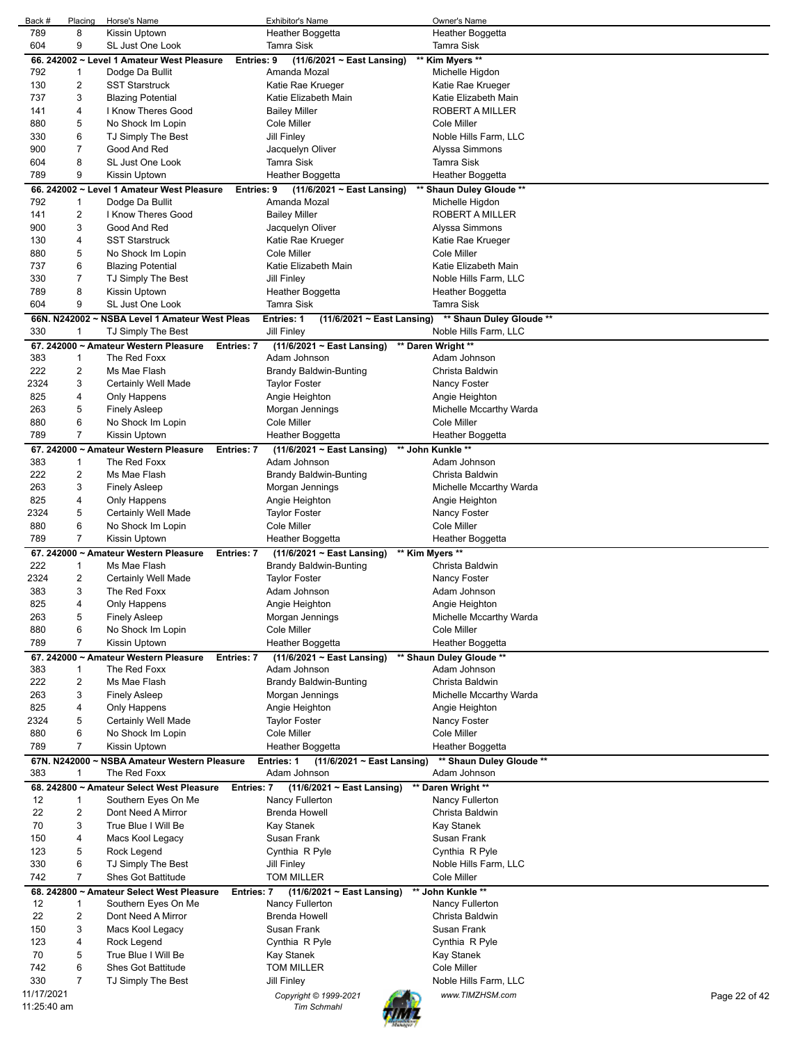| Back # | Placing | Horse's Name | Exhibitor's Name | Owner's Name |
|---|---|---|---|---|
| 789 | 8 | Kissin Uptown | Heather Boggetta | Heather Boggetta |
| 604 | 9 | SL Just One Look | Tamra Sisk | Tamra Sisk |

**66. 242002 ~ Level 1 Amateur West Pleasure    Entries: 9    (11/6/2021 ~ East Lansing)    \*\* Kim Myers \*\***

| Back # | Placing | Horse's Name | Exhibitor's Name | Owner's Name |
|---|---|---|---|---|
| 792 | 1 | Dodge Da Bullit | Amanda Mozal | Michelle Higdon |
| 130 | 2 | SST Starstruck | Katie Rae Krueger | Katie Rae Krueger |
| 737 | 3 | Blazing Potential | Katie Elizabeth Main | Katie Elizabeth Main |
| 141 | 4 | I Know Theres Good | Bailey Miller | ROBERT A MILLER |
| 880 | 5 | No Shock Im Lopin | Cole Miller | Cole Miller |
| 330 | 6 | TJ Simply The Best | Jill Finley | Noble Hills Farm, LLC |
| 900 | 7 | Good And Red | Jacquelyn Oliver | Alyssa Simmons |
| 604 | 8 | SL Just One Look | Tamra Sisk | Tamra Sisk |
| 789 | 9 | Kissin Uptown | Heather Boggetta | Heather Boggetta |

**66. 242002 ~ Level 1 Amateur West Pleasure    Entries: 9    (11/6/2021 ~ East Lansing)    \*\* Shaun Duley Gloude \*\***

| Back # | Placing | Horse's Name | Exhibitor's Name | Owner's Name |
|---|---|---|---|---|
| 792 | 1 | Dodge Da Bullit | Amanda Mozal | Michelle Higdon |
| 141 | 2 | I Know Theres Good | Bailey Miller | ROBERT A MILLER |
| 900 | 3 | Good And Red | Jacquelyn Oliver | Alyssa Simmons |
| 130 | 4 | SST Starstruck | Katie Rae Krueger | Katie Rae Krueger |
| 880 | 5 | No Shock Im Lopin | Cole Miller | Cole Miller |
| 737 | 6 | Blazing Potential | Katie Elizabeth Main | Katie Elizabeth Main |
| 330 | 7 | TJ Simply The Best | Jill Finley | Noble Hills Farm, LLC |
| 789 | 8 | Kissin Uptown | Heather Boggetta | Heather Boggetta |
| 604 | 9 | SL Just One Look | Tamra Sisk | Tamra Sisk |

**66N. N242002 ~ NSBA Level 1 Amateur West Pleas    Entries: 1    (11/6/2021 ~ East Lansing)    \*\* Shaun Duley Gloude \*\***

| Back # | Placing | Horse's Name | Exhibitor's Name | Owner's Name |
|---|---|---|---|---|
| 330 | 1 | TJ Simply The Best | Jill Finley | Noble Hills Farm, LLC |

**67. 242000 ~ Amateur Western Pleasure    Entries: 7    (11/6/2021 ~ East Lansing)    \*\* Daren Wright \*\***

| Back # | Placing | Horse's Name | Exhibitor's Name | Owner's Name |
|---|---|---|---|---|
| 383 | 1 | The Red Foxx | Adam Johnson | Adam Johnson |
| 222 | 2 | Ms Mae Flash | Brandy Baldwin-Bunting | Christa Baldwin |
| 2324 | 3 | Certainly Well Made | Taylor Foster | Nancy Foster |
| 825 | 4 | Only Happens | Angie Heighton | Angie Heighton |
| 263 | 5 | Finely Asleep | Morgan Jennings | Michelle Mccarthy Warda |
| 880 | 6 | No Shock Im Lopin | Cole Miller | Cole Miller |
| 789 | 7 | Kissin Uptown | Heather Boggetta | Heather Boggetta |

**67. 242000 ~ Amateur Western Pleasure    Entries: 7    (11/6/2021 ~ East Lansing)    \*\* John Kunkle \*\***

| Back # | Placing | Horse's Name | Exhibitor's Name | Owner's Name |
|---|---|---|---|---|
| 383 | 1 | The Red Foxx | Adam Johnson | Adam Johnson |
| 222 | 2 | Ms Mae Flash | Brandy Baldwin-Bunting | Christa Baldwin |
| 263 | 3 | Finely Asleep | Morgan Jennings | Michelle Mccarthy Warda |
| 825 | 4 | Only Happens | Angie Heighton | Angie Heighton |
| 2324 | 5 | Certainly Well Made | Taylor Foster | Nancy Foster |
| 880 | 6 | No Shock Im Lopin | Cole Miller | Cole Miller |
| 789 | 7 | Kissin Uptown | Heather Boggetta | Heather Boggetta |

**67. 242000 ~ Amateur Western Pleasure    Entries: 7    (11/6/2021 ~ East Lansing)    \*\* Kim Myers \*\***

| Back # | Placing | Horse's Name | Exhibitor's Name | Owner's Name |
|---|---|---|---|---|
| 222 | 1 | Ms Mae Flash | Brandy Baldwin-Bunting | Christa Baldwin |
| 2324 | 2 | Certainly Well Made | Taylor Foster | Nancy Foster |
| 383 | 3 | The Red Foxx | Adam Johnson | Adam Johnson |
| 825 | 4 | Only Happens | Angie Heighton | Angie Heighton |
| 263 | 5 | Finely Asleep | Morgan Jennings | Michelle Mccarthy Warda |
| 880 | 6 | No Shock Im Lopin | Cole Miller | Cole Miller |
| 789 | 7 | Kissin Uptown | Heather Boggetta | Heather Boggetta |

**67. 242000 ~ Amateur Western Pleasure    Entries: 7    (11/6/2021 ~ East Lansing)    \*\* Shaun Duley Gloude \*\***

| Back # | Placing | Horse's Name | Exhibitor's Name | Owner's Name |
|---|---|---|---|---|
| 383 | 1 | The Red Foxx | Adam Johnson | Adam Johnson |
| 222 | 2 | Ms Mae Flash | Brandy Baldwin-Bunting | Christa Baldwin |
| 263 | 3 | Finely Asleep | Morgan Jennings | Michelle Mccarthy Warda |
| 825 | 4 | Only Happens | Angie Heighton | Angie Heighton |
| 2324 | 5 | Certainly Well Made | Taylor Foster | Nancy Foster |
| 880 | 6 | No Shock Im Lopin | Cole Miller | Cole Miller |
| 789 | 7 | Kissin Uptown | Heather Boggetta | Heather Boggetta |

**67N. N242000 ~ NSBA Amateur Western Pleasure    Entries: 1    (11/6/2021 ~ East Lansing)    \*\* Shaun Duley Gloude \*\***

| Back # | Placing | Horse's Name | Exhibitor's Name | Owner's Name |
|---|---|---|---|---|
| 383 | 1 | The Red Foxx | Adam Johnson | Adam Johnson |

**68. 242800 ~ Amateur Select West Pleasure    Entries: 7    (11/6/2021 ~ East Lansing)    \*\* Daren Wright \*\***

| Back # | Placing | Horse's Name | Exhibitor's Name | Owner's Name |
|---|---|---|---|---|
| 12 | 1 | Southern Eyes On Me | Nancy Fullerton | Nancy Fullerton |
| 22 | 2 | Dont Need A Mirror | Brenda Howell | Christa Baldwin |
| 70 | 3 | True Blue I Will Be | Kay Stanek | Kay Stanek |
| 150 | 4 | Macs Kool Legacy | Susan Frank | Susan Frank |
| 123 | 5 | Rock Legend | Cynthia R Pyle | Cynthia R Pyle |
| 330 | 6 | TJ Simply The Best | Jill Finley | Noble Hills Farm, LLC |
| 742 | 7 | Shes Got Battitude | TOM MILLER | Cole Miller |

**68. 242800 ~ Amateur Select West Pleasure    Entries: 7    (11/6/2021 ~ East Lansing)    \*\* John Kunkle \*\***

| Back # | Placing | Horse's Name | Exhibitor's Name | Owner's Name |
|---|---|---|---|---|
| 12 | 1 | Southern Eyes On Me | Nancy Fullerton | Nancy Fullerton |
| 22 | 2 | Dont Need A Mirror | Brenda Howell | Christa Baldwin |
| 150 | 3 | Macs Kool Legacy | Susan Frank | Susan Frank |
| 123 | 4 | Rock Legend | Cynthia R Pyle | Cynthia R Pyle |
| 70 | 5 | True Blue I Will Be | Kay Stanek | Kay Stanek |
| 742 | 6 | Shes Got Battitude | TOM MILLER | Cole Miller |
| 330 | 7 | TJ Simply The Best | Jill Finley | Noble Hills Farm, LLC |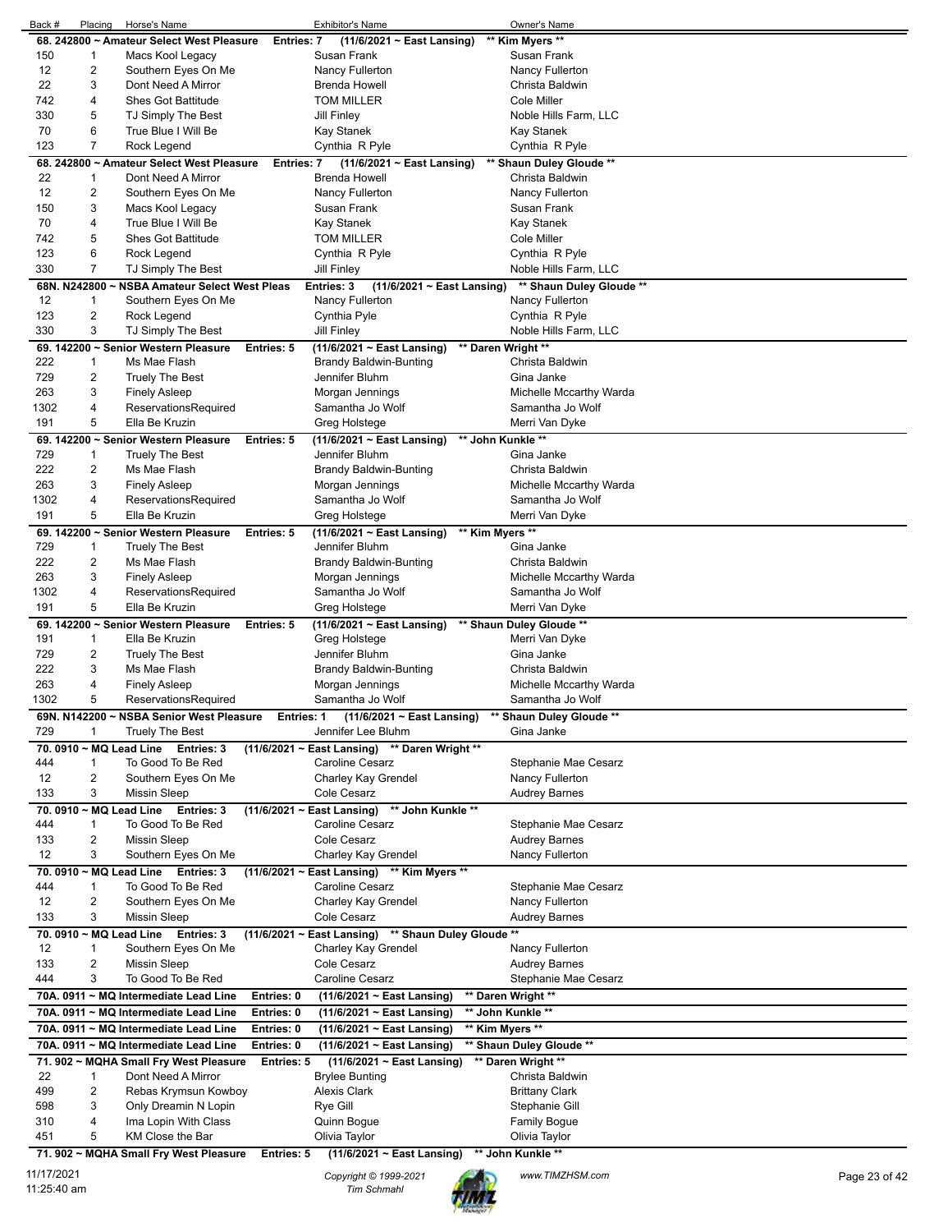| Back # | Placing | Horse's Name | Exhibitor's Name | Owner's Name |
|---|---|---|---|---|
| **68. 242800 ~ Amateur Select West Pleasure Entries: 7 (11/6/2021 ~ East Lansing) \*\* Kim Myers \*\*** | | | | |
| 150 | 1 | Macs Kool Legacy | Susan Frank | Susan Frank |
| 12 | 2 | Southern Eyes On Me | Nancy Fullerton | Nancy Fullerton |
| 22 | 3 | Dont Need A Mirror | Brenda Howell | Christa Baldwin |
| 742 | 4 | Shes Got Battitude | TOM MILLER | Cole Miller |
| 330 | 5 | TJ Simply The Best | Jill Finley | Noble Hills Farm, LLC |
| 70 | 6 | True Blue I Will Be | Kay Stanek | Kay Stanek |
| 123 | 7 | Rock Legend | Cynthia R Pyle | Cynthia R Pyle |
| **68. 242800 ~ Amateur Select West Pleasure Entries: 7 (11/6/2021 ~ East Lansing) \*\* Shaun Duley Gloude \*\*** | | | | |
| 22 | 1 | Dont Need A Mirror | Brenda Howell | Christa Baldwin |
| 12 | 2 | Southern Eyes On Me | Nancy Fullerton | Nancy Fullerton |
| 150 | 3 | Macs Kool Legacy | Susan Frank | Susan Frank |
| 70 | 4 | True Blue I Will Be | Kay Stanek | Kay Stanek |
| 742 | 5 | Shes Got Battitude | TOM MILLER | Cole Miller |
| 123 | 6 | Rock Legend | Cynthia R Pyle | Cynthia R Pyle |
| 330 | 7 | TJ Simply The Best | Jill Finley | Noble Hills Farm, LLC |
| **68N. N242800 ~ NSBA Amateur Select West Pleas Entries: 3 (11/6/2021 ~ East Lansing) \*\* Shaun Duley Gloude \*\*** | | | | |
| 12 | 1 | Southern Eyes On Me | Nancy Fullerton | Nancy Fullerton |
| 123 | 2 | Rock Legend | Cynthia Pyle | Cynthia R Pyle |
| 330 | 3 | TJ Simply The Best | Jill Finley | Noble Hills Farm, LLC |
| **69. 142200 ~ Senior Western Pleasure Entries: 5 (11/6/2021 ~ East Lansing) \*\* Daren Wright \*\*** | | | | |
| 222 | 1 | Ms Mae Flash | Brandy Baldwin-Bunting | Christa Baldwin |
| 729 | 2 | Truely The Best | Jennifer Bluhm | Gina Janke |
| 263 | 3 | Finely Asleep | Morgan Jennings | Michelle Mccarthy Warda |
| 1302 | 4 | ReservationsRequired | Samantha Jo Wolf | Samantha Jo Wolf |
| 191 | 5 | Ella Be Kruzin | Greg Holstege | Merri Van Dyke |
| **69. 142200 ~ Senior Western Pleasure Entries: 5 (11/6/2021 ~ East Lansing) \*\* John Kunkle \*\*** | | | | |
| 729 | 1 | Truely The Best | Jennifer Bluhm | Gina Janke |
| 222 | 2 | Ms Mae Flash | Brandy Baldwin-Bunting | Christa Baldwin |
| 263 | 3 | Finely Asleep | Morgan Jennings | Michelle Mccarthy Warda |
| 1302 | 4 | ReservationsRequired | Samantha Jo Wolf | Samantha Jo Wolf |
| 191 | 5 | Ella Be Kruzin | Greg Holstege | Merri Van Dyke |
| **69. 142200 ~ Senior Western Pleasure Entries: 5 (11/6/2021 ~ East Lansing) \*\* Kim Myers \*\*** | | | | |
| 729 | 1 | Truely The Best | Jennifer Bluhm | Gina Janke |
| 222 | 2 | Ms Mae Flash | Brandy Baldwin-Bunting | Christa Baldwin |
| 263 | 3 | Finely Asleep | Morgan Jennings | Michelle Mccarthy Warda |
| 1302 | 4 | ReservationsRequired | Samantha Jo Wolf | Samantha Jo Wolf |
| 191 | 5 | Ella Be Kruzin | Greg Holstege | Merri Van Dyke |
| **69. 142200 ~ Senior Western Pleasure Entries: 5 (11/6/2021 ~ East Lansing) \*\* Shaun Duley Gloude \*\*** | | | | |
| 191 | 1 | Ella Be Kruzin | Greg Holstege | Merri Van Dyke |
| 729 | 2 | Truely The Best | Jennifer Bluhm | Gina Janke |
| 222 | 3 | Ms Mae Flash | Brandy Baldwin-Bunting | Christa Baldwin |
| 263 | 4 | Finely Asleep | Morgan Jennings | Michelle Mccarthy Warda |
| 1302 | 5 | ReservationsRequired | Samantha Jo Wolf | Samantha Jo Wolf |
| **69N. N142200 ~ NSBA Senior West Pleasure Entries: 1 (11/6/2021 ~ East Lansing) \*\* Shaun Duley Gloude \*\*** | | | | |
| 729 | 1 | Truely The Best | Jennifer Lee Bluhm | Gina Janke |
| **70. 0910 ~ MQ Lead Line Entries: 3 (11/6/2021 ~ East Lansing) \*\* Daren Wright \*\*** | | | | |
| 444 | 1 | To Good To Be Red | Caroline Cesarz | Stephanie Mae Cesarz |
| 12 | 2 | Southern Eyes On Me | Charley Kay Grendel | Nancy Fullerton |
| 133 | 3 | Missin Sleep | Cole Cesarz | Audrey Barnes |
| **70. 0910 ~ MQ Lead Line Entries: 3 (11/6/2021 ~ East Lansing) \*\* John Kunkle \*\*** | | | | |
| 444 | 1 | To Good To Be Red | Caroline Cesarz | Stephanie Mae Cesarz |
| 133 | 2 | Missin Sleep | Cole Cesarz | Audrey Barnes |
| 12 | 3 | Southern Eyes On Me | Charley Kay Grendel | Nancy Fullerton |
| **70. 0910 ~ MQ Lead Line Entries: 3 (11/6/2021 ~ East Lansing) \*\* Kim Myers \*\*** | | | | |
| 444 | 1 | To Good To Be Red | Caroline Cesarz | Stephanie Mae Cesarz |
| 12 | 2 | Southern Eyes On Me | Charley Kay Grendel | Nancy Fullerton |
| 133 | 3 | Missin Sleep | Cole Cesarz | Audrey Barnes |
| **70. 0910 ~ MQ Lead Line Entries: 3 (11/6/2021 ~ East Lansing) \*\* Shaun Duley Gloude \*\*** | | | | |
| 12 | 1 | Southern Eyes On Me | Charley Kay Grendel | Nancy Fullerton |
| 133 | 2 | Missin Sleep | Cole Cesarz | Audrey Barnes |
| 444 | 3 | To Good To Be Red | Caroline Cesarz | Stephanie Mae Cesarz |
| **70A. 0911 ~ MQ Intermediate Lead Line Entries: 0 (11/6/2021 ~ East Lansing) \*\* Daren Wright \*\*** | | | | |
| **70A. 0911 ~ MQ Intermediate Lead Line Entries: 0 (11/6/2021 ~ East Lansing) \*\* John Kunkle \*\*** | | | | |
| **70A. 0911 ~ MQ Intermediate Lead Line Entries: 0 (11/6/2021 ~ East Lansing) \*\* Kim Myers \*\*** | | | | |
| **70A. 0911 ~ MQ Intermediate Lead Line Entries: 0 (11/6/2021 ~ East Lansing) \*\* Shaun Duley Gloude \*\*** | | | | |
| **71. 902 ~ MQHA Small Fry West Pleasure Entries: 5 (11/6/2021 ~ East Lansing) \*\* Daren Wright \*\*** | | | | |
| 22 | 1 | Dont Need A Mirror | Brylee Bunting | Christa Baldwin |
| 499 | 2 | Rebas Krymsun Kowboy | Alexis Clark | Brittany Clark |
| 598 | 3 | Only Dreamin N Lopin | Rye Gill | Stephanie Gill |
| 310 | 4 | Ima Lopin With Class | Quinn Bogue | Family Bogue |
| 451 | 5 | KM Close the Bar | Olivia Taylor | Olivia Taylor |
| **71. 902 ~ MQHA Small Fry West Pleasure Entries: 5 (11/6/2021 ~ East Lansing) \*\* John Kunkle \*\*** | | | | |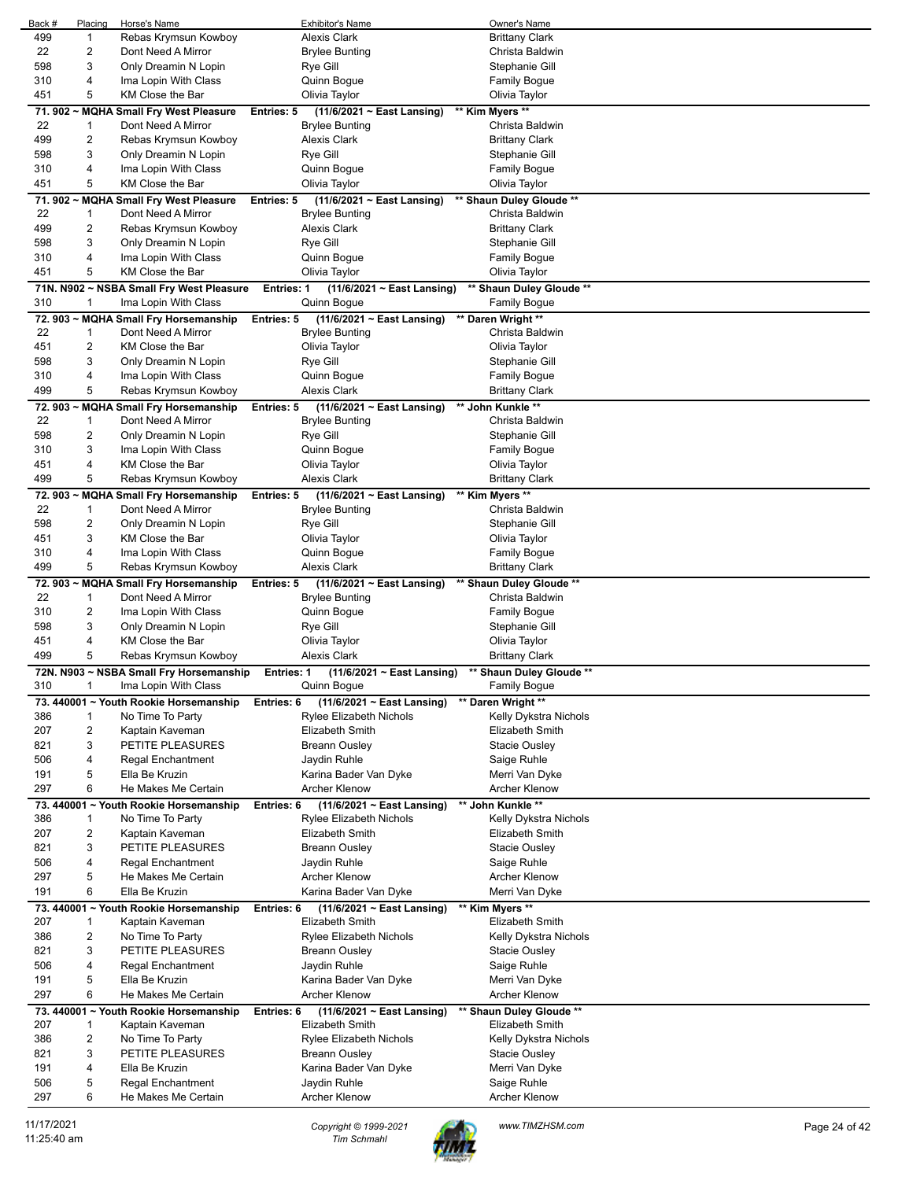| Back # | Placing | Horse's Name | Exhibitor's Name | Owner's Name |
|---|---|---|---|---|
| 499 | 1 | Rebas Krymsun Kowboy | Alexis Clark | Brittany Clark |
| 22 | 2 | Dont Need A Mirror | Brylee Bunting | Christa Baldwin |
| 598 | 3 | Only Dreamin N Lopin | Rye Gill | Stephanie Gill |
| 310 | 4 | Ima Lopin With Class | Quinn Bogue | Family Bogue |
| 451 | 5 | KM Close the Bar | Olivia Taylor | Olivia Taylor |

**71. 902 ~ MQHA Small Fry West Pleasure  Entries: 5  (11/6/2021 ~ East Lansing)  ** Kim Myers ****

| Back # | Placing | Horse's Name | Exhibitor's Name | Owner's Name |
|---|---|---|---|---|
| 22 | 1 | Dont Need A Mirror | Brylee Bunting | Christa Baldwin |
| 499 | 2 | Rebas Krymsun Kowboy | Alexis Clark | Brittany Clark |
| 598 | 3 | Only Dreamin N Lopin | Rye Gill | Stephanie Gill |
| 310 | 4 | Ima Lopin With Class | Quinn Bogue | Family Bogue |
| 451 | 5 | KM Close the Bar | Olivia Taylor | Olivia Taylor |

**71. 902 ~ MQHA Small Fry West Pleasure  Entries: 5  (11/6/2021 ~ East Lansing)  ** Shaun Duley Gloude ****

| Back # | Placing | Horse's Name | Exhibitor's Name | Owner's Name |
|---|---|---|---|---|
| 22 | 1 | Dont Need A Mirror | Brylee Bunting | Christa Baldwin |
| 499 | 2 | Rebas Krymsun Kowboy | Alexis Clark | Brittany Clark |
| 598 | 3 | Only Dreamin N Lopin | Rye Gill | Stephanie Gill |
| 310 | 4 | Ima Lopin With Class | Quinn Bogue | Family Bogue |
| 451 | 5 | KM Close the Bar | Olivia Taylor | Olivia Taylor |

**71N. N902 ~ NSBA Small Fry West Pleasure  Entries: 1  (11/6/2021 ~ East Lansing)  ** Shaun Duley Gloude ****

| Back # | Placing | Horse's Name | Exhibitor's Name | Owner's Name |
|---|---|---|---|---|
| 310 | 1 | Ima Lopin With Class | Quinn Bogue | Family Bogue |

**72. 903 ~ MQHA Small Fry Horsemanship  Entries: 5  (11/6/2021 ~ East Lansing)  ** Daren Wright ****

| Back # | Placing | Horse's Name | Exhibitor's Name | Owner's Name |
|---|---|---|---|---|
| 22 | 1 | Dont Need A Mirror | Brylee Bunting | Christa Baldwin |
| 451 | 2 | KM Close the Bar | Olivia Taylor | Olivia Taylor |
| 598 | 3 | Only Dreamin N Lopin | Rye Gill | Stephanie Gill |
| 310 | 4 | Ima Lopin With Class | Quinn Bogue | Family Bogue |
| 499 | 5 | Rebas Krymsun Kowboy | Alexis Clark | Brittany Clark |

**72. 903 ~ MQHA Small Fry Horsemanship  Entries: 5  (11/6/2021 ~ East Lansing)  ** John Kunkle ****

| Back # | Placing | Horse's Name | Exhibitor's Name | Owner's Name |
|---|---|---|---|---|
| 22 | 1 | Dont Need A Mirror | Brylee Bunting | Christa Baldwin |
| 598 | 2 | Only Dreamin N Lopin | Rye Gill | Stephanie Gill |
| 310 | 3 | Ima Lopin With Class | Quinn Bogue | Family Bogue |
| 451 | 4 | KM Close the Bar | Olivia Taylor | Olivia Taylor |
| 499 | 5 | Rebas Krymsun Kowboy | Alexis Clark | Brittany Clark |

**72. 903 ~ MQHA Small Fry Horsemanship  Entries: 5  (11/6/2021 ~ East Lansing)  ** Kim Myers ****

| Back # | Placing | Horse's Name | Exhibitor's Name | Owner's Name |
|---|---|---|---|---|
| 22 | 1 | Dont Need A Mirror | Brylee Bunting | Christa Baldwin |
| 598 | 2 | Only Dreamin N Lopin | Rye Gill | Stephanie Gill |
| 451 | 3 | KM Close the Bar | Olivia Taylor | Olivia Taylor |
| 310 | 4 | Ima Lopin With Class | Quinn Bogue | Family Bogue |
| 499 | 5 | Rebas Krymsun Kowboy | Alexis Clark | Brittany Clark |

**72. 903 ~ MQHA Small Fry Horsemanship  Entries: 5  (11/6/2021 ~ East Lansing)  ** Shaun Duley Gloude ****

| Back # | Placing | Horse's Name | Exhibitor's Name | Owner's Name |
|---|---|---|---|---|
| 22 | 1 | Dont Need A Mirror | Brylee Bunting | Christa Baldwin |
| 310 | 2 | Ima Lopin With Class | Quinn Bogue | Family Bogue |
| 598 | 3 | Only Dreamin N Lopin | Rye Gill | Stephanie Gill |
| 451 | 4 | KM Close the Bar | Olivia Taylor | Olivia Taylor |
| 499 | 5 | Rebas Krymsun Kowboy | Alexis Clark | Brittany Clark |

**72N. N903 ~ NSBA Small Fry Horsemanship  Entries: 1  (11/6/2021 ~ East Lansing)  ** Shaun Duley Gloude ****

| Back # | Placing | Horse's Name | Exhibitor's Name | Owner's Name |
|---|---|---|---|---|
| 310 | 1 | Ima Lopin With Class | Quinn Bogue | Family Bogue |

**73. 440001 ~ Youth Rookie Horsemanship  Entries: 6  (11/6/2021 ~ East Lansing)  ** Daren Wright ****

| Back # | Placing | Horse's Name | Exhibitor's Name | Owner's Name |
|---|---|---|---|---|
| 386 | 1 | No Time To Party | Rylee Elizabeth Nichols | Kelly Dykstra Nichols |
| 207 | 2 | Kaptain Kaveman | Elizabeth Smith | Elizabeth Smith |
| 821 | 3 | PETITE PLEASURES | Breann Ousley | Stacie Ousley |
| 506 | 4 | Regal Enchantment | Jaydin Ruhle | Saige Ruhle |
| 191 | 5 | Ella Be Kruzin | Karina Bader Van Dyke | Merri Van Dyke |
| 297 | 6 | He Makes Me Certain | Archer Klenow | Archer Klenow |

**73. 440001 ~ Youth Rookie Horsemanship  Entries: 6  (11/6/2021 ~ East Lansing)  ** John Kunkle ****

| Back # | Placing | Horse's Name | Exhibitor's Name | Owner's Name |
|---|---|---|---|---|
| 386 | 1 | No Time To Party | Rylee Elizabeth Nichols | Kelly Dykstra Nichols |
| 207 | 2 | Kaptain Kaveman | Elizabeth Smith | Elizabeth Smith |
| 821 | 3 | PETITE PLEASURES | Breann Ousley | Stacie Ousley |
| 506 | 4 | Regal Enchantment | Jaydin Ruhle | Saige Ruhle |
| 297 | 5 | He Makes Me Certain | Archer Klenow | Archer Klenow |
| 191 | 6 | Ella Be Kruzin | Karina Bader Van Dyke | Merri Van Dyke |

**73. 440001 ~ Youth Rookie Horsemanship  Entries: 6  (11/6/2021 ~ East Lansing)  ** Kim Myers ****

| Back # | Placing | Horse's Name | Exhibitor's Name | Owner's Name |
|---|---|---|---|---|
| 207 | 1 | Kaptain Kaveman | Elizabeth Smith | Elizabeth Smith |
| 386 | 2 | No Time To Party | Rylee Elizabeth Nichols | Kelly Dykstra Nichols |
| 821 | 3 | PETITE PLEASURES | Breann Ousley | Stacie Ousley |
| 506 | 4 | Regal Enchantment | Jaydin Ruhle | Saige Ruhle |
| 191 | 5 | Ella Be Kruzin | Karina Bader Van Dyke | Merri Van Dyke |
| 297 | 6 | He Makes Me Certain | Archer Klenow | Archer Klenow |

**73. 440001 ~ Youth Rookie Horsemanship  Entries: 6  (11/6/2021 ~ East Lansing)  ** Shaun Duley Gloude ****

| Back # | Placing | Horse's Name | Exhibitor's Name | Owner's Name |
|---|---|---|---|---|
| 207 | 1 | Kaptain Kaveman | Elizabeth Smith | Elizabeth Smith |
| 386 | 2 | No Time To Party | Rylee Elizabeth Nichols | Kelly Dykstra Nichols |
| 821 | 3 | PETITE PLEASURES | Breann Ousley | Stacie Ousley |
| 191 | 4 | Ella Be Kruzin | Karina Bader Van Dyke | Merri Van Dyke |
| 506 | 5 | Regal Enchantment | Jaydin Ruhle | Saige Ruhle |
| 297 | 6 | He Makes Me Certain | Archer Klenow | Archer Klenow |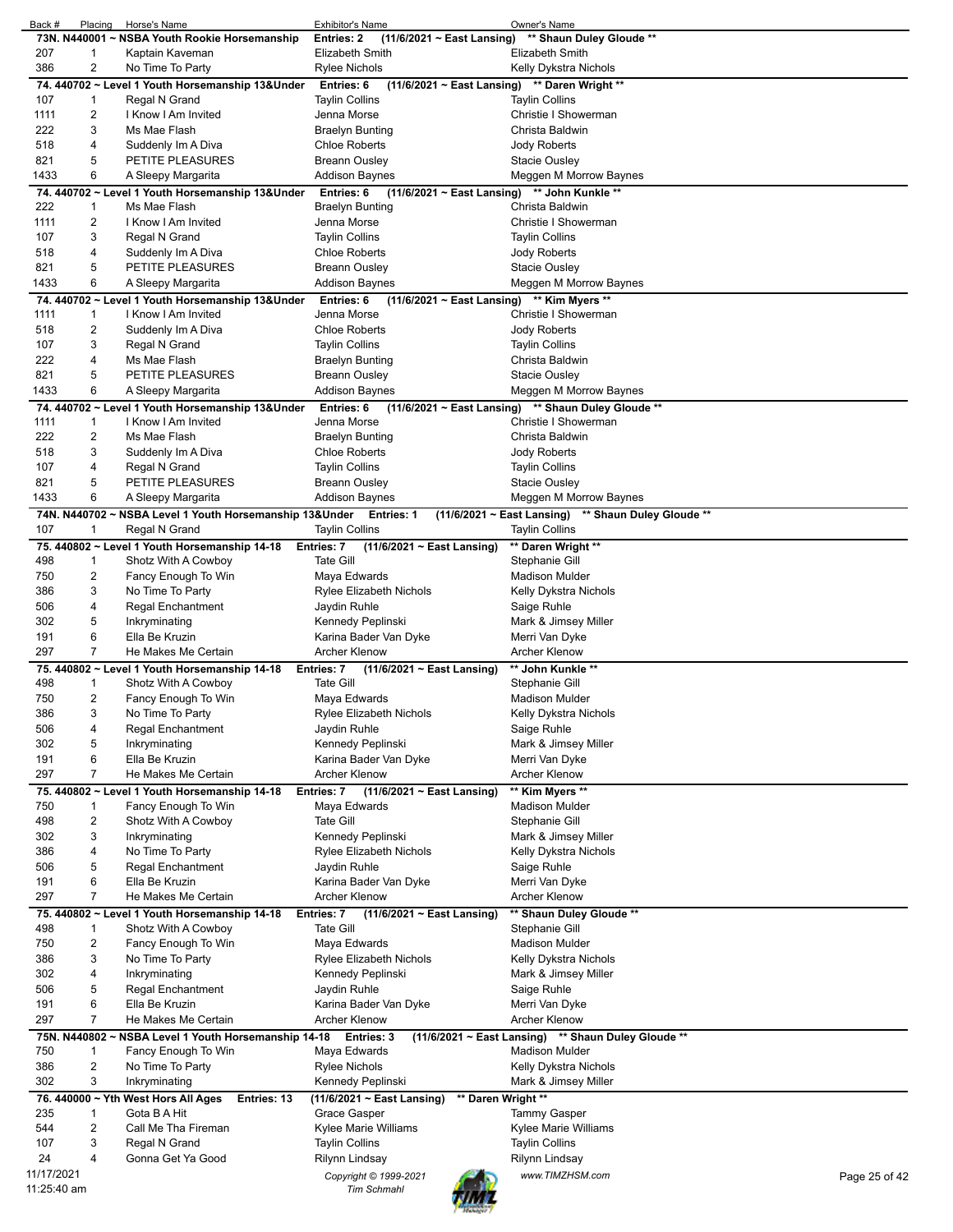| Back # | Placing | Horse's Name | Exhibitor's Name | Owner's Name |
|---|---|---|---|---|
| **73N. N440001 ~ NSBA Youth Rookie Horsemanship** | | | **Entries: 2 (11/6/2021 ~ East Lansing)** | **\*\* Shaun Duley Gloude \*\*** |
| 207 | 1 | Kaptain Kaveman | Elizabeth Smith | Elizabeth Smith |
| 386 | 2 | No Time To Party | Rylee Nichols | Kelly Dykstra Nichols |
| **74. 440702 ~ Level 1 Youth Horsemanship 13&Under** | | | **Entries: 6 (11/6/2021 ~ East Lansing)** | **\*\* Daren Wright \*\*** |
| 107 | 1 | Regal N Grand | Taylin Collins | Taylin Collins |
| 1111 | 2 | I Know I Am Invited | Jenna Morse | Christie I Showerman |
| 222 | 3 | Ms Mae Flash | Braelyn Bunting | Christa Baldwin |
| 518 | 4 | Suddenly Im A Diva | Chloe Roberts | Jody Roberts |
| 821 | 5 | PETITE PLEASURES | Breann Ousley | Stacie Ousley |
| 1433 | 6 | A Sleepy Margarita | Addison Baynes | Meggen M Morrow Baynes |
| **74. 440702 ~ Level 1 Youth Horsemanship 13&Under** | | | **Entries: 6 (11/6/2021 ~ East Lansing)** | **\*\* John Kunkle \*\*** |
| 222 | 1 | Ms Mae Flash | Braelyn Bunting | Christa Baldwin |
| 1111 | 2 | I Know I Am Invited | Jenna Morse | Christie I Showerman |
| 107 | 3 | Regal N Grand | Taylin Collins | Taylin Collins |
| 518 | 4 | Suddenly Im A Diva | Chloe Roberts | Jody Roberts |
| 821 | 5 | PETITE PLEASURES | Breann Ousley | Stacie Ousley |
| 1433 | 6 | A Sleepy Margarita | Addison Baynes | Meggen M Morrow Baynes |
| **74. 440702 ~ Level 1 Youth Horsemanship 13&Under** | | | **Entries: 6 (11/6/2021 ~ East Lansing)** | **\*\* Kim Myers \*\*** |
| 1111 | 1 | I Know I Am Invited | Jenna Morse | Christie I Showerman |
| 518 | 2 | Suddenly Im A Diva | Chloe Roberts | Jody Roberts |
| 107 | 3 | Regal N Grand | Taylin Collins | Taylin Collins |
| 222 | 4 | Ms Mae Flash | Braelyn Bunting | Christa Baldwin |
| 821 | 5 | PETITE PLEASURES | Breann Ousley | Stacie Ousley |
| 1433 | 6 | A Sleepy Margarita | Addison Baynes | Meggen M Morrow Baynes |
| **74. 440702 ~ Level 1 Youth Horsemanship 13&Under** | | | **Entries: 6 (11/6/2021 ~ East Lansing)** | **\*\* Shaun Duley Gloude \*\*** |
| 1111 | 1 | I Know I Am Invited | Jenna Morse | Christie I Showerman |
| 222 | 2 | Ms Mae Flash | Braelyn Bunting | Christa Baldwin |
| 518 | 3 | Suddenly Im A Diva | Chloe Roberts | Jody Roberts |
| 107 | 4 | Regal N Grand | Taylin Collins | Taylin Collins |
| 821 | 5 | PETITE PLEASURES | Breann Ousley | Stacie Ousley |
| 1433 | 6 | A Sleepy Margarita | Addison Baynes | Meggen M Morrow Baynes |
| **74N. N440702 ~ NSBA Level 1 Youth Horsemanship 13&Under** | | | **Entries: 1 (11/6/2021 ~ East Lansing)** | **\*\* Shaun Duley Gloude \*\*** |
| 107 | 1 | Regal N Grand | Taylin Collins | Taylin Collins |
| **75. 440802 ~ Level 1 Youth Horsemanship 14-18** | | | **Entries: 7 (11/6/2021 ~ East Lansing)** | **\*\* Daren Wright \*\*** |
| 498 | 1 | Shotz With A Cowboy | Tate Gill | Stephanie Gill |
| 750 | 2 | Fancy Enough To Win | Maya Edwards | Madison Mulder |
| 386 | 3 | No Time To Party | Rylee Elizabeth Nichols | Kelly Dykstra Nichols |
| 506 | 4 | Regal Enchantment | Jaydin Ruhle | Saige Ruhle |
| 302 | 5 | Inkryminating | Kennedy Peplinski | Mark & Jimsey Miller |
| 191 | 6 | Ella Be Kruzin | Karina Bader Van Dyke | Merri Van Dyke |
| 297 | 7 | He Makes Me Certain | Archer Klenow | Archer Klenow |
| **75. 440802 ~ Level 1 Youth Horsemanship 14-18** | | | **Entries: 7 (11/6/2021 ~ East Lansing)** | **\*\* John Kunkle \*\*** |
| 498 | 1 | Shotz With A Cowboy | Tate Gill | Stephanie Gill |
| 750 | 2 | Fancy Enough To Win | Maya Edwards | Madison Mulder |
| 386 | 3 | No Time To Party | Rylee Elizabeth Nichols | Kelly Dykstra Nichols |
| 506 | 4 | Regal Enchantment | Jaydin Ruhle | Saige Ruhle |
| 302 | 5 | Inkryminating | Kennedy Peplinski | Mark & Jimsey Miller |
| 191 | 6 | Ella Be Kruzin | Karina Bader Van Dyke | Merri Van Dyke |
| 297 | 7 | He Makes Me Certain | Archer Klenow | Archer Klenow |
| **75. 440802 ~ Level 1 Youth Horsemanship 14-18** | | | **Entries: 7 (11/6/2021 ~ East Lansing)** | **\*\* Kim Myers \*\*** |
| 750 | 1 | Fancy Enough To Win | Maya Edwards | Madison Mulder |
| 498 | 2 | Shotz With A Cowboy | Tate Gill | Stephanie Gill |
| 302 | 3 | Inkryminating | Kennedy Peplinski | Mark & Jimsey Miller |
| 386 | 4 | No Time To Party | Rylee Elizabeth Nichols | Kelly Dykstra Nichols |
| 506 | 5 | Regal Enchantment | Jaydin Ruhle | Saige Ruhle |
| 191 | 6 | Ella Be Kruzin | Karina Bader Van Dyke | Merri Van Dyke |
| 297 | 7 | He Makes Me Certain | Archer Klenow | Archer Klenow |
| **75. 440802 ~ Level 1 Youth Horsemanship 14-18** | | | **Entries: 7 (11/6/2021 ~ East Lansing)** | **\*\* Shaun Duley Gloude \*\*** |
| 498 | 1 | Shotz With A Cowboy | Tate Gill | Stephanie Gill |
| 750 | 2 | Fancy Enough To Win | Maya Edwards | Madison Mulder |
| 386 | 3 | No Time To Party | Rylee Elizabeth Nichols | Kelly Dykstra Nichols |
| 302 | 4 | Inkryminating | Kennedy Peplinski | Mark & Jimsey Miller |
| 506 | 5 | Regal Enchantment | Jaydin Ruhle | Saige Ruhle |
| 191 | 6 | Ella Be Kruzin | Karina Bader Van Dyke | Merri Van Dyke |
| 297 | 7 | He Makes Me Certain | Archer Klenow | Archer Klenow |
| **75N. N440802 ~ NSBA Level 1 Youth Horsemanship 14-18** | | | **Entries: 3 (11/6/2021 ~ East Lansing)** | **\*\* Shaun Duley Gloude \*\*** |
| 750 | 1 | Fancy Enough To Win | Maya Edwards | Madison Mulder |
| 386 | 2 | No Time To Party | Rylee Nichols | Kelly Dykstra Nichols |
| 302 | 3 | Inkryminating | Kennedy Peplinski | Mark & Jimsey Miller |
| **76. 440000 ~ Yth West Hors All Ages** | | **Entries: 13** | **(11/6/2021 ~ East Lansing)** | **\*\* Daren Wright \*\*** |
| 235 | 1 | Gota B A Hit | Grace Gasper | Tammy Gasper |
| 544 | 2 | Call Me Tha Fireman | Kylee Marie Williams | Kylee Marie Williams |
| 107 | 3 | Regal N Grand | Taylin Collins | Taylin Collins |
| 24 | 4 | Gonna Get Ya Good | Rilynn Lindsay | Rilynn Lindsay |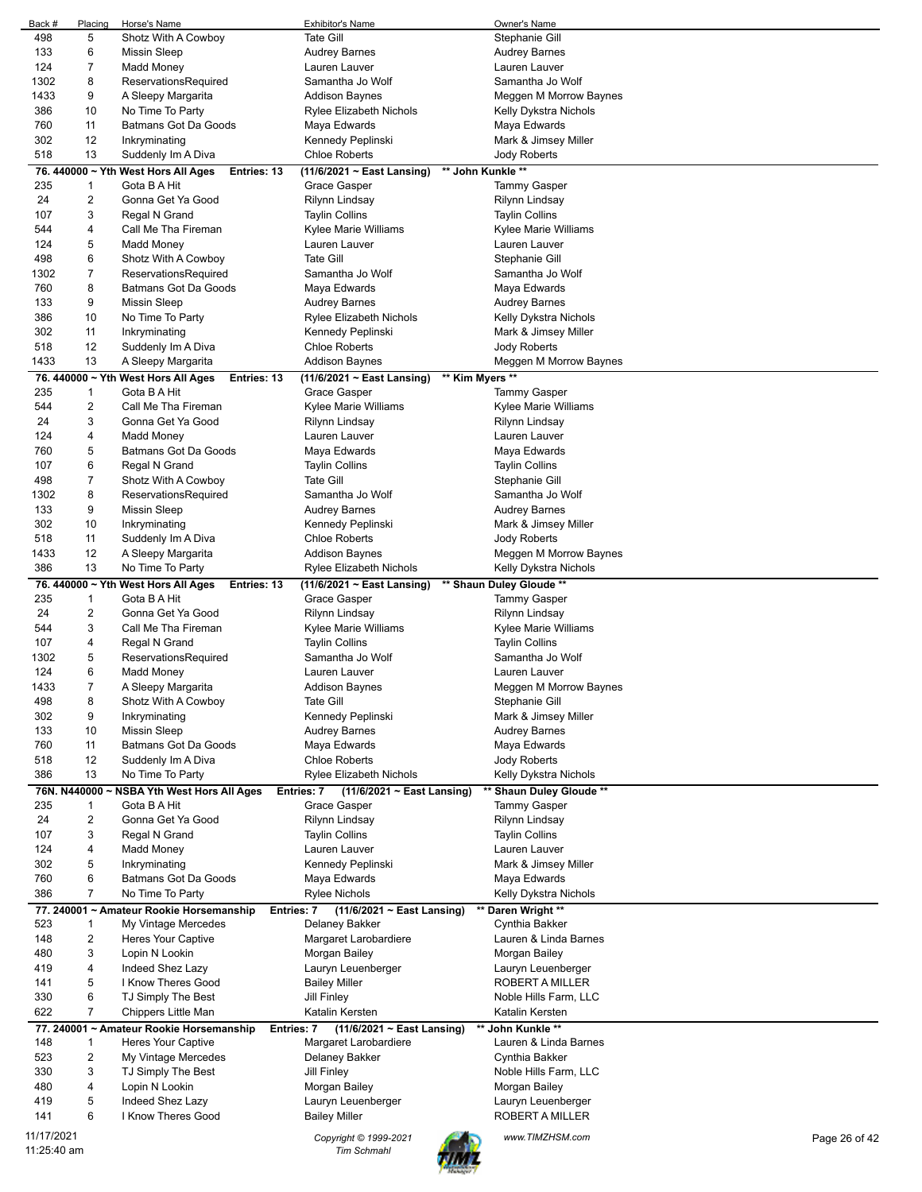| Back # | Placing | Horse's Name | Exhibitor's Name | Owner's Name |
|---|---|---|---|---|
| 498 | 5 | Shotz With A Cowboy | Tate Gill | Stephanie Gill |
| 133 | 6 | Missin Sleep | Audrey Barnes | Audrey Barnes |
| 124 | 7 | Madd Money | Lauren Lauver | Lauren Lauver |
| 1302 | 8 | ReservationsRequired | Samantha Jo Wolf | Samantha Jo Wolf |
| 1433 | 9 | A Sleepy Margarita | Addison Baynes | Meggen M Morrow Baynes |
| 386 | 10 | No Time To Party | Rylee Elizabeth Nichols | Kelly Dykstra Nichols |
| 760 | 11 | Batmans Got Da Goods | Maya Edwards | Maya Edwards |
| 302 | 12 | Inkryminating | Kennedy Peplinski | Mark & Jimsey Miller |
| 518 | 13 | Suddenly Im A Diva | Chloe Roberts | Jody Roberts |

**76. 440000 ~ Yth West Hors All Ages Entries: 13 (11/6/2021 ~ East Lansing) \*\* John Kunkle \*\***

| Back # | Placing | Horse's Name | Exhibitor's Name | Owner's Name |
|---|---|---|---|---|
| 235 | 1 | Gota B A Hit | Grace Gasper | Tammy Gasper |
| 24 | 2 | Gonna Get Ya Good | Rilynn Lindsay | Rilynn Lindsay |
| 107 | 3 | Regal N Grand | Taylin Collins | Taylin Collins |
| 544 | 4 | Call Me Tha Fireman | Kylee Marie Williams | Kylee Marie Williams |
| 124 | 5 | Madd Money | Lauren Lauver | Lauren Lauver |
| 498 | 6 | Shotz With A Cowboy | Tate Gill | Stephanie Gill |
| 1302 | 7 | ReservationsRequired | Samantha Jo Wolf | Samantha Jo Wolf |
| 760 | 8 | Batmans Got Da Goods | Maya Edwards | Maya Edwards |
| 133 | 9 | Missin Sleep | Audrey Barnes | Audrey Barnes |
| 386 | 10 | No Time To Party | Rylee Elizabeth Nichols | Kelly Dykstra Nichols |
| 302 | 11 | Inkryminating | Kennedy Peplinski | Mark & Jimsey Miller |
| 518 | 12 | Suddenly Im A Diva | Chloe Roberts | Jody Roberts |
| 1433 | 13 | A Sleepy Margarita | Addison Baynes | Meggen M Morrow Baynes |

**76. 440000 ~ Yth West Hors All Ages Entries: 13 (11/6/2021 ~ East Lansing) \*\* Kim Myers \*\***

| Back # | Placing | Horse's Name | Exhibitor's Name | Owner's Name |
|---|---|---|---|---|
| 235 | 1 | Gota B A Hit | Grace Gasper | Tammy Gasper |
| 544 | 2 | Call Me Tha Fireman | Kylee Marie Williams | Kylee Marie Williams |
| 24 | 3 | Gonna Get Ya Good | Rilynn Lindsay | Rilynn Lindsay |
| 124 | 4 | Madd Money | Lauren Lauver | Lauren Lauver |
| 760 | 5 | Batmans Got Da Goods | Maya Edwards | Maya Edwards |
| 107 | 6 | Regal N Grand | Taylin Collins | Taylin Collins |
| 498 | 7 | Shotz With A Cowboy | Tate Gill | Stephanie Gill |
| 1302 | 8 | ReservationsRequired | Samantha Jo Wolf | Samantha Jo Wolf |
| 133 | 9 | Missin Sleep | Audrey Barnes | Audrey Barnes |
| 302 | 10 | Inkryminating | Kennedy Peplinski | Mark & Jimsey Miller |
| 518 | 11 | Suddenly Im A Diva | Chloe Roberts | Jody Roberts |
| 1433 | 12 | A Sleepy Margarita | Addison Baynes | Meggen M Morrow Baynes |
| 386 | 13 | No Time To Party | Rylee Elizabeth Nichols | Kelly Dykstra Nichols |

**76. 440000 ~ Yth West Hors All Ages Entries: 13 (11/6/2021 ~ East Lansing) \*\* Shaun Duley Gloude \*\***

| Back # | Placing | Horse's Name | Exhibitor's Name | Owner's Name |
|---|---|---|---|---|
| 235 | 1 | Gota B A Hit | Grace Gasper | Tammy Gasper |
| 24 | 2 | Gonna Get Ya Good | Rilynn Lindsay | Rilynn Lindsay |
| 544 | 3 | Call Me Tha Fireman | Kylee Marie Williams | Kylee Marie Williams |
| 107 | 4 | Regal N Grand | Taylin Collins | Taylin Collins |
| 1302 | 5 | ReservationsRequired | Samantha Jo Wolf | Samantha Jo Wolf |
| 124 | 6 | Madd Money | Lauren Lauver | Lauren Lauver |
| 1433 | 7 | A Sleepy Margarita | Addison Baynes | Meggen M Morrow Baynes |
| 498 | 8 | Shotz With A Cowboy | Tate Gill | Stephanie Gill |
| 302 | 9 | Inkryminating | Kennedy Peplinski | Mark & Jimsey Miller |
| 133 | 10 | Missin Sleep | Audrey Barnes | Audrey Barnes |
| 760 | 11 | Batmans Got Da Goods | Maya Edwards | Maya Edwards |
| 518 | 12 | Suddenly Im A Diva | Chloe Roberts | Jody Roberts |
| 386 | 13 | No Time To Party | Rylee Elizabeth Nichols | Kelly Dykstra Nichols |

**76N. N440000 ~ NSBA Yth West Hors All Ages Entries: 7 (11/6/2021 ~ East Lansing) \*\* Shaun Duley Gloude \*\***

| Back # | Placing | Horse's Name | Exhibitor's Name | Owner's Name |
|---|---|---|---|---|
| 235 | 1 | Gota B A Hit | Grace Gasper | Tammy Gasper |
| 24 | 2 | Gonna Get Ya Good | Rilynn Lindsay | Rilynn Lindsay |
| 107 | 3 | Regal N Grand | Taylin Collins | Taylin Collins |
| 124 | 4 | Madd Money | Lauren Lauver | Lauren Lauver |
| 302 | 5 | Inkryminating | Kennedy Peplinski | Mark & Jimsey Miller |
| 760 | 6 | Batmans Got Da Goods | Maya Edwards | Maya Edwards |
| 386 | 7 | No Time To Party | Rylee Nichols | Kelly Dykstra Nichols |

**77. 240001 ~ Amateur Rookie Horsemanship Entries: 7 (11/6/2021 ~ East Lansing) \*\* Daren Wright \*\***

| Back # | Placing | Horse's Name | Exhibitor's Name | Owner's Name |
|---|---|---|---|---|
| 523 | 1 | My Vintage Mercedes | Delaney Bakker | Cynthia Bakker |
| 148 | 2 | Heres Your Captive | Margaret Larobardiere | Lauren & Linda Barnes |
| 480 | 3 | Lopin N Lookin | Morgan Bailey | Morgan Bailey |
| 419 | 4 | Indeed Shez Lazy | Lauryn Leuenberger | Lauryn Leuenberger |
| 141 | 5 | I Know Theres Good | Bailey Miller | ROBERT A MILLER |
| 330 | 6 | TJ Simply The Best | Jill Finley | Noble Hills Farm, LLC |
| 622 | 7 | Chippers Little Man | Katalin Kersten | Katalin Kersten |

**77. 240001 ~ Amateur Rookie Horsemanship Entries: 7 (11/6/2021 ~ East Lansing) \*\* John Kunkle \*\***

| Back # | Placing | Horse's Name | Exhibitor's Name | Owner's Name |
|---|---|---|---|---|
| 148 | 1 | Heres Your Captive | Margaret Larobardiere | Lauren & Linda Barnes |
| 523 | 2 | My Vintage Mercedes | Delaney Bakker | Cynthia Bakker |
| 330 | 3 | TJ Simply The Best | Jill Finley | Noble Hills Farm, LLC |
| 480 | 4 | Lopin N Lookin | Morgan Bailey | Morgan Bailey |
| 419 | 5 | Indeed Shez Lazy | Lauryn Leuenberger | Lauryn Leuenberger |
| 141 | 6 | I Know Theres Good | Bailey Miller | ROBERT A MILLER |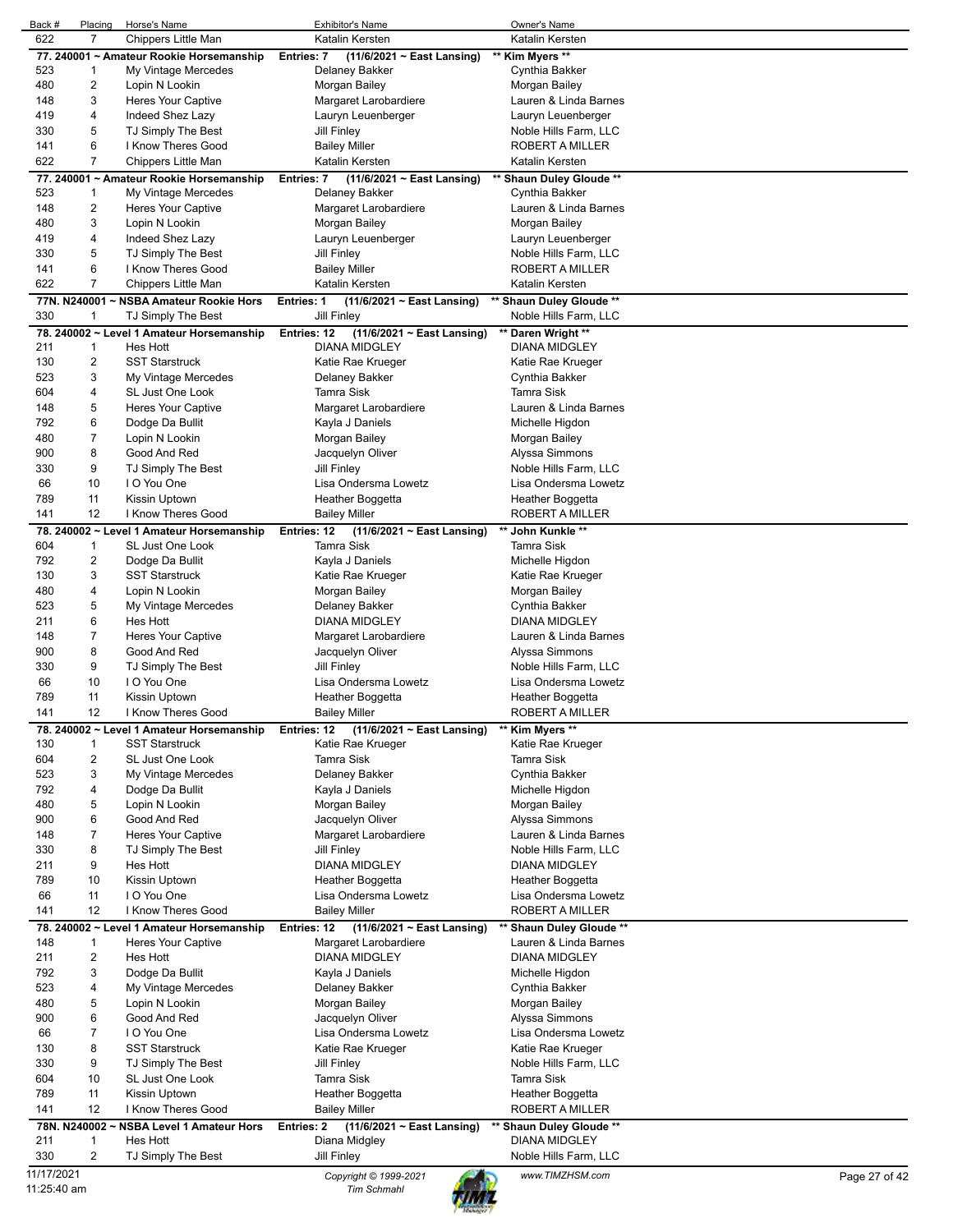| Back # | Placing | Horse's Name | Exhibitor's Name | Owner's Name |
|---|---|---|---|---|
| 622 | 7 | Chippers Little Man | Katalin Kersten | Katalin Kersten |

**77. 240001 ~ Amateur Rookie Horsemanship** Entries: 7 (11/6/2021 ~ East Lansing) ** Kim Myers **

| Back # | Placing | Horse's Name | Exhibitor's Name | Owner's Name |
|---|---|---|---|---|
| 523 | 1 | My Vintage Mercedes | Delaney Bakker | Cynthia Bakker |
| 480 | 2 | Lopin N Lookin | Morgan Bailey | Morgan Bailey |
| 148 | 3 | Heres Your Captive | Margaret Larobardiere | Lauren & Linda Barnes |
| 419 | 4 | Indeed Shez Lazy | Lauryn Leuenberger | Lauryn Leuenberger |
| 330 | 5 | TJ Simply The Best | Jill Finley | Noble Hills Farm, LLC |
| 141 | 6 | I Know Theres Good | Bailey Miller | ROBERT A MILLER |
| 622 | 7 | Chippers Little Man | Katalin Kersten | Katalin Kersten |

**77. 240001 ~ Amateur Rookie Horsemanship** Entries: 7 (11/6/2021 ~ East Lansing) ** Shaun Duley Gloude **

| Back # | Placing | Horse's Name | Exhibitor's Name | Owner's Name |
|---|---|---|---|---|
| 523 | 1 | My Vintage Mercedes | Delaney Bakker | Cynthia Bakker |
| 148 | 2 | Heres Your Captive | Margaret Larobardiere | Lauren & Linda Barnes |
| 480 | 3 | Lopin N Lookin | Morgan Bailey | Morgan Bailey |
| 419 | 4 | Indeed Shez Lazy | Lauryn Leuenberger | Lauryn Leuenberger |
| 330 | 5 | TJ Simply The Best | Jill Finley | Noble Hills Farm, LLC |
| 141 | 6 | I Know Theres Good | Bailey Miller | ROBERT A MILLER |
| 622 | 7 | Chippers Little Man | Katalin Kersten | Katalin Kersten |

**77N. N240001 ~ NSBA Amateur Rookie Hors** Entries: 1 (11/6/2021 ~ East Lansing) ** Shaun Duley Gloude **

| Back # | Placing | Horse's Name | Exhibitor's Name | Owner's Name |
|---|---|---|---|---|
| 330 | 1 | TJ Simply The Best | Jill Finley | Noble Hills Farm, LLC |

**78. 240002 ~ Level 1 Amateur Horsemanship** Entries: 12 (11/6/2021 ~ East Lansing) ** Daren Wright **

| Back # | Placing | Horse's Name | Exhibitor's Name | Owner's Name |
|---|---|---|---|---|
| 211 | 1 | Hes Hott | DIANA MIDGLEY | DIANA MIDGLEY |
| 130 | 2 | SST Starstruck | Katie Rae Krueger | Katie Rae Krueger |
| 523 | 3 | My Vintage Mercedes | Delaney Bakker | Cynthia Bakker |
| 604 | 4 | SL Just One Look | Tamra Sisk | Tamra Sisk |
| 148 | 5 | Heres Your Captive | Margaret Larobardiere | Lauren & Linda Barnes |
| 792 | 6 | Dodge Da Bullit | Kayla J Daniels | Michelle Higdon |
| 480 | 7 | Lopin N Lookin | Morgan Bailey | Morgan Bailey |
| 900 | 8 | Good And Red | Jacquelyn Oliver | Alyssa Simmons |
| 330 | 9 | TJ Simply The Best | Jill Finley | Noble Hills Farm, LLC |
| 66 | 10 | I O You One | Lisa Ondersma Lowetz | Lisa Ondersma Lowetz |
| 789 | 11 | Kissin Uptown | Heather Boggetta | Heather Boggetta |
| 141 | 12 | I Know Theres Good | Bailey Miller | ROBERT A MILLER |

**78. 240002 ~ Level 1 Amateur Horsemanship** Entries: 12 (11/6/2021 ~ East Lansing) ** John Kunkle **

| Back # | Placing | Horse's Name | Exhibitor's Name | Owner's Name |
|---|---|---|---|---|
| 604 | 1 | SL Just One Look | Tamra Sisk | Tamra Sisk |
| 792 | 2 | Dodge Da Bullit | Kayla J Daniels | Michelle Higdon |
| 130 | 3 | SST Starstruck | Katie Rae Krueger | Katie Rae Krueger |
| 480 | 4 | Lopin N Lookin | Morgan Bailey | Morgan Bailey |
| 523 | 5 | My Vintage Mercedes | Delaney Bakker | Cynthia Bakker |
| 211 | 6 | Hes Hott | DIANA MIDGLEY | DIANA MIDGLEY |
| 148 | 7 | Heres Your Captive | Margaret Larobardiere | Lauren & Linda Barnes |
| 900 | 8 | Good And Red | Jacquelyn Oliver | Alyssa Simmons |
| 330 | 9 | TJ Simply The Best | Jill Finley | Noble Hills Farm, LLC |
| 66 | 10 | I O You One | Lisa Ondersma Lowetz | Lisa Ondersma Lowetz |
| 789 | 11 | Kissin Uptown | Heather Boggetta | Heather Boggetta |
| 141 | 12 | I Know Theres Good | Bailey Miller | ROBERT A MILLER |

**78. 240002 ~ Level 1 Amateur Horsemanship** Entries: 12 (11/6/2021 ~ East Lansing) ** Kim Myers **

| Back # | Placing | Horse's Name | Exhibitor's Name | Owner's Name |
|---|---|---|---|---|
| 130 | 1 | SST Starstruck | Katie Rae Krueger | Katie Rae Krueger |
| 604 | 2 | SL Just One Look | Tamra Sisk | Tamra Sisk |
| 523 | 3 | My Vintage Mercedes | Delaney Bakker | Cynthia Bakker |
| 792 | 4 | Dodge Da Bullit | Kayla J Daniels | Michelle Higdon |
| 480 | 5 | Lopin N Lookin | Morgan Bailey | Morgan Bailey |
| 900 | 6 | Good And Red | Jacquelyn Oliver | Alyssa Simmons |
| 148 | 7 | Heres Your Captive | Margaret Larobardiere | Lauren & Linda Barnes |
| 330 | 8 | TJ Simply The Best | Jill Finley | Noble Hills Farm, LLC |
| 211 | 9 | Hes Hott | DIANA MIDGLEY | DIANA MIDGLEY |
| 789 | 10 | Kissin Uptown | Heather Boggetta | Heather Boggetta |
| 66 | 11 | I O You One | Lisa Ondersma Lowetz | Lisa Ondersma Lowetz |
| 141 | 12 | I Know Theres Good | Bailey Miller | ROBERT A MILLER |

**78. 240002 ~ Level 1 Amateur Horsemanship** Entries: 12 (11/6/2021 ~ East Lansing) ** Shaun Duley Gloude **

| Back # | Placing | Horse's Name | Exhibitor's Name | Owner's Name |
|---|---|---|---|---|
| 148 | 1 | Heres Your Captive | Margaret Larobardiere | Lauren & Linda Barnes |
| 211 | 2 | Hes Hott | DIANA MIDGLEY | DIANA MIDGLEY |
| 792 | 3 | Dodge Da Bullit | Kayla J Daniels | Michelle Higdon |
| 523 | 4 | My Vintage Mercedes | Delaney Bakker | Cynthia Bakker |
| 480 | 5 | Lopin N Lookin | Morgan Bailey | Morgan Bailey |
| 900 | 6 | Good And Red | Jacquelyn Oliver | Alyssa Simmons |
| 66 | 7 | I O You One | Lisa Ondersma Lowetz | Lisa Ondersma Lowetz |
| 130 | 8 | SST Starstruck | Katie Rae Krueger | Katie Rae Krueger |
| 330 | 9 | TJ Simply The Best | Jill Finley | Noble Hills Farm, LLC |
| 604 | 10 | SL Just One Look | Tamra Sisk | Tamra Sisk |
| 789 | 11 | Kissin Uptown | Heather Boggetta | Heather Boggetta |
| 141 | 12 | I Know Theres Good | Bailey Miller | ROBERT A MILLER |

**78N. N240002 ~ NSBA Level 1 Amateur Hors** Entries: 2 (11/6/2021 ~ East Lansing) ** Shaun Duley Gloude **

| Back # | Placing | Horse's Name | Exhibitor's Name | Owner's Name |
|---|---|---|---|---|
| 211 | 1 | Hes Hott | Diana Midgley | DIANA MIDGLEY |
| 330 | 2 | TJ Simply The Best | Jill Finley | Noble Hills Farm, LLC |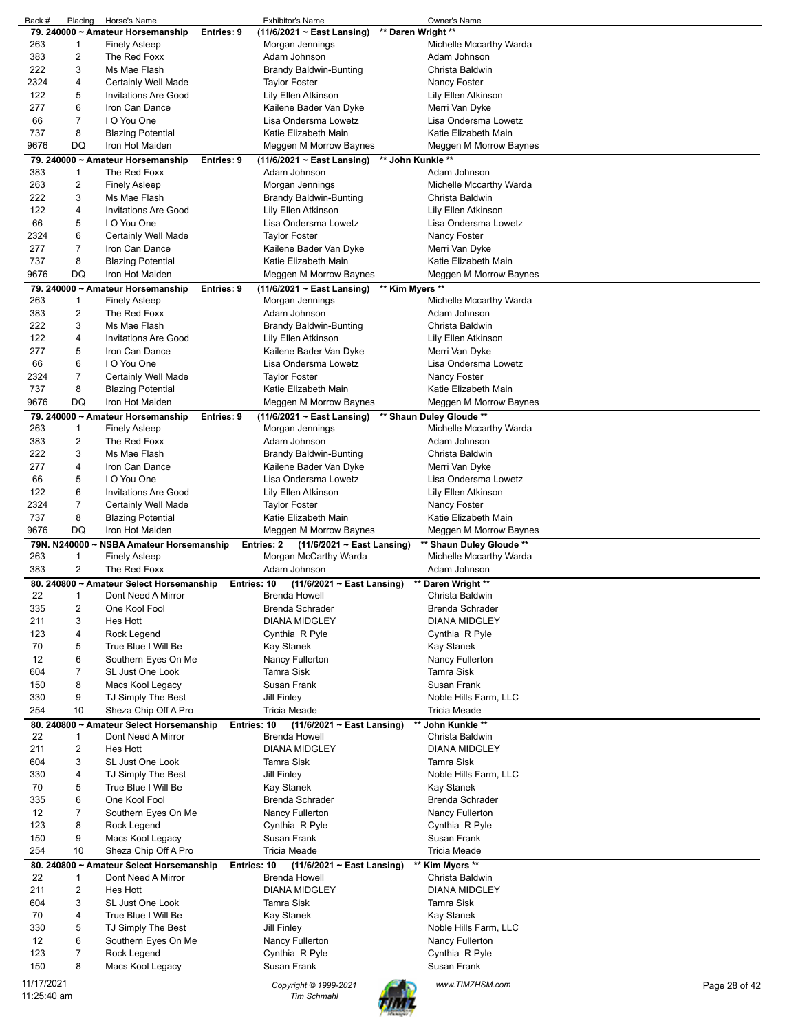| Back # | Placing | Horse's Name | Exhibitor's Name | Owner's Name |
|---|---|---|---|---|
| **79. 240000 ~ Amateur Horsemanship** | | **Entries: 9** | **(11/6/2021 ~ East Lansing)** | **\*\* Daren Wright \*\*** |
| 263 | 1 | Finely Asleep | Morgan Jennings | Michelle Mccarthy Warda |
| 383 | 2 | The Red Foxx | Adam Johnson | Adam Johnson |
| 222 | 3 | Ms Mae Flash | Brandy Baldwin-Bunting | Christa Baldwin |
| 2324 | 4 | Certainly Well Made | Taylor Foster | Nancy Foster |
| 122 | 5 | Invitations Are Good | Lily Ellen Atkinson | Lily Ellen Atkinson |
| 277 | 6 | Iron Can Dance | Kailene Bader Van Dyke | Merri Van Dyke |
| 66 | 7 | I O You One | Lisa Ondersma Lowetz | Lisa Ondersma Lowetz |
| 737 | 8 | Blazing Potential | Katie Elizabeth Main | Katie Elizabeth Main |
| 9676 | DQ | Iron Hot Maiden | Meggen M Morrow Baynes | Meggen M Morrow Baynes |
| **79. 240000 ~ Amateur Horsemanship** | | **Entries: 9** | **(11/6/2021 ~ East Lansing)** | **\*\* John Kunkle \*\*** |
| 383 | 1 | The Red Foxx | Adam Johnson | Adam Johnson |
| 263 | 2 | Finely Asleep | Morgan Jennings | Michelle Mccarthy Warda |
| 222 | 3 | Ms Mae Flash | Brandy Baldwin-Bunting | Christa Baldwin |
| 122 | 4 | Invitations Are Good | Lily Ellen Atkinson | Lily Ellen Atkinson |
| 66 | 5 | I O You One | Lisa Ondersma Lowetz | Lisa Ondersma Lowetz |
| 2324 | 6 | Certainly Well Made | Taylor Foster | Nancy Foster |
| 277 | 7 | Iron Can Dance | Kailene Bader Van Dyke | Merri Van Dyke |
| 737 | 8 | Blazing Potential | Katie Elizabeth Main | Katie Elizabeth Main |
| 9676 | DQ | Iron Hot Maiden | Meggen M Morrow Baynes | Meggen M Morrow Baynes |
| **79. 240000 ~ Amateur Horsemanship** | | **Entries: 9** | **(11/6/2021 ~ East Lansing)** | **\*\* Kim Myers \*\*** |
| 263 | 1 | Finely Asleep | Morgan Jennings | Michelle Mccarthy Warda |
| 383 | 2 | The Red Foxx | Adam Johnson | Adam Johnson |
| 222 | 3 | Ms Mae Flash | Brandy Baldwin-Bunting | Christa Baldwin |
| 122 | 4 | Invitations Are Good | Lily Ellen Atkinson | Lily Ellen Atkinson |
| 277 | 5 | Iron Can Dance | Kailene Bader Van Dyke | Merri Van Dyke |
| 66 | 6 | I O You One | Lisa Ondersma Lowetz | Lisa Ondersma Lowetz |
| 2324 | 7 | Certainly Well Made | Taylor Foster | Nancy Foster |
| 737 | 8 | Blazing Potential | Katie Elizabeth Main | Katie Elizabeth Main |
| 9676 | DQ | Iron Hot Maiden | Meggen M Morrow Baynes | Meggen M Morrow Baynes |
| **79. 240000 ~ Amateur Horsemanship** | | **Entries: 9** | **(11/6/2021 ~ East Lansing)** | **\*\* Shaun Duley Gloude \*\*** |
| 263 | 1 | Finely Asleep | Morgan Jennings | Michelle Mccarthy Warda |
| 383 | 2 | The Red Foxx | Adam Johnson | Adam Johnson |
| 222 | 3 | Ms Mae Flash | Brandy Baldwin-Bunting | Christa Baldwin |
| 277 | 4 | Iron Can Dance | Kailene Bader Van Dyke | Merri Van Dyke |
| 66 | 5 | I O You One | Lisa Ondersma Lowetz | Lisa Ondersma Lowetz |
| 122 | 6 | Invitations Are Good | Lily Ellen Atkinson | Lily Ellen Atkinson |
| 2324 | 7 | Certainly Well Made | Taylor Foster | Nancy Foster |
| 737 | 8 | Blazing Potential | Katie Elizabeth Main | Katie Elizabeth Main |
| 9676 | DQ | Iron Hot Maiden | Meggen M Morrow Baynes | Meggen M Morrow Baynes |
| **79N. N240000 ~ NSBA Amateur Horsemanship** | | **Entries: 2** | **(11/6/2021 ~ East Lansing)** | **\*\* Shaun Duley Gloude \*\*** |
| 263 | 1 | Finely Asleep | Morgan McCarthy Warda | Michelle Mccarthy Warda |
| 383 | 2 | The Red Foxx | Adam Johnson | Adam Johnson |
| **80. 240800 ~ Amateur Select Horsemanship** | | **Entries: 10** | **(11/6/2021 ~ East Lansing)** | **\*\* Daren Wright \*\*** |
| 22 | 1 | Dont Need A Mirror | Brenda Howell | Christa Baldwin |
| 335 | 2 | One Kool Fool | Brenda Schrader | Brenda Schrader |
| 211 | 3 | Hes Hott | DIANA MIDGLEY | DIANA MIDGLEY |
| 123 | 4 | Rock Legend | Cynthia R Pyle | Cynthia R Pyle |
| 70 | 5 | True Blue I Will Be | Kay Stanek | Kay Stanek |
| 12 | 6 | Southern Eyes On Me | Nancy Fullerton | Nancy Fullerton |
| 604 | 7 | SL Just One Look | Tamra Sisk | Tamra Sisk |
| 150 | 8 | Macs Kool Legacy | Susan Frank | Susan Frank |
| 330 | 9 | TJ Simply The Best | Jill Finley | Noble Hills Farm, LLC |
| 254 | 10 | Sheza Chip Off A Pro | Tricia Meade | Tricia Meade |
| **80. 240800 ~ Amateur Select Horsemanship** | | **Entries: 10** | **(11/6/2021 ~ East Lansing)** | **\*\* John Kunkle \*\*** |
| 22 | 1 | Dont Need A Mirror | Brenda Howell | Christa Baldwin |
| 211 | 2 | Hes Hott | DIANA MIDGLEY | DIANA MIDGLEY |
| 604 | 3 | SL Just One Look | Tamra Sisk | Tamra Sisk |
| 330 | 4 | TJ Simply The Best | Jill Finley | Noble Hills Farm, LLC |
| 70 | 5 | True Blue I Will Be | Kay Stanek | Kay Stanek |
| 335 | 6 | One Kool Fool | Brenda Schrader | Brenda Schrader |
| 12 | 7 | Southern Eyes On Me | Nancy Fullerton | Nancy Fullerton |
| 123 | 8 | Rock Legend | Cynthia R Pyle | Cynthia R Pyle |
| 150 | 9 | Macs Kool Legacy | Susan Frank | Susan Frank |
| 254 | 10 | Sheza Chip Off A Pro | Tricia Meade | Tricia Meade |
| **80. 240800 ~ Amateur Select Horsemanship** | | **Entries: 10** | **(11/6/2021 ~ East Lansing)** | **\*\* Kim Myers \*\*** |
| 22 | 1 | Dont Need A Mirror | Brenda Howell | Christa Baldwin |
| 211 | 2 | Hes Hott | DIANA MIDGLEY | DIANA MIDGLEY |
| 604 | 3 | SL Just One Look | Tamra Sisk | Tamra Sisk |
| 70 | 4 | True Blue I Will Be | Kay Stanek | Kay Stanek |
| 330 | 5 | TJ Simply The Best | Jill Finley | Noble Hills Farm, LLC |
| 12 | 6 | Southern Eyes On Me | Nancy Fullerton | Nancy Fullerton |
| 123 | 7 | Rock Legend | Cynthia R Pyle | Cynthia R Pyle |
| 150 | 8 | Macs Kool Legacy | Susan Frank | Susan Frank |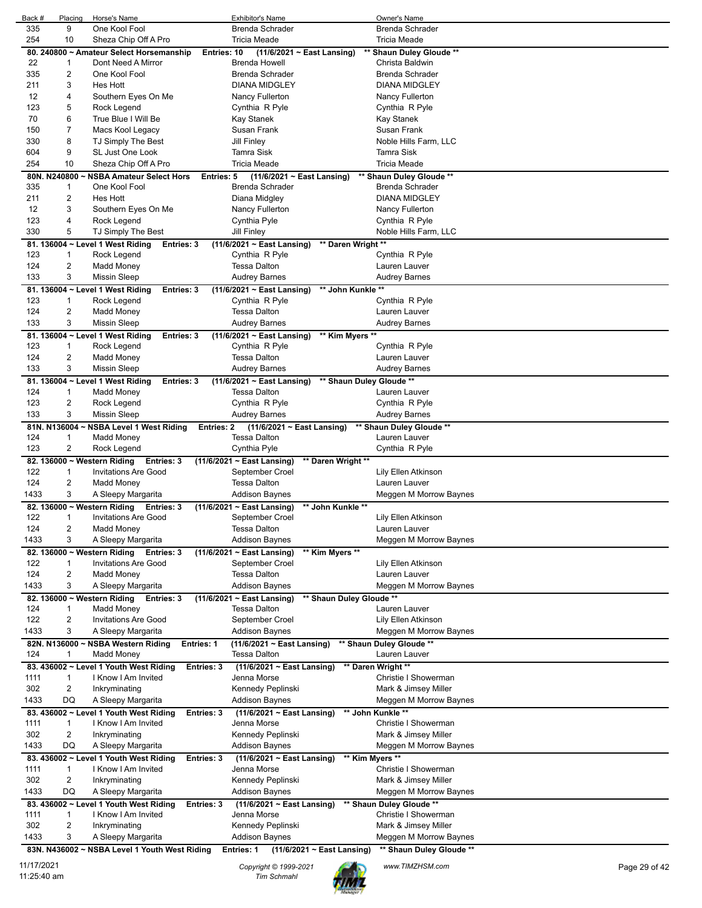| Back # | Placing | Horse's Name | Exhibitor's Name | Owner's Name |
|---|---|---|---|---|
| 335 | 9 | One Kool Fool | Brenda Schrader | Brenda Schrader |
| 254 | 10 | Sheza Chip Off A Pro | Tricia Meade | Tricia Meade |
| **80. 240800 ~ Amateur Select Horsemanship** | | **Entries: 10** | **(11/6/2021 ~ East Lansing)** | **\*\* Shaun Duley Gloude \*\*** |
| 22 | 1 | Dont Need A Mirror | Brenda Howell | Christa Baldwin |
| 335 | 2 | One Kool Fool | Brenda Schrader | Brenda Schrader |
| 211 | 3 | Hes Hott | DIANA MIDGLEY | DIANA MIDGLEY |
| 12 | 4 | Southern Eyes On Me | Nancy Fullerton | Nancy Fullerton |
| 123 | 5 | Rock Legend | Cynthia R Pyle | Cynthia R Pyle |
| 70 | 6 | True Blue I Will Be | Kay Stanek | Kay Stanek |
| 150 | 7 | Macs Kool Legacy | Susan Frank | Susan Frank |
| 330 | 8 | TJ Simply The Best | Jill Finley | Noble Hills Farm, LLC |
| 604 | 9 | SL Just One Look | Tamra Sisk | Tamra Sisk |
| 254 | 10 | Sheza Chip Off A Pro | Tricia Meade | Tricia Meade |
| **80N. N240800 ~ NSBA Amateur Select Hors** | | **Entries: 5** | **(11/6/2021 ~ East Lansing)** | **\*\* Shaun Duley Gloude \*\*** |
| 335 | 1 | One Kool Fool | Brenda Schrader | Brenda Schrader |
| 211 | 2 | Hes Hott | Diana Midgley | DIANA MIDGLEY |
| 12 | 3 | Southern Eyes On Me | Nancy Fullerton | Nancy Fullerton |
| 123 | 4 | Rock Legend | Cynthia Pyle | Cynthia R Pyle |
| 330 | 5 | TJ Simply The Best | Jill Finley | Noble Hills Farm, LLC |
| **81. 136004 ~ Level 1 West Riding** | | **Entries: 3** | **(11/6/2021 ~ East Lansing)** | **\*\* Daren Wright \*\*** |
| 123 | 1 | Rock Legend | Cynthia R Pyle | Cynthia R Pyle |
| 124 | 2 | Madd Money | Tessa Dalton | Lauren Lauver |
| 133 | 3 | Missin Sleep | Audrey Barnes | Audrey Barnes |
| **81. 136004 ~ Level 1 West Riding** | | **Entries: 3** | **(11/6/2021 ~ East Lansing)** | **\*\* John Kunkle \*\*** |
| 123 | 1 | Rock Legend | Cynthia R Pyle | Cynthia R Pyle |
| 124 | 2 | Madd Money | Tessa Dalton | Lauren Lauver |
| 133 | 3 | Missin Sleep | Audrey Barnes | Audrey Barnes |
| **81. 136004 ~ Level 1 West Riding** | | **Entries: 3** | **(11/6/2021 ~ East Lansing)** | **\*\* Kim Myers \*\*** |
| 123 | 1 | Rock Legend | Cynthia R Pyle | Cynthia R Pyle |
| 124 | 2 | Madd Money | Tessa Dalton | Lauren Lauver |
| 133 | 3 | Missin Sleep | Audrey Barnes | Audrey Barnes |
| **81. 136004 ~ Level 1 West Riding** | | **Entries: 3** | **(11/6/2021 ~ East Lansing)** | **\*\* Shaun Duley Gloude \*\*** |
| 124 | 1 | Madd Money | Tessa Dalton | Lauren Lauver |
| 123 | 2 | Rock Legend | Cynthia R Pyle | Cynthia R Pyle |
| 133 | 3 | Missin Sleep | Audrey Barnes | Audrey Barnes |
| **81N. N136004 ~ NSBA Level 1 West Riding** | | **Entries: 2** | **(11/6/2021 ~ East Lansing)** | **\*\* Shaun Duley Gloude \*\*** |
| 124 | 1 | Madd Money | Tessa Dalton | Lauren Lauver |
| 123 | 2 | Rock Legend | Cynthia Pyle | Cynthia R Pyle |
| **82. 136000 ~ Western Riding** | | **Entries: 3** | **(11/6/2021 ~ East Lansing)** | **\*\* Daren Wright \*\*** |
| 122 | 1 | Invitations Are Good | September Croel | Lily Ellen Atkinson |
| 124 | 2 | Madd Money | Tessa Dalton | Lauren Lauver |
| 1433 | 3 | A Sleepy Margarita | Addison Baynes | Meggen M Morrow Baynes |
| **82. 136000 ~ Western Riding** | | **Entries: 3** | **(11/6/2021 ~ East Lansing)** | **\*\* John Kunkle \*\*** |
| 122 | 1 | Invitations Are Good | September Croel | Lily Ellen Atkinson |
| 124 | 2 | Madd Money | Tessa Dalton | Lauren Lauver |
| 1433 | 3 | A Sleepy Margarita | Addison Baynes | Meggen M Morrow Baynes |
| **82. 136000 ~ Western Riding** | | **Entries: 3** | **(11/6/2021 ~ East Lansing)** | **\*\* Kim Myers \*\*** |
| 122 | 1 | Invitations Are Good | September Croel | Lily Ellen Atkinson |
| 124 | 2 | Madd Money | Tessa Dalton | Lauren Lauver |
| 1433 | 3 | A Sleepy Margarita | Addison Baynes | Meggen M Morrow Baynes |
| **82. 136000 ~ Western Riding** | | **Entries: 3** | **(11/6/2021 ~ East Lansing)** | **\*\* Shaun Duley Gloude \*\*** |
| 124 | 1 | Madd Money | Tessa Dalton | Lauren Lauver |
| 122 | 2 | Invitations Are Good | September Croel | Lily Ellen Atkinson |
| 1433 | 3 | A Sleepy Margarita | Addison Baynes | Meggen M Morrow Baynes |
| **82N. N136000 ~ NSBA Western Riding** | | **Entries: 1** | **(11/6/2021 ~ East Lansing)** | **\*\* Shaun Duley Gloude \*\*** |
| 124 | 1 | Madd Money | Tessa Dalton | Lauren Lauver |
| **83. 436002 ~ Level 1 Youth West Riding** | | **Entries: 3** | **(11/6/2021 ~ East Lansing)** | **\*\* Daren Wright \*\*** |
| 1111 | 1 | I Know I Am Invited | Jenna Morse | Christie I Showerman |
| 302 | 2 | Inkryminating | Kennedy Peplinski | Mark & Jimsey Miller |
| 1433 | DQ | A Sleepy Margarita | Addison Baynes | Meggen M Morrow Baynes |
| **83. 436002 ~ Level 1 Youth West Riding** | | **Entries: 3** | **(11/6/2021 ~ East Lansing)** | **\*\* John Kunkle \*\*** |
| 1111 | 1 | I Know I Am Invited | Jenna Morse | Christie I Showerman |
| 302 | 2 | Inkryminating | Kennedy Peplinski | Mark & Jimsey Miller |
| 1433 | DQ | A Sleepy Margarita | Addison Baynes | Meggen M Morrow Baynes |
| **83. 436002 ~ Level 1 Youth West Riding** | | **Entries: 3** | **(11/6/2021 ~ East Lansing)** | **\*\* Kim Myers \*\*** |
| 1111 | 1 | I Know I Am Invited | Jenna Morse | Christie I Showerman |
| 302 | 2 | Inkryminating | Kennedy Peplinski | Mark & Jimsey Miller |
| 1433 | DQ | A Sleepy Margarita | Addison Baynes | Meggen M Morrow Baynes |
| **83. 436002 ~ Level 1 Youth West Riding** | | **Entries: 3** | **(11/6/2021 ~ East Lansing)** | **\*\* Shaun Duley Gloude \*\*** |
| 1111 | 1 | I Know I Am Invited | Jenna Morse | Christie I Showerman |
| 302 | 2 | Inkryminating | Kennedy Peplinski | Mark & Jimsey Miller |
| 1433 | 3 | A Sleepy Margarita | Addison Baynes | Meggen M Morrow Baynes |
| **83N. N436002 ~ NSBA Level 1 Youth West Riding** | | **Entries: 1** | **(11/6/2021 ~ East Lansing)** | **\*\* Shaun Duley Gloude \*\*** |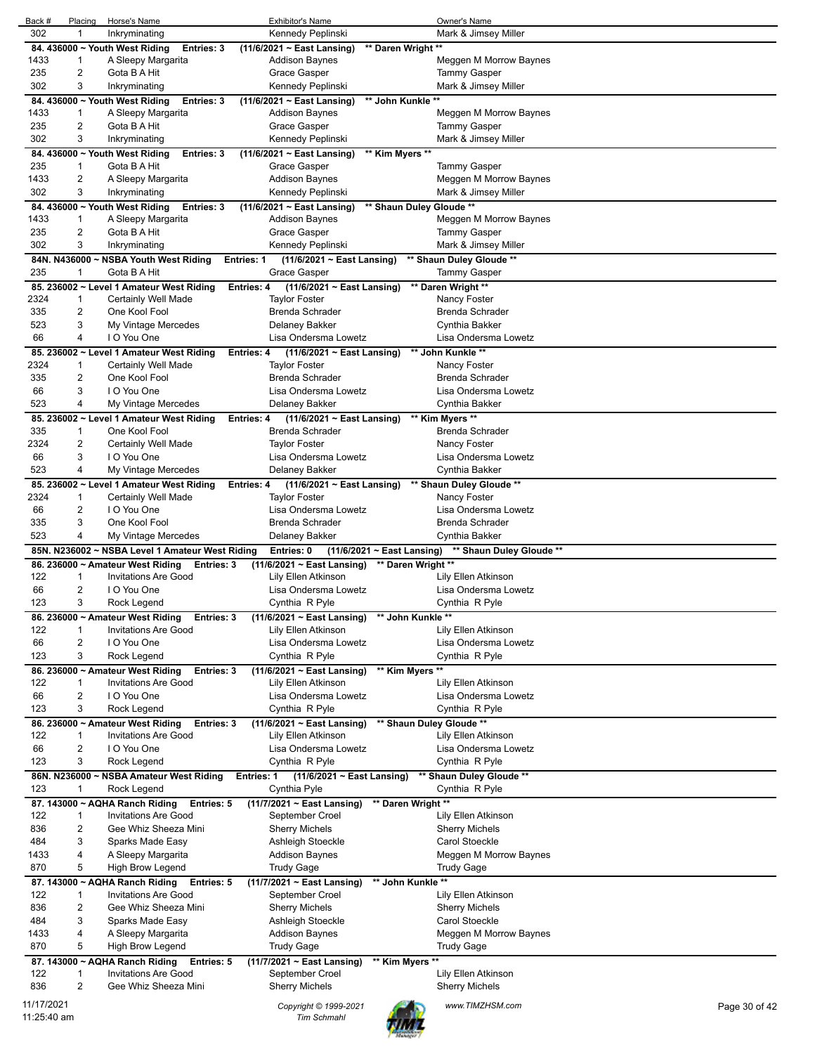| Back # | Placing | Horse's Name | Exhibitor's Name | Owner's Name |
|---|---|---|---|---|
| 302 | 1 | Inkryminating | Kennedy Peplinski | Mark & Jimsey Miller |
| **84. 436000 ~ Youth West Riding** | | **Entries: 3** | **(11/6/2021 ~ East Lansing)** | **\*\* Daren Wright \*\*** |
| 1433 | 1 | A Sleepy Margarita | Addison Baynes | Meggen M Morrow Baynes |
| 235 | 2 | Gota B A Hit | Grace Gasper | Tammy Gasper |
| 302 | 3 | Inkryminating | Kennedy Peplinski | Mark & Jimsey Miller |
| **84. 436000 ~ Youth West Riding** | | **Entries: 3** | **(11/6/2021 ~ East Lansing)** | **\*\* John Kunkle \*\*** |
| 1433 | 1 | A Sleepy Margarita | Addison Baynes | Meggen M Morrow Baynes |
| 235 | 2 | Gota B A Hit | Grace Gasper | Tammy Gasper |
| 302 | 3 | Inkryminating | Kennedy Peplinski | Mark & Jimsey Miller |
| **84. 436000 ~ Youth West Riding** | | **Entries: 3** | **(11/6/2021 ~ East Lansing)** | **\*\* Kim Myers \*\*** |
| 235 | 1 | Gota B A Hit | Grace Gasper | Tammy Gasper |
| 1433 | 2 | A Sleepy Margarita | Addison Baynes | Meggen M Morrow Baynes |
| 302 | 3 | Inkryminating | Kennedy Peplinski | Mark & Jimsey Miller |
| **84. 436000 ~ Youth West Riding** | | **Entries: 3** | **(11/6/2021 ~ East Lansing)** | **\*\* Shaun Duley Gloude \*\*** |
| 1433 | 1 | A Sleepy Margarita | Addison Baynes | Meggen M Morrow Baynes |
| 235 | 2 | Gota B A Hit | Grace Gasper | Tammy Gasper |
| 302 | 3 | Inkryminating | Kennedy Peplinski | Mark & Jimsey Miller |
| **84N. N436000 ~ NSBA Youth West Riding** | | **Entries: 1** | **(11/6/2021 ~ East Lansing)** | **\*\* Shaun Duley Gloude \*\*** |
| 235 | 1 | Gota B A Hit | Grace Gasper | Tammy Gasper |
| **85. 236002 ~ Level 1 Amateur West Riding** | | **Entries: 4** | **(11/6/2021 ~ East Lansing)** | **\*\* Daren Wright \*\*** |
| 2324 | 1 | Certainly Well Made | Taylor Foster | Nancy Foster |
| 335 | 2 | One Kool Fool | Brenda Schrader | Brenda Schrader |
| 523 | 3 | My Vintage Mercedes | Delaney Bakker | Cynthia Bakker |
| 66 | 4 | I O You One | Lisa Ondersma Lowetz | Lisa Ondersma Lowetz |
| **85. 236002 ~ Level 1 Amateur West Riding** | | **Entries: 4** | **(11/6/2021 ~ East Lansing)** | **\*\* John Kunkle \*\*** |
| 2324 | 1 | Certainly Well Made | Taylor Foster | Nancy Foster |
| 335 | 2 | One Kool Fool | Brenda Schrader | Brenda Schrader |
| 66 | 3 | I O You One | Lisa Ondersma Lowetz | Lisa Ondersma Lowetz |
| 523 | 4 | My Vintage Mercedes | Delaney Bakker | Cynthia Bakker |
| **85. 236002 ~ Level 1 Amateur West Riding** | | **Entries: 4** | **(11/6/2021 ~ East Lansing)** | **\*\* Kim Myers \*\*** |
| 335 | 1 | One Kool Fool | Brenda Schrader | Brenda Schrader |
| 2324 | 2 | Certainly Well Made | Taylor Foster | Nancy Foster |
| 66 | 3 | I O You One | Lisa Ondersma Lowetz | Lisa Ondersma Lowetz |
| 523 | 4 | My Vintage Mercedes | Delaney Bakker | Cynthia Bakker |
| **85. 236002 ~ Level 1 Amateur West Riding** | | **Entries: 4** | **(11/6/2021 ~ East Lansing)** | **\*\* Shaun Duley Gloude \*\*** |
| 2324 | 1 | Certainly Well Made | Taylor Foster | Nancy Foster |
| 66 | 2 | I O You One | Lisa Ondersma Lowetz | Lisa Ondersma Lowetz |
| 335 | 3 | One Kool Fool | Brenda Schrader | Brenda Schrader |
| 523 | 4 | My Vintage Mercedes | Delaney Bakker | Cynthia Bakker |
| **85N. N236002 ~ NSBA Level 1 Amateur West Riding** | | **Entries: 0** | **(11/6/2021 ~ East Lansing)** | **\*\* Shaun Duley Gloude \*\*** |
| **86. 236000 ~ Amateur West Riding** | | **Entries: 3** | **(11/6/2021 ~ East Lansing)** | **\*\* Daren Wright \*\*** |
| 122 | 1 | Invitations Are Good | Lily Ellen Atkinson | Lily Ellen Atkinson |
| 66 | 2 | I O You One | Lisa Ondersma Lowetz | Lisa Ondersma Lowetz |
| 123 | 3 | Rock Legend | Cynthia R Pyle | Cynthia R Pyle |
| **86. 236000 ~ Amateur West Riding** | | **Entries: 3** | **(11/6/2021 ~ East Lansing)** | **\*\* John Kunkle \*\*** |
| 122 | 1 | Invitations Are Good | Lily Ellen Atkinson | Lily Ellen Atkinson |
| 66 | 2 | I O You One | Lisa Ondersma Lowetz | Lisa Ondersma Lowetz |
| 123 | 3 | Rock Legend | Cynthia R Pyle | Cynthia R Pyle |
| **86. 236000 ~ Amateur West Riding** | | **Entries: 3** | **(11/6/2021 ~ East Lansing)** | **\*\* Kim Myers \*\*** |
| 122 | 1 | Invitations Are Good | Lily Ellen Atkinson | Lily Ellen Atkinson |
| 66 | 2 | I O You One | Lisa Ondersma Lowetz | Lisa Ondersma Lowetz |
| 123 | 3 | Rock Legend | Cynthia R Pyle | Cynthia R Pyle |
| **86. 236000 ~ Amateur West Riding** | | **Entries: 3** | **(11/6/2021 ~ East Lansing)** | **\*\* Shaun Duley Gloude \*\*** |
| 122 | 1 | Invitations Are Good | Lily Ellen Atkinson | Lily Ellen Atkinson |
| 66 | 2 | I O You One | Lisa Ondersma Lowetz | Lisa Ondersma Lowetz |
| 123 | 3 | Rock Legend | Cynthia R Pyle | Cynthia R Pyle |
| **86N. N236000 ~ NSBA Amateur West Riding** | | **Entries: 1** | **(11/6/2021 ~ East Lansing)** | **\*\* Shaun Duley Gloude \*\*** |
| 123 | 1 | Rock Legend | Cynthia Pyle | Cynthia R Pyle |
| **87. 143000 ~ AQHA Ranch Riding** | | **Entries: 5** | **(11/7/2021 ~ East Lansing)** | **\*\* Daren Wright \*\*** |
| 122 | 1 | Invitations Are Good | September Croel | Lily Ellen Atkinson |
| 836 | 2 | Gee Whiz Sheeza Mini | Sherry Michels | Sherry Michels |
| 484 | 3 | Sparks Made Easy | Ashleigh Stoeckle | Carol Stoeckle |
| 1433 | 4 | A Sleepy Margarita | Addison Baynes | Meggen M Morrow Baynes |
| 870 | 5 | High Brow Legend | Trudy Gage | Trudy Gage |
| **87. 143000 ~ AQHA Ranch Riding** | | **Entries: 5** | **(11/7/2021 ~ East Lansing)** | **\*\* John Kunkle \*\*** |
| 122 | 1 | Invitations Are Good | September Croel | Lily Ellen Atkinson |
| 836 | 2 | Gee Whiz Sheeza Mini | Sherry Michels | Sherry Michels |
| 484 | 3 | Sparks Made Easy | Ashleigh Stoeckle | Carol Stoeckle |
| 1433 | 4 | A Sleepy Margarita | Addison Baynes | Meggen M Morrow Baynes |
| 870 | 5 | High Brow Legend | Trudy Gage | Trudy Gage |
| **87. 143000 ~ AQHA Ranch Riding** | | **Entries: 5** | **(11/7/2021 ~ East Lansing)** | **\*\* Kim Myers \*\*** |
| 122 | 1 | Invitations Are Good | September Croel | Lily Ellen Atkinson |
| 836 | 2 | Gee Whiz Sheeza Mini | Sherry Michels | Sherry Michels |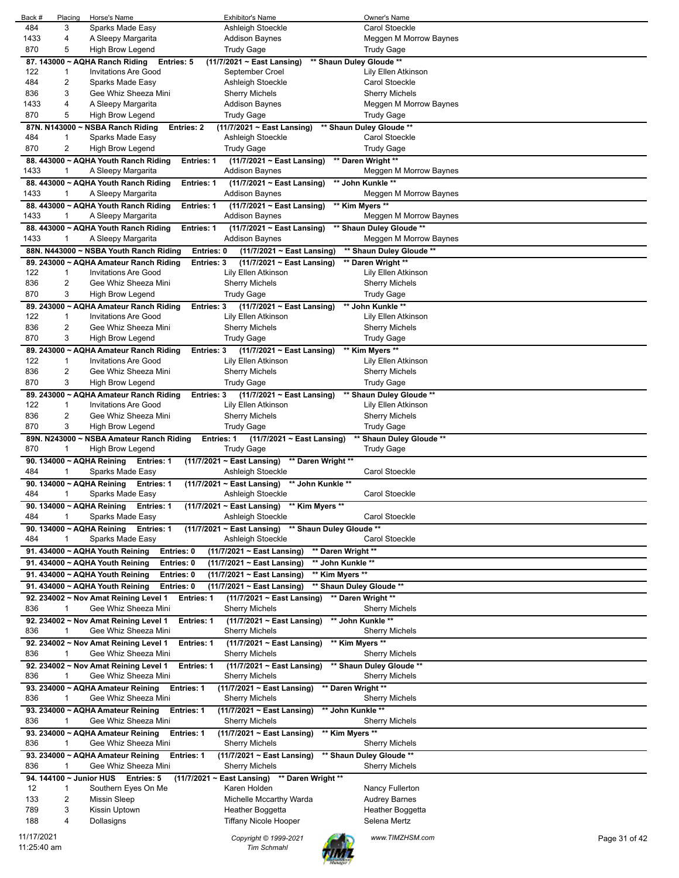| Back # | Placing | Horse's Name | Exhibitor's Name | Owner's Name |
|---|---|---|---|---|
| 484 | 3 | Sparks Made Easy | Ashleigh Stoeckle | Carol Stoeckle |
| 1433 | 4 | A Sleepy Margarita | Addison Baynes | Meggen M Morrow Baynes |
| 870 | 5 | High Brow Legend | Trudy Gage | Trudy Gage |

**87. 143000 ~ AQHA Ranch Riding  Entries: 5  (11/7/2021 ~ East Lansing)  \*\* Shaun Duley Gloude \*\***

| Back # | Placing | Horse's Name | Exhibitor's Name | Owner's Name |
|---|---|---|---|---|
| 122 | 1 | Invitations Are Good | September Croel | Lily Ellen Atkinson |
| 484 | 2 | Sparks Made Easy | Ashleigh Stoeckle | Carol Stoeckle |
| 836 | 3 | Gee Whiz Sheeza Mini | Sherry Michels | Sherry Michels |
| 1433 | 4 | A Sleepy Margarita | Addison Baynes | Meggen M Morrow Baynes |
| 870 | 5 | High Brow Legend | Trudy Gage | Trudy Gage |

**87N. N143000 ~ NSBA Ranch Riding  Entries: 2  (11/7/2021 ~ East Lansing)  \*\* Shaun Duley Gloude \*\***

| Back # | Placing | Horse's Name | Exhibitor's Name | Owner's Name |
|---|---|---|---|---|
| 484 | 1 | Sparks Made Easy | Ashleigh Stoeckle | Carol Stoeckle |
| 870 | 2 | High Brow Legend | Trudy Gage | Trudy Gage |

**88. 443000 ~ AQHA Youth Ranch Riding  Entries: 1  (11/7/2021 ~ East Lansing)  \*\* Daren Wright \*\***

| Back # | Placing | Horse's Name | Exhibitor's Name | Owner's Name |
|---|---|---|---|---|
| 1433 | 1 | A Sleepy Margarita | Addison Baynes | Meggen M Morrow Baynes |

**88. 443000 ~ AQHA Youth Ranch Riding  Entries: 1  (11/7/2021 ~ East Lansing)  \*\* John Kunkle \*\***

| Back # | Placing | Horse's Name | Exhibitor's Name | Owner's Name |
|---|---|---|---|---|
| 1433 | 1 | A Sleepy Margarita | Addison Baynes | Meggen M Morrow Baynes |

**88. 443000 ~ AQHA Youth Ranch Riding  Entries: 1  (11/7/2021 ~ East Lansing)  \*\* Kim Myers \*\***

| Back # | Placing | Horse's Name | Exhibitor's Name | Owner's Name |
|---|---|---|---|---|
| 1433 | 1 | A Sleepy Margarita | Addison Baynes | Meggen M Morrow Baynes |

**88. 443000 ~ AQHA Youth Ranch Riding  Entries: 1  (11/7/2021 ~ East Lansing)  \*\* Shaun Duley Gloude \*\***

| Back # | Placing | Horse's Name | Exhibitor's Name | Owner's Name |
|---|---|---|---|---|
| 1433 | 1 | A Sleepy Margarita | Addison Baynes | Meggen M Morrow Baynes |

**88N. N443000 ~ NSBA Youth Ranch Riding  Entries: 0  (11/7/2021 ~ East Lansing)  \*\* Shaun Duley Gloude \*\***

**89. 243000 ~ AQHA Amateur Ranch Riding  Entries: 3  (11/7/2021 ~ East Lansing)  \*\* Daren Wright \*\***

| Back # | Placing | Horse's Name | Exhibitor's Name | Owner's Name |
|---|---|---|---|---|
| 122 | 1 | Invitations Are Good | Lily Ellen Atkinson | Lily Ellen Atkinson |
| 836 | 2 | Gee Whiz Sheeza Mini | Sherry Michels | Sherry Michels |
| 870 | 3 | High Brow Legend | Trudy Gage | Trudy Gage |

**89. 243000 ~ AQHA Amateur Ranch Riding  Entries: 3  (11/7/2021 ~ East Lansing)  \*\* John Kunkle \*\***

| Back # | Placing | Horse's Name | Exhibitor's Name | Owner's Name |
|---|---|---|---|---|
| 122 | 1 | Invitations Are Good | Lily Ellen Atkinson | Lily Ellen Atkinson |
| 836 | 2 | Gee Whiz Sheeza Mini | Sherry Michels | Sherry Michels |
| 870 | 3 | High Brow Legend | Trudy Gage | Trudy Gage |

**89. 243000 ~ AQHA Amateur Ranch Riding  Entries: 3  (11/7/2021 ~ East Lansing)  \*\* Kim Myers \*\***

| Back # | Placing | Horse's Name | Exhibitor's Name | Owner's Name |
|---|---|---|---|---|
| 122 | 1 | Invitations Are Good | Lily Ellen Atkinson | Lily Ellen Atkinson |
| 836 | 2 | Gee Whiz Sheeza Mini | Sherry Michels | Sherry Michels |
| 870 | 3 | High Brow Legend | Trudy Gage | Trudy Gage |

**89. 243000 ~ AQHA Amateur Ranch Riding  Entries: 3  (11/7/2021 ~ East Lansing)  \*\* Shaun Duley Gloude \*\***

| Back # | Placing | Horse's Name | Exhibitor's Name | Owner's Name |
|---|---|---|---|---|
| 122 | 1 | Invitations Are Good | Lily Ellen Atkinson | Lily Ellen Atkinson |
| 836 | 2 | Gee Whiz Sheeza Mini | Sherry Michels | Sherry Michels |
| 870 | 3 | High Brow Legend | Trudy Gage | Trudy Gage |

**89N. N243000 ~ NSBA Amateur Ranch Riding  Entries: 1  (11/7/2021 ~ East Lansing)  \*\* Shaun Duley Gloude \*\***

| Back # | Placing | Horse's Name | Exhibitor's Name | Owner's Name |
|---|---|---|---|---|
| 870 | 1 | High Brow Legend | Trudy Gage | Trudy Gage |

**90. 134000 ~ AQHA Reining  Entries: 1  (11/7/2021 ~ East Lansing)  \*\* Daren Wright \*\***

| Back # | Placing | Horse's Name | Exhibitor's Name | Owner's Name |
|---|---|---|---|---|
| 484 | 1 | Sparks Made Easy | Ashleigh Stoeckle | Carol Stoeckle |

**90. 134000 ~ AQHA Reining  Entries: 1  (11/7/2021 ~ East Lansing)  \*\* John Kunkle \*\***

| Back # | Placing | Horse's Name | Exhibitor's Name | Owner's Name |
|---|---|---|---|---|
| 484 | 1 | Sparks Made Easy | Ashleigh Stoeckle | Carol Stoeckle |

**90. 134000 ~ AQHA Reining  Entries: 1  (11/7/2021 ~ East Lansing)  \*\* Kim Myers \*\***

| Back # | Placing | Horse's Name | Exhibitor's Name | Owner's Name |
|---|---|---|---|---|
| 484 | 1 | Sparks Made Easy | Ashleigh Stoeckle | Carol Stoeckle |

**90. 134000 ~ AQHA Reining  Entries: 1  (11/7/2021 ~ East Lansing)  \*\* Shaun Duley Gloude \*\***

| Back # | Placing | Horse's Name | Exhibitor's Name | Owner's Name |
|---|---|---|---|---|
| 484 | 1 | Sparks Made Easy | Ashleigh Stoeckle | Carol Stoeckle |

**91. 434000 ~ AQHA Youth Reining  Entries: 0  (11/7/2021 ~ East Lansing)  \*\* Daren Wright \*\***

**91. 434000 ~ AQHA Youth Reining  Entries: 0  (11/7/2021 ~ East Lansing)  \*\* John Kunkle \*\***

**91. 434000 ~ AQHA Youth Reining  Entries: 0  (11/7/2021 ~ East Lansing)  \*\* Kim Myers \*\***

**91. 434000 ~ AQHA Youth Reining  Entries: 0  (11/7/2021 ~ East Lansing)  \*\* Shaun Duley Gloude \*\***

**92. 234002 ~ Nov Amat Reining Level 1  Entries: 1  (11/7/2021 ~ East Lansing)  \*\* Daren Wright \*\***

| Back # | Placing | Horse's Name | Exhibitor's Name | Owner's Name |
|---|---|---|---|---|
| 836 | 1 | Gee Whiz Sheeza Mini | Sherry Michels | Sherry Michels |

**92. 234002 ~ Nov Amat Reining Level 1  Entries: 1  (11/7/2021 ~ East Lansing)  \*\* John Kunkle \*\***

| Back # | Placing | Horse's Name | Exhibitor's Name | Owner's Name |
|---|---|---|---|---|
| 836 | 1 | Gee Whiz Sheeza Mini | Sherry Michels | Sherry Michels |

**92. 234002 ~ Nov Amat Reining Level 1  Entries: 1  (11/7/2021 ~ East Lansing)  \*\* Kim Myers \*\***

| Back # | Placing | Horse's Name | Exhibitor's Name | Owner's Name |
|---|---|---|---|---|
| 836 | 1 | Gee Whiz Sheeza Mini | Sherry Michels | Sherry Michels |

**92. 234002 ~ Nov Amat Reining Level 1  Entries: 1  (11/7/2021 ~ East Lansing)  \*\* Shaun Duley Gloude \*\***

| Back # | Placing | Horse's Name | Exhibitor's Name | Owner's Name |
|---|---|---|---|---|
| 836 | 1 | Gee Whiz Sheeza Mini | Sherry Michels | Sherry Michels |

**93. 234000 ~ AQHA Amateur Reining  Entries: 1  (11/7/2021 ~ East Lansing)  \*\* Daren Wright \*\***

| Back # | Placing | Horse's Name | Exhibitor's Name | Owner's Name |
|---|---|---|---|---|
| 836 | 1 | Gee Whiz Sheeza Mini | Sherry Michels | Sherry Michels |

**93. 234000 ~ AQHA Amateur Reining  Entries: 1  (11/7/2021 ~ East Lansing)  \*\* John Kunkle \*\***

| Back # | Placing | Horse's Name | Exhibitor's Name | Owner's Name |
|---|---|---|---|---|
| 836 | 1 | Gee Whiz Sheeza Mini | Sherry Michels | Sherry Michels |

**93. 234000 ~ AQHA Amateur Reining  Entries: 1  (11/7/2021 ~ East Lansing)  \*\* Kim Myers \*\***

| Back # | Placing | Horse's Name | Exhibitor's Name | Owner's Name |
|---|---|---|---|---|
| 836 | 1 | Gee Whiz Sheeza Mini | Sherry Michels | Sherry Michels |

**93. 234000 ~ AQHA Amateur Reining  Entries: 1  (11/7/2021 ~ East Lansing)  \*\* Shaun Duley Gloude \*\***

| Back # | Placing | Horse's Name | Exhibitor's Name | Owner's Name |
|---|---|---|---|---|
| 836 | 1 | Gee Whiz Sheeza Mini | Sherry Michels | Sherry Michels |

**94. 144100 ~ Junior HUS  Entries: 5  (11/7/2021 ~ East Lansing)  \*\* Daren Wright \*\***

| Back # | Placing | Horse's Name | Exhibitor's Name | Owner's Name |
|---|---|---|---|---|
| 12 | 1 | Southern Eyes On Me | Karen Holden | Nancy Fullerton |
| 133 | 2 | Missin Sleep | Michelle Mccarthy Warda | Audrey Barnes |
| 789 | 3 | Kissin Uptown | Heather Boggetta | Heather Boggetta |
| 188 | 4 | Dollasigns | Tiffany Nicole Hooper | Selena Mertz |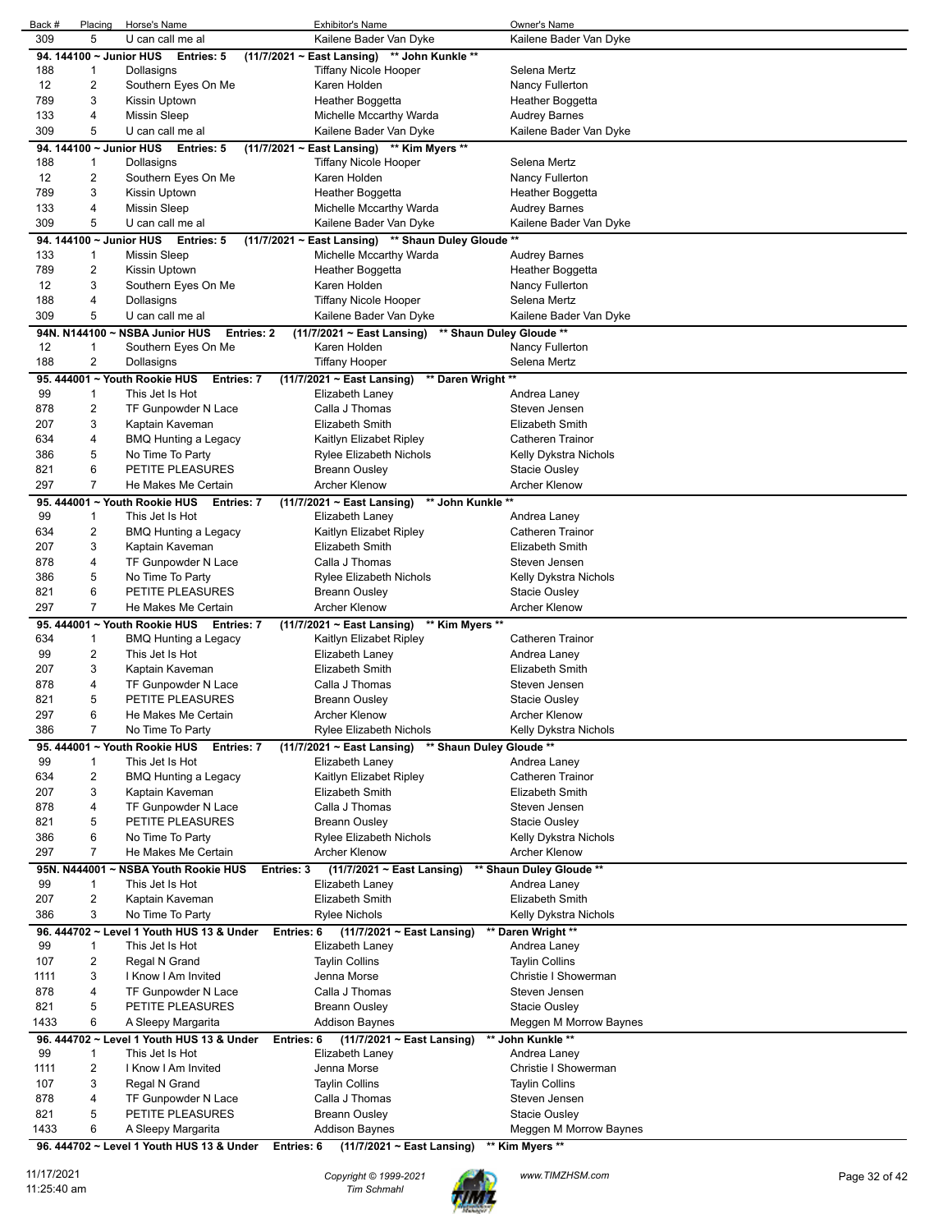| Back # | Placing | Horse's Name | Exhibitor's Name | Owner's Name |
|---|---|---|---|---|
| 309 | 5 | U can call me al | Kailene Bader Van Dyke | Kailene Bader Van Dyke |
| **94. 144100 ~ Junior HUS Entries: 5** | | **(11/7/2021 ~ East Lansing) ** John Kunkle **** | | |
| 188 | 1 | Dollasigns | Tiffany Nicole Hooper | Selena Mertz |
| 12 | 2 | Southern Eyes On Me | Karen Holden | Nancy Fullerton |
| 789 | 3 | Kissin Uptown | Heather Boggetta | Heather Boggetta |
| 133 | 4 | Missin Sleep | Michelle Mccarthy Warda | Audrey Barnes |
| 309 | 5 | U can call me al | Kailene Bader Van Dyke | Kailene Bader Van Dyke |
| **94. 144100 ~ Junior HUS Entries: 5** | | **(11/7/2021 ~ East Lansing) ** Kim Myers **** | | |
| 188 | 1 | Dollasigns | Tiffany Nicole Hooper | Selena Mertz |
| 12 | 2 | Southern Eyes On Me | Karen Holden | Nancy Fullerton |
| 789 | 3 | Kissin Uptown | Heather Boggetta | Heather Boggetta |
| 133 | 4 | Missin Sleep | Michelle Mccarthy Warda | Audrey Barnes |
| 309 | 5 | U can call me al | Kailene Bader Van Dyke | Kailene Bader Van Dyke |
| **94. 144100 ~ Junior HUS Entries: 5** | | **(11/7/2021 ~ East Lansing) ** Shaun Duley Gloude **** | | |
| 133 | 1 | Missin Sleep | Michelle Mccarthy Warda | Audrey Barnes |
| 789 | 2 | Kissin Uptown | Heather Boggetta | Heather Boggetta |
| 12 | 3 | Southern Eyes On Me | Karen Holden | Nancy Fullerton |
| 188 | 4 | Dollasigns | Tiffany Nicole Hooper | Selena Mertz |
| 309 | 5 | U can call me al | Kailene Bader Van Dyke | Kailene Bader Van Dyke |
| **94N. N144100 ~ NSBA Junior HUS Entries: 2** | | **(11/7/2021 ~ East Lansing) ** Shaun Duley Gloude **** | | |
| 12 | 1 | Southern Eyes On Me | Karen Holden | Nancy Fullerton |
| 188 | 2 | Dollasigns | Tiffany Hooper | Selena Mertz |
| **95. 444001 ~ Youth Rookie HUS Entries: 7** | | **(11/7/2021 ~ East Lansing) ** Daren Wright **** | | |
| 99 | 1 | This Jet Is Hot | Elizabeth Laney | Andrea Laney |
| 878 | 2 | TF Gunpowder N Lace | Calla J Thomas | Steven Jensen |
| 207 | 3 | Kaptain Kaveman | Elizabeth Smith | Elizabeth Smith |
| 634 | 4 | BMQ Hunting a Legacy | Kaitlyn Elizabet Ripley | Catheren Trainor |
| 386 | 5 | No Time To Party | Rylee Elizabeth Nichols | Kelly Dykstra Nichols |
| 821 | 6 | PETITE PLEASURES | Breann Ousley | Stacie Ousley |
| 297 | 7 | He Makes Me Certain | Archer Klenow | Archer Klenow |
| **95. 444001 ~ Youth Rookie HUS Entries: 7** | | **(11/7/2021 ~ East Lansing) ** John Kunkle **** | | |
| 99 | 1 | This Jet Is Hot | Elizabeth Laney | Andrea Laney |
| 634 | 2 | BMQ Hunting a Legacy | Kaitlyn Elizabet Ripley | Catheren Trainor |
| 207 | 3 | Kaptain Kaveman | Elizabeth Smith | Elizabeth Smith |
| 878 | 4 | TF Gunpowder N Lace | Calla J Thomas | Steven Jensen |
| 386 | 5 | No Time To Party | Rylee Elizabeth Nichols | Kelly Dykstra Nichols |
| 821 | 6 | PETITE PLEASURES | Breann Ousley | Stacie Ousley |
| 297 | 7 | He Makes Me Certain | Archer Klenow | Archer Klenow |
| **95. 444001 ~ Youth Rookie HUS Entries: 7** | | **(11/7/2021 ~ East Lansing) ** Kim Myers **** | | |
| 634 | 1 | BMQ Hunting a Legacy | Kaitlyn Elizabet Ripley | Catheren Trainor |
| 99 | 2 | This Jet Is Hot | Elizabeth Laney | Andrea Laney |
| 207 | 3 | Kaptain Kaveman | Elizabeth Smith | Elizabeth Smith |
| 878 | 4 | TF Gunpowder N Lace | Calla J Thomas | Steven Jensen |
| 821 | 5 | PETITE PLEASURES | Breann Ousley | Stacie Ousley |
| 297 | 6 | He Makes Me Certain | Archer Klenow | Archer Klenow |
| 386 | 7 | No Time To Party | Rylee Elizabeth Nichols | Kelly Dykstra Nichols |
| **95. 444001 ~ Youth Rookie HUS Entries: 7** | | **(11/7/2021 ~ East Lansing) ** Shaun Duley Gloude **** | | |
| 99 | 1 | This Jet Is Hot | Elizabeth Laney | Andrea Laney |
| 634 | 2 | BMQ Hunting a Legacy | Kaitlyn Elizabet Ripley | Catheren Trainor |
| 207 | 3 | Kaptain Kaveman | Elizabeth Smith | Elizabeth Smith |
| 878 | 4 | TF Gunpowder N Lace | Calla J Thomas | Steven Jensen |
| 821 | 5 | PETITE PLEASURES | Breann Ousley | Stacie Ousley |
| 386 | 6 | No Time To Party | Rylee Elizabeth Nichols | Kelly Dykstra Nichols |
| 297 | 7 | He Makes Me Certain | Archer Klenow | Archer Klenow |
| **95N. N444001 ~ NSBA Youth Rookie HUS Entries: 3** | | **(11/7/2021 ~ East Lansing) ** Shaun Duley Gloude **** | | |
| 99 | 1 | This Jet Is Hot | Elizabeth Laney | Andrea Laney |
| 207 | 2 | Kaptain Kaveman | Elizabeth Smith | Elizabeth Smith |
| 386 | 3 | No Time To Party | Rylee Nichols | Kelly Dykstra Nichols |
| **96. 444702 ~ Level 1 Youth HUS 13 & Under Entries: 6** | | **(11/7/2021 ~ East Lansing) ** Daren Wright **** | | |
| 99 | 1 | This Jet Is Hot | Elizabeth Laney | Andrea Laney |
| 107 | 2 | Regal N Grand | Taylin Collins | Taylin Collins |
| 1111 | 3 | I Know I Am Invited | Jenna Morse | Christie I Showerman |
| 878 | 4 | TF Gunpowder N Lace | Calla J Thomas | Steven Jensen |
| 821 | 5 | PETITE PLEASURES | Breann Ousley | Stacie Ousley |
| 1433 | 6 | A Sleepy Margarita | Addison Baynes | Meggen M Morrow Baynes |
| **96. 444702 ~ Level 1 Youth HUS 13 & Under Entries: 6** | | **(11/7/2021 ~ East Lansing) ** John Kunkle **** | | |
| 99 | 1 | This Jet Is Hot | Elizabeth Laney | Andrea Laney |
| 1111 | 2 | I Know I Am Invited | Jenna Morse | Christie I Showerman |
| 107 | 3 | Regal N Grand | Taylin Collins | Taylin Collins |
| 878 | 4 | TF Gunpowder N Lace | Calla J Thomas | Steven Jensen |
| 821 | 5 | PETITE PLEASURES | Breann Ousley | Stacie Ousley |
| 1433 | 6 | A Sleepy Margarita | Addison Baynes | Meggen M Morrow Baynes |
| **96. 444702 ~ Level 1 Youth HUS 13 & Under Entries: 6** | | **(11/7/2021 ~ East Lansing) ** Kim Myers **** | | |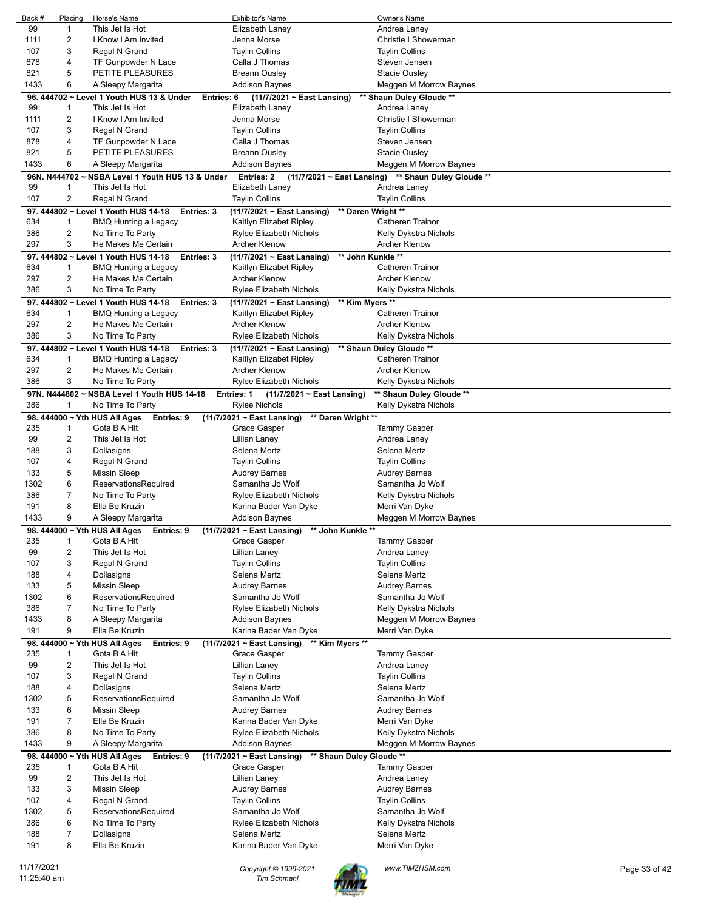| Back # | Placing | Horse's Name | Exhibitor's Name | Owner's Name |
|---|---|---|---|---|
| 99 | 1 | This Jet Is Hot | Elizabeth Laney | Andrea Laney |
| 1111 | 2 | I Know I Am Invited | Jenna Morse | Christie I Showerman |
| 107 | 3 | Regal N Grand | Taylin Collins | Taylin Collins |
| 878 | 4 | TF Gunpowder N Lace | Calla J Thomas | Steven Jensen |
| 821 | 5 | PETITE PLEASURES | Breann Ousley | Stacie Ousley |
| 1433 | 6 | A Sleepy Margarita | Addison Baynes | Meggen M Morrow Baynes |

**96. 444702 ~ Level 1 Youth HUS 13 & Under Entries: 6 (11/7/2021 ~ East Lansing) \*\* Shaun Duley Gloude \*\***

| Back # | Placing | Horse's Name | Exhibitor's Name | Owner's Name |
|---|---|---|---|---|
| 99 | 1 | This Jet Is Hot | Elizabeth Laney | Andrea Laney |
| 1111 | 2 | I Know I Am Invited | Jenna Morse | Christie I Showerman |
| 107 | 3 | Regal N Grand | Taylin Collins | Taylin Collins |
| 878 | 4 | TF Gunpowder N Lace | Calla J Thomas | Steven Jensen |
| 821 | 5 | PETITE PLEASURES | Breann Ousley | Stacie Ousley |
| 1433 | 6 | A Sleepy Margarita | Addison Baynes | Meggen M Morrow Baynes |

**96N. N444702 ~ NSBA Level 1 Youth HUS 13 & Under Entries: 2 (11/7/2021 ~ East Lansing) \*\* Shaun Duley Gloude \*\***

| Back # | Placing | Horse's Name | Exhibitor's Name | Owner's Name |
|---|---|---|---|---|
| 99 | 1 | This Jet Is Hot | Elizabeth Laney | Andrea Laney |
| 107 | 2 | Regal N Grand | Taylin Collins | Taylin Collins |

**97. 444802 ~ Level 1 Youth HUS 14-18 Entries: 3 (11/7/2021 ~ East Lansing) \*\* Daren Wright \*\***

| Back # | Placing | Horse's Name | Exhibitor's Name | Owner's Name |
|---|---|---|---|---|
| 634 | 1 | BMQ Hunting a Legacy | Kaitlyn Elizabet Ripley | Catheren Trainor |
| 386 | 2 | No Time To Party | Rylee Elizabeth Nichols | Kelly Dykstra Nichols |
| 297 | 3 | He Makes Me Certain | Archer Klenow | Archer Klenow |

**97. 444802 ~ Level 1 Youth HUS 14-18 Entries: 3 (11/7/2021 ~ East Lansing) \*\* John Kunkle \*\***

| Back # | Placing | Horse's Name | Exhibitor's Name | Owner's Name |
|---|---|---|---|---|
| 634 | 1 | BMQ Hunting a Legacy | Kaitlyn Elizabet Ripley | Catheren Trainor |
| 297 | 2 | He Makes Me Certain | Archer Klenow | Archer Klenow |
| 386 | 3 | No Time To Party | Rylee Elizabeth Nichols | Kelly Dykstra Nichols |

**97. 444802 ~ Level 1 Youth HUS 14-18 Entries: 3 (11/7/2021 ~ East Lansing) \*\* Kim Myers \*\***

| Back # | Placing | Horse's Name | Exhibitor's Name | Owner's Name |
|---|---|---|---|---|
| 634 | 1 | BMQ Hunting a Legacy | Kaitlyn Elizabet Ripley | Catheren Trainor |
| 297 | 2 | He Makes Me Certain | Archer Klenow | Archer Klenow |
| 386 | 3 | No Time To Party | Rylee Elizabeth Nichols | Kelly Dykstra Nichols |

**97. 444802 ~ Level 1 Youth HUS 14-18 Entries: 3 (11/7/2021 ~ East Lansing) \*\* Shaun Duley Gloude \*\***

| Back # | Placing | Horse's Name | Exhibitor's Name | Owner's Name |
|---|---|---|---|---|
| 634 | 1 | BMQ Hunting a Legacy | Kaitlyn Elizabet Ripley | Catheren Trainor |
| 297 | 2 | He Makes Me Certain | Archer Klenow | Archer Klenow |
| 386 | 3 | No Time To Party | Rylee Elizabeth Nichols | Kelly Dykstra Nichols |

**97N. N444802 ~ NSBA Level 1 Youth HUS 14-18 Entries: 1 (11/7/2021 ~ East Lansing) \*\* Shaun Duley Gloude \*\***

| Back # | Placing | Horse's Name | Exhibitor's Name | Owner's Name |
|---|---|---|---|---|
| 386 | 1 | No Time To Party | Rylee Nichols | Kelly Dykstra Nichols |

**98. 444000 ~ Yth HUS All Ages Entries: 9 (11/7/2021 ~ East Lansing) \*\* Daren Wright \*\***

| Back # | Placing | Horse's Name | Exhibitor's Name | Owner's Name |
|---|---|---|---|---|
| 235 | 1 | Gota B A Hit | Grace Gasper | Tammy Gasper |
| 99 | 2 | This Jet Is Hot | Lillian Laney | Andrea Laney |
| 188 | 3 | Dollasigns | Selena Mertz | Selena Mertz |
| 107 | 4 | Regal N Grand | Taylin Collins | Taylin Collins |
| 133 | 5 | Missin Sleep | Audrey Barnes | Audrey Barnes |
| 1302 | 6 | ReservationsRequired | Samantha Jo Wolf | Samantha Jo Wolf |
| 386 | 7 | No Time To Party | Rylee Elizabeth Nichols | Kelly Dykstra Nichols |
| 191 | 8 | Ella Be Kruzin | Karina Bader Van Dyke | Merri Van Dyke |
| 1433 | 9 | A Sleepy Margarita | Addison Baynes | Meggen M Morrow Baynes |

**98. 444000 ~ Yth HUS All Ages Entries: 9 (11/7/2021 ~ East Lansing) \*\* John Kunkle \*\***

| Back # | Placing | Horse's Name | Exhibitor's Name | Owner's Name |
|---|---|---|---|---|
| 235 | 1 | Gota B A Hit | Grace Gasper | Tammy Gasper |
| 99 | 2 | This Jet Is Hot | Lillian Laney | Andrea Laney |
| 107 | 3 | Regal N Grand | Taylin Collins | Taylin Collins |
| 188 | 4 | Dollasigns | Selena Mertz | Selena Mertz |
| 133 | 5 | Missin Sleep | Audrey Barnes | Audrey Barnes |
| 1302 | 6 | ReservationsRequired | Samantha Jo Wolf | Samantha Jo Wolf |
| 386 | 7 | No Time To Party | Rylee Elizabeth Nichols | Kelly Dykstra Nichols |
| 1433 | 8 | A Sleepy Margarita | Addison Baynes | Meggen M Morrow Baynes |
| 191 | 9 | Ella Be Kruzin | Karina Bader Van Dyke | Merri Van Dyke |

**98. 444000 ~ Yth HUS All Ages Entries: 9 (11/7/2021 ~ East Lansing) \*\* Kim Myers \*\***

| Back # | Placing | Horse's Name | Exhibitor's Name | Owner's Name |
|---|---|---|---|---|
| 235 | 1 | Gota B A Hit | Grace Gasper | Tammy Gasper |
| 99 | 2 | This Jet Is Hot | Lillian Laney | Andrea Laney |
| 107 | 3 | Regal N Grand | Taylin Collins | Taylin Collins |
| 188 | 4 | Dollasigns | Selena Mertz | Selena Mertz |
| 1302 | 5 | ReservationsRequired | Samantha Jo Wolf | Samantha Jo Wolf |
| 133 | 6 | Missin Sleep | Audrey Barnes | Audrey Barnes |
| 191 | 7 | Ella Be Kruzin | Karina Bader Van Dyke | Merri Van Dyke |
| 386 | 8 | No Time To Party | Rylee Elizabeth Nichols | Kelly Dykstra Nichols |
| 1433 | 9 | A Sleepy Margarita | Addison Baynes | Meggen M Morrow Baynes |

**98. 444000 ~ Yth HUS All Ages Entries: 9 (11/7/2021 ~ East Lansing) \*\* Shaun Duley Gloude \*\***

| Back # | Placing | Horse's Name | Exhibitor's Name | Owner's Name |
|---|---|---|---|---|
| 235 | 1 | Gota B A Hit | Grace Gasper | Tammy Gasper |
| 99 | 2 | This Jet Is Hot | Lillian Laney | Andrea Laney |
| 133 | 3 | Missin Sleep | Audrey Barnes | Audrey Barnes |
| 107 | 4 | Regal N Grand | Taylin Collins | Taylin Collins |
| 1302 | 5 | ReservationsRequired | Samantha Jo Wolf | Samantha Jo Wolf |
| 386 | 6 | No Time To Party | Rylee Elizabeth Nichols | Kelly Dykstra Nichols |
| 188 | 7 | Dollasigns | Selena Mertz | Selena Mertz |
| 191 | 8 | Ella Be Kruzin | Karina Bader Van Dyke | Merri Van Dyke |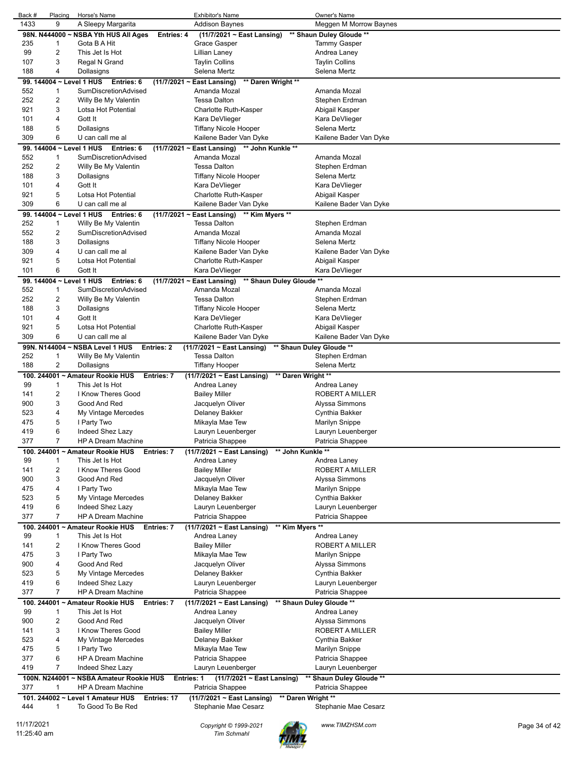| Back # | Placing | Horse's Name | Exhibitor's Name | Owner's Name |
|---|---|---|---|---|
| 1433 | 9 | A Sleepy Margarita | Addison Baynes | Meggen M Morrow Baynes |

**98N. N444000 ~ NSBA Yth HUS All Ages Entries: 4 (11/7/2021 ~ East Lansing) \*\* Shaun Duley Gloude \*\***

| Back # | Placing | Horse's Name | Exhibitor's Name | Owner's Name |
|---|---|---|---|---|
| 235 | 1 | Gota B A Hit | Grace Gasper | Tammy Gasper |
| 99 | 2 | This Jet Is Hot | Lillian Laney | Andrea Laney |
| 107 | 3 | Regal N Grand | Taylin Collins | Taylin Collins |
| 188 | 4 | Dollasigns | Selena Mertz | Selena Mertz |

**99. 144004 ~ Level 1 HUS Entries: 6 (11/7/2021 ~ East Lansing) \*\* Daren Wright \*\***

| Back # | Placing | Horse's Name | Exhibitor's Name | Owner's Name |
|---|---|---|---|---|
| 552 | 1 | SumDiscretionAdvised | Amanda Mozal | Amanda Mozal |
| 252 | 2 | Willy Be My Valentin | Tessa Dalton | Stephen Erdman |
| 921 | 3 | Lotsa Hot Potential | Charlotte Ruth-Kasper | Abigail Kasper |
| 101 | 4 | Gott It | Kara DeVlieger | Kara DeVlieger |
| 188 | 5 | Dollasigns | Tiffany Nicole Hooper | Selena Mertz |
| 309 | 6 | U can call me al | Kailene Bader Van Dyke | Kailene Bader Van Dyke |

**99. 144004 ~ Level 1 HUS Entries: 6 (11/7/2021 ~ East Lansing) \*\* John Kunkle \*\***

| Back # | Placing | Horse's Name | Exhibitor's Name | Owner's Name |
|---|---|---|---|---|
| 552 | 1 | SumDiscretionAdvised | Amanda Mozal | Amanda Mozal |
| 252 | 2 | Willy Be My Valentin | Tessa Dalton | Stephen Erdman |
| 188 | 3 | Dollasigns | Tiffany Nicole Hooper | Selena Mertz |
| 101 | 4 | Gott It | Kara DeVlieger | Kara DeVlieger |
| 921 | 5 | Lotsa Hot Potential | Charlotte Ruth-Kasper | Abigail Kasper |
| 309 | 6 | U can call me al | Kailene Bader Van Dyke | Kailene Bader Van Dyke |

**99. 144004 ~ Level 1 HUS Entries: 6 (11/7/2021 ~ East Lansing) \*\* Kim Myers \*\***

| Back # | Placing | Horse's Name | Exhibitor's Name | Owner's Name |
|---|---|---|---|---|
| 252 | 1 | Willy Be My Valentin | Tessa Dalton | Stephen Erdman |
| 552 | 2 | SumDiscretionAdvised | Amanda Mozal | Amanda Mozal |
| 188 | 3 | Dollasigns | Tiffany Nicole Hooper | Selena Mertz |
| 309 | 4 | U can call me al | Kailene Bader Van Dyke | Kailene Bader Van Dyke |
| 921 | 5 | Lotsa Hot Potential | Charlotte Ruth-Kasper | Abigail Kasper |
| 101 | 6 | Gott It | Kara DeVlieger | Kara DeVlieger |

**99. 144004 ~ Level 1 HUS Entries: 6 (11/7/2021 ~ East Lansing) \*\* Shaun Duley Gloude \*\***

| Back # | Placing | Horse's Name | Exhibitor's Name | Owner's Name |
|---|---|---|---|---|
| 552 | 1 | SumDiscretionAdvised | Amanda Mozal | Amanda Mozal |
| 252 | 2 | Willy Be My Valentin | Tessa Dalton | Stephen Erdman |
| 188 | 3 | Dollasigns | Tiffany Nicole Hooper | Selena Mertz |
| 101 | 4 | Gott It | Kara DeVlieger | Kara DeVlieger |
| 921 | 5 | Lotsa Hot Potential | Charlotte Ruth-Kasper | Abigail Kasper |
| 309 | 6 | U can call me al | Kailene Bader Van Dyke | Kailene Bader Van Dyke |

**99N. N144004 ~ NSBA Level 1 HUS Entries: 2 (11/7/2021 ~ East Lansing) \*\* Shaun Duley Gloude \*\***

| Back # | Placing | Horse's Name | Exhibitor's Name | Owner's Name |
|---|---|---|---|---|
| 252 | 1 | Willy Be My Valentin | Tessa Dalton | Stephen Erdman |
| 188 | 2 | Dollasigns | Tiffany Hooper | Selena Mertz |

**100. 244001 ~ Amateur Rookie HUS Entries: 7 (11/7/2021 ~ East Lansing) \*\* Daren Wright \*\***

| Back # | Placing | Horse's Name | Exhibitor's Name | Owner's Name |
|---|---|---|---|---|
| 99 | 1 | This Jet Is Hot | Andrea Laney | Andrea Laney |
| 141 | 2 | I Know Theres Good | Bailey Miller | ROBERT A MILLER |
| 900 | 3 | Good And Red | Jacquelyn Oliver | Alyssa Simmons |
| 523 | 4 | My Vintage Mercedes | Delaney Bakker | Cynthia Bakker |
| 475 | 5 | I Party Two | Mikayla Mae Tew | Marilyn Snippe |
| 419 | 6 | Indeed Shez Lazy | Lauryn Leuenberger | Lauryn Leuenberger |
| 377 | 7 | HP A Dream Machine | Patricia Shappee | Patricia Shappee |

**100. 244001 ~ Amateur Rookie HUS Entries: 7 (11/7/2021 ~ East Lansing) \*\* John Kunkle \*\***

| Back # | Placing | Horse's Name | Exhibitor's Name | Owner's Name |
|---|---|---|---|---|
| 99 | 1 | This Jet Is Hot | Andrea Laney | Andrea Laney |
| 141 | 2 | I Know Theres Good | Bailey Miller | ROBERT A MILLER |
| 900 | 3 | Good And Red | Jacquelyn Oliver | Alyssa Simmons |
| 475 | 4 | I Party Two | Mikayla Mae Tew | Marilyn Snippe |
| 523 | 5 | My Vintage Mercedes | Delaney Bakker | Cynthia Bakker |
| 419 | 6 | Indeed Shez Lazy | Lauryn Leuenberger | Lauryn Leuenberger |
| 377 | 7 | HP A Dream Machine | Patricia Shappee | Patricia Shappee |

**100. 244001 ~ Amateur Rookie HUS Entries: 7 (11/7/2021 ~ East Lansing) \*\* Kim Myers \*\***

| Back # | Placing | Horse's Name | Exhibitor's Name | Owner's Name |
|---|---|---|---|---|
| 99 | 1 | This Jet Is Hot | Andrea Laney | Andrea Laney |
| 141 | 2 | I Know Theres Good | Bailey Miller | ROBERT A MILLER |
| 475 | 3 | I Party Two | Mikayla Mae Tew | Marilyn Snippe |
| 900 | 4 | Good And Red | Jacquelyn Oliver | Alyssa Simmons |
| 523 | 5 | My Vintage Mercedes | Delaney Bakker | Cynthia Bakker |
| 419 | 6 | Indeed Shez Lazy | Lauryn Leuenberger | Lauryn Leuenberger |
| 377 | 7 | HP A Dream Machine | Patricia Shappee | Patricia Shappee |

**100. 244001 ~ Amateur Rookie HUS Entries: 7 (11/7/2021 ~ East Lansing) \*\* Shaun Duley Gloude \*\***

| Back # | Placing | Horse's Name | Exhibitor's Name | Owner's Name |
|---|---|---|---|---|
| 99 | 1 | This Jet Is Hot | Andrea Laney | Andrea Laney |
| 900 | 2 | Good And Red | Jacquelyn Oliver | Alyssa Simmons |
| 141 | 3 | I Know Theres Good | Bailey Miller | ROBERT A MILLER |
| 523 | 4 | My Vintage Mercedes | Delaney Bakker | Cynthia Bakker |
| 475 | 5 | I Party Two | Mikayla Mae Tew | Marilyn Snippe |
| 377 | 6 | HP A Dream Machine | Patricia Shappee | Patricia Shappee |
| 419 | 7 | Indeed Shez Lazy | Lauryn Leuenberger | Lauryn Leuenberger |

**100N. N244001 ~ NSBA Amateur Rookie HUS Entries: 1 (11/7/2021 ~ East Lansing) \*\* Shaun Duley Gloude \*\***

| Back # | Placing | Horse's Name | Exhibitor's Name | Owner's Name |
|---|---|---|---|---|
| 377 | 1 | HP A Dream Machine | Patricia Shappee | Patricia Shappee |

**101. 244002 ~ Level 1 Amateur HUS Entries: 17 (11/7/2021 ~ East Lansing) \*\* Daren Wright \*\***

| Back # | Placing | Horse's Name | Exhibitor's Name | Owner's Name |
|---|---|---|---|---|
| 444 | 1 | To Good To Be Red | Stephanie Mae Cesarz | Stephanie Mae Cesarz |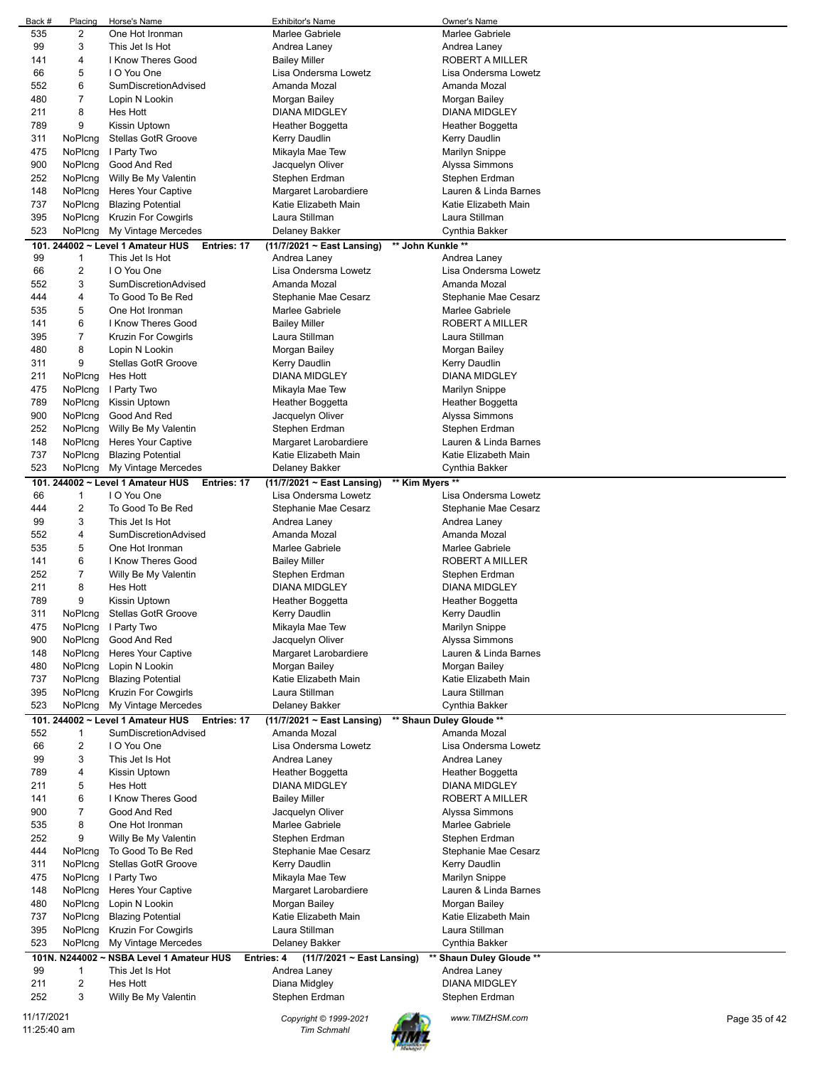| Back # | Placing | Horse's Name | Exhibitor's Name | Owner's Name |
|---|---|---|---|---|
| 535 | 2 | One Hot Ironman | Marlee Gabriele | Marlee Gabriele |
| 99 | 3 | This Jet Is Hot | Andrea Laney | Andrea Laney |
| 141 | 4 | I Know Theres Good | Bailey Miller | ROBERT A MILLER |
| 66 | 5 | I O You One | Lisa Ondersma Lowetz | Lisa Ondersma Lowetz |
| 552 | 6 | SumDiscretionAdvised | Amanda Mozal | Amanda Mozal |
| 480 | 7 | Lopin N Lookin | Morgan Bailey | Morgan Bailey |
| 211 | 8 | Hes Hott | DIANA MIDGLEY | DIANA MIDGLEY |
| 789 | 9 | Kissin Uptown | Heather Boggetta | Heather Boggetta |
| 311 | NoPlcng | Stellas GotR Groove | Kerry Daudlin | Kerry Daudlin |
| 475 | NoPlcng | I Party Two | Mikayla Mae Tew | Marilyn Snippe |
| 900 | NoPlcng | Good And Red | Jacquelyn Oliver | Alyssa Simmons |
| 252 | NoPlcng | Willy Be My Valentin | Stephen Erdman | Stephen Erdman |
| 148 | NoPlcng | Heres Your Captive | Margaret Larobardiere | Lauren & Linda Barnes |
| 737 | NoPlcng | Blazing Potential | Katie Elizabeth Main | Katie Elizabeth Main |
| 395 | NoPlcng | Kruzin For Cowgirls | Laura Stillman | Laura Stillman |
| 523 | NoPlcng | My Vintage Mercedes | Delaney Bakker | Cynthia Bakker |

**101. 244002 ~ Level 1 Amateur HUS Entries: 17 (11/7/2021 ~ East Lansing) \*\* John Kunkle \*\***

| Back # | Placing | Horse's Name | Exhibitor's Name | Owner's Name |
|---|---|---|---|---|
| 99 | 1 | This Jet Is Hot | Andrea Laney | Andrea Laney |
| 66 | 2 | I O You One | Lisa Ondersma Lowetz | Lisa Ondersma Lowetz |
| 552 | 3 | SumDiscretionAdvised | Amanda Mozal | Amanda Mozal |
| 444 | 4 | To Good To Be Red | Stephanie Mae Cesarz | Stephanie Mae Cesarz |
| 535 | 5 | One Hot Ironman | Marlee Gabriele | Marlee Gabriele |
| 141 | 6 | I Know Theres Good | Bailey Miller | ROBERT A MILLER |
| 395 | 7 | Kruzin For Cowgirls | Laura Stillman | Laura Stillman |
| 480 | 8 | Lopin N Lookin | Morgan Bailey | Morgan Bailey |
| 311 | 9 | Stellas GotR Groove | Kerry Daudlin | Kerry Daudlin |
| 211 | NoPlcng | Hes Hott | DIANA MIDGLEY | DIANA MIDGLEY |
| 475 | NoPlcng | I Party Two | Mikayla Mae Tew | Marilyn Snippe |
| 789 | NoPlcng | Kissin Uptown | Heather Boggetta | Heather Boggetta |
| 900 | NoPlcng | Good And Red | Jacquelyn Oliver | Alyssa Simmons |
| 252 | NoPlcng | Willy Be My Valentin | Stephen Erdman | Stephen Erdman |
| 148 | NoPlcng | Heres Your Captive | Margaret Larobardiere | Lauren & Linda Barnes |
| 737 | NoPlcng | Blazing Potential | Katie Elizabeth Main | Katie Elizabeth Main |
| 523 | NoPlcng | My Vintage Mercedes | Delaney Bakker | Cynthia Bakker |

**101. 244002 ~ Level 1 Amateur HUS Entries: 17 (11/7/2021 ~ East Lansing) \*\* Kim Myers \*\***

| Back # | Placing | Horse's Name | Exhibitor's Name | Owner's Name |
|---|---|---|---|---|
| 66 | 1 | I O You One | Lisa Ondersma Lowetz | Lisa Ondersma Lowetz |
| 444 | 2 | To Good To Be Red | Stephanie Mae Cesarz | Stephanie Mae Cesarz |
| 99 | 3 | This Jet Is Hot | Andrea Laney | Andrea Laney |
| 552 | 4 | SumDiscretionAdvised | Amanda Mozal | Amanda Mozal |
| 535 | 5 | One Hot Ironman | Marlee Gabriele | Marlee Gabriele |
| 141 | 6 | I Know Theres Good | Bailey Miller | ROBERT A MILLER |
| 252 | 7 | Willy Be My Valentin | Stephen Erdman | Stephen Erdman |
| 211 | 8 | Hes Hott | DIANA MIDGLEY | DIANA MIDGLEY |
| 789 | 9 | Kissin Uptown | Heather Boggetta | Heather Boggetta |
| 311 | NoPlcng | Stellas GotR Groove | Kerry Daudlin | Kerry Daudlin |
| 475 | NoPlcng | I Party Two | Mikayla Mae Tew | Marilyn Snippe |
| 900 | NoPlcng | Good And Red | Jacquelyn Oliver | Alyssa Simmons |
| 148 | NoPlcng | Heres Your Captive | Margaret Larobardiere | Lauren & Linda Barnes |
| 480 | NoPlcng | Lopin N Lookin | Morgan Bailey | Morgan Bailey |
| 737 | NoPlcng | Blazing Potential | Katie Elizabeth Main | Katie Elizabeth Main |
| 395 | NoPlcng | Kruzin For Cowgirls | Laura Stillman | Laura Stillman |
| 523 | NoPlcng | My Vintage Mercedes | Delaney Bakker | Cynthia Bakker |

**101. 244002 ~ Level 1 Amateur HUS Entries: 17 (11/7/2021 ~ East Lansing) \*\* Shaun Duley Gloude \*\***

| Back # | Placing | Horse's Name | Exhibitor's Name | Owner's Name |
|---|---|---|---|---|
| 552 | 1 | SumDiscretionAdvised | Amanda Mozal | Amanda Mozal |
| 66 | 2 | I O You One | Lisa Ondersma Lowetz | Lisa Ondersma Lowetz |
| 99 | 3 | This Jet Is Hot | Andrea Laney | Andrea Laney |
| 789 | 4 | Kissin Uptown | Heather Boggetta | Heather Boggetta |
| 211 | 5 | Hes Hott | DIANA MIDGLEY | DIANA MIDGLEY |
| 141 | 6 | I Know Theres Good | Bailey Miller | ROBERT A MILLER |
| 900 | 7 | Good And Red | Jacquelyn Oliver | Alyssa Simmons |
| 535 | 8 | One Hot Ironman | Marlee Gabriele | Marlee Gabriele |
| 252 | 9 | Willy Be My Valentin | Stephen Erdman | Stephen Erdman |
| 444 | NoPlcng | To Good To Be Red | Stephanie Mae Cesarz | Stephanie Mae Cesarz |
| 311 | NoPlcng | Stellas GotR Groove | Kerry Daudlin | Kerry Daudlin |
| 475 | NoPlcng | I Party Two | Mikayla Mae Tew | Marilyn Snippe |
| 148 | NoPlcng | Heres Your Captive | Margaret Larobardiere | Lauren & Linda Barnes |
| 480 | NoPlcng | Lopin N Lookin | Morgan Bailey | Morgan Bailey |
| 737 | NoPlcng | Blazing Potential | Katie Elizabeth Main | Katie Elizabeth Main |
| 395 | NoPlcng | Kruzin For Cowgirls | Laura Stillman | Laura Stillman |
| 523 | NoPlcng | My Vintage Mercedes | Delaney Bakker | Cynthia Bakker |

**101N. N244002 ~ NSBA Level 1 Amateur HUS Entries: 4 (11/7/2021 ~ East Lansing) \*\* Shaun Duley Gloude \*\***

| Back # | Placing | Horse's Name | Exhibitor's Name | Owner's Name |
|---|---|---|---|---|
| 99 | 1 | This Jet Is Hot | Andrea Laney | Andrea Laney |
| 211 | 2 | Hes Hott | Diana Midgley | DIANA MIDGLEY |
| 252 | 3 | Willy Be My Valentin | Stephen Erdman | Stephen Erdman |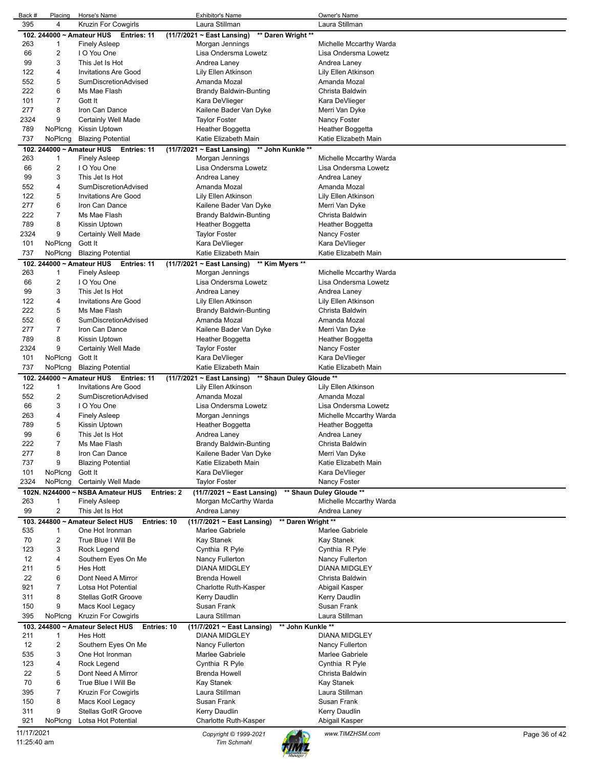| Back # | Placing | Horse's Name | Exhibitor's Name | Owner's Name |
|---|---|---|---|---|
| 395 | 4 | Kruzin For Cowgirls | Laura Stillman | Laura Stillman |

**102. 244000 ~ Amateur HUS Entries: 11 (11/7/2021 ~ East Lansing) \*\* Daren Wright \*\***

| Back # | Placing | Horse's Name | Exhibitor's Name | Owner's Name |
|---|---|---|---|---|
| 263 | 1 | Finely Asleep | Morgan Jennings | Michelle Mccarthy Warda |
| 66 | 2 | I O You One | Lisa Ondersma Lowetz | Lisa Ondersma Lowetz |
| 99 | 3 | This Jet Is Hot | Andrea Laney | Andrea Laney |
| 122 | 4 | Invitations Are Good | Lily Ellen Atkinson | Lily Ellen Atkinson |
| 552 | 5 | SumDiscretionAdvised | Amanda Mozal | Amanda Mozal |
| 222 | 6 | Ms Mae Flash | Brandy Baldwin-Bunting | Christa Baldwin |
| 101 | 7 | Gott It | Kara DeVlieger | Kara DeVlieger |
| 277 | 8 | Iron Can Dance | Kailene Bader Van Dyke | Merri Van Dyke |
| 2324 | 9 | Certainly Well Made | Taylor Foster | Nancy Foster |
| 789 | NoPlcng | Kissin Uptown | Heather Boggetta | Heather Boggetta |
| 737 | NoPlcng | Blazing Potential | Katie Elizabeth Main | Katie Elizabeth Main |

**102. 244000 ~ Amateur HUS Entries: 11 (11/7/2021 ~ East Lansing) \*\* John Kunkle \*\***

| Back # | Placing | Horse's Name | Exhibitor's Name | Owner's Name |
|---|---|---|---|---|
| 263 | 1 | Finely Asleep | Morgan Jennings | Michelle Mccarthy Warda |
| 66 | 2 | I O You One | Lisa Ondersma Lowetz | Lisa Ondersma Lowetz |
| 99 | 3 | This Jet Is Hot | Andrea Laney | Andrea Laney |
| 552 | 4 | SumDiscretionAdvised | Amanda Mozal | Amanda Mozal |
| 122 | 5 | Invitations Are Good | Lily Ellen Atkinson | Lily Ellen Atkinson |
| 277 | 6 | Iron Can Dance | Kailene Bader Van Dyke | Merri Van Dyke |
| 222 | 7 | Ms Mae Flash | Brandy Baldwin-Bunting | Christa Baldwin |
| 789 | 8 | Kissin Uptown | Heather Boggetta | Heather Boggetta |
| 2324 | 9 | Certainly Well Made | Taylor Foster | Nancy Foster |
| 101 | NoPlcng | Gott It | Kara DeVlieger | Kara DeVlieger |
| 737 | NoPlcng | Blazing Potential | Katie Elizabeth Main | Katie Elizabeth Main |

**102. 244000 ~ Amateur HUS Entries: 11 (11/7/2021 ~ East Lansing) \*\* Kim Myers \*\***

| Back # | Placing | Horse's Name | Exhibitor's Name | Owner's Name |
|---|---|---|---|---|
| 263 | 1 | Finely Asleep | Morgan Jennings | Michelle Mccarthy Warda |
| 66 | 2 | I O You One | Lisa Ondersma Lowetz | Lisa Ondersma Lowetz |
| 99 | 3 | This Jet Is Hot | Andrea Laney | Andrea Laney |
| 122 | 4 | Invitations Are Good | Lily Ellen Atkinson | Lily Ellen Atkinson |
| 222 | 5 | Ms Mae Flash | Brandy Baldwin-Bunting | Christa Baldwin |
| 552 | 6 | SumDiscretionAdvised | Amanda Mozal | Amanda Mozal |
| 277 | 7 | Iron Can Dance | Kailene Bader Van Dyke | Merri Van Dyke |
| 789 | 8 | Kissin Uptown | Heather Boggetta | Heather Boggetta |
| 2324 | 9 | Certainly Well Made | Taylor Foster | Nancy Foster |
| 101 | NoPlcng | Gott It | Kara DeVlieger | Kara DeVlieger |
| 737 | NoPlcng | Blazing Potential | Katie Elizabeth Main | Katie Elizabeth Main |

**102. 244000 ~ Amateur HUS Entries: 11 (11/7/2021 ~ East Lansing) \*\* Shaun Duley Gloude \*\***

| Back # | Placing | Horse's Name | Exhibitor's Name | Owner's Name |
|---|---|---|---|---|
| 122 | 1 | Invitations Are Good | Lily Ellen Atkinson | Lily Ellen Atkinson |
| 552 | 2 | SumDiscretionAdvised | Amanda Mozal | Amanda Mozal |
| 66 | 3 | I O You One | Lisa Ondersma Lowetz | Lisa Ondersma Lowetz |
| 263 | 4 | Finely Asleep | Morgan Jennings | Michelle Mccarthy Warda |
| 789 | 5 | Kissin Uptown | Heather Boggetta | Heather Boggetta |
| 99 | 6 | This Jet Is Hot | Andrea Laney | Andrea Laney |
| 222 | 7 | Ms Mae Flash | Brandy Baldwin-Bunting | Christa Baldwin |
| 277 | 8 | Iron Can Dance | Kailene Bader Van Dyke | Merri Van Dyke |
| 737 | 9 | Blazing Potential | Katie Elizabeth Main | Katie Elizabeth Main |
| 101 | NoPlcng | Gott It | Kara DeVlieger | Kara DeVlieger |
| 2324 | NoPlcng | Certainly Well Made | Taylor Foster | Nancy Foster |

**102N. N244000 ~ NSBA Amateur HUS Entries: 2 (11/7/2021 ~ East Lansing) \*\* Shaun Duley Gloude \*\***

| Back # | Placing | Horse's Name | Exhibitor's Name | Owner's Name |
|---|---|---|---|---|
| 263 | 1 | Finely Asleep | Morgan McCarthy Warda | Michelle Mccarthy Warda |
| 99 | 2 | This Jet Is Hot | Andrea Laney | Andrea Laney |

**103. 244800 ~ Amateur Select HUS Entries: 10 (11/7/2021 ~ East Lansing) \*\* Daren Wright \*\***

| Back # | Placing | Horse's Name | Exhibitor's Name | Owner's Name |
|---|---|---|---|---|
| 535 | 1 | One Hot Ironman | Marlee Gabriele | Marlee Gabriele |
| 70 | 2 | True Blue I Will Be | Kay Stanek | Kay Stanek |
| 123 | 3 | Rock Legend | Cynthia R Pyle | Cynthia R Pyle |
| 12 | 4 | Southern Eyes On Me | Nancy Fullerton | Nancy Fullerton |
| 211 | 5 | Hes Hott | DIANA MIDGLEY | DIANA MIDGLEY |
| 22 | 6 | Dont Need A Mirror | Brenda Howell | Christa Baldwin |
| 921 | 7 | Lotsa Hot Potential | Charlotte Ruth-Kasper | Abigail Kasper |
| 311 | 8 | Stellas GotR Groove | Kerry Daudlin | Kerry Daudlin |
| 150 | 9 | Macs Kool Legacy | Susan Frank | Susan Frank |
| 395 | NoPlcng | Kruzin For Cowgirls | Laura Stillman | Laura Stillman |

**103. 244800 ~ Amateur Select HUS Entries: 10 (11/7/2021 ~ East Lansing) \*\* John Kunkle \*\***

| Back # | Placing | Horse's Name | Exhibitor's Name | Owner's Name |
|---|---|---|---|---|
| 211 | 1 | Hes Hott | DIANA MIDGLEY | DIANA MIDGLEY |
| 12 | 2 | Southern Eyes On Me | Nancy Fullerton | Nancy Fullerton |
| 535 | 3 | One Hot Ironman | Marlee Gabriele | Marlee Gabriele |
| 123 | 4 | Rock Legend | Cynthia R Pyle | Cynthia R Pyle |
| 22 | 5 | Dont Need A Mirror | Brenda Howell | Christa Baldwin |
| 70 | 6 | True Blue I Will Be | Kay Stanek | Kay Stanek |
| 395 | 7 | Kruzin For Cowgirls | Laura Stillman | Laura Stillman |
| 150 | 8 | Macs Kool Legacy | Susan Frank | Susan Frank |
| 311 | 9 | Stellas GotR Groove | Kerry Daudlin | Kerry Daudlin |
| 921 | NoPlcng | Lotsa Hot Potential | Charlotte Ruth-Kasper | Abigail Kasper |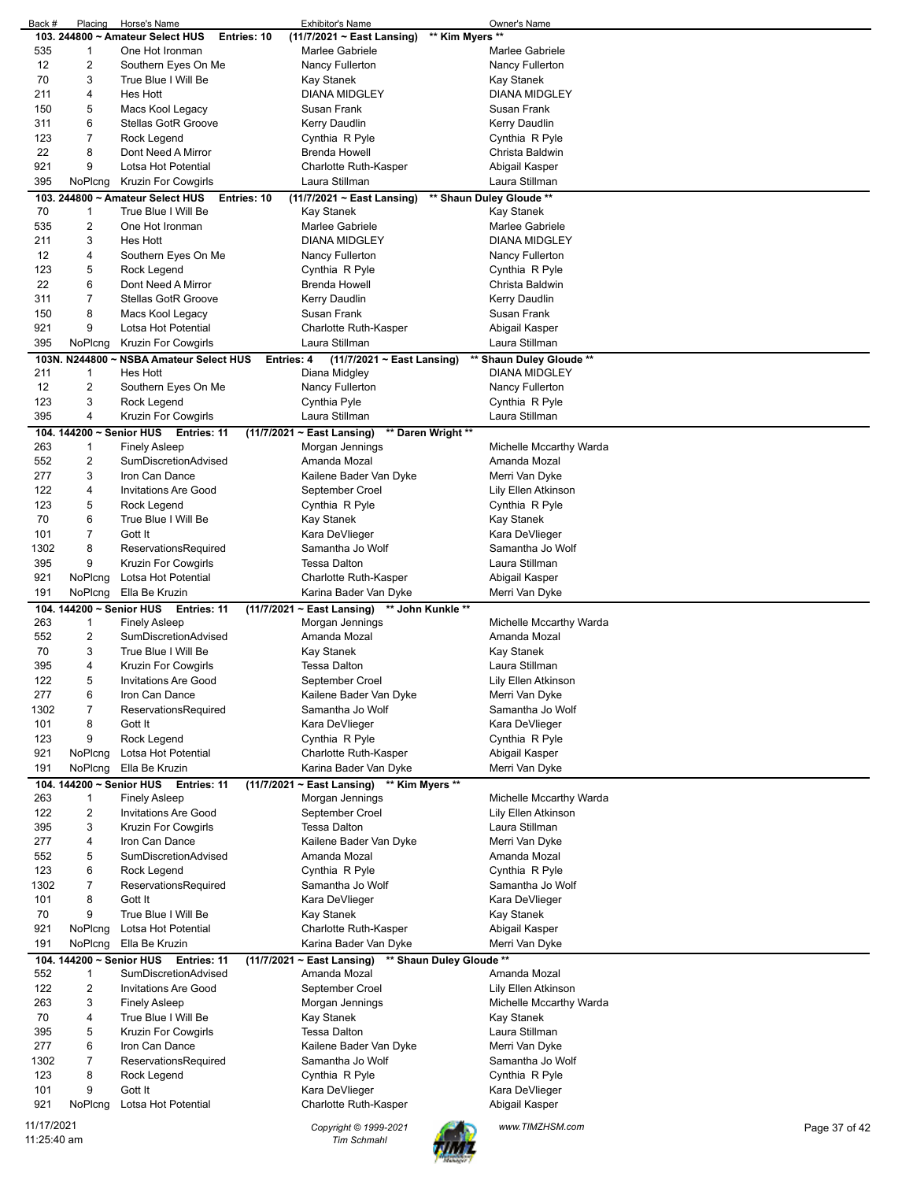| Back # | Placing | Horse's Name | Exhibitor's Name | Owner's Name |
|---|---|---|---|---|
| **103. 244800 ~ Amateur Select HUS** | | **Entries: 10** | **(11/7/2021 ~ East Lansing)** | **\*\* Kim Myers \*\*** |
| 535 | 1 | One Hot Ironman | Marlee Gabriele | Marlee Gabriele |
| 12 | 2 | Southern Eyes On Me | Nancy Fullerton | Nancy Fullerton |
| 70 | 3 | True Blue I Will Be | Kay Stanek | Kay Stanek |
| 211 | 4 | Hes Hott | DIANA MIDGLEY | DIANA MIDGLEY |
| 150 | 5 | Macs Kool Legacy | Susan Frank | Susan Frank |
| 311 | 6 | Stellas GotR Groove | Kerry Daudlin | Kerry Daudlin |
| 123 | 7 | Rock Legend | Cynthia R Pyle | Cynthia R Pyle |
| 22 | 8 | Dont Need A Mirror | Brenda Howell | Christa Baldwin |
| 921 | 9 | Lotsa Hot Potential | Charlotte Ruth-Kasper | Abigail Kasper |
| 395 | NoPlcng | Kruzin For Cowgirls | Laura Stillman | Laura Stillman |
| **103. 244800 ~ Amateur Select HUS** | | **Entries: 10** | **(11/7/2021 ~ East Lansing)** | **\*\* Shaun Duley Gloude \*\*** |
| 70 | 1 | True Blue I Will Be | Kay Stanek | Kay Stanek |
| 535 | 2 | One Hot Ironman | Marlee Gabriele | Marlee Gabriele |
| 211 | 3 | Hes Hott | DIANA MIDGLEY | DIANA MIDGLEY |
| 12 | 4 | Southern Eyes On Me | Nancy Fullerton | Nancy Fullerton |
| 123 | 5 | Rock Legend | Cynthia R Pyle | Cynthia R Pyle |
| 22 | 6 | Dont Need A Mirror | Brenda Howell | Christa Baldwin |
| 311 | 7 | Stellas GotR Groove | Kerry Daudlin | Kerry Daudlin |
| 150 | 8 | Macs Kool Legacy | Susan Frank | Susan Frank |
| 921 | 9 | Lotsa Hot Potential | Charlotte Ruth-Kasper | Abigail Kasper |
| 395 | NoPlcng | Kruzin For Cowgirls | Laura Stillman | Laura Stillman |
| **103N. N244800 ~ NSBA Amateur Select HUS** | | **Entries: 4** | **(11/7/2021 ~ East Lansing)** | **\*\* Shaun Duley Gloude \*\*** |
| 211 | 1 | Hes Hott | Diana Midgley | DIANA MIDGLEY |
| 12 | 2 | Southern Eyes On Me | Nancy Fullerton | Nancy Fullerton |
| 123 | 3 | Rock Legend | Cynthia Pyle | Cynthia R Pyle |
| 395 | 4 | Kruzin For Cowgirls | Laura Stillman | Laura Stillman |
| **104. 144200 ~ Senior HUS** | | **Entries: 11** | **(11/7/2021 ~ East Lansing)** | **\*\* Daren Wright \*\*** |
| 263 | 1 | Finely Asleep | Morgan Jennings | Michelle Mccarthy Warda |
| 552 | 2 | SumDiscretionAdvised | Amanda Mozal | Amanda Mozal |
| 277 | 3 | Iron Can Dance | Kailene Bader Van Dyke | Merri Van Dyke |
| 122 | 4 | Invitations Are Good | September Croel | Lily Ellen Atkinson |
| 123 | 5 | Rock Legend | Cynthia R Pyle | Cynthia R Pyle |
| 70 | 6 | True Blue I Will Be | Kay Stanek | Kay Stanek |
| 101 | 7 | Gott It | Kara DeVlieger | Kara DeVlieger |
| 1302 | 8 | ReservationsRequired | Samantha Jo Wolf | Samantha Jo Wolf |
| 395 | 9 | Kruzin For Cowgirls | Tessa Dalton | Laura Stillman |
| 921 | NoPlcng | Lotsa Hot Potential | Charlotte Ruth-Kasper | Abigail Kasper |
| 191 | NoPlcng | Ella Be Kruzin | Karina Bader Van Dyke | Merri Van Dyke |
| **104. 144200 ~ Senior HUS** | | **Entries: 11** | **(11/7/2021 ~ East Lansing)** | **\*\* John Kunkle \*\*** |
| 263 | 1 | Finely Asleep | Morgan Jennings | Michelle Mccarthy Warda |
| 552 | 2 | SumDiscretionAdvised | Amanda Mozal | Amanda Mozal |
| 70 | 3 | True Blue I Will Be | Kay Stanek | Kay Stanek |
| 395 | 4 | Kruzin For Cowgirls | Tessa Dalton | Laura Stillman |
| 122 | 5 | Invitations Are Good | September Croel | Lily Ellen Atkinson |
| 277 | 6 | Iron Can Dance | Kailene Bader Van Dyke | Merri Van Dyke |
| 1302 | 7 | ReservationsRequired | Samantha Jo Wolf | Samantha Jo Wolf |
| 101 | 8 | Gott It | Kara DeVlieger | Kara DeVlieger |
| 123 | 9 | Rock Legend | Cynthia R Pyle | Cynthia R Pyle |
| 921 | NoPlcng | Lotsa Hot Potential | Charlotte Ruth-Kasper | Abigail Kasper |
| 191 | NoPlcng | Ella Be Kruzin | Karina Bader Van Dyke | Merri Van Dyke |
| **104. 144200 ~ Senior HUS** | | **Entries: 11** | **(11/7/2021 ~ East Lansing)** | **\*\* Kim Myers \*\*** |
| 263 | 1 | Finely Asleep | Morgan Jennings | Michelle Mccarthy Warda |
| 122 | 2 | Invitations Are Good | September Croel | Lily Ellen Atkinson |
| 395 | 3 | Kruzin For Cowgirls | Tessa Dalton | Laura Stillman |
| 277 | 4 | Iron Can Dance | Kailene Bader Van Dyke | Merri Van Dyke |
| 552 | 5 | SumDiscretionAdvised | Amanda Mozal | Amanda Mozal |
| 123 | 6 | Rock Legend | Cynthia R Pyle | Cynthia R Pyle |
| 1302 | 7 | ReservationsRequired | Samantha Jo Wolf | Samantha Jo Wolf |
| 101 | 8 | Gott It | Kara DeVlieger | Kara DeVlieger |
| 70 | 9 | True Blue I Will Be | Kay Stanek | Kay Stanek |
| 921 | NoPlcng | Lotsa Hot Potential | Charlotte Ruth-Kasper | Abigail Kasper |
| 191 | NoPlcng | Ella Be Kruzin | Karina Bader Van Dyke | Merri Van Dyke |
| **104. 144200 ~ Senior HUS** | | **Entries: 11** | **(11/7/2021 ~ East Lansing)** | **\*\* Shaun Duley Gloude \*\*** |
| 552 | 1 | SumDiscretionAdvised | Amanda Mozal | Amanda Mozal |
| 122 | 2 | Invitations Are Good | September Croel | Lily Ellen Atkinson |
| 263 | 3 | Finely Asleep | Morgan Jennings | Michelle Mccarthy Warda |
| 70 | 4 | True Blue I Will Be | Kay Stanek | Kay Stanek |
| 395 | 5 | Kruzin For Cowgirls | Tessa Dalton | Laura Stillman |
| 277 | 6 | Iron Can Dance | Kailene Bader Van Dyke | Merri Van Dyke |
| 1302 | 7 | ReservationsRequired | Samantha Jo Wolf | Samantha Jo Wolf |
| 123 | 8 | Rock Legend | Cynthia R Pyle | Cynthia R Pyle |
| 101 | 9 | Gott It | Kara DeVlieger | Kara DeVlieger |
| 921 | NoPlcng | Lotsa Hot Potential | Charlotte Ruth-Kasper | Abigail Kasper |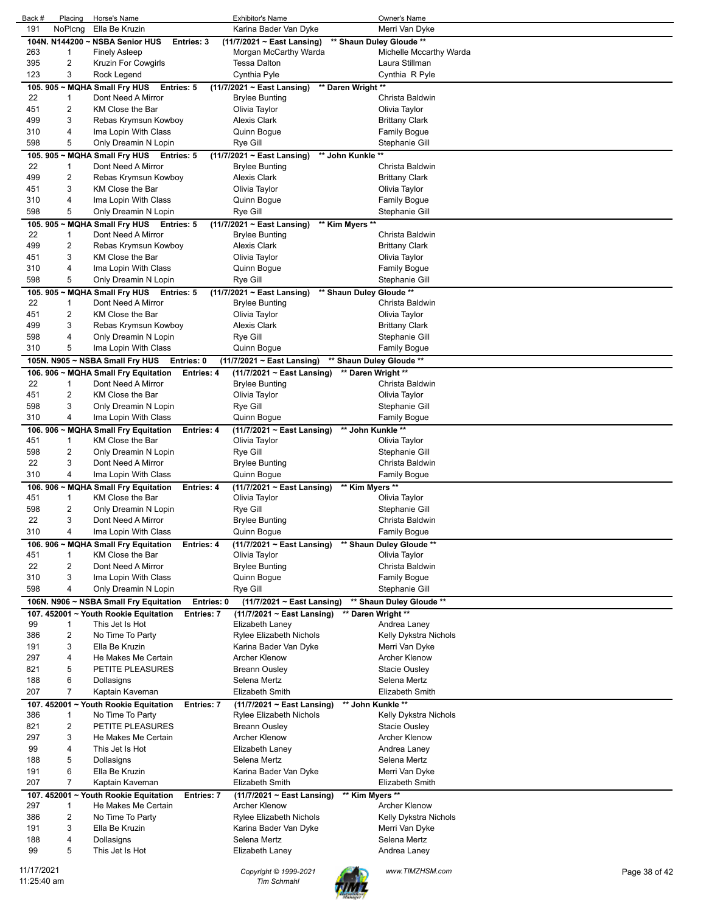| Back # | Placing | Horse's Name | Exhibitor's Name | Owner's Name |
|---|---|---|---|---|
| 191 | NoPlcng | Ella Be Kruzin | Karina Bader Van Dyke | Merri Van Dyke |

**104N. N144200 ~ NSBA Senior HUS    Entries: 3    (11/7/2021 ~ East Lansing)    \*\* Shaun Duley Gloude \*\***

| Back # | Placing | Horse's Name | Exhibitor's Name | Owner's Name |
|---|---|---|---|---|
| 263 | 1 | Finely Asleep | Morgan McCarthy Warda | Michelle Mccarthy Warda |
| 395 | 2 | Kruzin For Cowgirls | Tessa Dalton | Laura Stillman |
| 123 | 3 | Rock Legend | Cynthia Pyle | Cynthia R Pyle |

**105. 905 ~ MQHA Small Fry HUS    Entries: 5    (11/7/2021 ~ East Lansing)    \*\* Daren Wright \*\***

| Back # | Placing | Horse's Name | Exhibitor's Name | Owner's Name |
|---|---|---|---|---|
| 22 | 1 | Dont Need A Mirror | Brylee Bunting | Christa Baldwin |
| 451 | 2 | KM Close the Bar | Olivia Taylor | Olivia Taylor |
| 499 | 3 | Rebas Krymsun Kowboy | Alexis Clark | Brittany Clark |
| 310 | 4 | Ima Lopin With Class | Quinn Bogue | Family Bogue |
| 598 | 5 | Only Dreamin N Lopin | Rye Gill | Stephanie Gill |

**105. 905 ~ MQHA Small Fry HUS    Entries: 5    (11/7/2021 ~ East Lansing)    \*\* John Kunkle \*\***

| Back # | Placing | Horse's Name | Exhibitor's Name | Owner's Name |
|---|---|---|---|---|
| 22 | 1 | Dont Need A Mirror | Brylee Bunting | Christa Baldwin |
| 499 | 2 | Rebas Krymsun Kowboy | Alexis Clark | Brittany Clark |
| 451 | 3 | KM Close the Bar | Olivia Taylor | Olivia Taylor |
| 310 | 4 | Ima Lopin With Class | Quinn Bogue | Family Bogue |
| 598 | 5 | Only Dreamin N Lopin | Rye Gill | Stephanie Gill |

**105. 905 ~ MQHA Small Fry HUS    Entries: 5    (11/7/2021 ~ East Lansing)    \*\* Kim Myers \*\***

| Back # | Placing | Horse's Name | Exhibitor's Name | Owner's Name |
|---|---|---|---|---|
| 22 | 1 | Dont Need A Mirror | Brylee Bunting | Christa Baldwin |
| 499 | 2 | Rebas Krymsun Kowboy | Alexis Clark | Brittany Clark |
| 451 | 3 | KM Close the Bar | Olivia Taylor | Olivia Taylor |
| 310 | 4 | Ima Lopin With Class | Quinn Bogue | Family Bogue |
| 598 | 5 | Only Dreamin N Lopin | Rye Gill | Stephanie Gill |

**105. 905 ~ MQHA Small Fry HUS    Entries: 5    (11/7/2021 ~ East Lansing)    \*\* Shaun Duley Gloude \*\***

| Back # | Placing | Horse's Name | Exhibitor's Name | Owner's Name |
|---|---|---|---|---|
| 22 | 1 | Dont Need A Mirror | Brylee Bunting | Christa Baldwin |
| 451 | 2 | KM Close the Bar | Olivia Taylor | Olivia Taylor |
| 499 | 3 | Rebas Krymsun Kowboy | Alexis Clark | Brittany Clark |
| 598 | 4 | Only Dreamin N Lopin | Rye Gill | Stephanie Gill |
| 310 | 5 | Ima Lopin With Class | Quinn Bogue | Family Bogue |

**105N. N905 ~ NSBA Small Fry HUS    Entries: 0    (11/7/2021 ~ East Lansing)    \*\* Shaun Duley Gloude \*\***

**106. 906 ~ MQHA Small Fry Equitation    Entries: 4    (11/7/2021 ~ East Lansing)    \*\* Daren Wright \*\***

| Back # | Placing | Horse's Name | Exhibitor's Name | Owner's Name |
|---|---|---|---|---|
| 22 | 1 | Dont Need A Mirror | Brylee Bunting | Christa Baldwin |
| 451 | 2 | KM Close the Bar | Olivia Taylor | Olivia Taylor |
| 598 | 3 | Only Dreamin N Lopin | Rye Gill | Stephanie Gill |
| 310 | 4 | Ima Lopin With Class | Quinn Bogue | Family Bogue |

**106. 906 ~ MQHA Small Fry Equitation    Entries: 4    (11/7/2021 ~ East Lansing)    \*\* John Kunkle \*\***

| Back # | Placing | Horse's Name | Exhibitor's Name | Owner's Name |
|---|---|---|---|---|
| 451 | 1 | KM Close the Bar | Olivia Taylor | Olivia Taylor |
| 598 | 2 | Only Dreamin N Lopin | Rye Gill | Stephanie Gill |
| 22 | 3 | Dont Need A Mirror | Brylee Bunting | Christa Baldwin |
| 310 | 4 | Ima Lopin With Class | Quinn Bogue | Family Bogue |

**106. 906 ~ MQHA Small Fry Equitation    Entries: 4    (11/7/2021 ~ East Lansing)    \*\* Kim Myers \*\***

| Back # | Placing | Horse's Name | Exhibitor's Name | Owner's Name |
|---|---|---|---|---|
| 451 | 1 | KM Close the Bar | Olivia Taylor | Olivia Taylor |
| 598 | 2 | Only Dreamin N Lopin | Rye Gill | Stephanie Gill |
| 22 | 3 | Dont Need A Mirror | Brylee Bunting | Christa Baldwin |
| 310 | 4 | Ima Lopin With Class | Quinn Bogue | Family Bogue |

**106. 906 ~ MQHA Small Fry Equitation    Entries: 4    (11/7/2021 ~ East Lansing)    \*\* Shaun Duley Gloude \*\***

| Back # | Placing | Horse's Name | Exhibitor's Name | Owner's Name |
|---|---|---|---|---|
| 451 | 1 | KM Close the Bar | Olivia Taylor | Olivia Taylor |
| 22 | 2 | Dont Need A Mirror | Brylee Bunting | Christa Baldwin |
| 310 | 3 | Ima Lopin With Class | Quinn Bogue | Family Bogue |
| 598 | 4 | Only Dreamin N Lopin | Rye Gill | Stephanie Gill |

**106N. N906 ~ NSBA Small Fry Equitation    Entries: 0    (11/7/2021 ~ East Lansing)    \*\* Shaun Duley Gloude \*\***

**107. 452001 ~ Youth Rookie Equitation    Entries: 7    (11/7/2021 ~ East Lansing)    \*\* Daren Wright \*\***

| Back # | Placing | Horse's Name | Exhibitor's Name | Owner's Name |
|---|---|---|---|---|
| 99 | 1 | This Jet Is Hot | Elizabeth Laney | Andrea Laney |
| 386 | 2 | No Time To Party | Rylee Elizabeth Nichols | Kelly Dykstra Nichols |
| 191 | 3 | Ella Be Kruzin | Karina Bader Van Dyke | Merri Van Dyke |
| 297 | 4 | He Makes Me Certain | Archer Klenow | Archer Klenow |
| 821 | 5 | PETITE PLEASURES | Breann Ousley | Stacie Ousley |
| 188 | 6 | Dollasigns | Selena Mertz | Selena Mertz |
| 207 | 7 | Kaptain Kaveman | Elizabeth Smith | Elizabeth Smith |

**107. 452001 ~ Youth Rookie Equitation    Entries: 7    (11/7/2021 ~ East Lansing)    \*\* John Kunkle \*\***

| Back # | Placing | Horse's Name | Exhibitor's Name | Owner's Name |
|---|---|---|---|---|
| 386 | 1 | No Time To Party | Rylee Elizabeth Nichols | Kelly Dykstra Nichols |
| 821 | 2 | PETITE PLEASURES | Breann Ousley | Stacie Ousley |
| 297 | 3 | He Makes Me Certain | Archer Klenow | Archer Klenow |
| 99 | 4 | This Jet Is Hot | Elizabeth Laney | Andrea Laney |
| 188 | 5 | Dollasigns | Selena Mertz | Selena Mertz |
| 191 | 6 | Ella Be Kruzin | Karina Bader Van Dyke | Merri Van Dyke |
| 207 | 7 | Kaptain Kaveman | Elizabeth Smith | Elizabeth Smith |

**107. 452001 ~ Youth Rookie Equitation    Entries: 7    (11/7/2021 ~ East Lansing)    \*\* Kim Myers \*\***

| Back # | Placing | Horse's Name | Exhibitor's Name | Owner's Name |
|---|---|---|---|---|
| 297 | 1 | He Makes Me Certain | Archer Klenow | Archer Klenow |
| 386 | 2 | No Time To Party | Rylee Elizabeth Nichols | Kelly Dykstra Nichols |
| 191 | 3 | Ella Be Kruzin | Karina Bader Van Dyke | Merri Van Dyke |
| 188 | 4 | Dollasigns | Selena Mertz | Selena Mertz |
| 99 | 5 | This Jet Is Hot | Elizabeth Laney | Andrea Laney |

11/17/2021
11:25:40 am

*Copyright © 1999-2021*
*Tim Schmahl*

www.TIMZHSM.com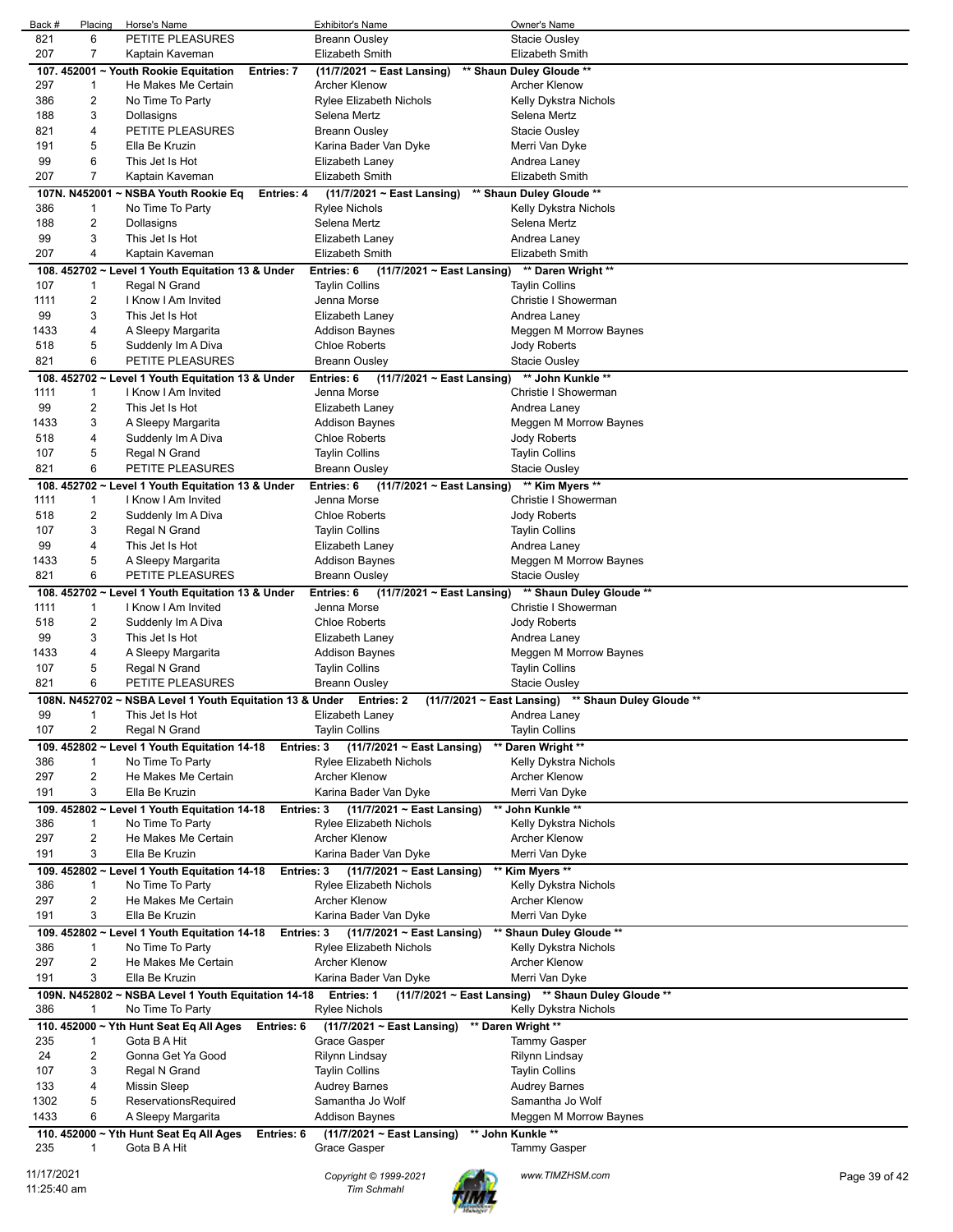| Back # | Placing | Horse's Name | Exhibitor's Name | Owner's Name |
|---|---|---|---|---|
| 821 | 6 | PETITE PLEASURES | Breann Ousley | Stacie Ousley |
| 207 | 7 | Kaptain Kaveman | Elizabeth Smith | Elizabeth Smith |

**107. 452001 ~ Youth Rookie Equitation Entries: 7 (11/7/2021 ~ East Lansing) \*\* Shaun Duley Gloude \*\***

| Back # | Placing | Horse's Name | Exhibitor's Name | Owner's Name |
|---|---|---|---|---|
| 297 | 1 | He Makes Me Certain | Archer Klenow | Archer Klenow |
| 386 | 2 | No Time To Party | Rylee Elizabeth Nichols | Kelly Dykstra Nichols |
| 188 | 3 | Dollasigns | Selena Mertz | Selena Mertz |
| 821 | 4 | PETITE PLEASURES | Breann Ousley | Stacie Ousley |
| 191 | 5 | Ella Be Kruzin | Karina Bader Van Dyke | Merri Van Dyke |
| 99 | 6 | This Jet Is Hot | Elizabeth Laney | Andrea Laney |
| 207 | 7 | Kaptain Kaveman | Elizabeth Smith | Elizabeth Smith |

**107N. N452001 ~ NSBA Youth Rookie Eq Entries: 4 (11/7/2021 ~ East Lansing) \*\* Shaun Duley Gloude \*\***

| Back # | Placing | Horse's Name | Exhibitor's Name | Owner's Name |
|---|---|---|---|---|
| 386 | 1 | No Time To Party | Rylee Nichols | Kelly Dykstra Nichols |
| 188 | 2 | Dollasigns | Selena Mertz | Selena Mertz |
| 99 | 3 | This Jet Is Hot | Elizabeth Laney | Andrea Laney |
| 207 | 4 | Kaptain Kaveman | Elizabeth Smith | Elizabeth Smith |

**108. 452702 ~ Level 1 Youth Equitation 13 & Under Entries: 6 (11/7/2021 ~ East Lansing) \*\* Daren Wright \*\***

| Back # | Placing | Horse's Name | Exhibitor's Name | Owner's Name |
|---|---|---|---|---|
| 107 | 1 | Regal N Grand | Taylin Collins | Taylin Collins |
| 1111 | 2 | I Know I Am Invited | Jenna Morse | Christie I Showerman |
| 99 | 3 | This Jet Is Hot | Elizabeth Laney | Andrea Laney |
| 1433 | 4 | A Sleepy Margarita | Addison Baynes | Meggen M Morrow Baynes |
| 518 | 5 | Suddenly Im A Diva | Chloe Roberts | Jody Roberts |
| 821 | 6 | PETITE PLEASURES | Breann Ousley | Stacie Ousley |

**108. 452702 ~ Level 1 Youth Equitation 13 & Under Entries: 6 (11/7/2021 ~ East Lansing) \*\* John Kunkle \*\***

| Back # | Placing | Horse's Name | Exhibitor's Name | Owner's Name |
|---|---|---|---|---|
| 1111 | 1 | I Know I Am Invited | Jenna Morse | Christie I Showerman |
| 99 | 2 | This Jet Is Hot | Elizabeth Laney | Andrea Laney |
| 1433 | 3 | A Sleepy Margarita | Addison Baynes | Meggen M Morrow Baynes |
| 518 | 4 | Suddenly Im A Diva | Chloe Roberts | Jody Roberts |
| 107 | 5 | Regal N Grand | Taylin Collins | Taylin Collins |
| 821 | 6 | PETITE PLEASURES | Breann Ousley | Stacie Ousley |

**108. 452702 ~ Level 1 Youth Equitation 13 & Under Entries: 6 (11/7/2021 ~ East Lansing) \*\* Kim Myers \*\***

| Back # | Placing | Horse's Name | Exhibitor's Name | Owner's Name |
|---|---|---|---|---|
| 1111 | 1 | I Know I Am Invited | Jenna Morse | Christie I Showerman |
| 518 | 2 | Suddenly Im A Diva | Chloe Roberts | Jody Roberts |
| 107 | 3 | Regal N Grand | Taylin Collins | Taylin Collins |
| 99 | 4 | This Jet Is Hot | Elizabeth Laney | Andrea Laney |
| 1433 | 5 | A Sleepy Margarita | Addison Baynes | Meggen M Morrow Baynes |
| 821 | 6 | PETITE PLEASURES | Breann Ousley | Stacie Ousley |

**108. 452702 ~ Level 1 Youth Equitation 13 & Under Entries: 6 (11/7/2021 ~ East Lansing) \*\* Shaun Duley Gloude \*\***

| Back # | Placing | Horse's Name | Exhibitor's Name | Owner's Name |
|---|---|---|---|---|
| 1111 | 1 | I Know I Am Invited | Jenna Morse | Christie I Showerman |
| 518 | 2 | Suddenly Im A Diva | Chloe Roberts | Jody Roberts |
| 99 | 3 | This Jet Is Hot | Elizabeth Laney | Andrea Laney |
| 1433 | 4 | A Sleepy Margarita | Addison Baynes | Meggen M Morrow Baynes |
| 107 | 5 | Regal N Grand | Taylin Collins | Taylin Collins |
| 821 | 6 | PETITE PLEASURES | Breann Ousley | Stacie Ousley |

**108N. N452702 ~ NSBA Level 1 Youth Equitation 13 & Under Entries: 2 (11/7/2021 ~ East Lansing) \*\* Shaun Duley Gloude \*\***

| Back # | Placing | Horse's Name | Exhibitor's Name | Owner's Name |
|---|---|---|---|---|
| 99 | 1 | This Jet Is Hot | Elizabeth Laney | Andrea Laney |
| 107 | 2 | Regal N Grand | Taylin Collins | Taylin Collins |

**109. 452802 ~ Level 1 Youth Equitation 14-18 Entries: 3 (11/7/2021 ~ East Lansing) \*\* Daren Wright \*\***

| Back # | Placing | Horse's Name | Exhibitor's Name | Owner's Name |
|---|---|---|---|---|
| 386 | 1 | No Time To Party | Rylee Elizabeth Nichols | Kelly Dykstra Nichols |
| 297 | 2 | He Makes Me Certain | Archer Klenow | Archer Klenow |
| 191 | 3 | Ella Be Kruzin | Karina Bader Van Dyke | Merri Van Dyke |

**109. 452802 ~ Level 1 Youth Equitation 14-18 Entries: 3 (11/7/2021 ~ East Lansing) \*\* John Kunkle \*\***

| Back # | Placing | Horse's Name | Exhibitor's Name | Owner's Name |
|---|---|---|---|---|
| 386 | 1 | No Time To Party | Rylee Elizabeth Nichols | Kelly Dykstra Nichols |
| 297 | 2 | He Makes Me Certain | Archer Klenow | Archer Klenow |
| 191 | 3 | Ella Be Kruzin | Karina Bader Van Dyke | Merri Van Dyke |

**109. 452802 ~ Level 1 Youth Equitation 14-18 Entries: 3 (11/7/2021 ~ East Lansing) \*\* Kim Myers \*\***

| Back # | Placing | Horse's Name | Exhibitor's Name | Owner's Name |
|---|---|---|---|---|
| 386 | 1 | No Time To Party | Rylee Elizabeth Nichols | Kelly Dykstra Nichols |
| 297 | 2 | He Makes Me Certain | Archer Klenow | Archer Klenow |
| 191 | 3 | Ella Be Kruzin | Karina Bader Van Dyke | Merri Van Dyke |

**109. 452802 ~ Level 1 Youth Equitation 14-18 Entries: 3 (11/7/2021 ~ East Lansing) \*\* Shaun Duley Gloude \*\***

| Back # | Placing | Horse's Name | Exhibitor's Name | Owner's Name |
|---|---|---|---|---|
| 386 | 1 | No Time To Party | Rylee Elizabeth Nichols | Kelly Dykstra Nichols |
| 297 | 2 | He Makes Me Certain | Archer Klenow | Archer Klenow |
| 191 | 3 | Ella Be Kruzin | Karina Bader Van Dyke | Merri Van Dyke |

**109N. N452802 ~ NSBA Level 1 Youth Equitation 14-18 Entries: 1 (11/7/2021 ~ East Lansing) \*\* Shaun Duley Gloude \*\***

| Back # | Placing | Horse's Name | Exhibitor's Name | Owner's Name |
|---|---|---|---|---|
| 386 | 1 | No Time To Party | Rylee Nichols | Kelly Dykstra Nichols |

**110. 452000 ~ Yth Hunt Seat Eq All Ages Entries: 6 (11/7/2021 ~ East Lansing) \*\* Daren Wright \*\***

| Back # | Placing | Horse's Name | Exhibitor's Name | Owner's Name |
|---|---|---|---|---|
| 235 | 1 | Gota B A Hit | Grace Gasper | Tammy Gasper |
| 24 | 2 | Gonna Get Ya Good | Rilynn Lindsay | Rilynn Lindsay |
| 107 | 3 | Regal N Grand | Taylin Collins | Taylin Collins |
| 133 | 4 | Missin Sleep | Audrey Barnes | Audrey Barnes |
| 1302 | 5 | ReservationsRequired | Samantha Jo Wolf | Samantha Jo Wolf |
| 1433 | 6 | A Sleepy Margarita | Addison Baynes | Meggen M Morrow Baynes |

**110. 452000 ~ Yth Hunt Seat Eq All Ages Entries: 6 (11/7/2021 ~ East Lansing) \*\* John Kunkle \*\***

| Back # | Placing | Horse's Name | Exhibitor's Name | Owner's Name |
|---|---|---|---|---|
| 235 | 1 | Gota B A Hit | Grace Gasper | Tammy Gasper |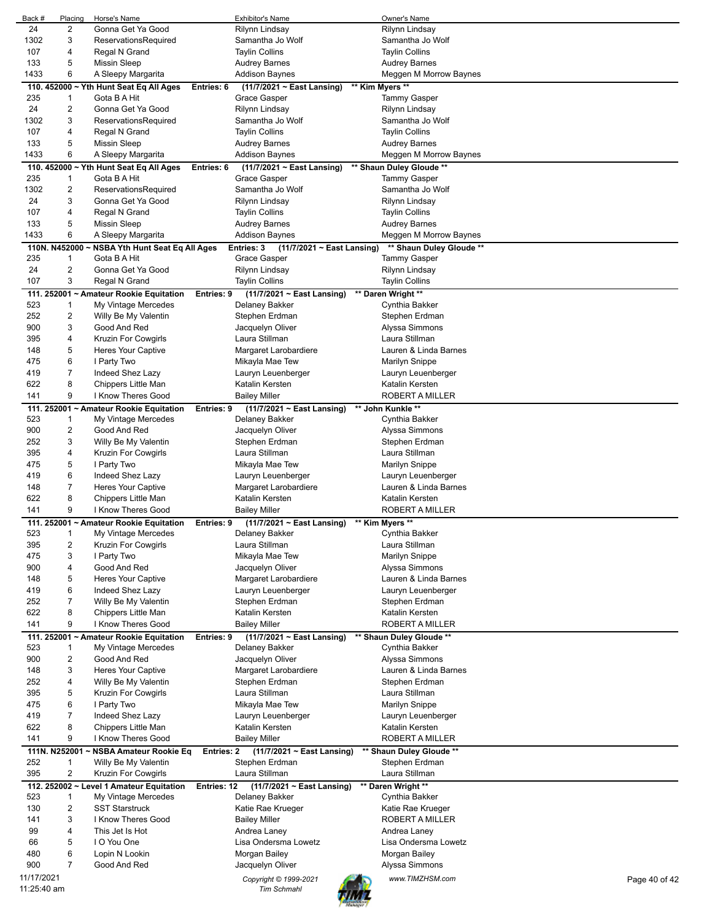| Back # | Placing | Horse's Name | Exhibitor's Name | Owner's Name |
|---|---|---|---|---|
| 24 | 2 | Gonna Get Ya Good | Rilynn Lindsay | Rilynn Lindsay |
| 1302 | 3 | ReservationsRequired | Samantha Jo Wolf | Samantha Jo Wolf |
| 107 | 4 | Regal N Grand | Taylin Collins | Taylin Collins |
| 133 | 5 | Missin Sleep | Audrey Barnes | Audrey Barnes |
| 1433 | 6 | A Sleepy Margarita | Addison Baynes | Meggen M Morrow Baynes |

**110. 452000 ~ Yth Hunt Seat Eq All Ages Entries: 6 (11/7/2021 ~ East Lansing) \*\* Kim Myers \*\***

| Back # | Placing | Horse's Name | Exhibitor's Name | Owner's Name |
|---|---|---|---|---|
| 235 | 1 | Gota B A Hit | Grace Gasper | Tammy Gasper |
| 24 | 2 | Gonna Get Ya Good | Rilynn Lindsay | Rilynn Lindsay |
| 1302 | 3 | ReservationsRequired | Samantha Jo Wolf | Samantha Jo Wolf |
| 107 | 4 | Regal N Grand | Taylin Collins | Taylin Collins |
| 133 | 5 | Missin Sleep | Audrey Barnes | Audrey Barnes |
| 1433 | 6 | A Sleepy Margarita | Addison Baynes | Meggen M Morrow Baynes |

**110. 452000 ~ Yth Hunt Seat Eq All Ages Entries: 6 (11/7/2021 ~ East Lansing) \*\* Shaun Duley Gloude \*\***

| Back # | Placing | Horse's Name | Exhibitor's Name | Owner's Name |
|---|---|---|---|---|
| 235 | 1 | Gota B A Hit | Grace Gasper | Tammy Gasper |
| 1302 | 2 | ReservationsRequired | Samantha Jo Wolf | Samantha Jo Wolf |
| 24 | 3 | Gonna Get Ya Good | Rilynn Lindsay | Rilynn Lindsay |
| 107 | 4 | Regal N Grand | Taylin Collins | Taylin Collins |
| 133 | 5 | Missin Sleep | Audrey Barnes | Audrey Barnes |
| 1433 | 6 | A Sleepy Margarita | Addison Baynes | Meggen M Morrow Baynes |

**110N. N452000 ~ NSBA Yth Hunt Seat Eq All Ages Entries: 3 (11/7/2021 ~ East Lansing) \*\* Shaun Duley Gloude \*\***

| Back # | Placing | Horse's Name | Exhibitor's Name | Owner's Name |
|---|---|---|---|---|
| 235 | 1 | Gota B A Hit | Grace Gasper | Tammy Gasper |
| 24 | 2 | Gonna Get Ya Good | Rilynn Lindsay | Rilynn Lindsay |
| 107 | 3 | Regal N Grand | Taylin Collins | Taylin Collins |

**111. 252001 ~ Amateur Rookie Equitation Entries: 9 (11/7/2021 ~ East Lansing) \*\* Daren Wright \*\***

| Back # | Placing | Horse's Name | Exhibitor's Name | Owner's Name |
|---|---|---|---|---|
| 523 | 1 | My Vintage Mercedes | Delaney Bakker | Cynthia Bakker |
| 252 | 2 | Willy Be My Valentin | Stephen Erdman | Stephen Erdman |
| 900 | 3 | Good And Red | Jacquelyn Oliver | Alyssa Simmons |
| 395 | 4 | Kruzin For Cowgirls | Laura Stillman | Laura Stillman |
| 148 | 5 | Heres Your Captive | Margaret Larobardiere | Lauren & Linda Barnes |
| 475 | 6 | I Party Two | Mikayla Mae Tew | Marilyn Snippe |
| 419 | 7 | Indeed Shez Lazy | Lauryn Leuenberger | Lauryn Leuenberger |
| 622 | 8 | Chippers Little Man | Katalin Kersten | Katalin Kersten |
| 141 | 9 | I Know Theres Good | Bailey Miller | ROBERT A MILLER |

**111. 252001 ~ Amateur Rookie Equitation Entries: 9 (11/7/2021 ~ East Lansing) \*\* John Kunkle \*\***

| Back # | Placing | Horse's Name | Exhibitor's Name | Owner's Name |
|---|---|---|---|---|
| 523 | 1 | My Vintage Mercedes | Delaney Bakker | Cynthia Bakker |
| 900 | 2 | Good And Red | Jacquelyn Oliver | Alyssa Simmons |
| 252 | 3 | Willy Be My Valentin | Stephen Erdman | Stephen Erdman |
| 395 | 4 | Kruzin For Cowgirls | Laura Stillman | Laura Stillman |
| 475 | 5 | I Party Two | Mikayla Mae Tew | Marilyn Snippe |
| 419 | 6 | Indeed Shez Lazy | Lauryn Leuenberger | Lauryn Leuenberger |
| 148 | 7 | Heres Your Captive | Margaret Larobardiere | Lauren & Linda Barnes |
| 622 | 8 | Chippers Little Man | Katalin Kersten | Katalin Kersten |
| 141 | 9 | I Know Theres Good | Bailey Miller | ROBERT A MILLER |

**111. 252001 ~ Amateur Rookie Equitation Entries: 9 (11/7/2021 ~ East Lansing) \*\* Kim Myers \*\***

| Back # | Placing | Horse's Name | Exhibitor's Name | Owner's Name |
|---|---|---|---|---|
| 523 | 1 | My Vintage Mercedes | Delaney Bakker | Cynthia Bakker |
| 395 | 2 | Kruzin For Cowgirls | Laura Stillman | Laura Stillman |
| 475 | 3 | I Party Two | Mikayla Mae Tew | Marilyn Snippe |
| 900 | 4 | Good And Red | Jacquelyn Oliver | Alyssa Simmons |
| 148 | 5 | Heres Your Captive | Margaret Larobardiere | Lauren & Linda Barnes |
| 419 | 6 | Indeed Shez Lazy | Lauryn Leuenberger | Lauryn Leuenberger |
| 252 | 7 | Willy Be My Valentin | Stephen Erdman | Stephen Erdman |
| 622 | 8 | Chippers Little Man | Katalin Kersten | Katalin Kersten |
| 141 | 9 | I Know Theres Good | Bailey Miller | ROBERT A MILLER |

**111. 252001 ~ Amateur Rookie Equitation Entries: 9 (11/7/2021 ~ East Lansing) \*\* Shaun Duley Gloude \*\***

| Back # | Placing | Horse's Name | Exhibitor's Name | Owner's Name |
|---|---|---|---|---|
| 523 | 1 | My Vintage Mercedes | Delaney Bakker | Cynthia Bakker |
| 900 | 2 | Good And Red | Jacquelyn Oliver | Alyssa Simmons |
| 148 | 3 | Heres Your Captive | Margaret Larobardiere | Lauren & Linda Barnes |
| 252 | 4 | Willy Be My Valentin | Stephen Erdman | Stephen Erdman |
| 395 | 5 | Kruzin For Cowgirls | Laura Stillman | Laura Stillman |
| 475 | 6 | I Party Two | Mikayla Mae Tew | Marilyn Snippe |
| 419 | 7 | Indeed Shez Lazy | Lauryn Leuenberger | Lauryn Leuenberger |
| 622 | 8 | Chippers Little Man | Katalin Kersten | Katalin Kersten |
| 141 | 9 | I Know Theres Good | Bailey Miller | ROBERT A MILLER |

**111N. N252001 ~ NSBA Amateur Rookie Eq Entries: 2 (11/7/2021 ~ East Lansing) \*\* Shaun Duley Gloude \*\***

| Back # | Placing | Horse's Name | Exhibitor's Name | Owner's Name |
|---|---|---|---|---|
| 252 | 1 | Willy Be My Valentin | Stephen Erdman | Stephen Erdman |
| 395 | 2 | Kruzin For Cowgirls | Laura Stillman | Laura Stillman |

**112. 252002 ~ Level 1 Amateur Equitation Entries: 12 (11/7/2021 ~ East Lansing) \*\* Daren Wright \*\***

| Back # | Placing | Horse's Name | Exhibitor's Name | Owner's Name |
|---|---|---|---|---|
| 523 | 1 | My Vintage Mercedes | Delaney Bakker | Cynthia Bakker |
| 130 | 2 | SST Starstruck | Katie Rae Krueger | Katie Rae Krueger |
| 141 | 3 | I Know Theres Good | Bailey Miller | ROBERT A MILLER |
| 99 | 4 | This Jet Is Hot | Andrea Laney | Andrea Laney |
| 66 | 5 | I O You One | Lisa Ondersma Lowetz | Lisa Ondersma Lowetz |
| 480 | 6 | Lopin N Lookin | Morgan Bailey | Morgan Bailey |
| 900 | 7 | Good And Red | Jacquelyn Oliver | Alyssa Simmons |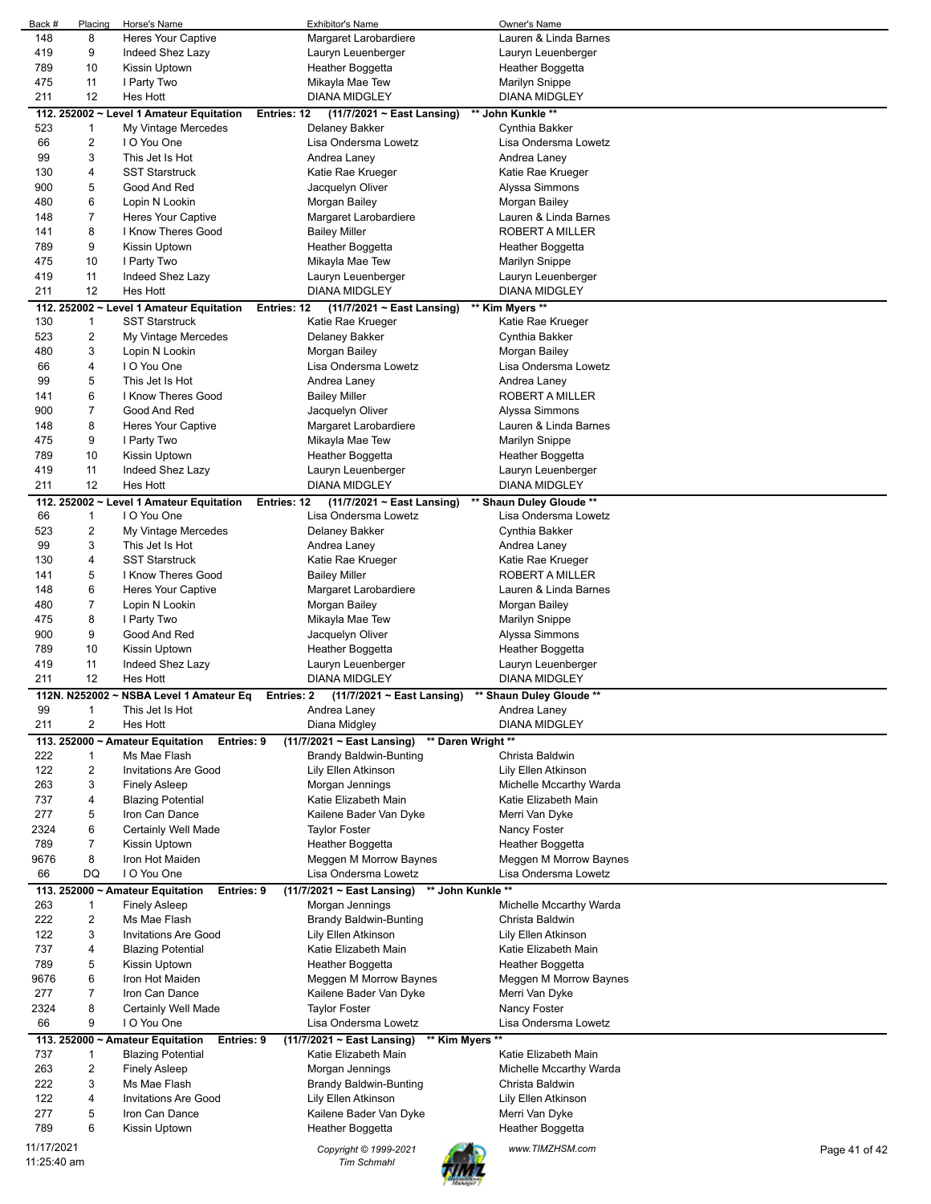| Back # | Placing | Horse's Name | Exhibitor's Name | Owner's Name |
|---|---|---|---|---|
| 148 | 8 | Heres Your Captive | Margaret Larobardiere | Lauren & Linda Barnes |
| 419 | 9 | Indeed Shez Lazy | Lauryn Leuenberger | Lauryn Leuenberger |
| 789 | 10 | Kissin Uptown | Heather Boggetta | Heather Boggetta |
| 475 | 11 | I Party Two | Mikayla Mae Tew | Marilyn Snippe |
| 211 | 12 | Hes Hott | DIANA MIDGLEY | DIANA MIDGLEY |

**112. 252002 ~ Level 1 Amateur Equitation    Entries: 12    (11/7/2021 ~ East Lansing)    \*\* John Kunkle \*\***

| Back # | Placing | Horse's Name | Exhibitor's Name | Owner's Name |
|---|---|---|---|---|
| 523 | 1 | My Vintage Mercedes | Delaney Bakker | Cynthia Bakker |
| 66 | 2 | I O You One | Lisa Ondersma Lowetz | Lisa Ondersma Lowetz |
| 99 | 3 | This Jet Is Hot | Andrea Laney | Andrea Laney |
| 130 | 4 | SST Starstruck | Katie Rae Krueger | Katie Rae Krueger |
| 900 | 5 | Good And Red | Jacquelyn Oliver | Alyssa Simmons |
| 480 | 6 | Lopin N Lookin | Morgan Bailey | Morgan Bailey |
| 148 | 7 | Heres Your Captive | Margaret Larobardiere | Lauren & Linda Barnes |
| 141 | 8 | I Know Theres Good | Bailey Miller | ROBERT A MILLER |
| 789 | 9 | Kissin Uptown | Heather Boggetta | Heather Boggetta |
| 475 | 10 | I Party Two | Mikayla Mae Tew | Marilyn Snippe |
| 419 | 11 | Indeed Shez Lazy | Lauryn Leuenberger | Lauryn Leuenberger |
| 211 | 12 | Hes Hott | DIANA MIDGLEY | DIANA MIDGLEY |

**112. 252002 ~ Level 1 Amateur Equitation    Entries: 12    (11/7/2021 ~ East Lansing)    \*\* Kim Myers \*\***

| Back # | Placing | Horse's Name | Exhibitor's Name | Owner's Name |
|---|---|---|---|---|
| 130 | 1 | SST Starstruck | Katie Rae Krueger | Katie Rae Krueger |
| 523 | 2 | My Vintage Mercedes | Delaney Bakker | Cynthia Bakker |
| 480 | 3 | Lopin N Lookin | Morgan Bailey | Morgan Bailey |
| 66 | 4 | I O You One | Lisa Ondersma Lowetz | Lisa Ondersma Lowetz |
| 99 | 5 | This Jet Is Hot | Andrea Laney | Andrea Laney |
| 141 | 6 | I Know Theres Good | Bailey Miller | ROBERT A MILLER |
| 900 | 7 | Good And Red | Jacquelyn Oliver | Alyssa Simmons |
| 148 | 8 | Heres Your Captive | Margaret Larobardiere | Lauren & Linda Barnes |
| 475 | 9 | I Party Two | Mikayla Mae Tew | Marilyn Snippe |
| 789 | 10 | Kissin Uptown | Heather Boggetta | Heather Boggetta |
| 419 | 11 | Indeed Shez Lazy | Lauryn Leuenberger | Lauryn Leuenberger |
| 211 | 12 | Hes Hott | DIANA MIDGLEY | DIANA MIDGLEY |

**112. 252002 ~ Level 1 Amateur Equitation    Entries: 12    (11/7/2021 ~ East Lansing)    \*\* Shaun Duley Gloude \*\***

| Back # | Placing | Horse's Name | Exhibitor's Name | Owner's Name |
|---|---|---|---|---|
| 66 | 1 | I O You One | Lisa Ondersma Lowetz | Lisa Ondersma Lowetz |
| 523 | 2 | My Vintage Mercedes | Delaney Bakker | Cynthia Bakker |
| 99 | 3 | This Jet Is Hot | Andrea Laney | Andrea Laney |
| 130 | 4 | SST Starstruck | Katie Rae Krueger | Katie Rae Krueger |
| 141 | 5 | I Know Theres Good | Bailey Miller | ROBERT A MILLER |
| 148 | 6 | Heres Your Captive | Margaret Larobardiere | Lauren & Linda Barnes |
| 480 | 7 | Lopin N Lookin | Morgan Bailey | Morgan Bailey |
| 475 | 8 | I Party Two | Mikayla Mae Tew | Marilyn Snippe |
| 900 | 9 | Good And Red | Jacquelyn Oliver | Alyssa Simmons |
| 789 | 10 | Kissin Uptown | Heather Boggetta | Heather Boggetta |
| 419 | 11 | Indeed Shez Lazy | Lauryn Leuenberger | Lauryn Leuenberger |
| 211 | 12 | Hes Hott | DIANA MIDGLEY | DIANA MIDGLEY |

**112N. N252002 ~ NSBA Level 1 Amateur Eq    Entries: 2    (11/7/2021 ~ East Lansing)    \*\* Shaun Duley Gloude \*\***

| Back # | Placing | Horse's Name | Exhibitor's Name | Owner's Name |
|---|---|---|---|---|
| 99 | 1 | This Jet Is Hot | Andrea Laney | Andrea Laney |
| 211 | 2 | Hes Hott | Diana Midgley | DIANA MIDGLEY |

**113. 252000 ~ Amateur Equitation    Entries: 9    (11/7/2021 ~ East Lansing)    \*\* Daren Wright \*\***

| Back # | Placing | Horse's Name | Exhibitor's Name | Owner's Name |
|---|---|---|---|---|
| 222 | 1 | Ms Mae Flash | Brandy Baldwin-Bunting | Christa Baldwin |
| 122 | 2 | Invitations Are Good | Lily Ellen Atkinson | Lily Ellen Atkinson |
| 263 | 3 | Finely Asleep | Morgan Jennings | Michelle Mccarthy Warda |
| 737 | 4 | Blazing Potential | Katie Elizabeth Main | Katie Elizabeth Main |
| 277 | 5 | Iron Can Dance | Kailene Bader Van Dyke | Merri Van Dyke |
| 2324 | 6 | Certainly Well Made | Taylor Foster | Nancy Foster |
| 789 | 7 | Kissin Uptown | Heather Boggetta | Heather Boggetta |
| 9676 | 8 | Iron Hot Maiden | Meggen M Morrow Baynes | Meggen M Morrow Baynes |
| 66 | DQ | I O You One | Lisa Ondersma Lowetz | Lisa Ondersma Lowetz |

**113. 252000 ~ Amateur Equitation    Entries: 9    (11/7/2021 ~ East Lansing)    \*\* John Kunkle \*\***

| Back # | Placing | Horse's Name | Exhibitor's Name | Owner's Name |
|---|---|---|---|---|
| 263 | 1 | Finely Asleep | Morgan Jennings | Michelle Mccarthy Warda |
| 222 | 2 | Ms Mae Flash | Brandy Baldwin-Bunting | Christa Baldwin |
| 122 | 3 | Invitations Are Good | Lily Ellen Atkinson | Lily Ellen Atkinson |
| 737 | 4 | Blazing Potential | Katie Elizabeth Main | Katie Elizabeth Main |
| 789 | 5 | Kissin Uptown | Heather Boggetta | Heather Boggetta |
| 9676 | 6 | Iron Hot Maiden | Meggen M Morrow Baynes | Meggen M Morrow Baynes |
| 277 | 7 | Iron Can Dance | Kailene Bader Van Dyke | Merri Van Dyke |
| 2324 | 8 | Certainly Well Made | Taylor Foster | Nancy Foster |
| 66 | 9 | I O You One | Lisa Ondersma Lowetz | Lisa Ondersma Lowetz |

**113. 252000 ~ Amateur Equitation    Entries: 9    (11/7/2021 ~ East Lansing)    \*\* Kim Myers \*\***

| Back # | Placing | Horse's Name | Exhibitor's Name | Owner's Name |
|---|---|---|---|---|
| 737 | 1 | Blazing Potential | Katie Elizabeth Main | Katie Elizabeth Main |
| 263 | 2 | Finely Asleep | Morgan Jennings | Michelle Mccarthy Warda |
| 222 | 3 | Ms Mae Flash | Brandy Baldwin-Bunting | Christa Baldwin |
| 122 | 4 | Invitations Are Good | Lily Ellen Atkinson | Lily Ellen Atkinson |
| 277 | 5 | Iron Can Dance | Kailene Bader Van Dyke | Merri Van Dyke |
| 789 | 6 | Kissin Uptown | Heather Boggetta | Heather Boggetta |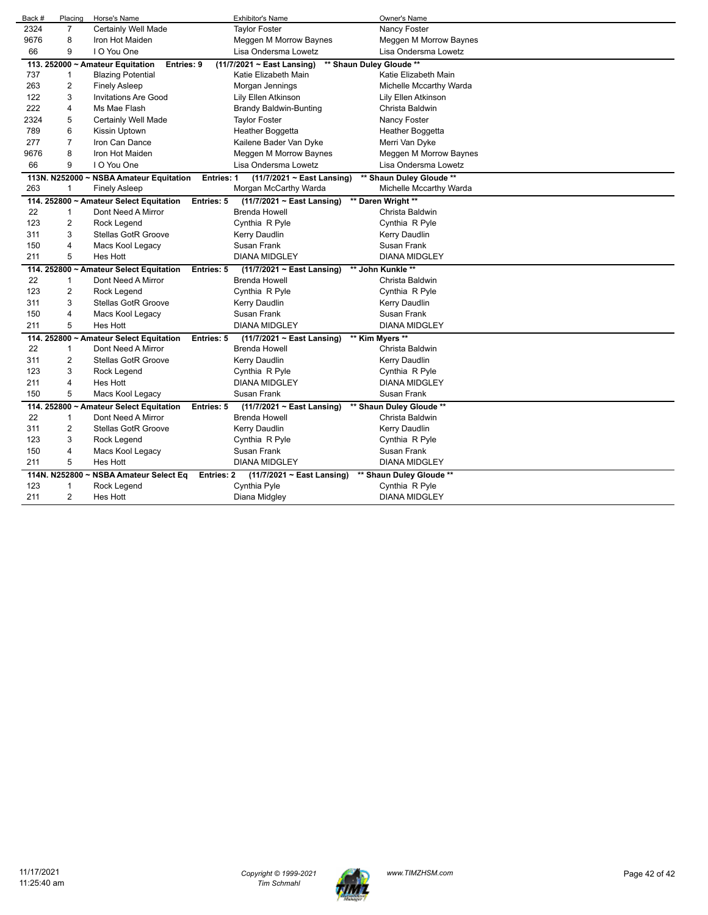| Back # | Placing | Horse's Name | Exhibitor's Name | Owner's Name |
|---|---|---|---|---|
| 2324 | 7 | Certainly Well Made | Taylor Foster | Nancy Foster |
| 9676 | 8 | Iron Hot Maiden | Meggen M Morrow Baynes | Meggen M Morrow Baynes |
| 66 | 9 | I O You One | Lisa Ondersma Lowetz | Lisa Ondersma Lowetz |

**113. 252000 ~ Amateur Equitation Entries: 9 (11/7/2021 ~ East Lansing) \*\* Shaun Duley Gloude \*\***

| Back # | Placing | Horse's Name | Exhibitor's Name | Owner's Name |
|---|---|---|---|---|
| 737 | 1 | Blazing Potential | Katie Elizabeth Main | Katie Elizabeth Main |
| 263 | 2 | Finely Asleep | Morgan Jennings | Michelle Mccarthy Warda |
| 122 | 3 | Invitations Are Good | Lily Ellen Atkinson | Lily Ellen Atkinson |
| 222 | 4 | Ms Mae Flash | Brandy Baldwin-Bunting | Christa Baldwin |
| 2324 | 5 | Certainly Well Made | Taylor Foster | Nancy Foster |
| 789 | 6 | Kissin Uptown | Heather Boggetta | Heather Boggetta |
| 277 | 7 | Iron Can Dance | Kailene Bader Van Dyke | Merri Van Dyke |
| 9676 | 8 | Iron Hot Maiden | Meggen M Morrow Baynes | Meggen M Morrow Baynes |
| 66 | 9 | I O You One | Lisa Ondersma Lowetz | Lisa Ondersma Lowetz |

**113N. N252000 ~ NSBA Amateur Equitation Entries: 1 (11/7/2021 ~ East Lansing) \*\* Shaun Duley Gloude \*\***

| Back # | Placing | Horse's Name | Exhibitor's Name | Owner's Name |
|---|---|---|---|---|
| 263 | 1 | Finely Asleep | Morgan McCarthy Warda | Michelle Mccarthy Warda |

**114. 252800 ~ Amateur Select Equitation Entries: 5 (11/7/2021 ~ East Lansing) \*\* Daren Wright \*\***

| Back # | Placing | Horse's Name | Exhibitor's Name | Owner's Name |
|---|---|---|---|---|
| 22 | 1 | Dont Need A Mirror | Brenda Howell | Christa Baldwin |
| 123 | 2 | Rock Legend | Cynthia R Pyle | Cynthia R Pyle |
| 311 | 3 | Stellas GotR Groove | Kerry Daudlin | Kerry Daudlin |
| 150 | 4 | Macs Kool Legacy | Susan Frank | Susan Frank |
| 211 | 5 | Hes Hott | DIANA MIDGLEY | DIANA MIDGLEY |

**114. 252800 ~ Amateur Select Equitation Entries: 5 (11/7/2021 ~ East Lansing) \*\* John Kunkle \*\***

| Back # | Placing | Horse's Name | Exhibitor's Name | Owner's Name |
|---|---|---|---|---|
| 22 | 1 | Dont Need A Mirror | Brenda Howell | Christa Baldwin |
| 123 | 2 | Rock Legend | Cynthia R Pyle | Cynthia R Pyle |
| 311 | 3 | Stellas GotR Groove | Kerry Daudlin | Kerry Daudlin |
| 150 | 4 | Macs Kool Legacy | Susan Frank | Susan Frank |
| 211 | 5 | Hes Hott | DIANA MIDGLEY | DIANA MIDGLEY |

**114. 252800 ~ Amateur Select Equitation Entries: 5 (11/7/2021 ~ East Lansing) \*\* Kim Myers \*\***

| Back # | Placing | Horse's Name | Exhibitor's Name | Owner's Name |
|---|---|---|---|---|
| 22 | 1 | Dont Need A Mirror | Brenda Howell | Christa Baldwin |
| 311 | 2 | Stellas GotR Groove | Kerry Daudlin | Kerry Daudlin |
| 123 | 3 | Rock Legend | Cynthia R Pyle | Cynthia R Pyle |
| 211 | 4 | Hes Hott | DIANA MIDGLEY | DIANA MIDGLEY |
| 150 | 5 | Macs Kool Legacy | Susan Frank | Susan Frank |

**114. 252800 ~ Amateur Select Equitation Entries: 5 (11/7/2021 ~ East Lansing) \*\* Shaun Duley Gloude \*\***

| Back # | Placing | Horse's Name | Exhibitor's Name | Owner's Name |
|---|---|---|---|---|
| 22 | 1 | Dont Need A Mirror | Brenda Howell | Christa Baldwin |
| 311 | 2 | Stellas GotR Groove | Kerry Daudlin | Kerry Daudlin |
| 123 | 3 | Rock Legend | Cynthia R Pyle | Cynthia R Pyle |
| 150 | 4 | Macs Kool Legacy | Susan Frank | Susan Frank |
| 211 | 5 | Hes Hott | DIANA MIDGLEY | DIANA MIDGLEY |

**114N. N252800 ~ NSBA Amateur Select Eq Entries: 2 (11/7/2021 ~ East Lansing) \*\* Shaun Duley Gloude \*\***

| Back # | Placing | Horse's Name | Exhibitor's Name | Owner's Name |
|---|---|---|---|---|
| 123 | 1 | Rock Legend | Cynthia Pyle | Cynthia R Pyle |
| 211 | 2 | Hes Hott | Diana Midgley | DIANA MIDGLEY |